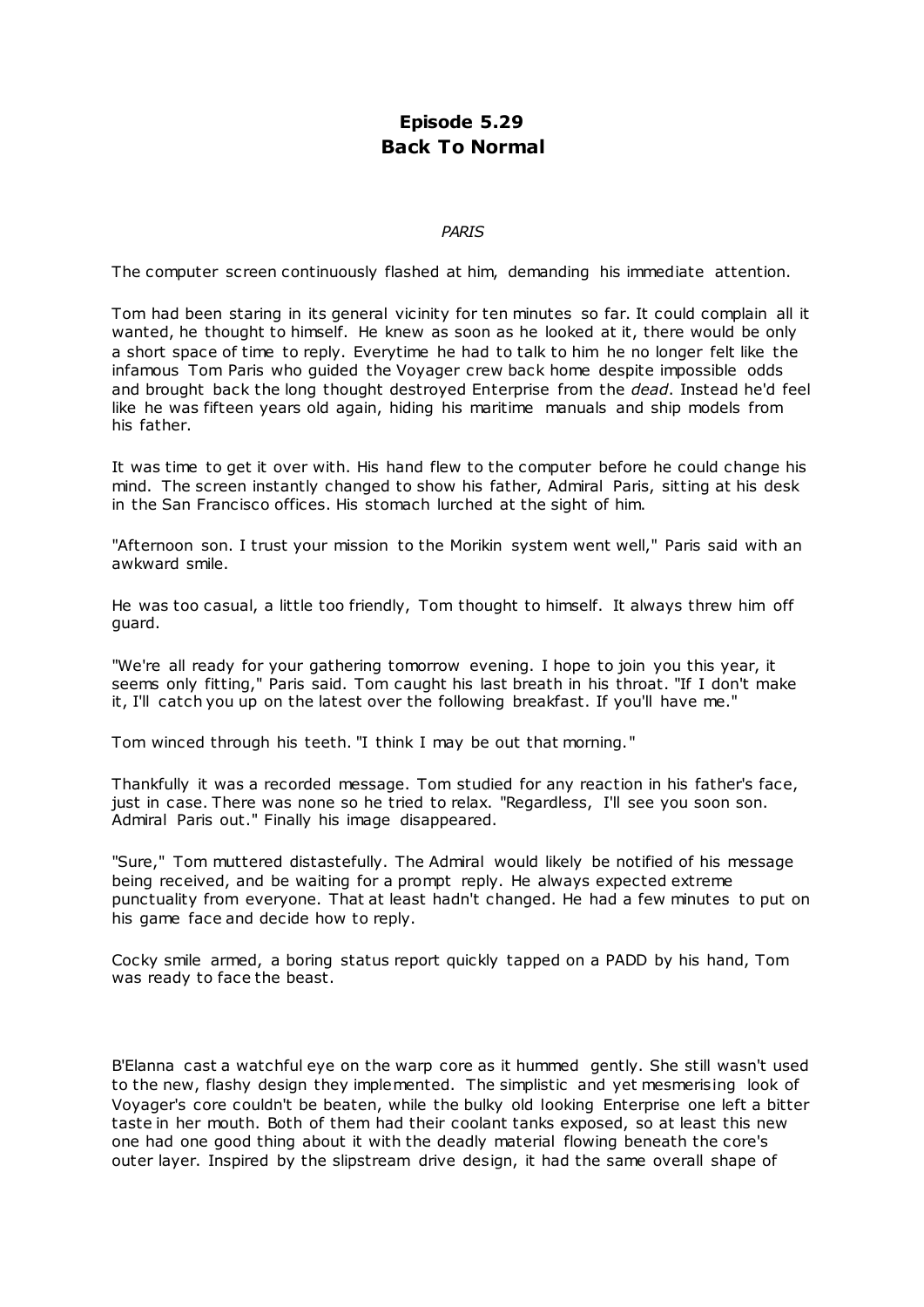# Episode 5.29
# Back To Normal

*PARIS*

The computer screen continuously flashed at him, demanding his immediate attention.

Tom had been staring in its general vicinity for ten minutes so far. It could complain all it wanted, he thought to himself. He knew as soon as he looked at it, there would be only a short space of time to reply. Everytime he had to talk to him he no longer felt like the infamous Tom Paris who guided the Voyager crew back home despite impossible odds and brought back the long thought destroyed Enterprise from the *dead*. Instead he'd feel like he was fifteen years old again, hiding his maritime manuals and ship models from his father.

It was time to get it over with. His hand flew to the computer before he could change his mind. The screen instantly changed to show his father, Admiral Paris, sitting at his desk in the San Francisco offices. His stomach lurched at the sight of him.

"Afternoon son. I trust your mission to the Morikin system went well," Paris said with an awkward smile.

He was too casual, a little too friendly, Tom thought to himself. It always threw him off guard.

"We're all ready for your gathering tomorrow evening. I hope to join you this year, it seems only fitting," Paris said. Tom caught his last breath in his throat. "If I don't make it, I'll catch you up on the latest over the following breakfast. If you'll have me."

Tom winced through his teeth. "I think I may be out that morning."

Thankfully it was a recorded message. Tom studied for any reaction in his father's face, just in case. There was none so he tried to relax. "Regardless, I'll see you soon son. Admiral Paris out." Finally his image disappeared.

"Sure," Tom muttered distastefully. The Admiral would likely be notified of his message being received, and be waiting for a prompt reply. He always expected extreme punctuality from everyone. That at least hadn't changed. He had a few minutes to put on his game face and decide how to reply.

Cocky smile armed, a boring status report quickly tapped on a PADD by his hand, Tom was ready to face the beast.

B'Elanna cast a watchful eye on the warp core as it hummed gently. She still wasn't used to the new, flashy design they implemented. The simplistic and yet mesmerising look of Voyager's core couldn't be beaten, while the bulky old looking Enterprise one left a bitter taste in her mouth. Both of them had their coolant tanks exposed, so at least this new one had one good thing about it with the deadly material flowing beneath the core's outer layer. Inspired by the slipstream drive design, it had the same overall shape of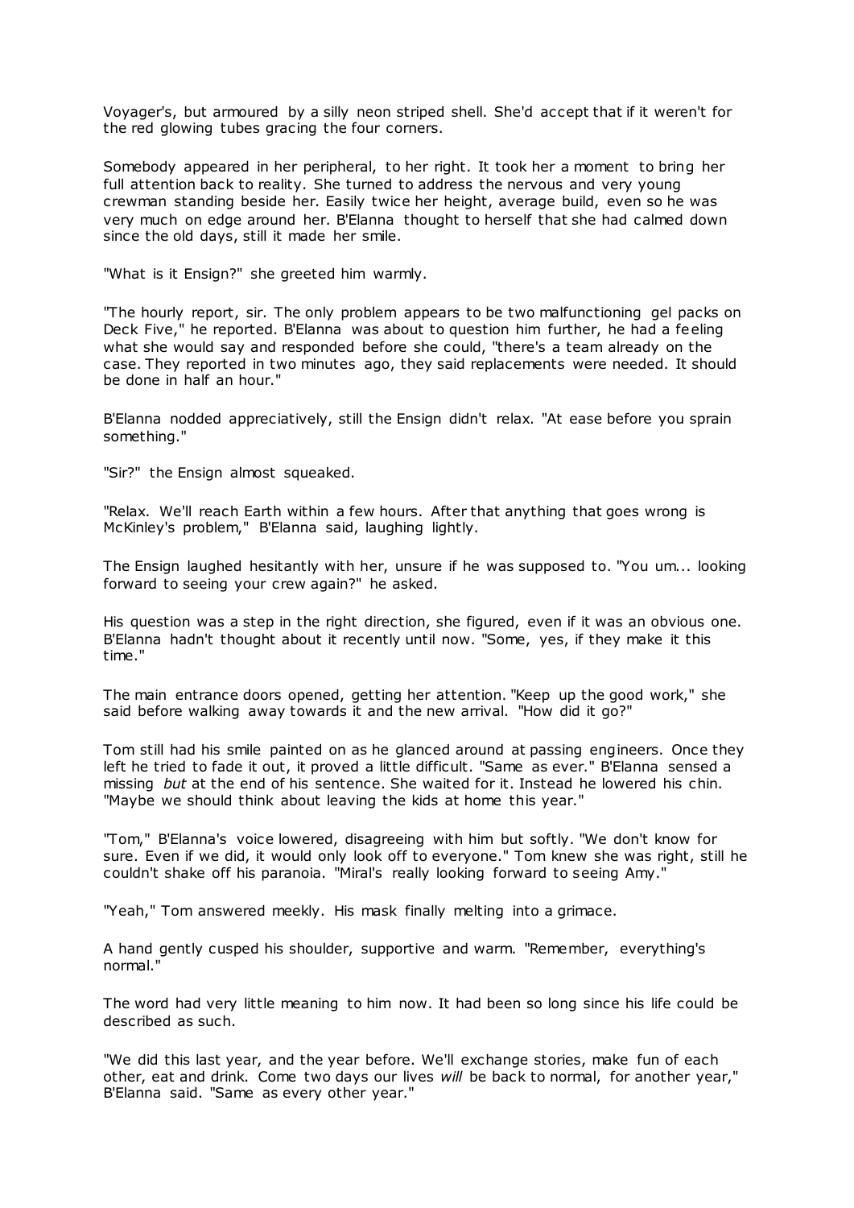Voyager's, but armoured by a silly neon striped shell. She'd accept that if it weren't for the red glowing tubes gracing the four corners.

Somebody appeared in her peripheral, to her right. It took her a moment to bring her full attention back to reality. She turned to address the nervous and very young crewman standing beside her. Easily twice her height, average build, even so he was very much on edge around her. B'Elanna thought to herself that she had calmed down since the old days, still it made her smile.

"What is it Ensign?" she greeted him warmly.

"The hourly report, sir. The only problem appears to be two malfunctioning gel packs on Deck Five," he reported. B'Elanna was about to question him further, he had a feeling what she would say and responded before she could, "there's a team already on the case. They reported in two minutes ago, they said replacements were needed. It should be done in half an hour."

B'Elanna nodded appreciatively, still the Ensign didn't relax. "At ease before you sprain something."

"Sir?" the Ensign almost squeaked.

"Relax. We'll reach Earth within a few hours. After that anything that goes wrong is McKinley's problem," B'Elanna said, laughing lightly.

The Ensign laughed hesitantly with her, unsure if he was supposed to. "You um... looking forward to seeing your crew again?" he asked.

His question was a step in the right direction, she figured, even if it was an obvious one. B'Elanna hadn't thought about it recently until now. "Some, yes, if they make it this time."

The main entrance doors opened, getting her attention. "Keep up the good work," she said before walking away towards it and the new arrival. "How did it go?"

Tom still had his smile painted on as he glanced around at passing engineers. Once they left he tried to fade it out, it proved a little difficult. "Same as ever." B'Elanna sensed a missing *but* at the end of his sentence. She waited for it. Instead he lowered his chin. "Maybe we should think about leaving the kids at home this year."

"Tom," B'Elanna's voice lowered, disagreeing with him but softly. "We don't know for sure. Even if we did, it would only look off to everyone." Tom knew she was right, still he couldn't shake off his paranoia. "Miral's really looking forward to seeing Amy."

"Yeah," Tom answered meekly. His mask finally melting into a grimace.

A hand gently cusped his shoulder, supportive and warm. "Remember, everything's normal."

The word had very little meaning to him now. It had been so long since his life could be described as such.

"We did this last year, and the year before. We'll exchange stories, make fun of each other, eat and drink. Come two days our lives *will* be back to normal, for another year," B'Elanna said. "Same as every other year."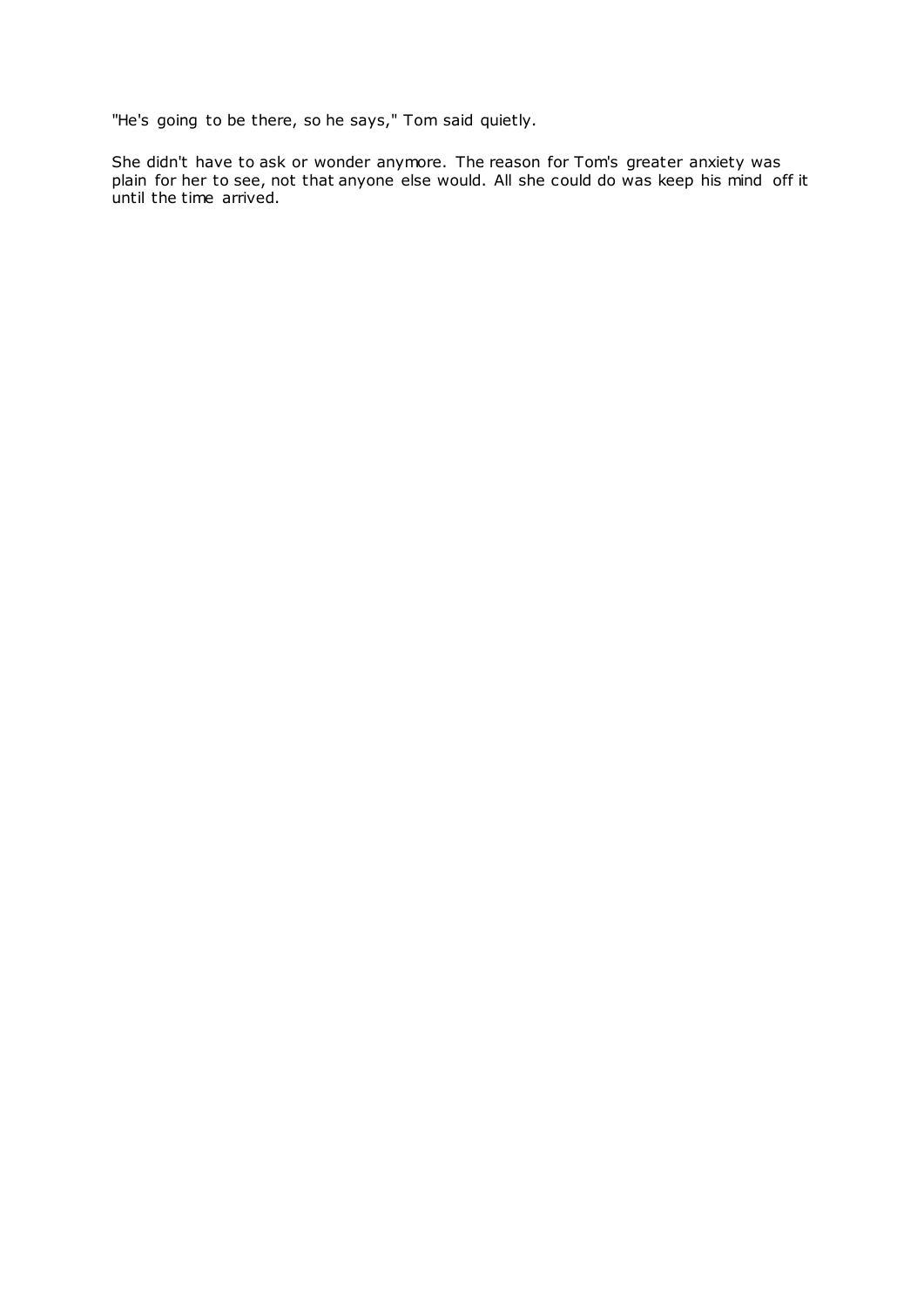"He's going to be there, so he says," Tom said quietly.

She didn't have to ask or wonder anymore. The reason for Tom's greater anxiety was plain for her to see, not that anyone else would. All she could do was keep his mind off it until the time arrived.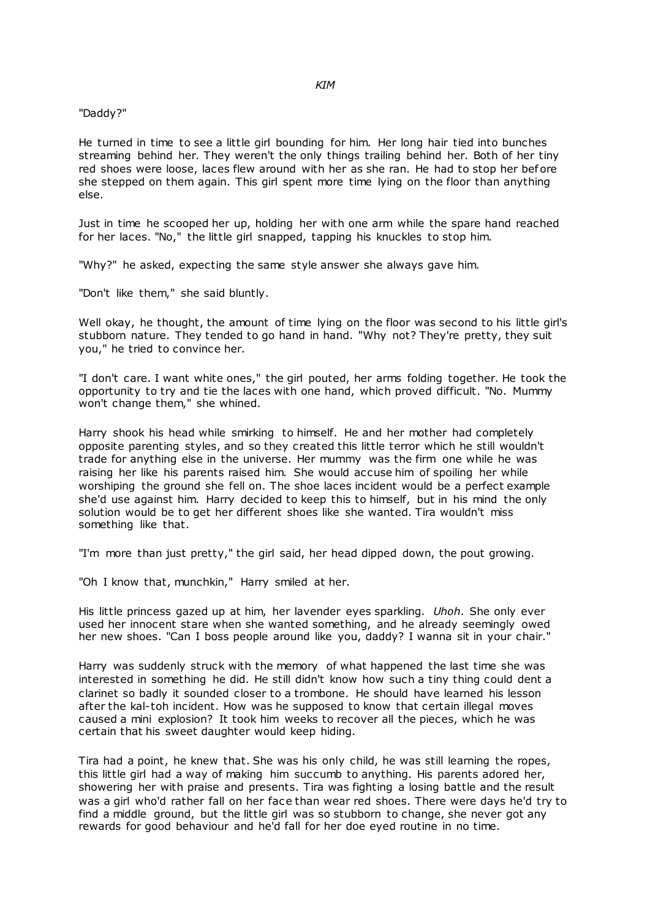*KIM*

"Daddy?"

He turned in time to see a little girl bounding for him. Her long hair tied into bunches streaming behind her. They weren't the only things trailing behind her. Both of her tiny red shoes were loose, laces flew around with her as she ran. He had to stop her before she stepped on them again. This girl spent more time lying on the floor than anything else.

Just in time he scooped her up, holding her with one arm while the spare hand reached for her laces. "No," the little girl snapped, tapping his knuckles to stop him.

"Why?" he asked, expecting the same style answer she always gave him.

"Don't like them," she said bluntly.

Well okay, he thought, the amount of time lying on the floor was second to his little girl's stubborn nature. They tended to go hand in hand. "Why not? They're pretty, they suit you," he tried to convince her.

"I don't care. I want white ones," the girl pouted, her arms folding together. He took the opportunity to try and tie the laces with one hand, which proved difficult. "No. Mummy won't change them," she whined.

Harry shook his head while smirking to himself. He and her mother had completely opposite parenting styles, and so they created this little terror which he still wouldn't trade for anything else in the universe. Her mummy was the firm one while he was raising her like his parents raised him. She would accuse him of spoiling her while worshiping the ground she fell on. The shoe laces incident would be a perfect example she'd use against him. Harry decided to keep this to himself, but in his mind the only solution would be to get her different shoes like she wanted. Tira wouldn't miss something like that.

"I'm more than just pretty," the girl said, her head dipped down, the pout growing.

"Oh I know that, munchkin," Harry smiled at her.

His little princess gazed up at him, her lavender eyes sparkling. *Uhoh*. She only ever used her innocent stare when she wanted something, and he already seemingly owed her new shoes. "Can I boss people around like you, daddy? I wanna sit in your chair."

Harry was suddenly struck with the memory of what happened the last time she was interested in something he did. He still didn't know how such a tiny thing could dent a clarinet so badly it sounded closer to a trombone. He should have learned his lesson after the kal-toh incident. How was he supposed to know that certain illegal moves caused a mini explosion? It took him weeks to recover all the pieces, which he was certain that his sweet daughter would keep hiding.

Tira had a point, he knew that. She was his only child, he was still learning the ropes, this little girl had a way of making him succumb to anything. His parents adored her, showering her with praise and presents. Tira was fighting a losing battle and the result was a girl who'd rather fall on her face than wear red shoes. There were days he'd try to find a middle ground, but the little girl was so stubborn to change, she never got any rewards for good behaviour and he'd fall for her doe eyed routine in no time.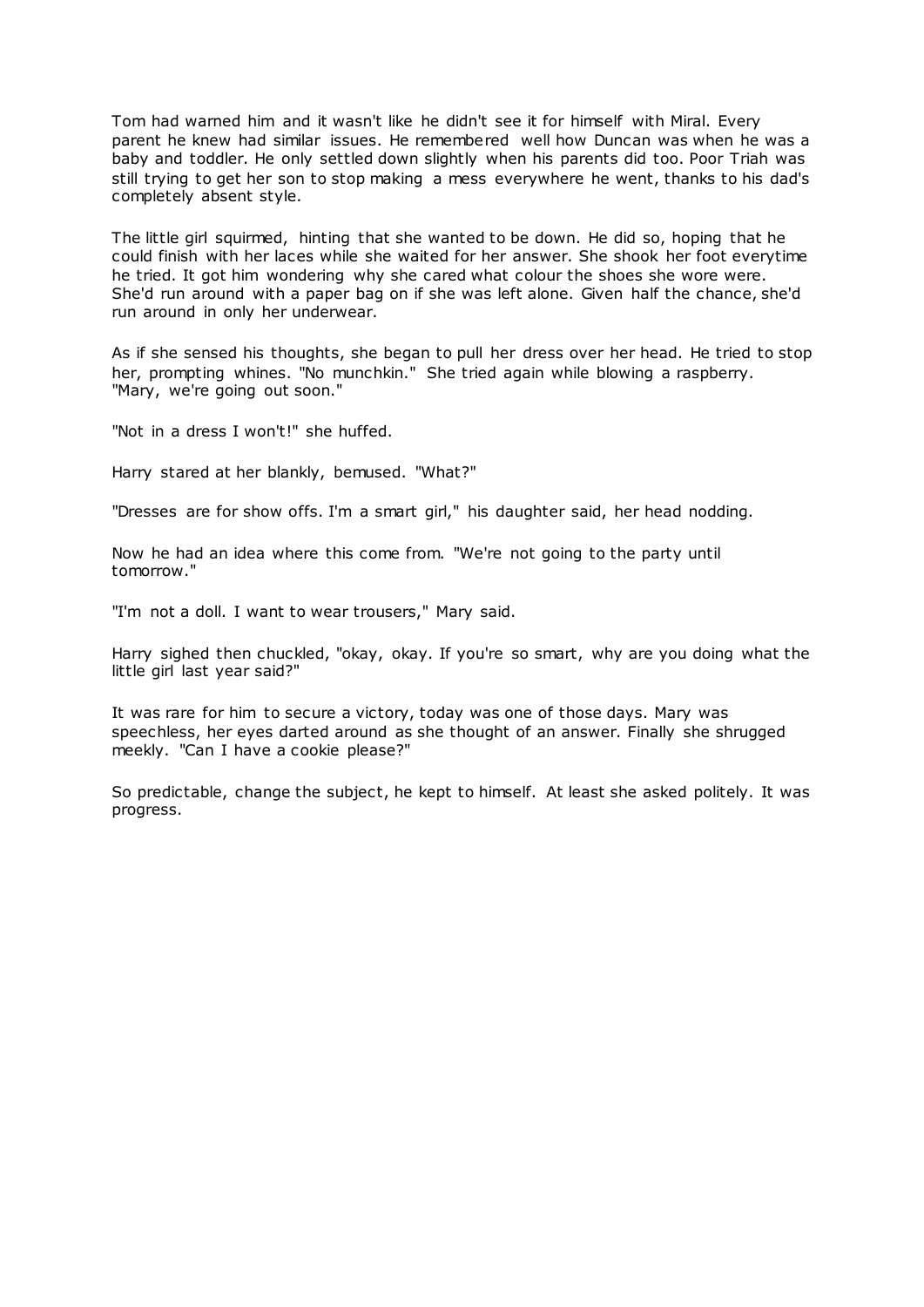Tom had warned him and it wasn't like he didn't see it for himself with Miral. Every parent he knew had similar issues. He remembered well how Duncan was when he was a baby and toddler. He only settled down slightly when his parents did too. Poor Triah was still trying to get her son to stop making a mess everywhere he went, thanks to his dad's completely absent style.

The little girl squirmed, hinting that she wanted to be down. He did so, hoping that he could finish with her laces while she waited for her answer. She shook her foot everytime he tried. It got him wondering why she cared what colour the shoes she wore were. She'd run around with a paper bag on if she was left alone. Given half the chance, she'd run around in only her underwear.

As if she sensed his thoughts, she began to pull her dress over her head. He tried to stop her, prompting whines. "No munchkin." She tried again while blowing a raspberry. "Mary, we're going out soon."

"Not in a dress I won't!" she huffed.

Harry stared at her blankly, bemused. "What?"

"Dresses are for show offs. I'm a smart girl," his daughter said, her head nodding.

Now he had an idea where this come from. "We're not going to the party until tomorrow."

"I'm not a doll. I want to wear trousers," Mary said.

Harry sighed then chuckled, "okay, okay. If you're so smart, why are you doing what the little girl last year said?"

It was rare for him to secure a victory, today was one of those days. Mary was speechless, her eyes darted around as she thought of an answer. Finally she shrugged meekly. "Can I have a cookie please?"

So predictable, change the subject, he kept to himself. At least she asked politely. It was progress.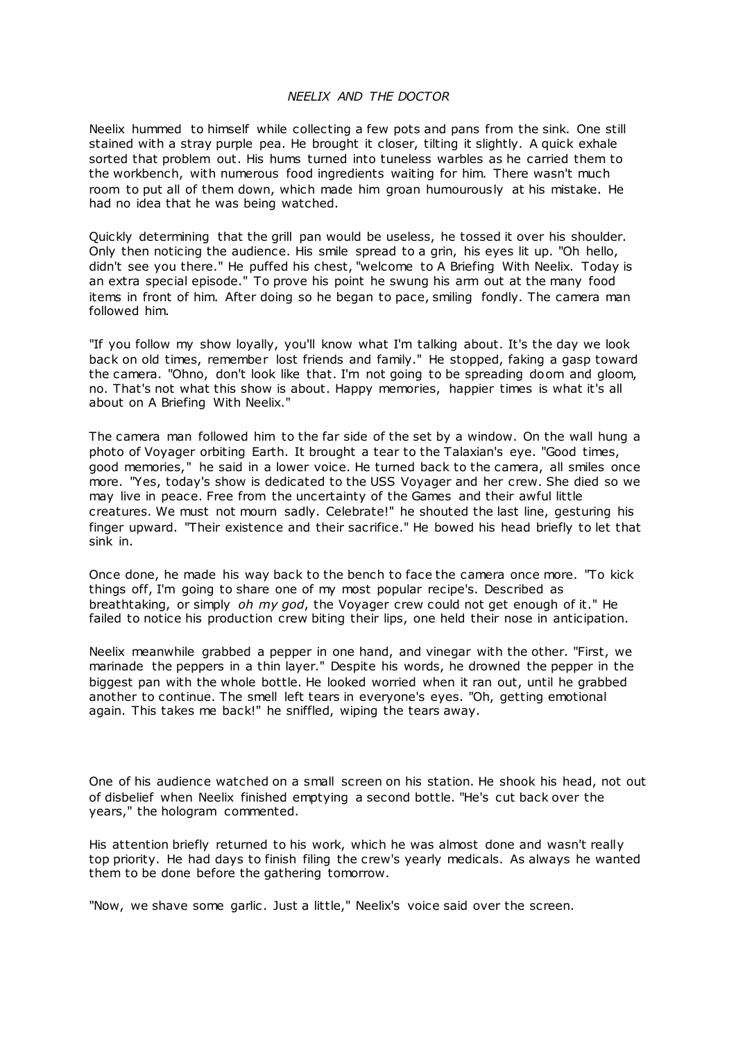*NEELIX AND THE DOCTOR*

Neelix hummed to himself while collecting a few pots and pans from the sink. One still stained with a stray purple pea. He brought it closer, tilting it slightly. A quick exhale sorted that problem out. His hums turned into tuneless warbles as he carried them to the workbench, with numerous food ingredients waiting for him. There wasn't much room to put all of them down, which made him groan humourously at his mistake. He had no idea that he was being watched.

Quickly determining that the grill pan would be useless, he tossed it over his shoulder. Only then noticing the audience. His smile spread to a grin, his eyes lit up. "Oh hello, didn't see you there." He puffed his chest, "welcome to A Briefing With Neelix. Today is an extra special episode." To prove his point he swung his arm out at the many food items in front of him. After doing so he began to pace, smiling fondly. The camera man followed him.

"If you follow my show loyally, you'll know what I'm talking about. It's the day we look back on old times, remember lost friends and family." He stopped, faking a gasp toward the camera. "Ohno, don't look like that. I'm not going to be spreading doom and gloom, no. That's not what this show is about. Happy memories, happier times is what it's all about on A Briefing With Neelix."

The camera man followed him to the far side of the set by a window. On the wall hung a photo of Voyager orbiting Earth. It brought a tear to the Talaxian's eye. "Good times, good memories," he said in a lower voice. He turned back to the camera, all smiles once more. "Yes, today's show is dedicated to the USS Voyager and her crew. She died so we may live in peace. Free from the uncertainty of the Games and their awful little creatures. We must not mourn sadly. Celebrate!" he shouted the last line, gesturing his finger upward. "Their existence and their sacrifice." He bowed his head briefly to let that sink in.

Once done, he made his way back to the bench to face the camera once more. "To kick things off, I'm going to share one of my most popular recipe's. Described as breathtaking, or simply *oh my god*, the Voyager crew could not get enough of it." He failed to notice his production crew biting their lips, one held their nose in anticipation.

Neelix meanwhile grabbed a pepper in one hand, and vinegar with the other. "First, we marinade the peppers in a thin layer." Despite his words, he drowned the pepper in the biggest pan with the whole bottle. He looked worried when it ran out, until he grabbed another to continue. The smell left tears in everyone's eyes. "Oh, getting emotional again. This takes me back!" he sniffled, wiping the tears away.

One of his audience watched on a small screen on his station. He shook his head, not out of disbelief when Neelix finished emptying a second bottle. "He's cut back over the years," the hologram commented.

His attention briefly returned to his work, which he was almost done and wasn't really top priority. He had days to finish filing the crew's yearly medicals. As always he wanted them to be done before the gathering tomorrow.

"Now, we shave some garlic. Just a little," Neelix's voice said over the screen.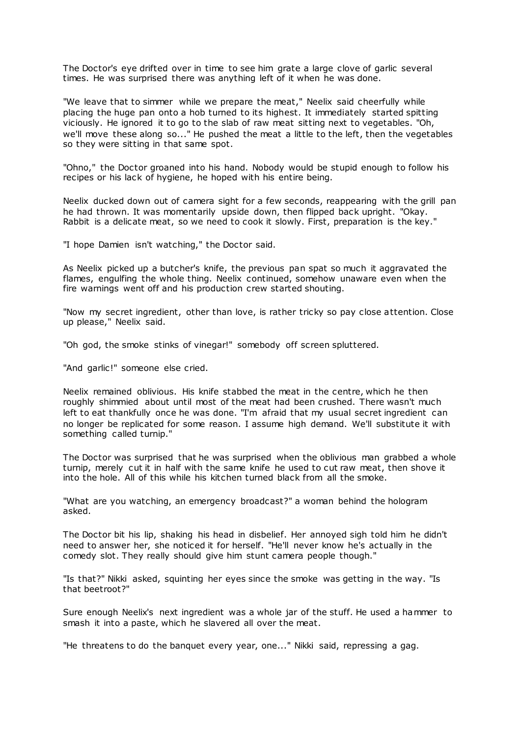The Doctor's eye drifted over in time to see him grate a large clove of garlic several times. He was surprised there was anything left of it when he was done.

"We leave that to simmer while we prepare the meat," Neelix said cheerfully while placing the huge pan onto a hob turned to its highest. It immediately started spitting viciously. He ignored it to go to the slab of raw meat sitting next to vegetables. "Oh, we'll move these along so..." He pushed the meat a little to the left, then the vegetables so they were sitting in that same spot.

"Ohno," the Doctor groaned into his hand. Nobody would be stupid enough to follow his recipes or his lack of hygiene, he hoped with his entire being.

Neelix ducked down out of camera sight for a few seconds, reappearing with the grill pan he had thrown. It was momentarily upside down, then flipped back upright. "Okay. Rabbit is a delicate meat, so we need to cook it slowly. First, preparation is the key."

"I hope Damien isn't watching," the Doctor said.

As Neelix picked up a butcher's knife, the previous pan spat so much it aggravated the flames, engulfing the whole thing. Neelix continued, somehow unaware even when the fire warnings went off and his production crew started shouting.

"Now my secret ingredient, other than love, is rather tricky so pay close attention. Close up please," Neelix said.

"Oh god, the smoke stinks of vinegar!" somebody off screen spluttered.

"And garlic!" someone else cried.

Neelix remained oblivious. His knife stabbed the meat in the centre, which he then roughly shimmied about until most of the meat had been crushed. There wasn't much left to eat thankfully once he was done. "I'm afraid that my usual secret ingredient can no longer be replicated for some reason. I assume high demand. We'll substitute it with something called turnip."

The Doctor was surprised that he was surprised when the oblivious man grabbed a whole turnip, merely cut it in half with the same knife he used to cut raw meat, then shove it into the hole. All of this while his kitchen turned black from all the smoke.

"What are you watching, an emergency broadcast?" a woman behind the hologram asked.

The Doctor bit his lip, shaking his head in disbelief. Her annoyed sigh told him he didn't need to answer her, she noticed it for herself. "He'll never know he's actually in the comedy slot. They really should give him stunt camera people though."

"Is that?" Nikki asked, squinting her eyes since the smoke was getting in the way. "Is that beetroot?"

Sure enough Neelix's next ingredient was a whole jar of the stuff. He used a hammer to smash it into a paste, which he slavered all over the meat.

"He threatens to do the banquet every year, one..." Nikki said, repressing a gag.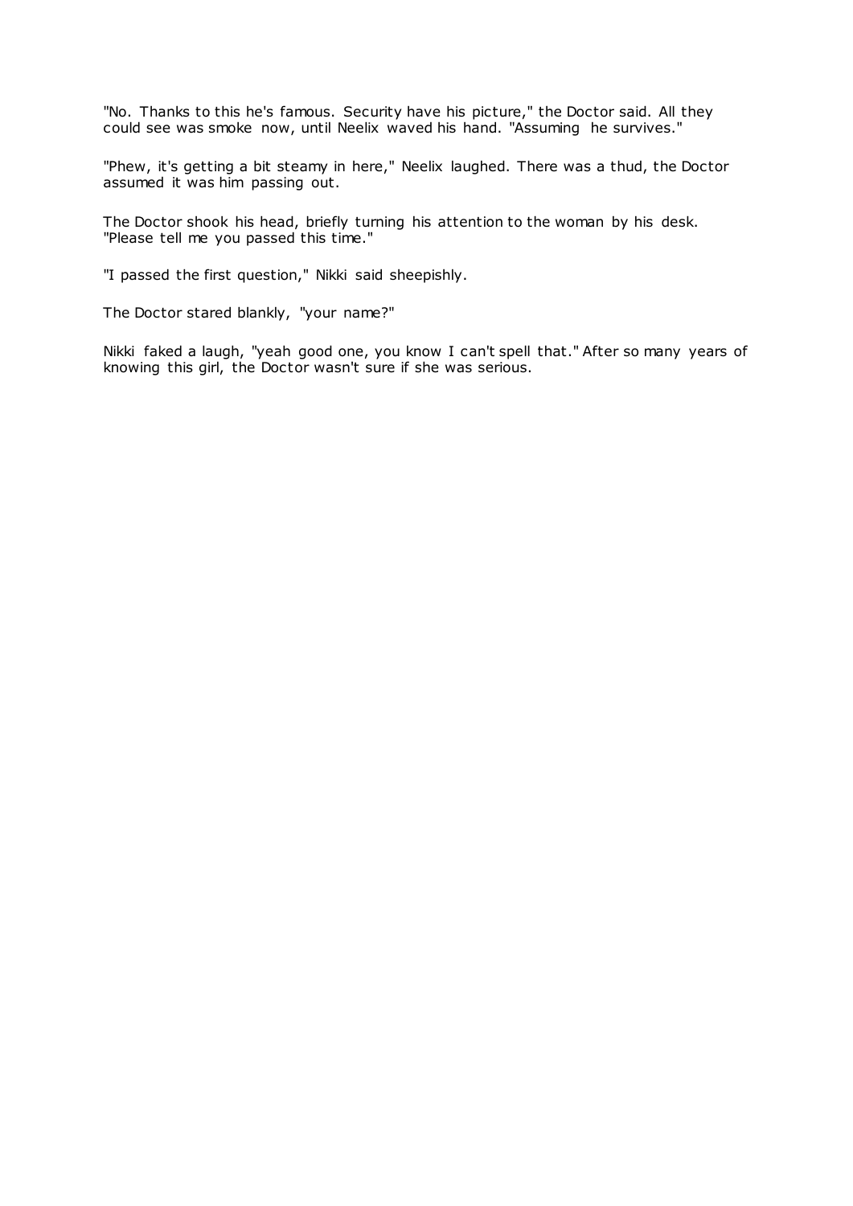"No. Thanks to this he's famous. Security have his picture," the Doctor said. All they could see was smoke now, until Neelix waved his hand. "Assuming he survives."

"Phew, it's getting a bit steamy in here," Neelix laughed. There was a thud, the Doctor assumed it was him passing out.

The Doctor shook his head, briefly turning his attention to the woman by his desk. "Please tell me you passed this time."

"I passed the first question," Nikki said sheepishly.

The Doctor stared blankly, "your name?"

Nikki faked a laugh, "yeah good one, you know I can't spell that." After so many years of knowing this girl, the Doctor wasn't sure if she was serious.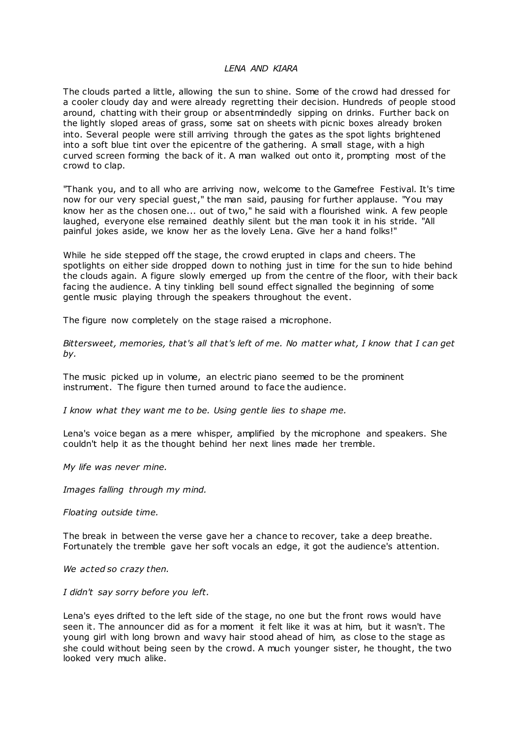*LENA AND KIARA*

The clouds parted a little, allowing the sun to shine. Some of the crowd had dressed for a cooler cloudy day and were already regretting their decision. Hundreds of people stood around, chatting with their group or absentmindedly sipping on drinks. Further back on the lightly sloped areas of grass, some sat on sheets with picnic boxes already broken into. Several people were still arriving through the gates as the spot lights brightened into a soft blue tint over the epicentre of the gathering. A small stage, with a high curved screen forming the back of it. A man walked out onto it, prompting most of the crowd to clap.

"Thank you, and to all who are arriving now, welcome to the Gamefree Festival. It's time now for our very special guest," the man said, pausing for further applause. "You may know her as the chosen one... out of two," he said with a flourished wink. A few people laughed, everyone else remained deathly silent but the man took it in his stride. "All painful jokes aside, we know her as the lovely Lena. Give her a hand folks!"

While he side stepped off the stage, the crowd erupted in claps and cheers. The spotlights on either side dropped down to nothing just in time for the sun to hide behind the clouds again. A figure slowly emerged up from the centre of the floor, with their back facing the audience. A tiny tinkling bell sound effect signalled the beginning of some gentle music playing through the speakers throughout the event.

The figure now completely on the stage raised a microphone.

*Bittersweet, memories, that's all that's left of me. No matter what, I know that I can get by.*

The music picked up in volume, an electric piano seemed to be the prominent instrument. The figure then turned around to face the audience.

*I know what they want me to be. Using gentle lies to shape me.*

Lena's voice began as a mere whisper, amplified by the microphone and speakers. She couldn't help it as the thought behind her next lines made her tremble.

*My life was never mine.*

*Images falling through my mind.*

*Floating outside time.*

The break in between the verse gave her a chance to recover, take a deep breathe. Fortunately the tremble gave her soft vocals an edge, it got the audience's attention.

*We acted so crazy then.*

*I didn't say sorry before you left.*

Lena's eyes drifted to the left side of the stage, no one but the front rows would have seen it. The announcer did as for a moment it felt like it was at him, but it wasn't. The young girl with long brown and wavy hair stood ahead of him, as close to the stage as she could without being seen by the crowd. A much younger sister, he thought, the two looked very much alike.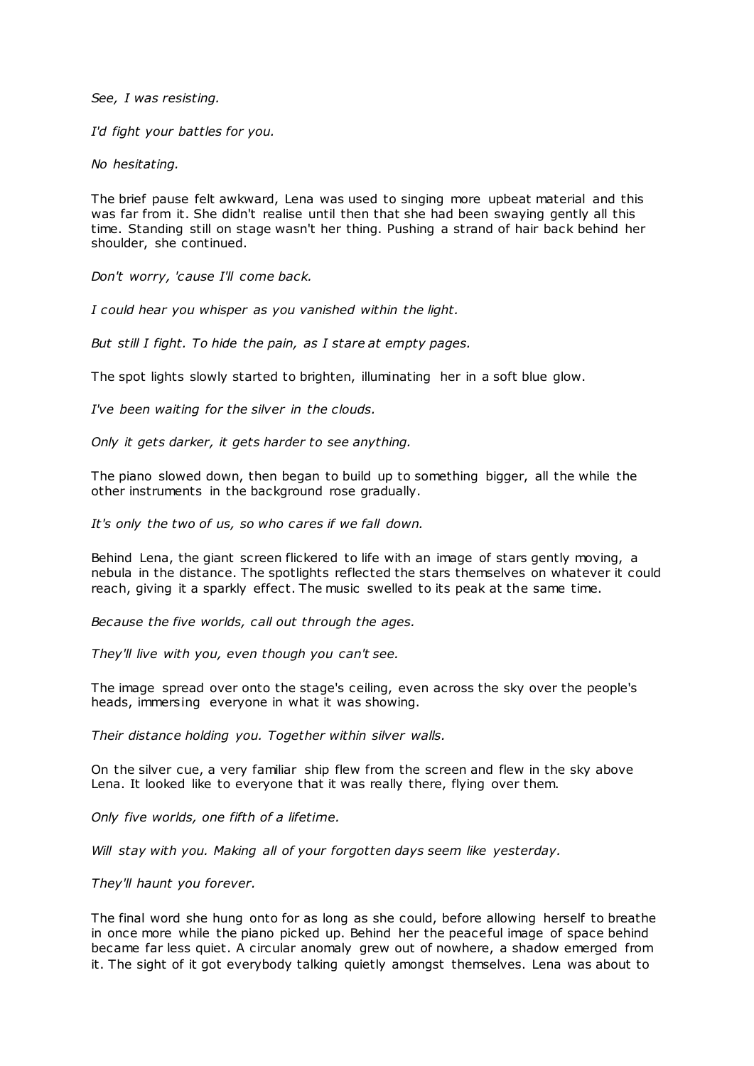*See, I was resisting.*

*I'd fight your battles for you.*

*No hesitating.*

The brief pause felt awkward, Lena was used to singing more upbeat material and this was far from it. She didn't realise until then that she had been swaying gently all this time. Standing still on stage wasn't her thing. Pushing a strand of hair back behind her shoulder, she continued.

*Don't worry, 'cause I'll come back.*

*I could hear you whisper as you vanished within the light.*

*But still I fight. To hide the pain, as I stare at empty pages.*

The spot lights slowly started to brighten, illuminating her in a soft blue glow.

*I've been waiting for the silver in the clouds.*

*Only it gets darker, it gets harder to see anything.*

The piano slowed down, then began to build up to something bigger, all the while the other instruments in the background rose gradually.

*It's only the two of us, so who cares if we fall down.*

Behind Lena, the giant screen flickered to life with an image of stars gently moving, a nebula in the distance. The spotlights reflected the stars themselves on whatever it could reach, giving it a sparkly effect. The music swelled to its peak at the same time.

*Because the five worlds, call out through the ages.*

*They'll live with you, even though you can't see.*

The image spread over onto the stage's ceiling, even across the sky over the people's heads, immersing everyone in what it was showing.

*Their distance holding you. Together within silver walls.*

On the silver cue, a very familiar ship flew from the screen and flew in the sky above Lena. It looked like to everyone that it was really there, flying over them.

*Only five worlds, one fifth of a lifetime.*

*Will stay with you. Making all of your forgotten days seem like yesterday.*

*They'll haunt you forever.*

The final word she hung onto for as long as she could, before allowing herself to breathe in once more while the piano picked up. Behind her the peaceful image of space behind became far less quiet. A circular anomaly grew out of nowhere, a shadow emerged from it. The sight of it got everybody talking quietly amongst themselves. Lena was about to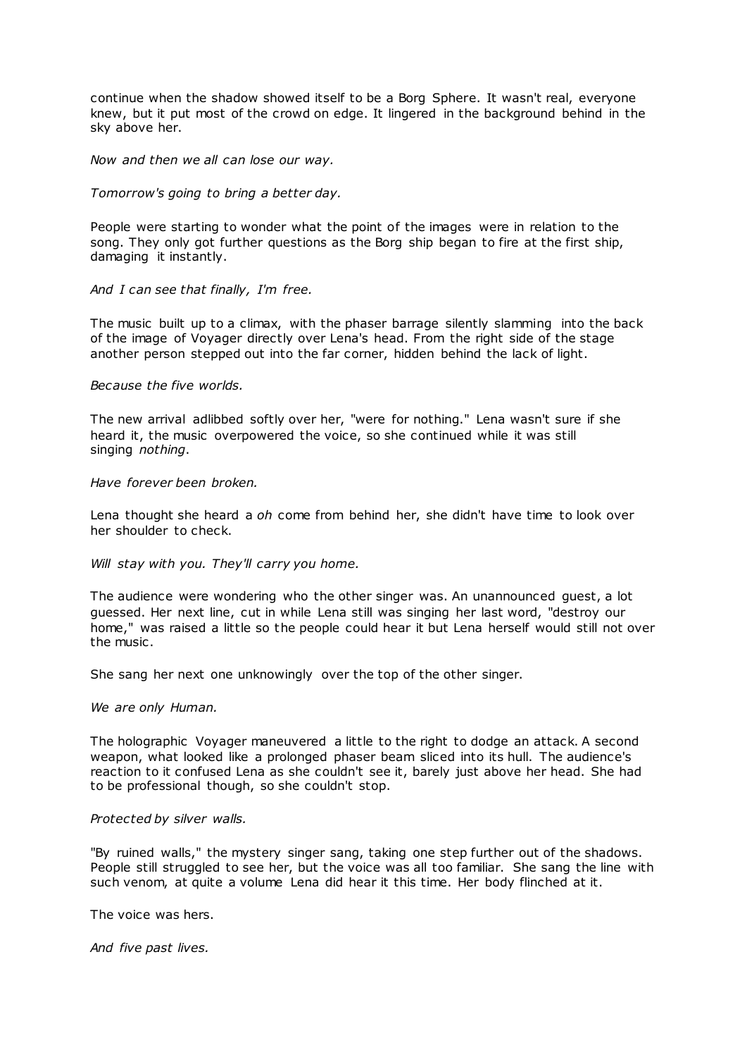continue when the shadow showed itself to be a Borg Sphere. It wasn't real, everyone knew, but it put most of the crowd on edge. It lingered in the background behind in the sky above her.

*Now and then we all can lose our way.*

*Tomorrow's going to bring a better day.*

People were starting to wonder what the point of the images were in relation to the song. They only got further questions as the Borg ship began to fire at the first ship, damaging it instantly.

*And I can see that finally, I'm free.*

The music built up to a climax, with the phaser barrage silently slamming into the back of the image of Voyager directly over Lena's head. From the right side of the stage another person stepped out into the far corner, hidden behind the lack of light.

*Because the five worlds.*

The new arrival adlibbed softly over her, "were for nothing." Lena wasn't sure if she heard it, the music overpowered the voice, so she continued while it was still singing *nothing*.

*Have forever been broken.*

Lena thought she heard a *oh* come from behind her, she didn't have time to look over her shoulder to check.

*Will stay with you. They'll carry you home.*

The audience were wondering who the other singer was. An unannounced guest, a lot guessed. Her next line, cut in while Lena still was singing her last word, "destroy our home," was raised a little so the people could hear it but Lena herself would still not over the music.

She sang her next one unknowingly over the top of the other singer.

*We are only Human.*

The holographic Voyager maneuvered a little to the right to dodge an attack. A second weapon, what looked like a prolonged phaser beam sliced into its hull. The audience's reaction to it confused Lena as she couldn't see it, barely just above her head. She had to be professional though, so she couldn't stop.

*Protected by silver walls.*

"By ruined walls," the mystery singer sang, taking one step further out of the shadows. People still struggled to see her, but the voice was all too familiar. She sang the line with such venom, at quite a volume Lena did hear it this time. Her body flinched at it.

The voice was hers.

*And five past lives.*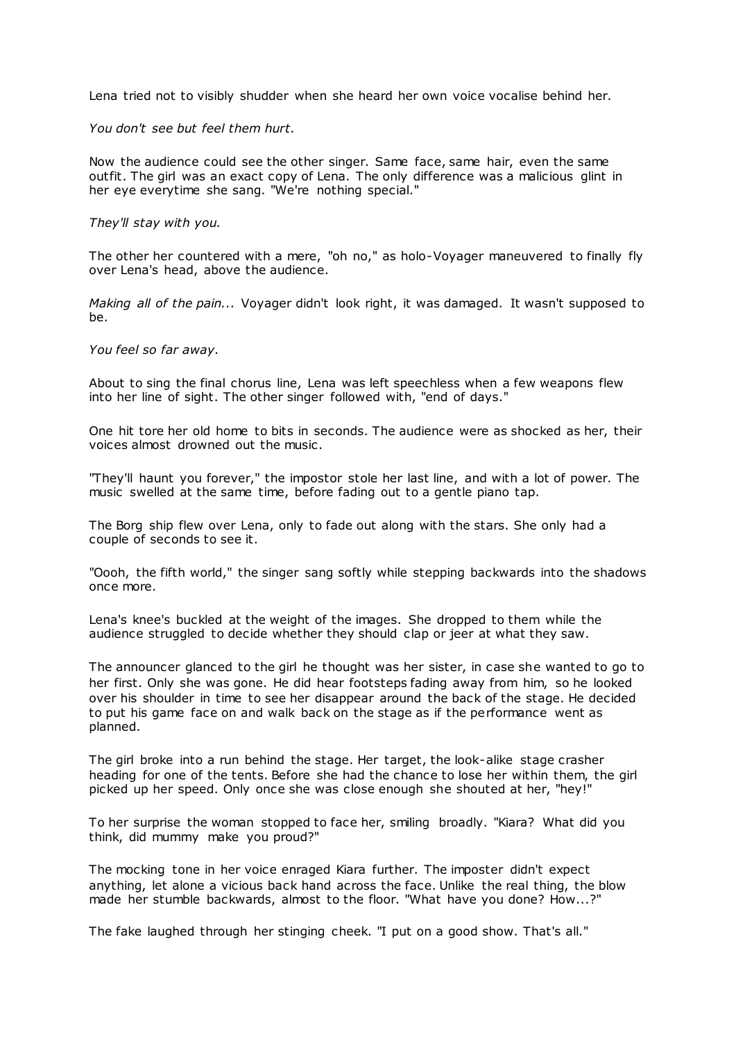Lena tried not to visibly shudder when she heard her own voice vocalise behind her.

*You don't see but feel them hurt.*

Now the audience could see the other singer. Same face, same hair, even the same outfit. The girl was an exact copy of Lena. The only difference was a malicious glint in her eye everytime she sang. "We're nothing special."

*They'll stay with you.*

The other her countered with a mere, "oh no," as holo-Voyager maneuvered to finally fly over Lena's head, above the audience.

*Making all of the pain...* Voyager didn't look right, it was damaged. It wasn't supposed to be.

*You feel so far away.*

About to sing the final chorus line, Lena was left speechless when a few weapons flew into her line of sight. The other singer followed with, "end of days."

One hit tore her old home to bits in seconds. The audience were as shocked as her, their voices almost drowned out the music.

"They'll haunt you forever," the impostor stole her last line, and with a lot of power. The music swelled at the same time, before fading out to a gentle piano tap.

The Borg ship flew over Lena, only to fade out along with the stars. She only had a couple of seconds to see it.

"Oooh, the fifth world," the singer sang softly while stepping backwards into the shadows once more.

Lena's knee's buckled at the weight of the images. She dropped to them while the audience struggled to decide whether they should clap or jeer at what they saw.

The announcer glanced to the girl he thought was her sister, in case she wanted to go to her first. Only she was gone. He did hear footsteps fading away from him, so he looked over his shoulder in time to see her disappear around the back of the stage. He decided to put his game face on and walk back on the stage as if the performance went as planned.

The girl broke into a run behind the stage. Her target, the look-alike stage crasher heading for one of the tents. Before she had the chance to lose her within them, the girl picked up her speed. Only once she was close enough she shouted at her, "hey!"

To her surprise the woman stopped to face her, smiling broadly. "Kiara? What did you think, did mummy make you proud?"

The mocking tone in her voice enraged Kiara further. The imposter didn't expect anything, let alone a vicious back hand across the face. Unlike the real thing, the blow made her stumble backwards, almost to the floor. "What have you done? How...?"

The fake laughed through her stinging cheek. "I put on a good show. That's all."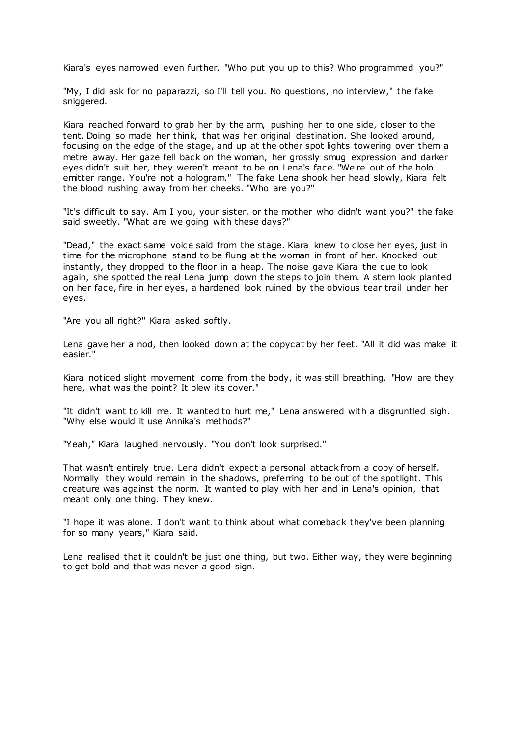Kiara's eyes narrowed even further. "Who put you up to this? Who programmed you?"

"My, I did ask for no paparazzi, so I'll tell you. No questions, no interview," the fake sniggered.

Kiara reached forward to grab her by the arm, pushing her to one side, closer to the tent. Doing so made her think, that was her original destination. She looked around, focusing on the edge of the stage, and up at the other spot lights towering over them a metre away. Her gaze fell back on the woman, her grossly smug expression and darker eyes didn't suit her, they weren't meant to be on Lena's face. "We're out of the holo emitter range. You're not a hologram." The fake Lena shook her head slowly, Kiara felt the blood rushing away from her cheeks. "Who are you?"

"It's difficult to say. Am I you, your sister, or the mother who didn't want you?" the fake said sweetly. "What are we going with these days?"

"Dead," the exact same voice said from the stage. Kiara knew to close her eyes, just in time for the microphone stand to be flung at the woman in front of her. Knocked out instantly, they dropped to the floor in a heap. The noise gave Kiara the cue to look again, she spotted the real Lena jump down the steps to join them. A stern look planted on her face, fire in her eyes, a hardened look ruined by the obvious tear trail under her eyes.

"Are you all right?" Kiara asked softly.

Lena gave her a nod, then looked down at the copycat by her feet. "All it did was make it easier."

Kiara noticed slight movement come from the body, it was still breathing. "How are they here, what was the point? It blew its cover."

"It didn't want to kill me. It wanted to hurt me," Lena answered with a disgruntled sigh. "Why else would it use Annika's methods?"

"Yeah," Kiara laughed nervously. "You don't look surprised."

That wasn't entirely true. Lena didn't expect a personal attack from a copy of herself. Normally they would remain in the shadows, preferring to be out of the spotlight. This creature was against the norm. It wanted to play with her and in Lena's opinion, that meant only one thing. They knew.

"I hope it was alone. I don't want to think about what comeback they've been planning for so many years," Kiara said.

Lena realised that it couldn't be just one thing, but two. Either way, they were beginning to get bold and that was never a good sign.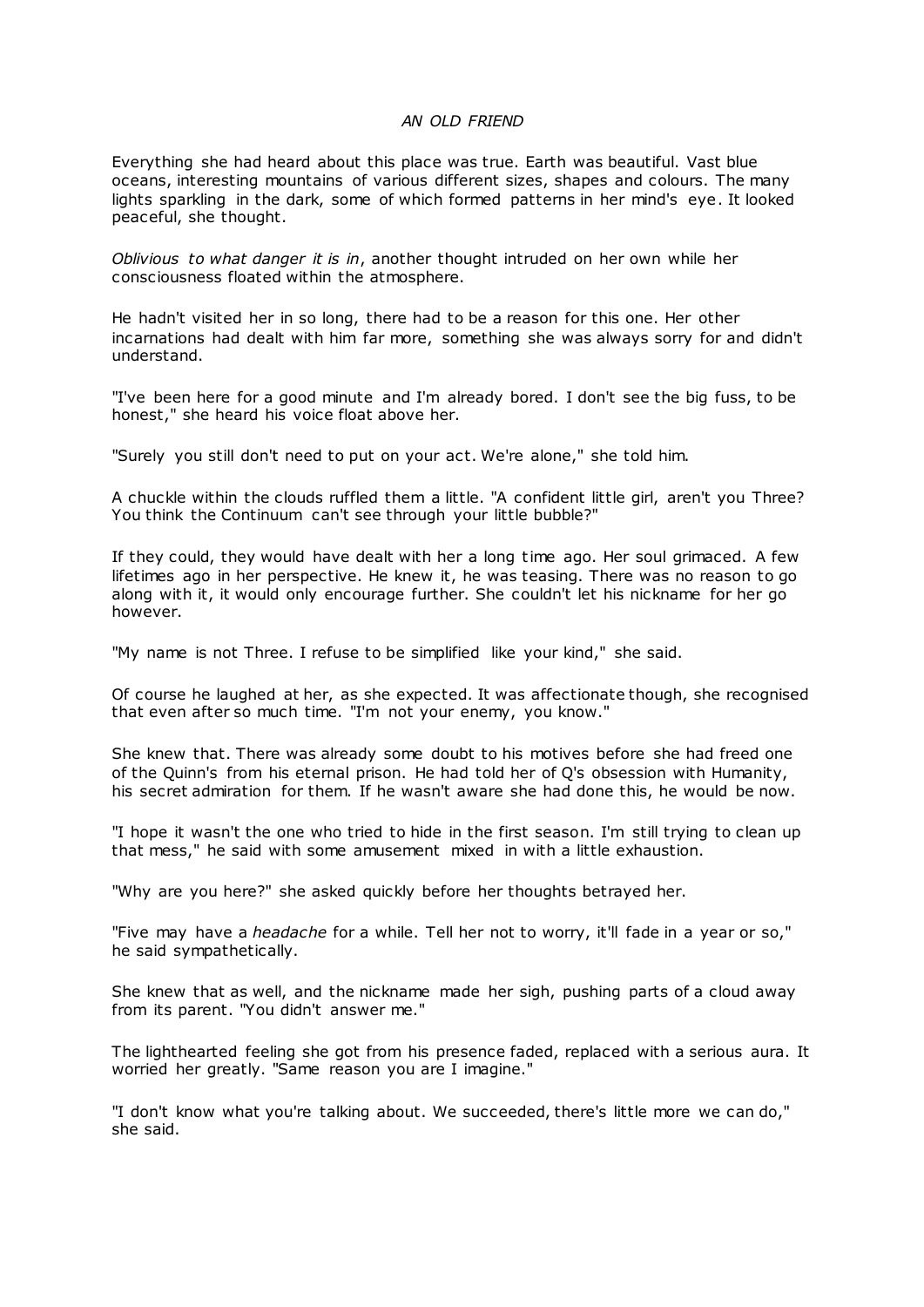## *AN OLD FRIEND*

Everything she had heard about this place was true. Earth was beautiful. Vast blue oceans, interesting mountains of various different sizes, shapes and colours. The many lights sparkling in the dark, some of which formed patterns in her mind's eye. It looked peaceful, she thought.

*Oblivious to what danger it is in*, another thought intruded on her own while her consciousness floated within the atmosphere.

He hadn't visited her in so long, there had to be a reason for this one. Her other incarnations had dealt with him far more, something she was always sorry for and didn't understand.

"I've been here for a good minute and I'm already bored. I don't see the big fuss, to be honest," she heard his voice float above her.

"Surely you still don't need to put on your act. We're alone," she told him.

A chuckle within the clouds ruffled them a little. "A confident little girl, aren't you Three? You think the Continuum can't see through your little bubble?"

If they could, they would have dealt with her a long time ago. Her soul grimaced. A few lifetimes ago in her perspective. He knew it, he was teasing. There was no reason to go along with it, it would only encourage further. She couldn't let his nickname for her go however.

"My name is not Three. I refuse to be simplified like your kind," she said.

Of course he laughed at her, as she expected. It was affectionate though, she recognised that even after so much time. "I'm not your enemy, you know."

She knew that. There was already some doubt to his motives before she had freed one of the Quinn's from his eternal prison. He had told her of Q's obsession with Humanity, his secret admiration for them. If he wasn't aware she had done this, he would be now.

"I hope it wasn't the one who tried to hide in the first season. I'm still trying to clean up that mess," he said with some amusement mixed in with a little exhaustion.

"Why are you here?" she asked quickly before her thoughts betrayed her.

"Five may have a *headache* for a while. Tell her not to worry, it'll fade in a year or so," he said sympathetically.

She knew that as well, and the nickname made her sigh, pushing parts of a cloud away from its parent. "You didn't answer me."

The lighthearted feeling she got from his presence faded, replaced with a serious aura. It worried her greatly. "Same reason you are I imagine."

"I don't know what you're talking about. We succeeded, there's little more we can do," she said.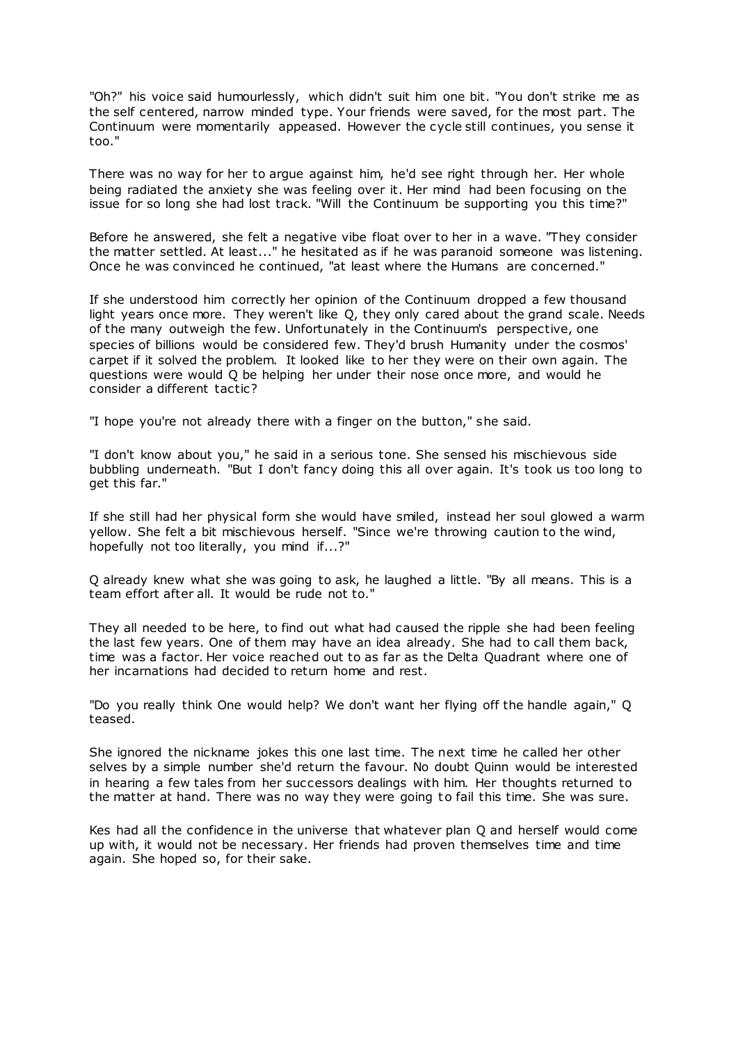"Oh?" his voice said humourlessly, which didn't suit him one bit. "You don't strike me as the self centered, narrow minded type. Your friends were saved, for the most part. The Continuum were momentarily appeased. However the cycle still continues, you sense it too."

There was no way for her to argue against him, he'd see right through her. Her whole being radiated the anxiety she was feeling over it. Her mind had been focusing on the issue for so long she had lost track. "Will the Continuum be supporting you this time?"

Before he answered, she felt a negative vibe float over to her in a wave. "They consider the matter settled. At least..." he hesitated as if he was paranoid someone was listening. Once he was convinced he continued, "at least where the Humans are concerned."

If she understood him correctly her opinion of the Continuum dropped a few thousand light years once more. They weren't like Q, they only cared about the grand scale. Needs of the many outweigh the few. Unfortunately in the Continuum's perspective, one species of billions would be considered few. They'd brush Humanity under the cosmos' carpet if it solved the problem. It looked like to her they were on their own again. The questions were would Q be helping her under their nose once more, and would he consider a different tactic?

"I hope you're not already there with a finger on the button," she said.

"I don't know about you," he said in a serious tone. She sensed his mischievous side bubbling underneath. "But I don't fancy doing this all over again. It's took us too long to get this far."

If she still had her physical form she would have smiled, instead her soul glowed a warm yellow. She felt a bit mischievous herself. "Since we're throwing caution to the wind, hopefully not too literally, you mind if...?"

Q already knew what she was going to ask, he laughed a little. "By all means. This is a team effort after all. It would be rude not to."

They all needed to be here, to find out what had caused the ripple she had been feeling the last few years. One of them may have an idea already. She had to call them back, time was a factor. Her voice reached out to as far as the Delta Quadrant where one of her incarnations had decided to return home and rest.

"Do you really think One would help? We don't want her flying off the handle again," Q teased.

She ignored the nickname jokes this one last time. The next time he called her other selves by a simple number she'd return the favour. No doubt Quinn would be interested in hearing a few tales from her successors dealings with him. Her thoughts returned to the matter at hand. There was no way they were going to fail this time. She was sure.

Kes had all the confidence in the universe that whatever plan Q and herself would come up with, it would not be necessary. Her friends had proven themselves time and time again. She hoped so, for their sake.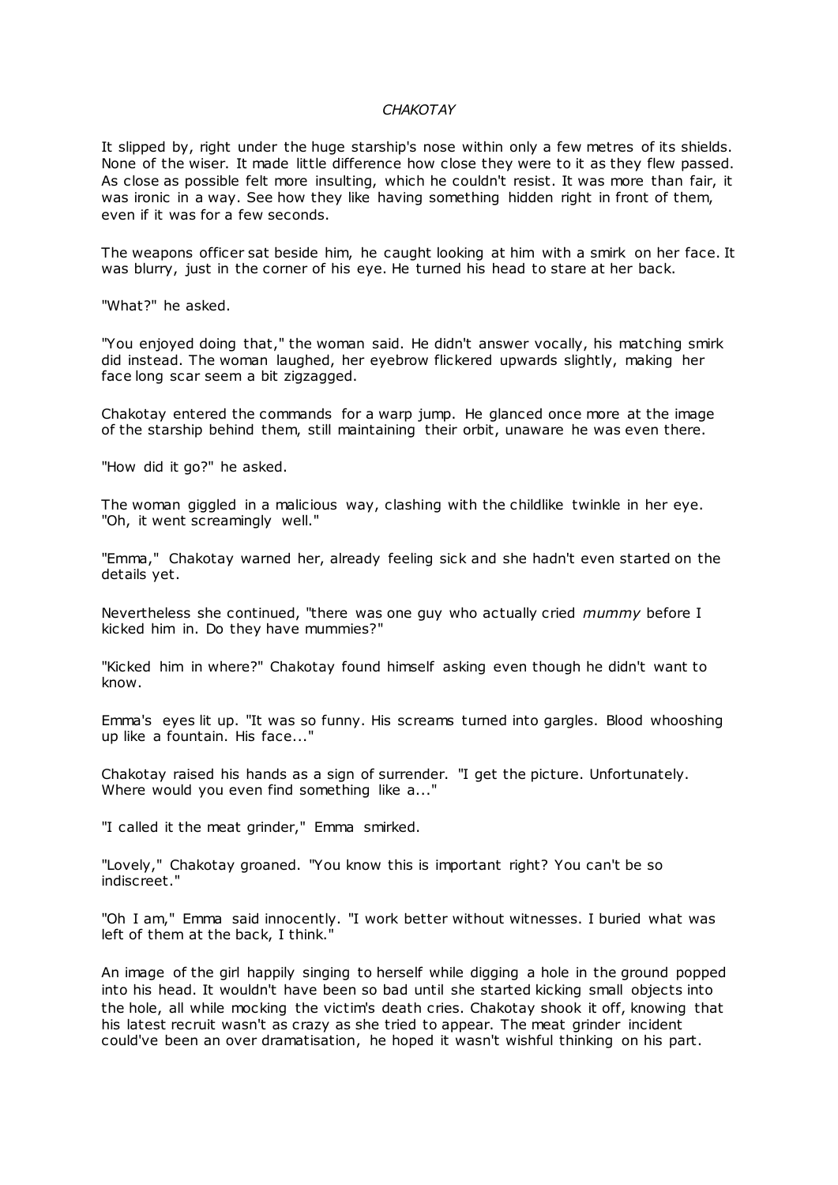*CHAKOTAY*

It slipped by, right under the huge starship's nose within only a few metres of its shields. None of the wiser. It made little difference how close they were to it as they flew passed. As close as possible felt more insulting, which he couldn't resist. It was more than fair, it was ironic in a way. See how they like having something hidden right in front of them, even if it was for a few seconds.

The weapons officer sat beside him, he caught looking at him with a smirk on her face. It was blurry, just in the corner of his eye. He turned his head to stare at her back.

"What?" he asked.

"You enjoyed doing that," the woman said. He didn't answer vocally, his matching smirk did instead. The woman laughed, her eyebrow flickered upwards slightly, making her face long scar seem a bit zigzagged.

Chakotay entered the commands for a warp jump. He glanced once more at the image of the starship behind them, still maintaining their orbit, unaware he was even there.

"How did it go?" he asked.

The woman giggled in a malicious way, clashing with the childlike twinkle in her eye. "Oh, it went screamingly well."

"Emma," Chakotay warned her, already feeling sick and she hadn't even started on the details yet.

Nevertheless she continued, "there was one guy who actually cried *mummy* before I kicked him in. Do they have mummies?"

"Kicked him in where?" Chakotay found himself asking even though he didn't want to know.

Emma's eyes lit up. "It was so funny. His screams turned into gargles. Blood whooshing up like a fountain. His face..."

Chakotay raised his hands as a sign of surrender. "I get the picture. Unfortunately. Where would you even find something like a..."

"I called it the meat grinder," Emma smirked.

"Lovely," Chakotay groaned. "You know this is important right? You can't be so indiscreet."

"Oh I am," Emma said innocently. "I work better without witnesses. I buried what was left of them at the back, I think."

An image of the girl happily singing to herself while digging a hole in the ground popped into his head. It wouldn't have been so bad until she started kicking small objects into the hole, all while mocking the victim's death cries. Chakotay shook it off, knowing that his latest recruit wasn't as crazy as she tried to appear. The meat grinder incident could've been an over dramatisation, he hoped it wasn't wishful thinking on his part.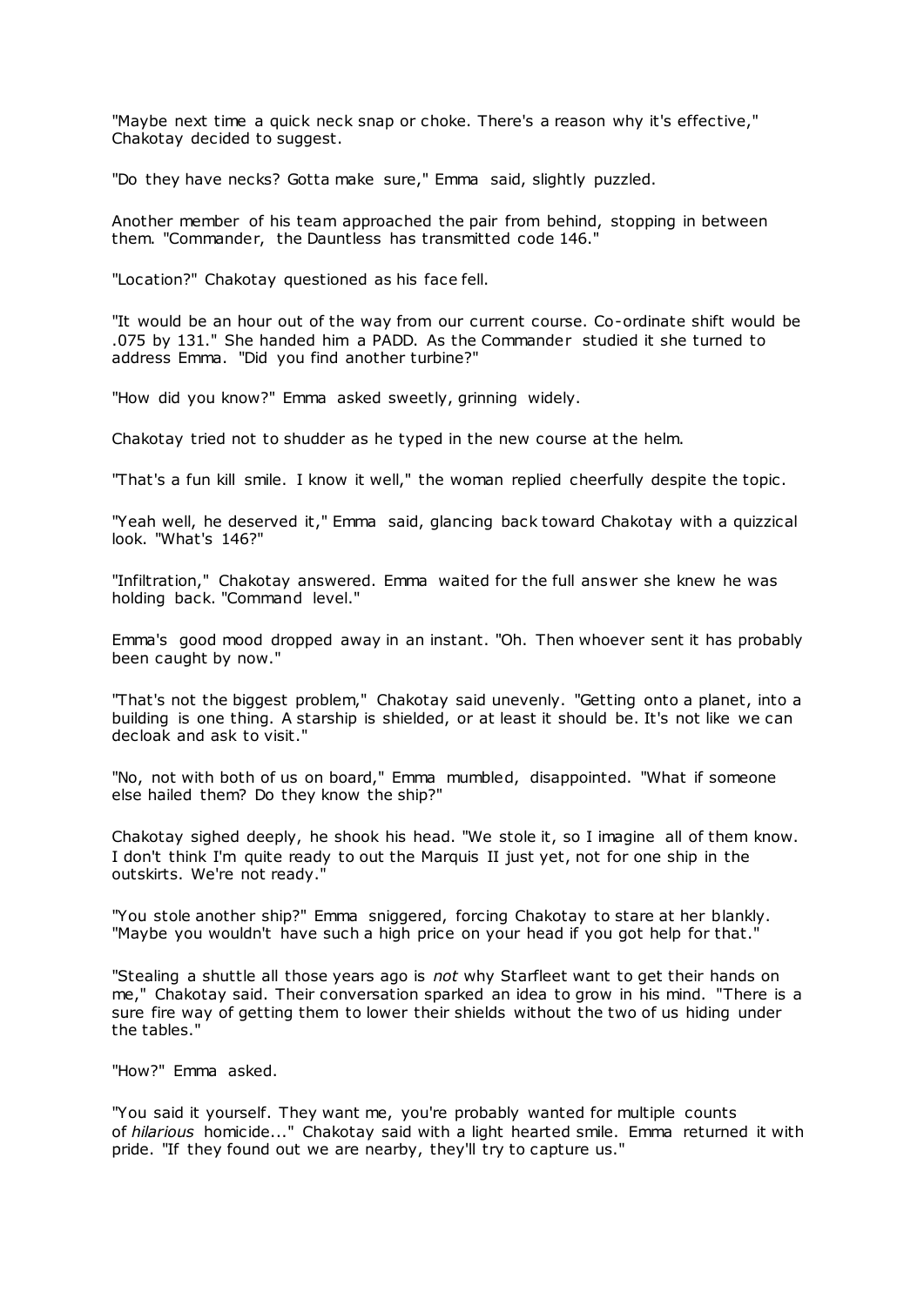"Maybe next time a quick neck snap or choke. There's a reason why it's effective," Chakotay decided to suggest.

"Do they have necks? Gotta make sure," Emma said, slightly puzzled.

Another member of his team approached the pair from behind, stopping in between them. "Commander, the Dauntless has transmitted code 146."

"Location?" Chakotay questioned as his face fell.

"It would be an hour out of the way from our current course. Co-ordinate shift would be .075 by 131." She handed him a PADD. As the Commander studied it she turned to address Emma. "Did you find another turbine?"

"How did you know?" Emma asked sweetly, grinning widely.

Chakotay tried not to shudder as he typed in the new course at the helm.

"That's a fun kill smile. I know it well," the woman replied cheerfully despite the topic.

"Yeah well, he deserved it," Emma said, glancing back toward Chakotay with a quizzical look. "What's 146?"

"Infiltration," Chakotay answered. Emma waited for the full answer she knew he was holding back. "Command level."

Emma's good mood dropped away in an instant. "Oh. Then whoever sent it has probably been caught by now."

"That's not the biggest problem," Chakotay said unevenly. "Getting onto a planet, into a building is one thing. A starship is shielded, or at least it should be. It's not like we can decloak and ask to visit."

"No, not with both of us on board," Emma mumbled, disappointed. "What if someone else hailed them? Do they know the ship?"

Chakotay sighed deeply, he shook his head. "We stole it, so I imagine all of them know. I don't think I'm quite ready to out the Marquis II just yet, not for one ship in the outskirts. We're not ready."

"You stole another ship?" Emma sniggered, forcing Chakotay to stare at her blankly. "Maybe you wouldn't have such a high price on your head if you got help for that."

"Stealing a shuttle all those years ago is *not* why Starfleet want to get their hands on me," Chakotay said. Their conversation sparked an idea to grow in his mind. "There is a sure fire way of getting them to lower their shields without the two of us hiding under the tables."

"How?" Emma asked.

"You said it yourself. They want me, you're probably wanted for multiple counts of *hilarious* homicide..." Chakotay said with a light hearted smile. Emma returned it with pride. "If they found out we are nearby, they'll try to capture us."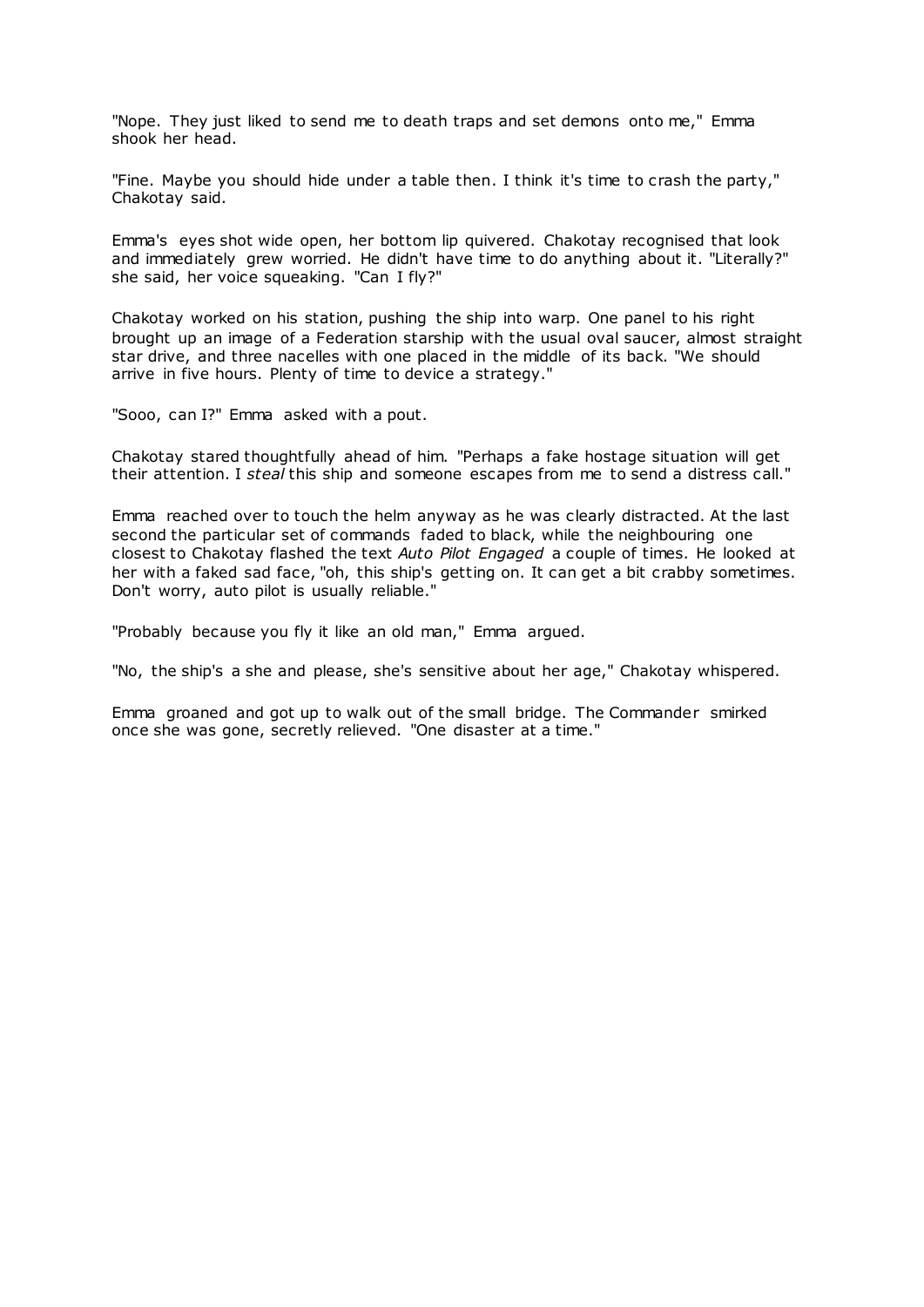"Nope. They just liked to send me to death traps and set demons onto me," Emma shook her head.

"Fine. Maybe you should hide under a table then. I think it's time to crash the party," Chakotay said.

Emma's eyes shot wide open, her bottom lip quivered. Chakotay recognised that look and immediately grew worried. He didn't have time to do anything about it. "Literally?" she said, her voice squeaking. "Can I fly?"

Chakotay worked on his station, pushing the ship into warp. One panel to his right brought up an image of a Federation starship with the usual oval saucer, almost straight star drive, and three nacelles with one placed in the middle of its back. "We should arrive in five hours. Plenty of time to device a strategy."

"Sooo, can I?" Emma asked with a pout.

Chakotay stared thoughtfully ahead of him. "Perhaps a fake hostage situation will get their attention. I *steal* this ship and someone escapes from me to send a distress call."

Emma reached over to touch the helm anyway as he was clearly distracted. At the last second the particular set of commands faded to black, while the neighbouring one closest to Chakotay flashed the text *Auto Pilot Engaged* a couple of times. He looked at her with a faked sad face, "oh, this ship's getting on. It can get a bit crabby sometimes. Don't worry, auto pilot is usually reliable."

"Probably because you fly it like an old man," Emma argued.

"No, the ship's a she and please, she's sensitive about her age," Chakotay whispered.

Emma groaned and got up to walk out of the small bridge. The Commander smirked once she was gone, secretly relieved. "One disaster at a time."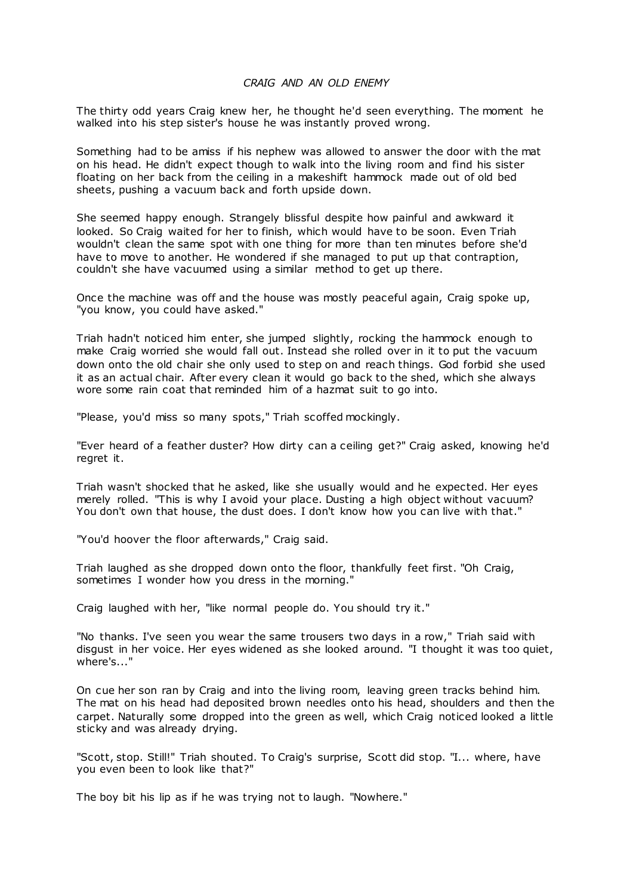*CRAIG AND AN OLD ENEMY*

The thirty odd years Craig knew her, he thought he'd seen everything. The moment he walked into his step sister's house he was instantly proved wrong.

Something had to be amiss if his nephew was allowed to answer the door with the mat on his head. He didn't expect though to walk into the living room and find his sister floating on her back from the ceiling in a makeshift hammock made out of old bed sheets, pushing a vacuum back and forth upside down.

She seemed happy enough. Strangely blissful despite how painful and awkward it looked. So Craig waited for her to finish, which would have to be soon. Even Triah wouldn't clean the same spot with one thing for more than ten minutes before she'd have to move to another. He wondered if she managed to put up that contraption, couldn't she have vacuumed using a similar method to get up there.

Once the machine was off and the house was mostly peaceful again, Craig spoke up, "you know, you could have asked."

Triah hadn't noticed him enter, she jumped slightly, rocking the hammock enough to make Craig worried she would fall out. Instead she rolled over in it to put the vacuum down onto the old chair she only used to step on and reach things. God forbid she used it as an actual chair. After every clean it would go back to the shed, which she always wore some rain coat that reminded him of a hazmat suit to go into.

"Please, you'd miss so many spots," Triah scoffed mockingly.

"Ever heard of a feather duster? How dirty can a ceiling get?" Craig asked, knowing he'd regret it.

Triah wasn't shocked that he asked, like she usually would and he expected. Her eyes merely rolled. "This is why I avoid your place. Dusting a high object without vacuum? You don't own that house, the dust does. I don't know how you can live with that."

"You'd hoover the floor afterwards," Craig said.

Triah laughed as she dropped down onto the floor, thankfully feet first. "Oh Craig, sometimes I wonder how you dress in the morning."

Craig laughed with her, "like normal people do. You should try it."

"No thanks. I've seen you wear the same trousers two days in a row," Triah said with disgust in her voice. Her eyes widened as she looked around. "I thought it was too quiet, where's..."

On cue her son ran by Craig and into the living room, leaving green tracks behind him. The mat on his head had deposited brown needles onto his head, shoulders and then the carpet. Naturally some dropped into the green as well, which Craig noticed looked a little sticky and was already drying.

"Scott, stop. Still!" Triah shouted. To Craig's surprise, Scott did stop. "I... where, have you even been to look like that?"

The boy bit his lip as if he was trying not to laugh. "Nowhere."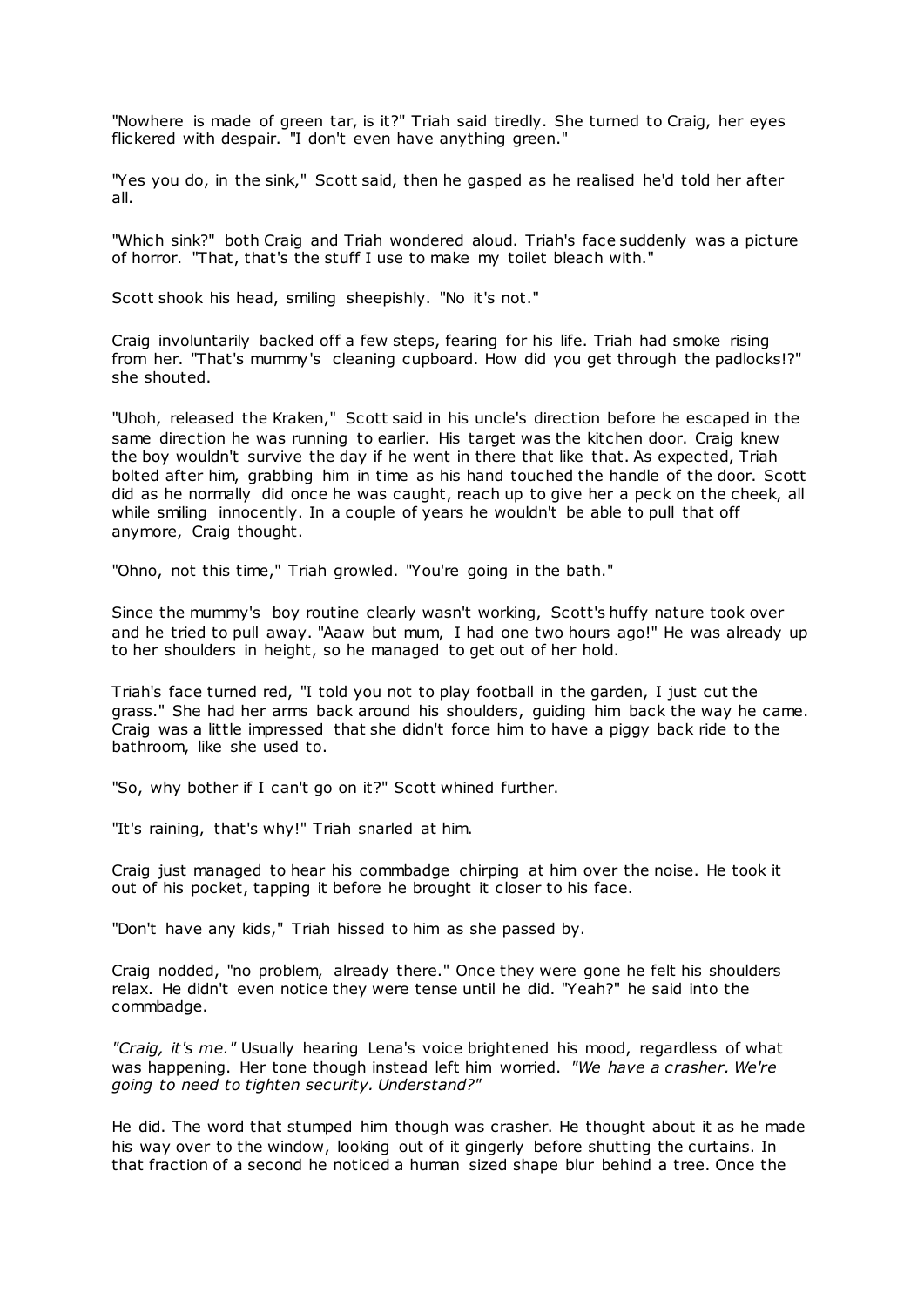"Nowhere is made of green tar, is it?" Triah said tiredly. She turned to Craig, her eyes flickered with despair. "I don't even have anything green."

"Yes you do, in the sink," Scott said, then he gasped as he realised he'd told her after all.

"Which sink?" both Craig and Triah wondered aloud. Triah's face suddenly was a picture of horror. "That, that's the stuff I use to make my toilet bleach with."

Scott shook his head, smiling sheepishly. "No it's not."

Craig involuntarily backed off a few steps, fearing for his life. Triah had smoke rising from her. "That's mummy's cleaning cupboard. How did you get through the padlocks!?" she shouted.

"Uhoh, released the Kraken," Scott said in his uncle's direction before he escaped in the same direction he was running to earlier. His target was the kitchen door. Craig knew the boy wouldn't survive the day if he went in there that like that. As expected, Triah bolted after him, grabbing him in time as his hand touched the handle of the door. Scott did as he normally did once he was caught, reach up to give her a peck on the cheek, all while smiling innocently. In a couple of years he wouldn't be able to pull that off anymore, Craig thought.

"Ohno, not this time," Triah growled. "You're going in the bath."

Since the mummy's boy routine clearly wasn't working, Scott's huffy nature took over and he tried to pull away. "Aaaw but mum, I had one two hours ago!" He was already up to her shoulders in height, so he managed to get out of her hold.

Triah's face turned red, "I told you not to play football in the garden, I just cut the grass." She had her arms back around his shoulders, guiding him back the way he came. Craig was a little impressed that she didn't force him to have a piggy back ride to the bathroom, like she used to.

"So, why bother if I can't go on it?" Scott whined further.

"It's raining, that's why!" Triah snarled at him.

Craig just managed to hear his commbadge chirping at him over the noise. He took it out of his pocket, tapping it before he brought it closer to his face.

"Don't have any kids," Triah hissed to him as she passed by.

Craig nodded, "no problem, already there." Once they were gone he felt his shoulders relax. He didn't even notice they were tense until he did. "Yeah?" he said into the commbadge.

*"Craig, it's me."* Usually hearing Lena's voice brightened his mood, regardless of what was happening. Her tone though instead left him worried. *"We have a crasher. We're going to need to tighten security. Understand?"*

He did. The word that stumped him though was crasher. He thought about it as he made his way over to the window, looking out of it gingerly before shutting the curtains. In that fraction of a second he noticed a human sized shape blur behind a tree. Once the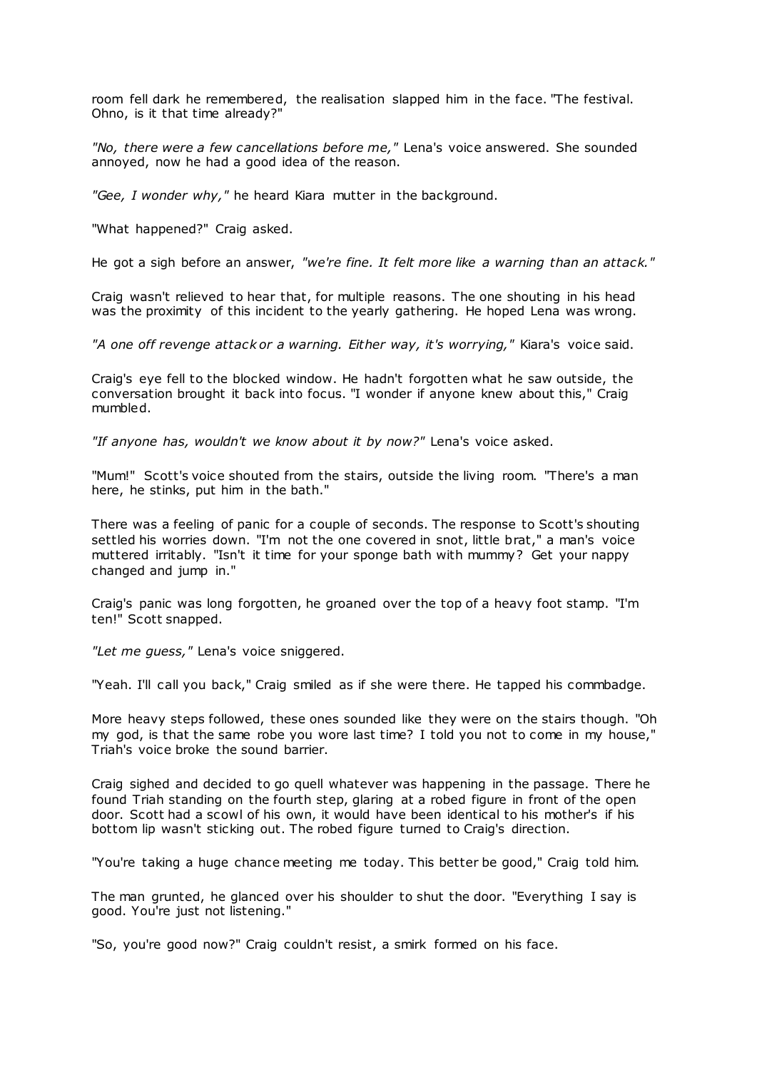room fell dark he remembered, the realisation slapped him in the face. "The festival. Ohno, is it that time already?"

*"No, there were a few cancellations before me,"* Lena's voice answered. She sounded annoyed, now he had a good idea of the reason.

*"Gee, I wonder why,"* he heard Kiara mutter in the background.

"What happened?" Craig asked.

He got a sigh before an answer, *"we're fine. It felt more like a warning than an attack."*

Craig wasn't relieved to hear that, for multiple reasons. The one shouting in his head was the proximity of this incident to the yearly gathering. He hoped Lena was wrong.

*"A one off revenge attack or a warning. Either way, it's worrying,"* Kiara's voice said.

Craig's eye fell to the blocked window. He hadn't forgotten what he saw outside, the conversation brought it back into focus. "I wonder if anyone knew about this," Craig mumbled.

*"If anyone has, wouldn't we know about it by now?"* Lena's voice asked.

"Mum!" Scott's voice shouted from the stairs, outside the living room. "There's a man here, he stinks, put him in the bath."

There was a feeling of panic for a couple of seconds. The response to Scott's shouting settled his worries down. "I'm not the one covered in snot, little brat," a man's voice muttered irritably. "Isn't it time for your sponge bath with mummy? Get your nappy changed and jump in."

Craig's panic was long forgotten, he groaned over the top of a heavy foot stamp. "I'm ten!" Scott snapped.

*"Let me guess,"* Lena's voice sniggered.

"Yeah. I'll call you back," Craig smiled as if she were there. He tapped his commbadge.

More heavy steps followed, these ones sounded like they were on the stairs though. "Oh my god, is that the same robe you wore last time? I told you not to come in my house," Triah's voice broke the sound barrier.

Craig sighed and decided to go quell whatever was happening in the passage. There he found Triah standing on the fourth step, glaring at a robed figure in front of the open door. Scott had a scowl of his own, it would have been identical to his mother's if his bottom lip wasn't sticking out. The robed figure turned to Craig's direction.

"You're taking a huge chance meeting me today. This better be good," Craig told him.

The man grunted, he glanced over his shoulder to shut the door. "Everything I say is good. You're just not listening."

"So, you're good now?" Craig couldn't resist, a smirk formed on his face.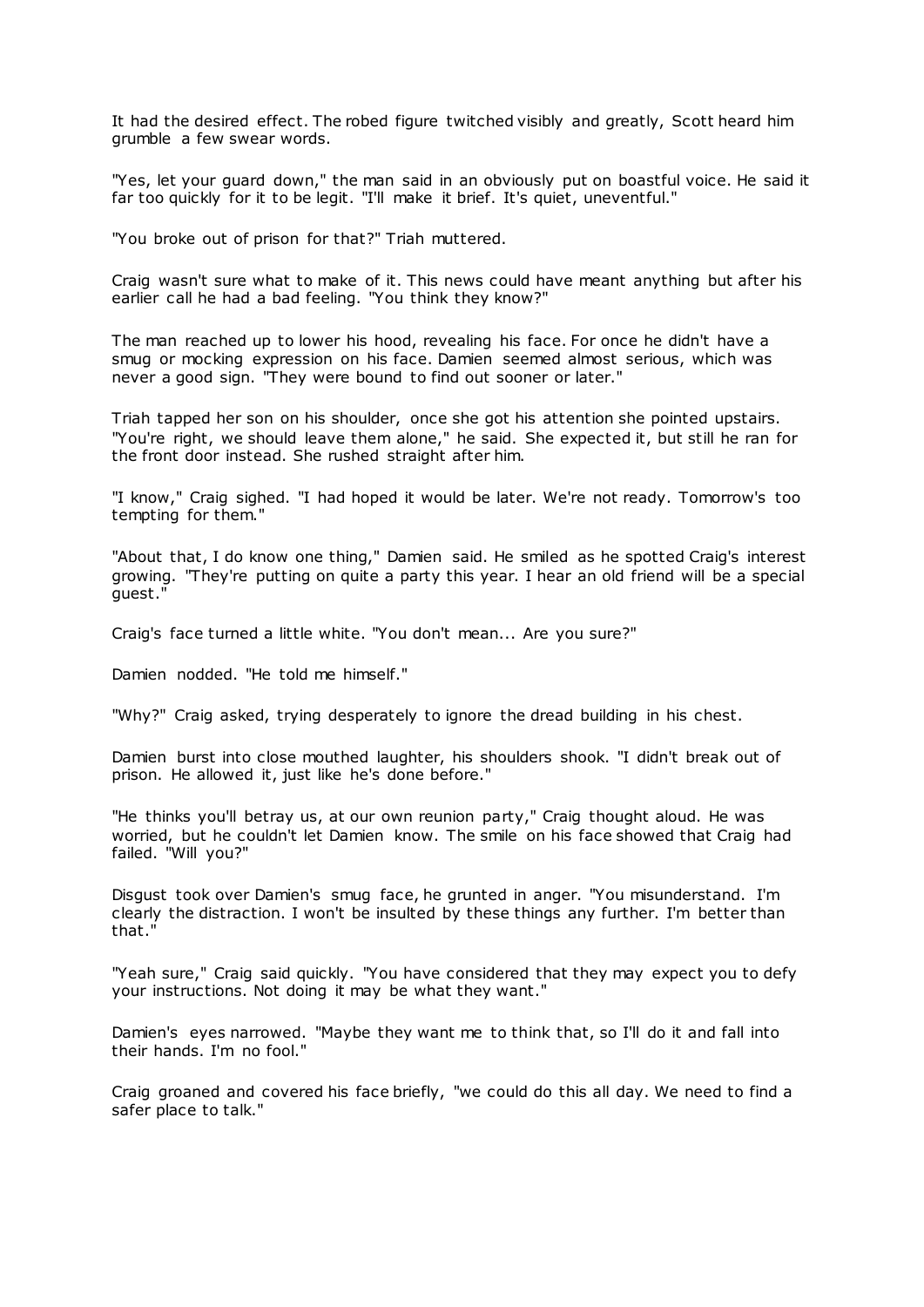It had the desired effect. The robed figure twitched visibly and greatly, Scott heard him grumble a few swear words.

"Yes, let your guard down," the man said in an obviously put on boastful voice. He said it far too quickly for it to be legit. "I'll make it brief. It's quiet, uneventful."

"You broke out of prison for that?" Triah muttered.

Craig wasn't sure what to make of it. This news could have meant anything but after his earlier call he had a bad feeling. "You think they know?"

The man reached up to lower his hood, revealing his face. For once he didn't have a smug or mocking expression on his face. Damien seemed almost serious, which was never a good sign. "They were bound to find out sooner or later."

Triah tapped her son on his shoulder, once she got his attention she pointed upstairs. "You're right, we should leave them alone," he said. She expected it, but still he ran for the front door instead. She rushed straight after him.

"I know," Craig sighed. "I had hoped it would be later. We're not ready. Tomorrow's too tempting for them."

"About that, I do know one thing," Damien said. He smiled as he spotted Craig's interest growing. "They're putting on quite a party this year. I hear an old friend will be a special guest."

Craig's face turned a little white. "You don't mean... Are you sure?"

Damien nodded. "He told me himself."

"Why?" Craig asked, trying desperately to ignore the dread building in his chest.

Damien burst into close mouthed laughter, his shoulders shook. "I didn't break out of prison. He allowed it, just like he's done before."

"He thinks you'll betray us, at our own reunion party," Craig thought aloud. He was worried, but he couldn't let Damien know. The smile on his face showed that Craig had failed. "Will you?"

Disgust took over Damien's smug face, he grunted in anger. "You misunderstand. I'm clearly the distraction. I won't be insulted by these things any further. I'm better than that."

"Yeah sure," Craig said quickly. "You have considered that they may expect you to defy your instructions. Not doing it may be what they want."

Damien's eyes narrowed. "Maybe they want me to think that, so I'll do it and fall into their hands. I'm no fool."

Craig groaned and covered his face briefly, "we could do this all day. We need to find a safer place to talk."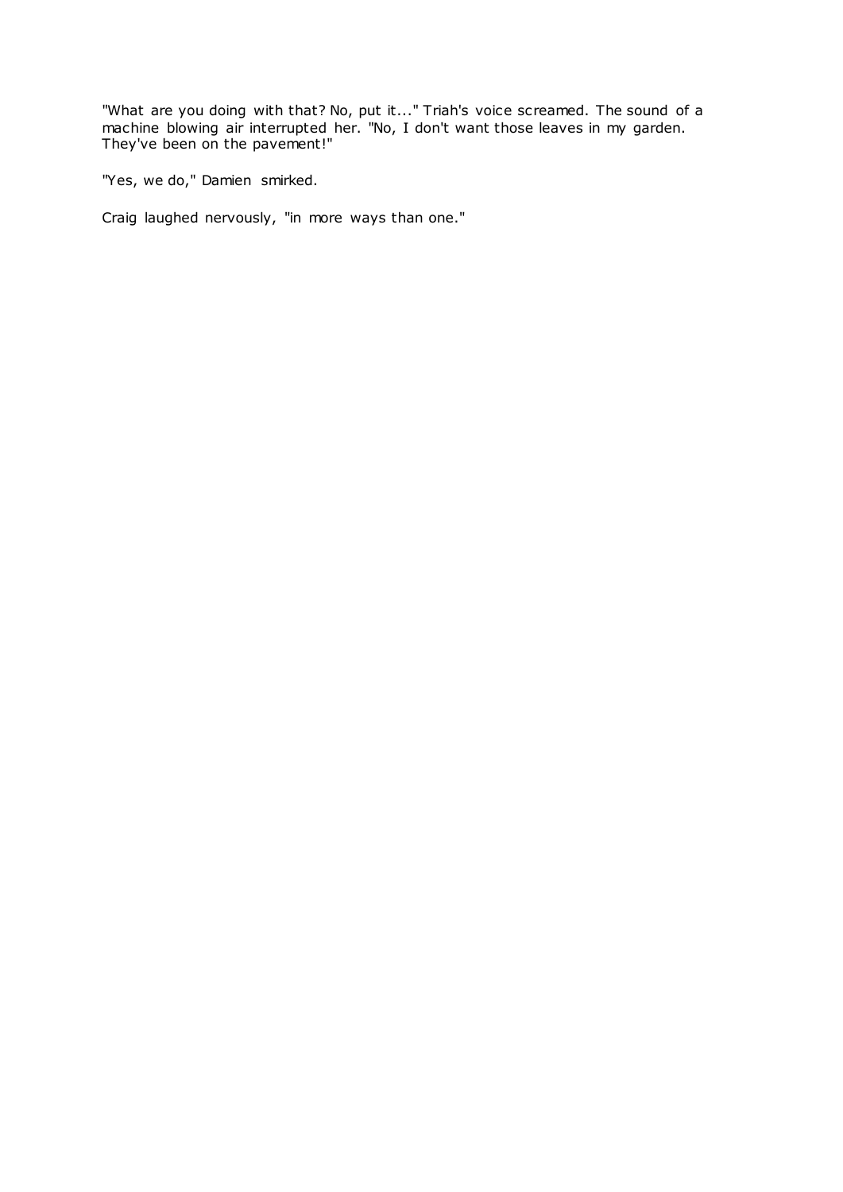"What are you doing with that? No, put it..." Triah's voice screamed. The sound of a machine blowing air interrupted her. "No, I don't want those leaves in my garden. They've been on the pavement!"

"Yes, we do," Damien smirked.

Craig laughed nervously, "in more ways than one."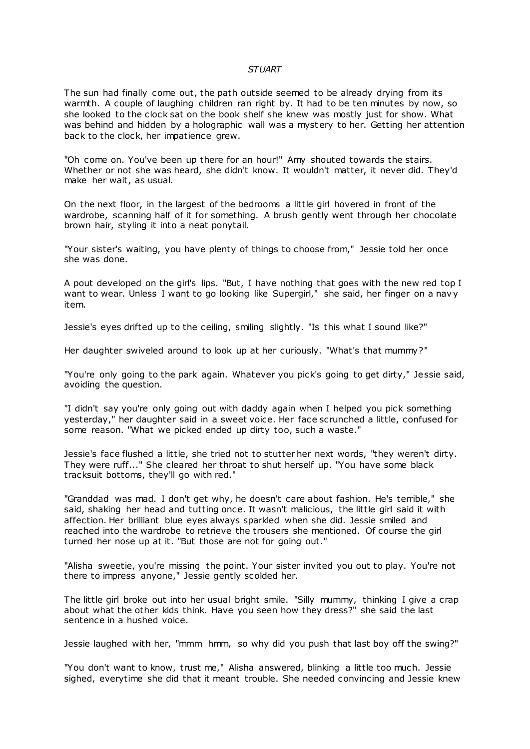*STUART*

The sun had finally come out, the path outside seemed to be already drying from its warmth. A couple of laughing children ran right by. It had to be ten minutes by now, so she looked to the clock sat on the book shelf she knew was mostly just for show. What was behind and hidden by a holographic wall was a mystery to her. Getting her attention back to the clock, her impatience grew.

"Oh come on. You've been up there for an hour!" Amy shouted towards the stairs. Whether or not she was heard, she didn't know. It wouldn't matter, it never did. They'd make her wait, as usual.

On the next floor, in the largest of the bedrooms a little girl hovered in front of the wardrobe, scanning half of it for something. A brush gently went through her chocolate brown hair, styling it into a neat ponytail.

"Your sister's waiting, you have plenty of things to choose from," Jessie told her once she was done.

A pout developed on the girl's lips. "But, I have nothing that goes with the new red top I want to wear. Unless I want to go looking like Supergirl," she said, her finger on a navy item.

Jessie's eyes drifted up to the ceiling, smiling slightly. "Is this what I sound like?"

Her daughter swiveled around to look up at her curiously. "What's that mummy?"

"You're only going to the park again. Whatever you pick's going to get dirty," Jessie said, avoiding the question.

"I didn't say you're only going out with daddy again when I helped you pick something yesterday," her daughter said in a sweet voice. Her face scrunched a little, confused for some reason. "What we picked ended up dirty too, such a waste."

Jessie's face flushed a little, she tried not to stutter her next words, "they weren't dirty. They were ruff..." She cleared her throat to shut herself up. "You have some black tracksuit bottoms, they'll go with red."

"Granddad was mad. I don't get why, he doesn't care about fashion. He's terrible," she said, shaking her head and tutting once. It wasn't malicious, the little girl said it with affection. Her brilliant blue eyes always sparkled when she did. Jessie smiled and reached into the wardrobe to retrieve the trousers she mentioned. Of course the girl turned her nose up at it. "But those are not for going out."

"Alisha sweetie, you're missing the point. Your sister invited you out to play. You're not there to impress anyone," Jessie gently scolded her.

The little girl broke out into her usual bright smile. "Silly mummy, thinking I give a crap about what the other kids think. Have you seen how they dress?" she said the last sentence in a hushed voice.

Jessie laughed with her, "mmm hmm, so why did you push that last boy off the swing?"

"You don't want to know, trust me," Alisha answered, blinking a little too much. Jessie sighed, everytime she did that it meant trouble. She needed convincing and Jessie knew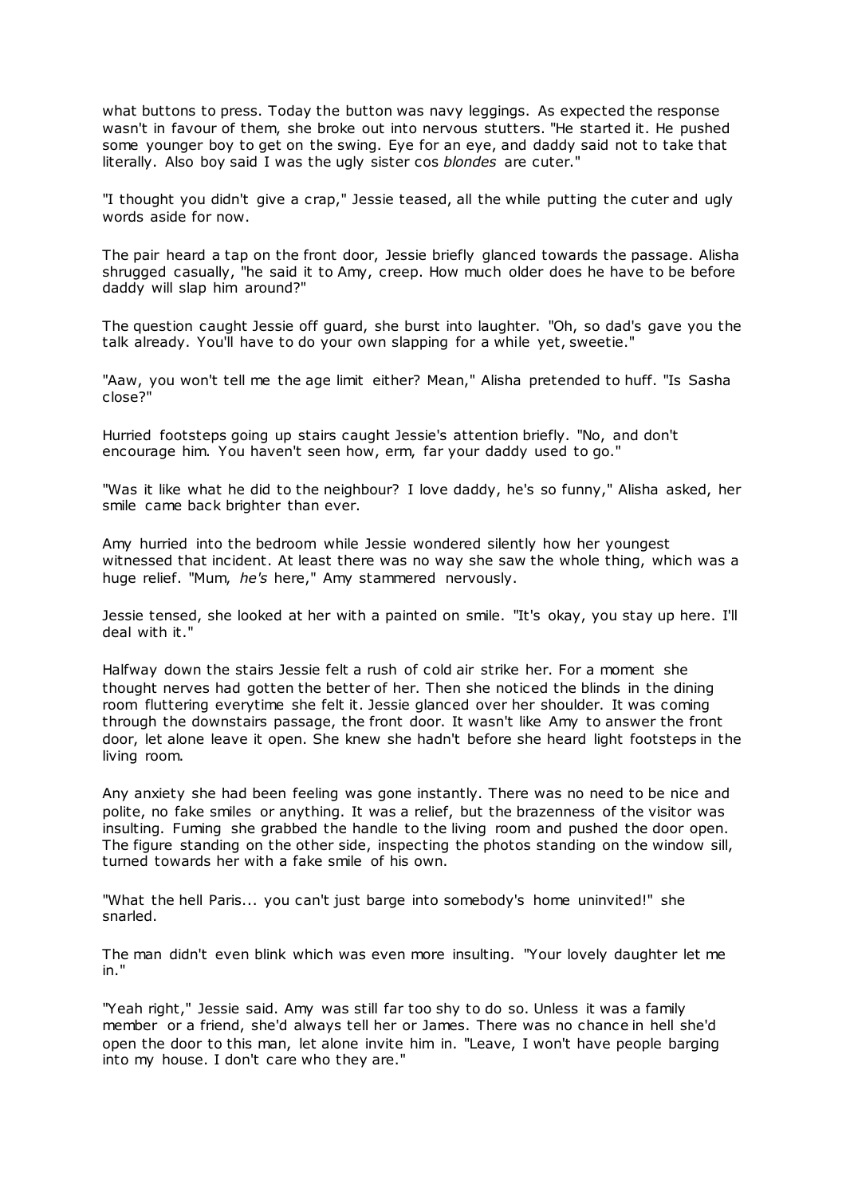what buttons to press. Today the button was navy leggings. As expected the response wasn't in favour of them, she broke out into nervous stutters. "He started it. He pushed some younger boy to get on the swing. Eye for an eye, and daddy said not to take that literally. Also boy said I was the ugly sister cos *blondes* are cuter."

"I thought you didn't give a crap," Jessie teased, all the while putting the cuter and ugly words aside for now.

The pair heard a tap on the front door, Jessie briefly glanced towards the passage. Alisha shrugged casually, "he said it to Amy, creep. How much older does he have to be before daddy will slap him around?"

The question caught Jessie off guard, she burst into laughter. "Oh, so dad's gave you the talk already. You'll have to do your own slapping for a while yet, sweetie."

"Aaw, you won't tell me the age limit either? Mean," Alisha pretended to huff. "Is Sasha close?"

Hurried footsteps going up stairs caught Jessie's attention briefly. "No, and don't encourage him. You haven't seen how, erm, far your daddy used to go."

"Was it like what he did to the neighbour? I love daddy, he's so funny," Alisha asked, her smile came back brighter than ever.

Amy hurried into the bedroom while Jessie wondered silently how her youngest witnessed that incident. At least there was no way she saw the whole thing, which was a huge relief. "Mum, *he's* here," Amy stammered nervously.

Jessie tensed, she looked at her with a painted on smile. "It's okay, you stay up here. I'll deal with it."

Halfway down the stairs Jessie felt a rush of cold air strike her. For a moment she thought nerves had gotten the better of her. Then she noticed the blinds in the dining room fluttering everytime she felt it. Jessie glanced over her shoulder. It was coming through the downstairs passage, the front door. It wasn't like Amy to answer the front door, let alone leave it open. She knew she hadn't before she heard light footsteps in the living room.

Any anxiety she had been feeling was gone instantly. There was no need to be nice and polite, no fake smiles or anything. It was a relief, but the brazenness of the visitor was insulting. Fuming she grabbed the handle to the living room and pushed the door open. The figure standing on the other side, inspecting the photos standing on the window sill, turned towards her with a fake smile of his own.

"What the hell Paris... you can't just barge into somebody's home uninvited!" she snarled.

The man didn't even blink which was even more insulting. "Your lovely daughter let me in."

"Yeah right," Jessie said. Amy was still far too shy to do so. Unless it was a family member or a friend, she'd always tell her or James. There was no chance in hell she'd open the door to this man, let alone invite him in. "Leave, I won't have people barging into my house. I don't care who they are."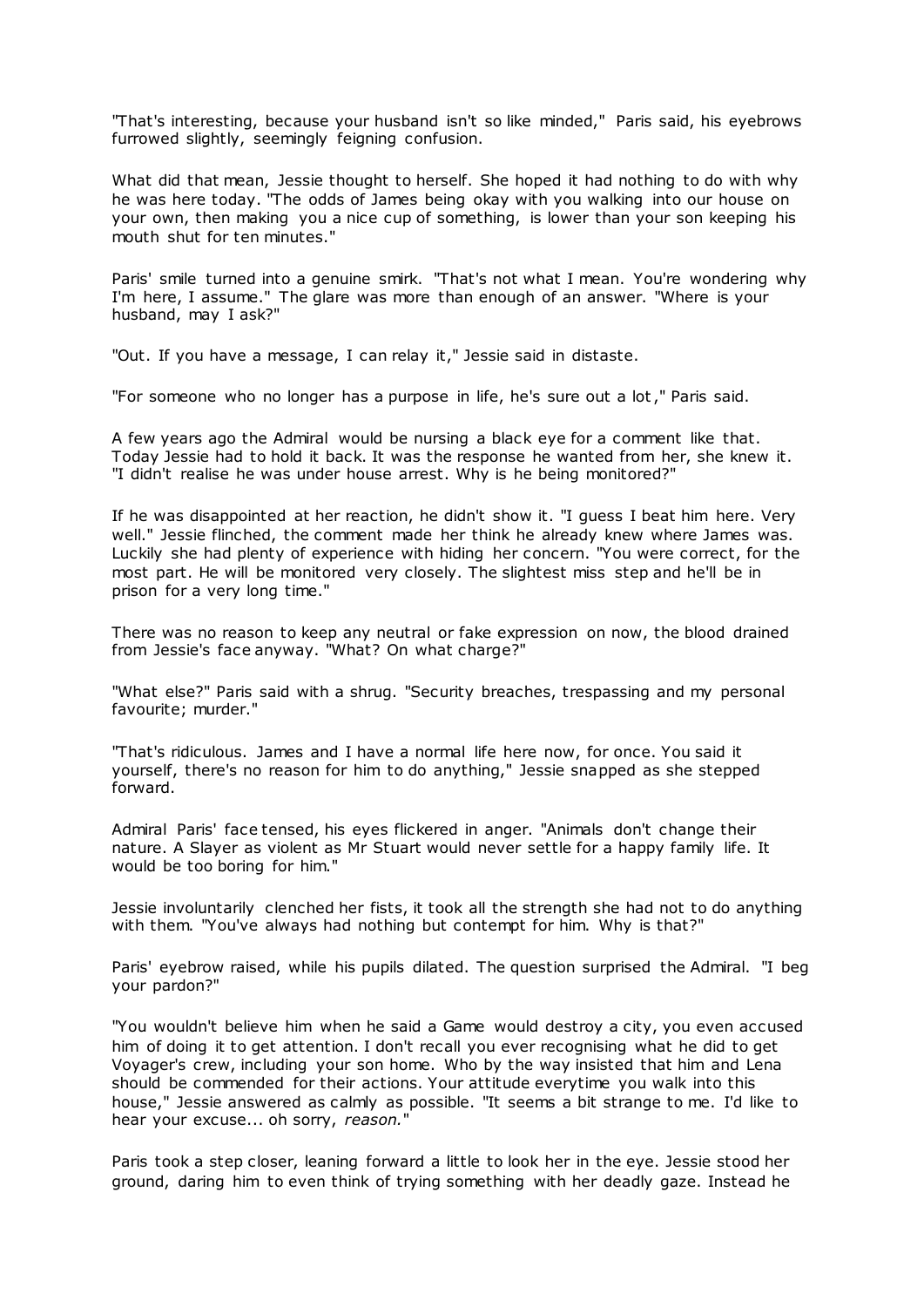"That's interesting, because your husband isn't so like minded," Paris said, his eyebrows furrowed slightly, seemingly feigning confusion.

What did that mean, Jessie thought to herself. She hoped it had nothing to do with why he was here today. "The odds of James being okay with you walking into our house on your own, then making you a nice cup of something, is lower than your son keeping his mouth shut for ten minutes."

Paris' smile turned into a genuine smirk. "That's not what I mean. You're wondering why I'm here, I assume." The glare was more than enough of an answer. "Where is your husband, may I ask?"

"Out. If you have a message, I can relay it," Jessie said in distaste.

"For someone who no longer has a purpose in life, he's sure out a lot," Paris said.

A few years ago the Admiral would be nursing a black eye for a comment like that. Today Jessie had to hold it back. It was the response he wanted from her, she knew it. "I didn't realise he was under house arrest. Why is he being monitored?"

If he was disappointed at her reaction, he didn't show it. "I guess I beat him here. Very well." Jessie flinched, the comment made her think he already knew where James was. Luckily she had plenty of experience with hiding her concern. "You were correct, for the most part. He will be monitored very closely. The slightest miss step and he'll be in prison for a very long time."

There was no reason to keep any neutral or fake expression on now, the blood drained from Jessie's face anyway. "What? On what charge?"

"What else?" Paris said with a shrug. "Security breaches, trespassing and my personal favourite; murder."

"That's ridiculous. James and I have a normal life here now, for once. You said it yourself, there's no reason for him to do anything," Jessie snapped as she stepped forward.

Admiral Paris' face tensed, his eyes flickered in anger. "Animals don't change their nature. A Slayer as violent as Mr Stuart would never settle for a happy family life. It would be too boring for him."

Jessie involuntarily clenched her fists, it took all the strength she had not to do anything with them. "You've always had nothing but contempt for him. Why is that?"

Paris' eyebrow raised, while his pupils dilated. The question surprised the Admiral. "I beg your pardon?"

"You wouldn't believe him when he said a Game would destroy a city, you even accused him of doing it to get attention. I don't recall you ever recognising what he did to get Voyager's crew, including your son home. Who by the way insisted that him and Lena should be commended for their actions. Your attitude everytime you walk into this house," Jessie answered as calmly as possible. "It seems a bit strange to me. I'd like to hear your excuse... oh sorry, *reason.*"

Paris took a step closer, leaning forward a little to look her in the eye. Jessie stood her ground, daring him to even think of trying something with her deadly gaze. Instead he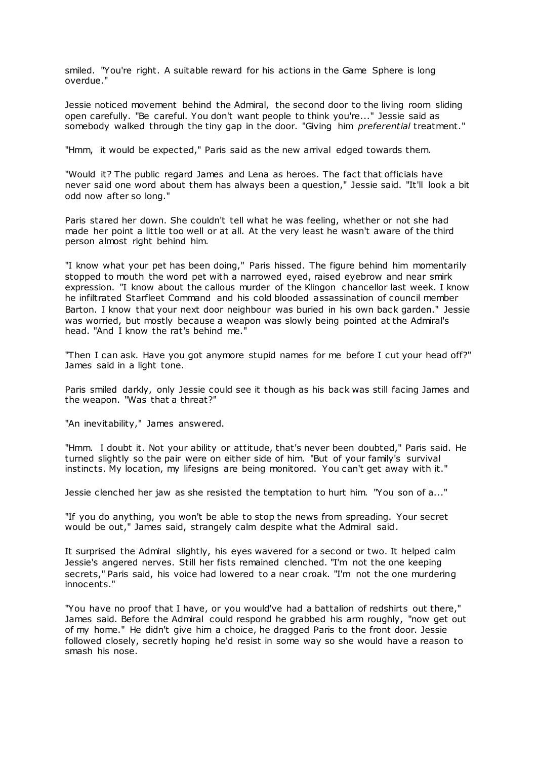smiled. "You're right. A suitable reward for his actions in the Game Sphere is long overdue."

Jessie noticed movement behind the Admiral, the second door to the living room sliding open carefully. "Be careful. You don't want people to think you're..." Jessie said as somebody walked through the tiny gap in the door. "Giving him *preferential* treatment."

"Hmm, it would be expected," Paris said as the new arrival edged towards them.

"Would it? The public regard James and Lena as heroes. The fact that officials have never said one word about them has always been a question," Jessie said. "It'll look a bit odd now after so long."

Paris stared her down. She couldn't tell what he was feeling, whether or not she had made her point a little too well or at all. At the very least he wasn't aware of the third person almost right behind him.

"I know what your pet has been doing," Paris hissed. The figure behind him momentarily stopped to mouth the word pet with a narrowed eyed, raised eyebrow and near smirk expression. "I know about the callous murder of the Klingon chancellor last week. I know he infiltrated Starfleet Command and his cold blooded assassination of council member Barton. I know that your next door neighbour was buried in his own back garden." Jessie was worried, but mostly because a weapon was slowly being pointed at the Admiral's head. "And I know the rat's behind me."

"Then I can ask. Have you got anymore stupid names for me before I cut your head off?" James said in a light tone.

Paris smiled darkly, only Jessie could see it though as his back was still facing James and the weapon. "Was that a threat?"

"An inevitability," James answered.

"Hmm. I doubt it. Not your ability or attitude, that's never been doubted," Paris said. He turned slightly so the pair were on either side of him. "But of your family's survival instincts. My location, my lifesigns are being monitored. You can't get away with it."

Jessie clenched her jaw as she resisted the temptation to hurt him. "You son of a..."

"If you do anything, you won't be able to stop the news from spreading. Your secret would be out," James said, strangely calm despite what the Admiral said.

It surprised the Admiral slightly, his eyes wavered for a second or two. It helped calm Jessie's angered nerves. Still her fists remained clenched. "I'm not the one keeping secrets," Paris said, his voice had lowered to a near croak. "I'm not the one murdering innocents."

"You have no proof that I have, or you would've had a battalion of redshirts out there," James said. Before the Admiral could respond he grabbed his arm roughly, "now get out of my home." He didn't give him a choice, he dragged Paris to the front door. Jessie followed closely, secretly hoping he'd resist in some way so she would have a reason to smash his nose.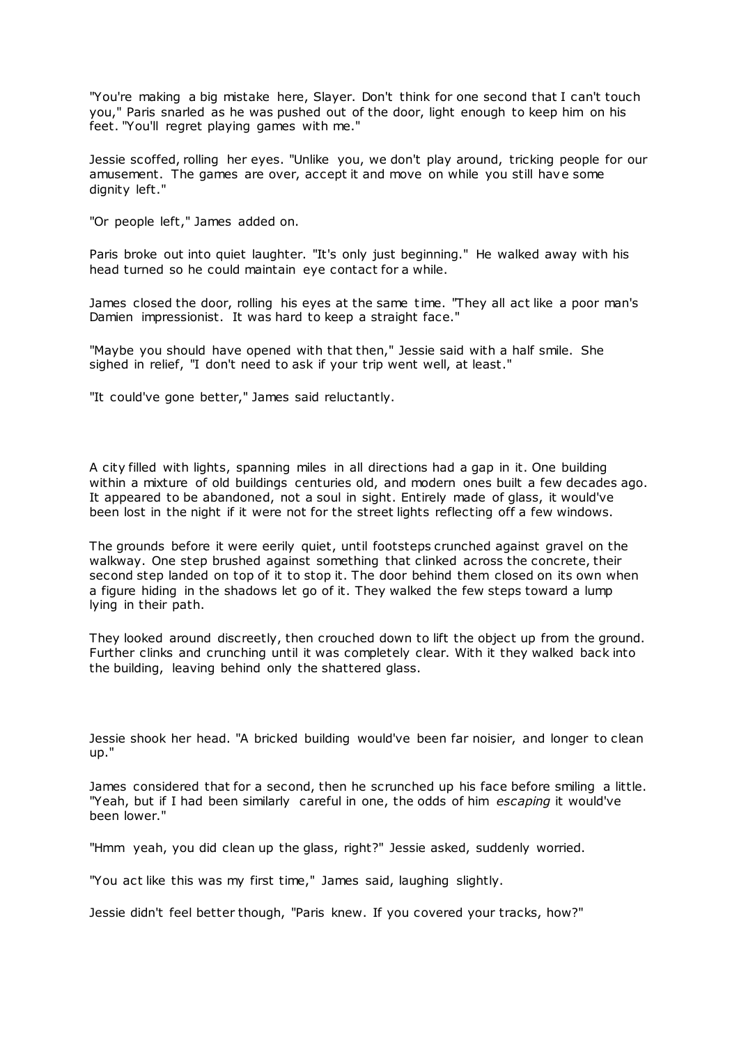"You're making a big mistake here, Slayer. Don't think for one second that I can't touch you," Paris snarled as he was pushed out of the door, light enough to keep him on his feet. "You'll regret playing games with me."

Jessie scoffed, rolling her eyes. "Unlike you, we don't play around, tricking people for our amusement. The games are over, accept it and move on while you still have some dignity left."

"Or people left," James added on.

Paris broke out into quiet laughter. "It's only just beginning." He walked away with his head turned so he could maintain eye contact for a while.

James closed the door, rolling his eyes at the same time. "They all act like a poor man's Damien impressionist. It was hard to keep a straight face."

"Maybe you should have opened with that then," Jessie said with a half smile. She sighed in relief, "I don't need to ask if your trip went well, at least."

"It could've gone better," James said reluctantly.

A city filled with lights, spanning miles in all directions had a gap in it. One building within a mixture of old buildings centuries old, and modern ones built a few decades ago. It appeared to be abandoned, not a soul in sight. Entirely made of glass, it would've been lost in the night if it were not for the street lights reflecting off a few windows.

The grounds before it were eerily quiet, until footsteps crunched against gravel on the walkway. One step brushed against something that clinked across the concrete, their second step landed on top of it to stop it. The door behind them closed on its own when a figure hiding in the shadows let go of it. They walked the few steps toward a lump lying in their path.

They looked around discreetly, then crouched down to lift the object up from the ground. Further clinks and crunching until it was completely clear. With it they walked back into the building, leaving behind only the shattered glass.

Jessie shook her head. "A bricked building would've been far noisier, and longer to clean up."

James considered that for a second, then he scrunched up his face before smiling a little. "Yeah, but if I had been similarly careful in one, the odds of him *escaping* it would've been lower."

"Hmm yeah, you did clean up the glass, right?" Jessie asked, suddenly worried.

"You act like this was my first time," James said, laughing slightly.

Jessie didn't feel better though, "Paris knew. If you covered your tracks, how?"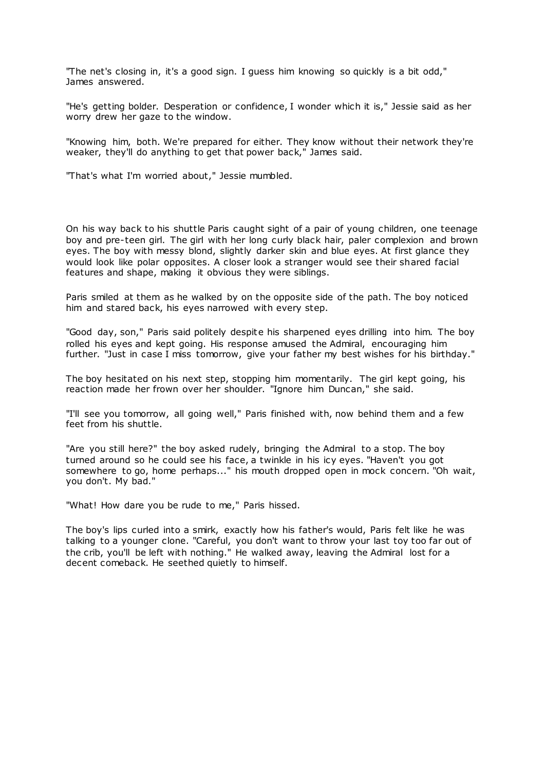"The net's closing in, it's a good sign. I guess him knowing so quickly is a bit odd," James answered.

"He's getting bolder. Desperation or confidence, I wonder which it is," Jessie said as her worry drew her gaze to the window.

"Knowing him, both. We're prepared for either. They know without their network they're weaker, they'll do anything to get that power back," James said.

"That's what I'm worried about," Jessie mumbled.

On his way back to his shuttle Paris caught sight of a pair of young children, one teenage boy and pre-teen girl. The girl with her long curly black hair, paler complexion and brown eyes. The boy with messy blond, slightly darker skin and blue eyes. At first glance they would look like polar opposites. A closer look a stranger would see their shared facial features and shape, making it obvious they were siblings.

Paris smiled at them as he walked by on the opposite side of the path. The boy noticed him and stared back, his eyes narrowed with every step.

"Good day, son," Paris said politely despite his sharpened eyes drilling into him. The boy rolled his eyes and kept going. His response amused the Admiral, encouraging him further. "Just in case I miss tomorrow, give your father my best wishes for his birthday."

The boy hesitated on his next step, stopping him momentarily. The girl kept going, his reaction made her frown over her shoulder. "Ignore him Duncan," she said.

"I'll see you tomorrow, all going well," Paris finished with, now behind them and a few feet from his shuttle.

"Are you still here?" the boy asked rudely, bringing the Admiral to a stop. The boy turned around so he could see his face, a twinkle in his icy eyes. "Haven't you got somewhere to go, home perhaps..." his mouth dropped open in mock concern. "Oh wait, you don't. My bad."

"What! How dare you be rude to me," Paris hissed.

The boy's lips curled into a smirk, exactly how his father's would, Paris felt like he was talking to a younger clone. "Careful, you don't want to throw your last toy too far out of the crib, you'll be left with nothing." He walked away, leaving the Admiral lost for a decent comeback. He seethed quietly to himself.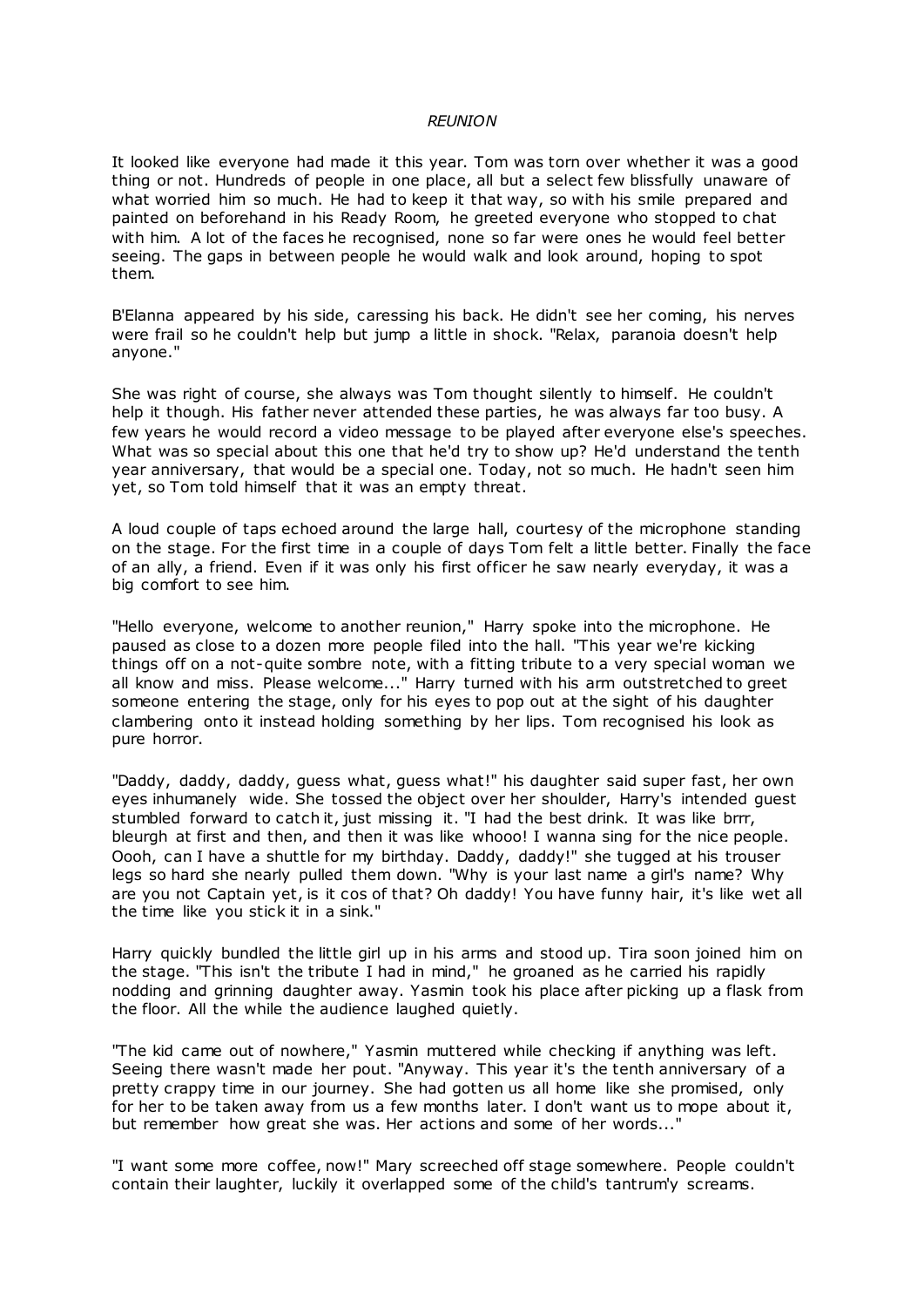*REUNION*

It looked like everyone had made it this year. Tom was torn over whether it was a good thing or not. Hundreds of people in one place, all but a select few blissfully unaware of what worried him so much. He had to keep it that way, so with his smile prepared and painted on beforehand in his Ready Room, he greeted everyone who stopped to chat with him. A lot of the faces he recognised, none so far were ones he would feel better seeing. The gaps in between people he would walk and look around, hoping to spot them.

B'Elanna appeared by his side, caressing his back. He didn't see her coming, his nerves were frail so he couldn't help but jump a little in shock. "Relax, paranoia doesn't help anyone."

She was right of course, she always was Tom thought silently to himself. He couldn't help it though. His father never attended these parties, he was always far too busy. A few years he would record a video message to be played after everyone else's speeches. What was so special about this one that he'd try to show up? He'd understand the tenth year anniversary, that would be a special one. Today, not so much. He hadn't seen him yet, so Tom told himself that it was an empty threat.

A loud couple of taps echoed around the large hall, courtesy of the microphone standing on the stage. For the first time in a couple of days Tom felt a little better. Finally the face of an ally, a friend. Even if it was only his first officer he saw nearly everyday, it was a big comfort to see him.

"Hello everyone, welcome to another reunion," Harry spoke into the microphone. He paused as close to a dozen more people filed into the hall. "This year we're kicking things off on a not-quite sombre note, with a fitting tribute to a very special woman we all know and miss. Please welcome..." Harry turned with his arm outstretched to greet someone entering the stage, only for his eyes to pop out at the sight of his daughter clambering onto it instead holding something by her lips. Tom recognised his look as pure horror.

"Daddy, daddy, daddy, guess what, guess what!" his daughter said super fast, her own eyes inhumanely wide. She tossed the object over her shoulder, Harry's intended guest stumbled forward to catch it, just missing it. "I had the best drink. It was like brrr, bleurgh at first and then, and then it was like whooo! I wanna sing for the nice people. Oooh, can I have a shuttle for my birthday. Daddy, daddy!" she tugged at his trouser legs so hard she nearly pulled them down. "Why is your last name a girl's name? Why are you not Captain yet, is it cos of that? Oh daddy! You have funny hair, it's like wet all the time like you stick it in a sink."

Harry quickly bundled the little girl up in his arms and stood up. Tira soon joined him on the stage. "This isn't the tribute I had in mind," he groaned as he carried his rapidly nodding and grinning daughter away. Yasmin took his place after picking up a flask from the floor. All the while the audience laughed quietly.

"The kid came out of nowhere," Yasmin muttered while checking if anything was left. Seeing there wasn't made her pout. "Anyway. This year it's the tenth anniversary of a pretty crappy time in our journey. She had gotten us all home like she promised, only for her to be taken away from us a few months later. I don't want us to mope about it, but remember how great she was. Her actions and some of her words..."

"I want some more coffee, now!" Mary screeched off stage somewhere. People couldn't contain their laughter, luckily it overlapped some of the child's tantrum'y screams.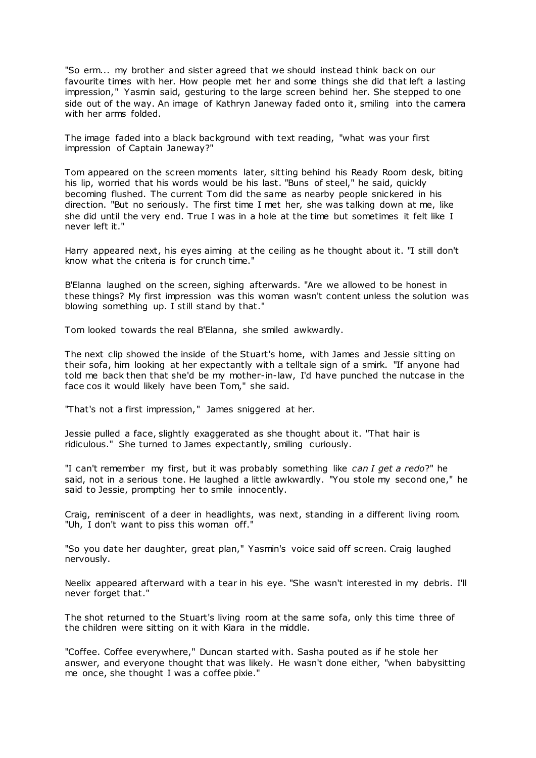"So erm... my brother and sister agreed that we should instead think back on our favourite times with her. How people met her and some things she did that left a lasting impression," Yasmin said, gesturing to the large screen behind her. She stepped to one side out of the way. An image of Kathryn Janeway faded onto it, smiling into the camera with her arms folded.

The image faded into a black background with text reading, "what was your first impression of Captain Janeway?"

Tom appeared on the screen moments later, sitting behind his Ready Room desk, biting his lip, worried that his words would be his last. "Buns of steel," he said, quickly becoming flushed. The current Tom did the same as nearby people snickered in his direction. "But no seriously. The first time I met her, she was talking down at me, like she did until the very end. True I was in a hole at the time but sometimes it felt like I never left it."

Harry appeared next, his eyes aiming at the ceiling as he thought about it. "I still don't know what the criteria is for crunch time."

B'Elanna laughed on the screen, sighing afterwards. "Are we allowed to be honest in these things? My first impression was this woman wasn't content unless the solution was blowing something up. I still stand by that."

Tom looked towards the real B'Elanna, she smiled awkwardly.

The next clip showed the inside of the Stuart's home, with James and Jessie sitting on their sofa, him looking at her expectantly with a telltale sign of a smirk. "If anyone had told me back then that she'd be my mother-in-law, I'd have punched the nutcase in the face cos it would likely have been Tom," she said.

"That's not a first impression," James sniggered at her.

Jessie pulled a face, slightly exaggerated as she thought about it. "That hair is ridiculous." She turned to James expectantly, smiling curiously.

"I can't remember my first, but it was probably something like *can I get a redo*?" he said, not in a serious tone. He laughed a little awkwardly. "You stole my second one," he said to Jessie, prompting her to smile innocently.

Craig, reminiscent of a deer in headlights, was next, standing in a different living room. "Uh, I don't want to piss this woman off."

"So you date her daughter, great plan," Yasmin's voice said off screen. Craig laughed nervously.

Neelix appeared afterward with a tear in his eye. "She wasn't interested in my debris. I'll never forget that."

The shot returned to the Stuart's living room at the same sofa, only this time three of the children were sitting on it with Kiara in the middle.

"Coffee. Coffee everywhere," Duncan started with. Sasha pouted as if he stole her answer, and everyone thought that was likely. He wasn't done either, "when babysitting me once, she thought I was a coffee pixie."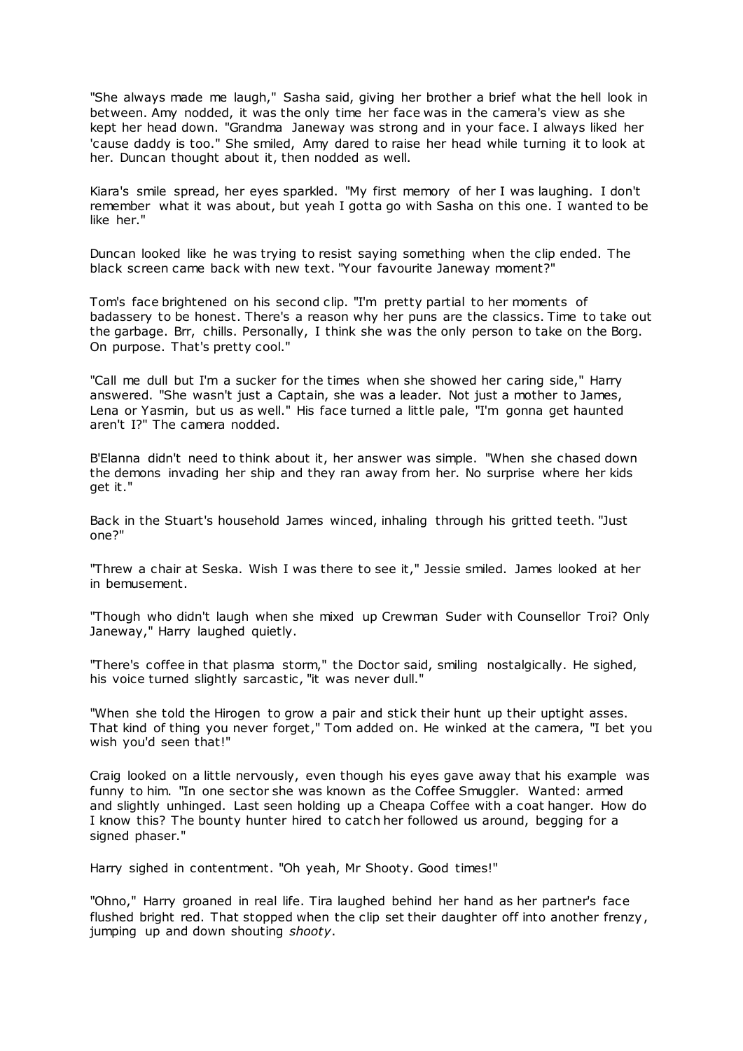"She always made me laugh," Sasha said, giving her brother a brief what the hell look in between. Amy nodded, it was the only time her face was in the camera's view as she kept her head down. "Grandma Janeway was strong and in your face. I always liked her 'cause daddy is too." She smiled, Amy dared to raise her head while turning it to look at her. Duncan thought about it, then nodded as well.

Kiara's smile spread, her eyes sparkled. "My first memory of her I was laughing. I don't remember what it was about, but yeah I gotta go with Sasha on this one. I wanted to be like her."

Duncan looked like he was trying to resist saying something when the clip ended. The black screen came back with new text. "Your favourite Janeway moment?"

Tom's face brightened on his second clip. "I'm pretty partial to her moments of badassery to be honest. There's a reason why her puns are the classics. Time to take out the garbage. Brr, chills. Personally, I think she was the only person to take on the Borg. On purpose. That's pretty cool."

"Call me dull but I'm a sucker for the times when she showed her caring side," Harry answered. "She wasn't just a Captain, she was a leader. Not just a mother to James, Lena or Yasmin, but us as well." His face turned a little pale, "I'm gonna get haunted aren't I?" The camera nodded.

B'Elanna didn't need to think about it, her answer was simple. "When she chased down the demons invading her ship and they ran away from her. No surprise where her kids get it."

Back in the Stuart's household James winced, inhaling through his gritted teeth. "Just one?"

"Threw a chair at Seska. Wish I was there to see it," Jessie smiled. James looked at her in bemusement.

"Though who didn't laugh when she mixed up Crewman Suder with Counsellor Troi? Only Janeway," Harry laughed quietly.

"There's coffee in that plasma storm," the Doctor said, smiling nostalgically. He sighed, his voice turned slightly sarcastic, "it was never dull."

"When she told the Hirogen to grow a pair and stick their hunt up their uptight asses. That kind of thing you never forget," Tom added on. He winked at the camera, "I bet you wish you'd seen that!"

Craig looked on a little nervously, even though his eyes gave away that his example was funny to him. "In one sector she was known as the Coffee Smuggler. Wanted: armed and slightly unhinged. Last seen holding up a Cheapa Coffee with a coat hanger. How do I know this? The bounty hunter hired to catch her followed us around, begging for a signed phaser."

Harry sighed in contentment. "Oh yeah, Mr Shooty. Good times!"

"Ohno," Harry groaned in real life. Tira laughed behind her hand as her partner's face flushed bright red. That stopped when the clip set their daughter off into another frenzy, jumping up and down shouting *shooty*.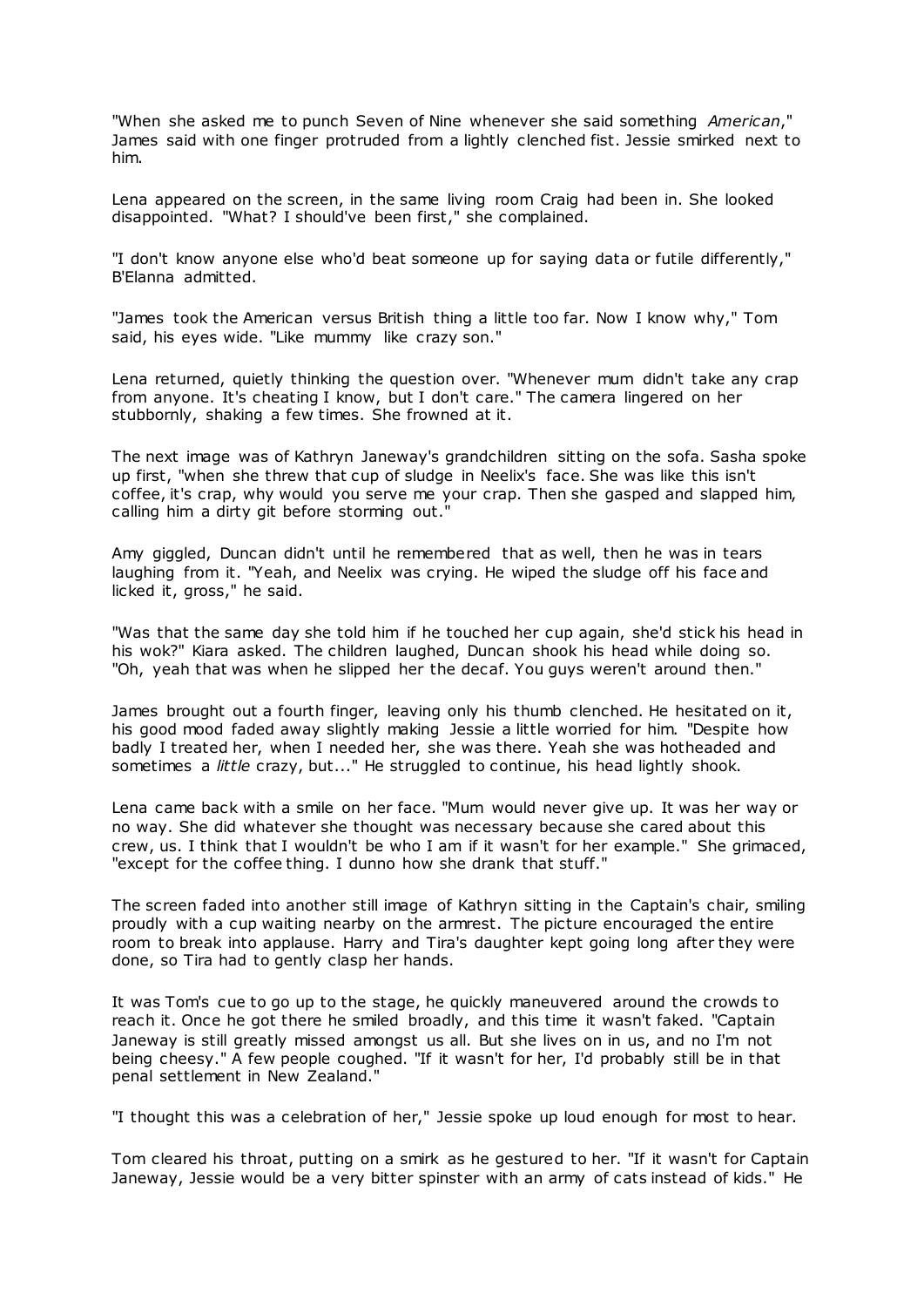"When she asked me to punch Seven of Nine whenever she said something *American*," James said with one finger protruded from a lightly clenched fist. Jessie smirked next to him.

Lena appeared on the screen, in the same living room Craig had been in. She looked disappointed. "What? I should've been first," she complained.

"I don't know anyone else who'd beat someone up for saying data or futile differently," B'Elanna admitted.

"James took the American versus British thing a little too far. Now I know why," Tom said, his eyes wide. "Like mummy like crazy son."

Lena returned, quietly thinking the question over. "Whenever mum didn't take any crap from anyone. It's cheating I know, but I don't care." The camera lingered on her stubbornly, shaking a few times. She frowned at it.

The next image was of Kathryn Janeway's grandchildren sitting on the sofa. Sasha spoke up first, "when she threw that cup of sludge in Neelix's face. She was like this isn't coffee, it's crap, why would you serve me your crap. Then she gasped and slapped him, calling him a dirty git before storming out."

Amy giggled, Duncan didn't until he remembered that as well, then he was in tears laughing from it. "Yeah, and Neelix was crying. He wiped the sludge off his face and licked it, gross," he said.

"Was that the same day she told him if he touched her cup again, she'd stick his head in his wok?" Kiara asked. The children laughed, Duncan shook his head while doing so. "Oh, yeah that was when he slipped her the decaf. You guys weren't around then."

James brought out a fourth finger, leaving only his thumb clenched. He hesitated on it, his good mood faded away slightly making Jessie a little worried for him. "Despite how badly I treated her, when I needed her, she was there. Yeah she was hotheaded and sometimes a *little* crazy, but..." He struggled to continue, his head lightly shook.

Lena came back with a smile on her face. "Mum would never give up. It was her way or no way. She did whatever she thought was necessary because she cared about this crew, us. I think that I wouldn't be who I am if it wasn't for her example." She grimaced, "except for the coffee thing. I dunno how she drank that stuff."

The screen faded into another still image of Kathryn sitting in the Captain's chair, smiling proudly with a cup waiting nearby on the armrest. The picture encouraged the entire room to break into applause. Harry and Tira's daughter kept going long after they were done, so Tira had to gently clasp her hands.

It was Tom's cue to go up to the stage, he quickly maneuvered around the crowds to reach it. Once he got there he smiled broadly, and this time it wasn't faked. "Captain Janeway is still greatly missed amongst us all. But she lives on in us, and no I'm not being cheesy." A few people coughed. "If it wasn't for her, I'd probably still be in that penal settlement in New Zealand."

"I thought this was a celebration of her," Jessie spoke up loud enough for most to hear.

Tom cleared his throat, putting on a smirk as he gestured to her. "If it wasn't for Captain Janeway, Jessie would be a very bitter spinster with an army of cats instead of kids." He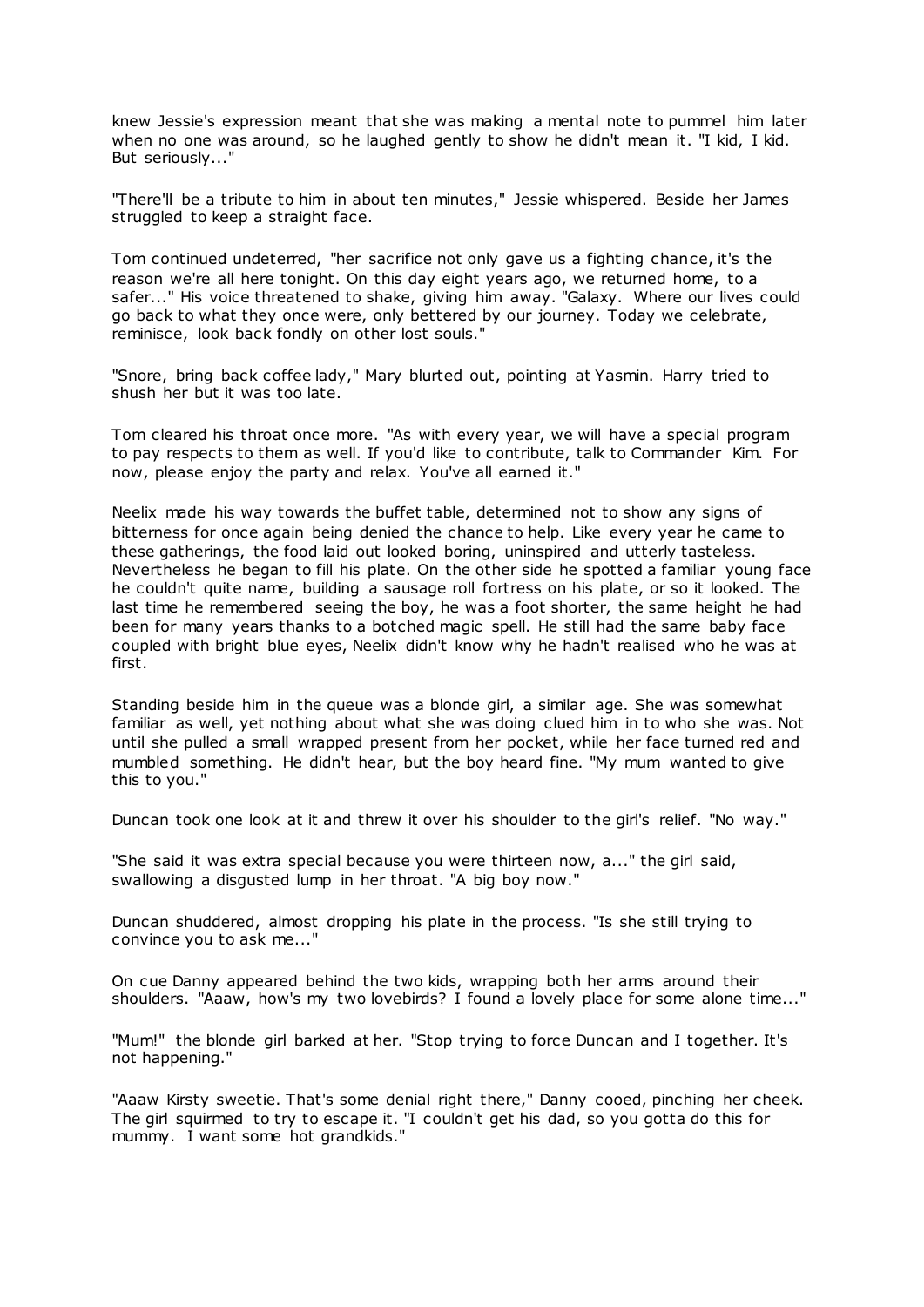knew Jessie's expression meant that she was making a mental note to pummel him later when no one was around, so he laughed gently to show he didn't mean it. "I kid, I kid. But seriously..."

"There'll be a tribute to him in about ten minutes," Jessie whispered. Beside her James struggled to keep a straight face.

Tom continued undeterred, "her sacrifice not only gave us a fighting chance, it's the reason we're all here tonight. On this day eight years ago, we returned home, to a safer..." His voice threatened to shake, giving him away. "Galaxy. Where our lives could go back to what they once were, only bettered by our journey. Today we celebrate, reminisce, look back fondly on other lost souls."

"Snore, bring back coffee lady," Mary blurted out, pointing at Yasmin. Harry tried to shush her but it was too late.

Tom cleared his throat once more. "As with every year, we will have a special program to pay respects to them as well. If you'd like to contribute, talk to Commander Kim. For now, please enjoy the party and relax. You've all earned it."

Neelix made his way towards the buffet table, determined not to show any signs of bitterness for once again being denied the chance to help. Like every year he came to these gatherings, the food laid out looked boring, uninspired and utterly tasteless. Nevertheless he began to fill his plate. On the other side he spotted a familiar young face he couldn't quite name, building a sausage roll fortress on his plate, or so it looked. The last time he remembered seeing the boy, he was a foot shorter, the same height he had been for many years thanks to a botched magic spell. He still had the same baby face coupled with bright blue eyes, Neelix didn't know why he hadn't realised who he was at first.

Standing beside him in the queue was a blonde girl, a similar age. She was somewhat familiar as well, yet nothing about what she was doing clued him in to who she was. Not until she pulled a small wrapped present from her pocket, while her face turned red and mumbled something. He didn't hear, but the boy heard fine. "My mum wanted to give this to you."

Duncan took one look at it and threw it over his shoulder to the girl's relief. "No way."

"She said it was extra special because you were thirteen now, a..." the girl said, swallowing a disgusted lump in her throat. "A big boy now."

Duncan shuddered, almost dropping his plate in the process. "Is she still trying to convince you to ask me..."

On cue Danny appeared behind the two kids, wrapping both her arms around their shoulders. "Aaaw, how's my two lovebirds? I found a lovely place for some alone time..."

"Mum!" the blonde girl barked at her. "Stop trying to force Duncan and I together. It's not happening."

"Aaaw Kirsty sweetie. That's some denial right there," Danny cooed, pinching her cheek. The girl squirmed to try to escape it. "I couldn't get his dad, so you gotta do this for mummy. I want some hot grandkids."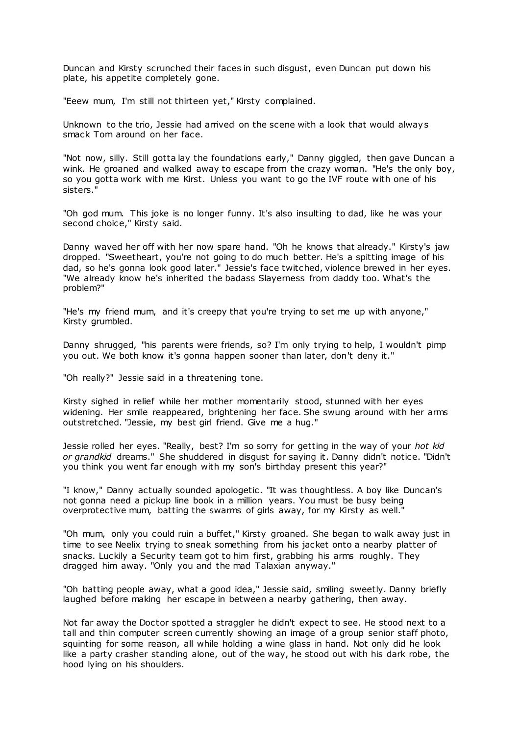Duncan and Kirsty scrunched their faces in such disgust, even Duncan put down his plate, his appetite completely gone.

"Eeew mum, I'm still not thirteen yet," Kirsty complained.

Unknown to the trio, Jessie had arrived on the scene with a look that would always smack Tom around on her face.

"Not now, silly. Still gotta lay the foundations early," Danny giggled, then gave Duncan a wink. He groaned and walked away to escape from the crazy woman. "He's the only boy, so you gotta work with me Kirst. Unless you want to go the IVF route with one of his sisters."

"Oh god mum. This joke is no longer funny. It's also insulting to dad, like he was your second choice," Kirsty said.

Danny waved her off with her now spare hand. "Oh he knows that already." Kirsty's jaw dropped. "Sweetheart, you're not going to do much better. He's a spitting image of his dad, so he's gonna look good later." Jessie's face twitched, violence brewed in her eyes. "We already know he's inherited the badass Slayerness from daddy too. What's the problem?"

"He's my friend mum, and it's creepy that you're trying to set me up with anyone," Kirsty grumbled.

Danny shrugged, "his parents were friends, so? I'm only trying to help, I wouldn't pimp you out. We both know it's gonna happen sooner than later, don't deny it."

"Oh really?" Jessie said in a threatening tone.

Kirsty sighed in relief while her mother momentarily stood, stunned with her eyes widening. Her smile reappeared, brightening her face. She swung around with her arms outstretched. "Jessie, my best girl friend. Give me a hug."

Jessie rolled her eyes. "Really, best? I'm so sorry for getting in the way of your *hot kid or grandkid* dreams." She shuddered in disgust for saying it. Danny didn't notice. "Didn't you think you went far enough with my son's birthday present this year?"

"I know," Danny actually sounded apologetic. "It was thoughtless. A boy like Duncan's not gonna need a pickup line book in a million years. You must be busy being overprotective mum, batting the swarms of girls away, for my Kirsty as well."

"Oh mum, only you could ruin a buffet," Kirsty groaned. She began to walk away just in time to see Neelix trying to sneak something from his jacket onto a nearby platter of snacks. Luckily a Security team got to him first, grabbing his arms roughly. They dragged him away. "Only you and the mad Talaxian anyway."

"Oh batting people away, what a good idea," Jessie said, smiling sweetly. Danny briefly laughed before making her escape in between a nearby gathering, then away.

Not far away the Doctor spotted a straggler he didn't expect to see. He stood next to a tall and thin computer screen currently showing an image of a group senior staff photo, squinting for some reason, all while holding a wine glass in hand. Not only did he look like a party crasher standing alone, out of the way, he stood out with his dark robe, the hood lying on his shoulders.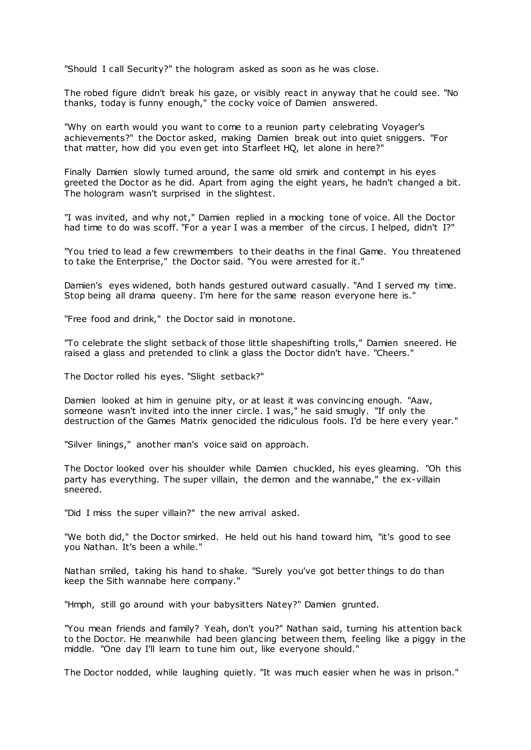"Should I call Security?" the hologram asked as soon as he was close.

The robed figure didn't break his gaze, or visibly react in anyway that he could see. "No thanks, today is funny enough," the cocky voice of Damien answered.

"Why on earth would you want to come to a reunion party celebrating Voyager's achievements?" the Doctor asked, making Damien break out into quiet sniggers. "For that matter, how did you even get into Starfleet HQ, let alone in here?"

Finally Damien slowly turned around, the same old smirk and contempt in his eyes greeted the Doctor as he did. Apart from aging the eight years, he hadn't changed a bit. The hologram wasn't surprised in the slightest.

"I was invited, and why not," Damien replied in a mocking tone of voice. All the Doctor had time to do was scoff. "For a year I was a member of the circus. I helped, didn't I?"

"You tried to lead a few crewmembers to their deaths in the final Game. You threatened to take the Enterprise," the Doctor said. "You were arrested for it."

Damien's eyes widened, both hands gestured outward casually. "And I served my time. Stop being all drama queeny. I'm here for the same reason everyone here is."

"Free food and drink," the Doctor said in monotone.

"To celebrate the slight setback of those little shapeshifting trolls," Damien sneered. He raised a glass and pretended to clink a glass the Doctor didn't have. "Cheers."

The Doctor rolled his eyes. "Slight setback?"

Damien looked at him in genuine pity, or at least it was convincing enough. "Aaw, someone wasn't invited into the inner circle. I was," he said smugly. "If only the destruction of the Games Matrix genocided the ridiculous fools. I'd be here every year."

"Silver linings," another man's voice said on approach.

The Doctor looked over his shoulder while Damien chuckled, his eyes gleaming. "Oh this party has everything. The super villain, the demon and the wannabe," the ex-villain sneered.

"Did I miss the super villain?" the new arrival asked.

"We both did," the Doctor smirked. He held out his hand toward him, "it's good to see you Nathan. It's been a while."

Nathan smiled, taking his hand to shake. "Surely you've got better things to do than keep the Sith wannabe here company."

"Hmph, still go around with your babysitters Natey?" Damien grunted.

"You mean friends and family? Yeah, don't you?" Nathan said, turning his attention back to the Doctor. He meanwhile had been glancing between them, feeling like a piggy in the middle. "One day I'll learn to tune him out, like everyone should."

The Doctor nodded, while laughing quietly. "It was much easier when he was in prison."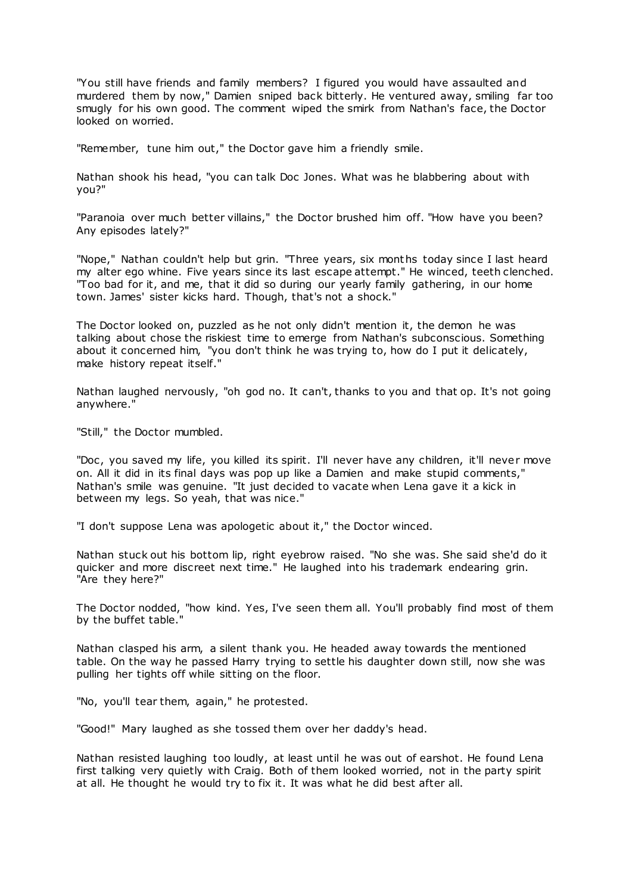"You still have friends and family members? I figured you would have assaulted and murdered them by now," Damien sniped back bitterly. He ventured away, smiling far too smugly for his own good. The comment wiped the smirk from Nathan's face, the Doctor looked on worried.

"Remember, tune him out," the Doctor gave him a friendly smile.

Nathan shook his head, "you can talk Doc Jones. What was he blabbering about with you?"

"Paranoia over much better villains," the Doctor brushed him off. "How have you been? Any episodes lately?"

"Nope," Nathan couldn't help but grin. "Three years, six months today since I last heard my alter ego whine. Five years since its last escape attempt." He winced, teeth clenched. "Too bad for it, and me, that it did so during our yearly family gathering, in our home town. James' sister kicks hard. Though, that's not a shock."

The Doctor looked on, puzzled as he not only didn't mention it, the demon he was talking about chose the riskiest time to emerge from Nathan's subconscious. Something about it concerned him, "you don't think he was trying to, how do I put it delicately, make history repeat itself."

Nathan laughed nervously, "oh god no. It can't, thanks to you and that op. It's not going anywhere."

"Still," the Doctor mumbled.

"Doc, you saved my life, you killed its spirit. I'll never have any children, it'll never move on. All it did in its final days was pop up like a Damien and make stupid comments," Nathan's smile was genuine. "It just decided to vacate when Lena gave it a kick in between my legs. So yeah, that was nice."

"I don't suppose Lena was apologetic about it," the Doctor winced.

Nathan stuck out his bottom lip, right eyebrow raised. "No she was. She said she'd do it quicker and more discreet next time." He laughed into his trademark endearing grin. "Are they here?"

The Doctor nodded, "how kind. Yes, I've seen them all. You'll probably find most of them by the buffet table."

Nathan clasped his arm, a silent thank you. He headed away towards the mentioned table. On the way he passed Harry trying to settle his daughter down still, now she was pulling her tights off while sitting on the floor.

"No, you'll tear them, again," he protested.

"Good!" Mary laughed as she tossed them over her daddy's head.

Nathan resisted laughing too loudly, at least until he was out of earshot. He found Lena first talking very quietly with Craig. Both of them looked worried, not in the party spirit at all. He thought he would try to fix it. It was what he did best after all.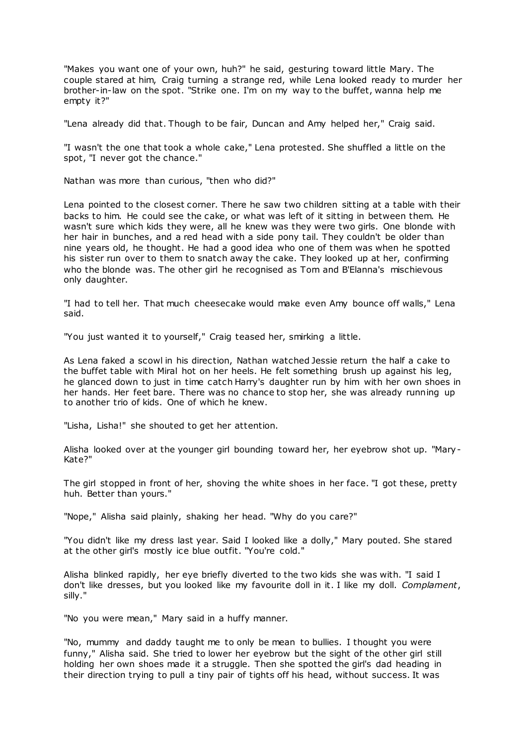"Makes you want one of your own, huh?" he said, gesturing toward little Mary. The couple stared at him, Craig turning a strange red, while Lena looked ready to murder her brother-in-law on the spot. "Strike one. I'm on my way to the buffet, wanna help me empty it?"

"Lena already did that. Though to be fair, Duncan and Amy helped her," Craig said.

"I wasn't the one that took a whole cake," Lena protested. She shuffled a little on the spot, "I never got the chance."

Nathan was more than curious, "then who did?"

Lena pointed to the closest corner. There he saw two children sitting at a table with their backs to him. He could see the cake, or what was left of it sitting in between them. He wasn't sure which kids they were, all he knew was they were two girls. One blonde with her hair in bunches, and a red head with a side pony tail. They couldn't be older than nine years old, he thought. He had a good idea who one of them was when he spotted his sister run over to them to snatch away the cake. They looked up at her, confirming who the blonde was. The other girl he recognised as Tom and B'Elanna's mischievous only daughter.

"I had to tell her. That much cheesecake would make even Amy bounce off walls," Lena said.

"You just wanted it to yourself," Craig teased her, smirking a little.

As Lena faked a scowl in his direction, Nathan watched Jessie return the half a cake to the buffet table with Miral hot on her heels. He felt something brush up against his leg, he glanced down to just in time catch Harry's daughter run by him with her own shoes in her hands. Her feet bare. There was no chance to stop her, she was already running up to another trio of kids. One of which he knew.

"Lisha, Lisha!" she shouted to get her attention.

Alisha looked over at the younger girl bounding toward her, her eyebrow shot up. "Mary-Kate?"

The girl stopped in front of her, shoving the white shoes in her face. "I got these, pretty huh. Better than yours."

"Nope," Alisha said plainly, shaking her head. "Why do you care?"

"You didn't like my dress last year. Said I looked like a dolly," Mary pouted. She stared at the other girl's mostly ice blue outfit. "You're cold."

Alisha blinked rapidly, her eye briefly diverted to the two kids she was with. "I said I don't like dresses, but you looked like my favourite doll in it. I like my doll. *Complament*, silly."

"No you were mean," Mary said in a huffy manner.

"No, mummy and daddy taught me to only be mean to bullies. I thought you were funny," Alisha said. She tried to lower her eyebrow but the sight of the other girl still holding her own shoes made it a struggle. Then she spotted the girl's dad heading in their direction trying to pull a tiny pair of tights off his head, without success. It was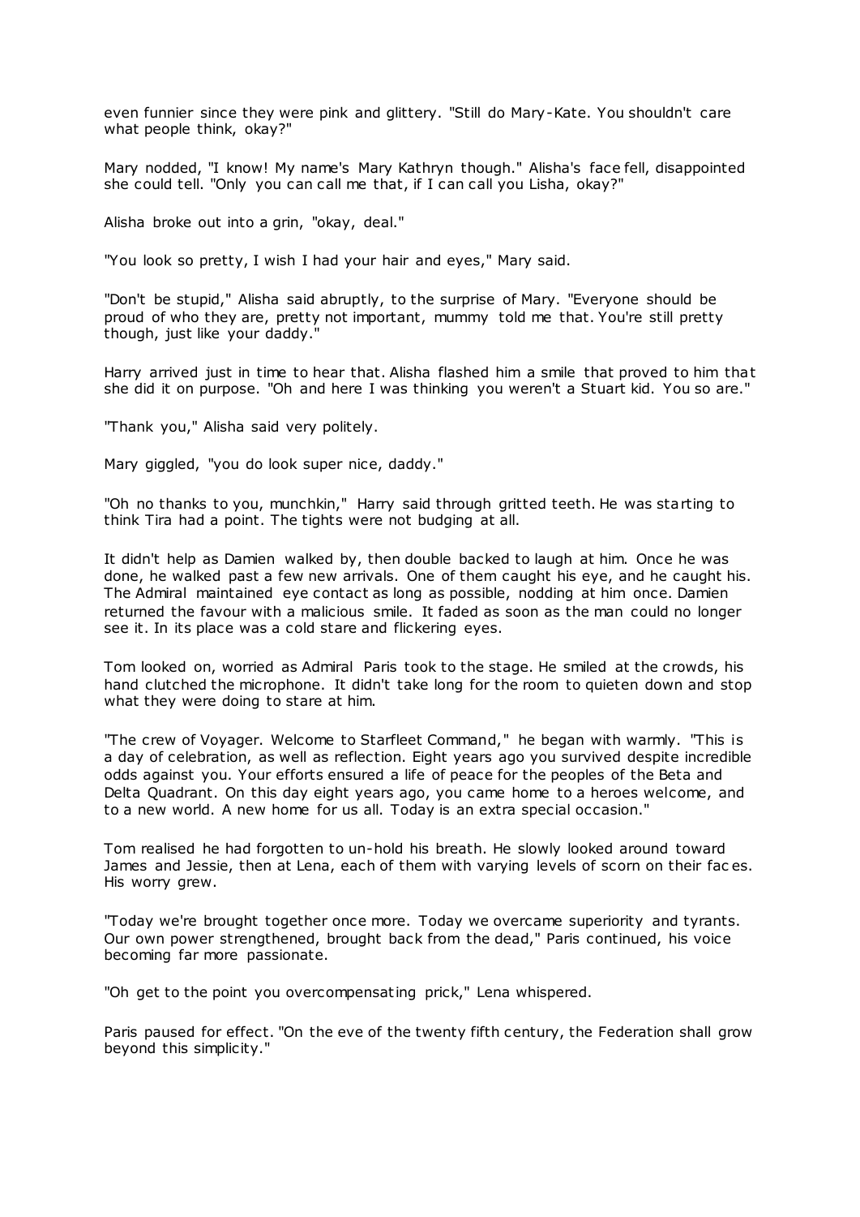even funnier since they were pink and glittery. "Still do Mary-Kate. You shouldn't care what people think, okay?"

Mary nodded, "I know! My name's Mary Kathryn though." Alisha's face fell, disappointed she could tell. "Only you can call me that, if I can call you Lisha, okay?"

Alisha broke out into a grin, "okay, deal."

"You look so pretty, I wish I had your hair and eyes," Mary said.

"Don't be stupid," Alisha said abruptly, to the surprise of Mary. "Everyone should be proud of who they are, pretty not important, mummy told me that. You're still pretty though, just like your daddy."

Harry arrived just in time to hear that. Alisha flashed him a smile that proved to him that she did it on purpose. "Oh and here I was thinking you weren't a Stuart kid. You so are."

"Thank you," Alisha said very politely.

Mary giggled, "you do look super nice, daddy."

"Oh no thanks to you, munchkin," Harry said through gritted teeth. He was starting to think Tira had a point. The tights were not budging at all.

It didn't help as Damien walked by, then double backed to laugh at him. Once he was done, he walked past a few new arrivals. One of them caught his eye, and he caught his. The Admiral maintained eye contact as long as possible, nodding at him once. Damien returned the favour with a malicious smile. It faded as soon as the man could no longer see it. In its place was a cold stare and flickering eyes.

Tom looked on, worried as Admiral Paris took to the stage. He smiled at the crowds, his hand clutched the microphone. It didn't take long for the room to quieten down and stop what they were doing to stare at him.

"The crew of Voyager. Welcome to Starfleet Command," he began with warmly. "This is a day of celebration, as well as reflection. Eight years ago you survived despite incredible odds against you. Your efforts ensured a life of peace for the peoples of the Beta and Delta Quadrant. On this day eight years ago, you came home to a heroes welcome, and to a new world. A new home for us all. Today is an extra special occasion."

Tom realised he had forgotten to un-hold his breath. He slowly looked around toward James and Jessie, then at Lena, each of them with varying levels of scorn on their faces. His worry grew.

"Today we're brought together once more. Today we overcame superiority and tyrants. Our own power strengthened, brought back from the dead," Paris continued, his voice becoming far more passionate.

"Oh get to the point you overcompensating prick," Lena whispered.

Paris paused for effect. "On the eve of the twenty fifth century, the Federation shall grow beyond this simplicity."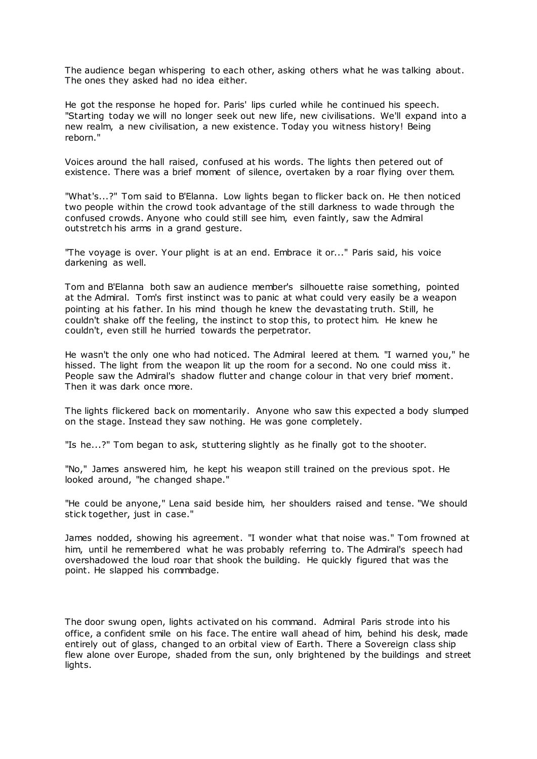The audience began whispering to each other, asking others what he was talking about. The ones they asked had no idea either.

He got the response he hoped for. Paris' lips curled while he continued his speech. "Starting today we will no longer seek out new life, new civilisations. We'll expand into a new realm, a new civilisation, a new existence. Today you witness history! Being reborn."

Voices around the hall raised, confused at his words. The lights then petered out of existence. There was a brief moment of silence, overtaken by a roar flying over them.

"What's...?" Tom said to B'Elanna. Low lights began to flicker back on. He then noticed two people within the crowd took advantage of the still darkness to wade through the confused crowds. Anyone who could still see him, even faintly, saw the Admiral outstretch his arms in a grand gesture.

"The voyage is over. Your plight is at an end. Embrace it or..." Paris said, his voice darkening as well.

Tom and B'Elanna both saw an audience member's silhouette raise something, pointed at the Admiral. Tom's first instinct was to panic at what could very easily be a weapon pointing at his father. In his mind though he knew the devastating truth. Still, he couldn't shake off the feeling, the instinct to stop this, to protect him. He knew he couldn't, even still he hurried towards the perpetrator.

He wasn't the only one who had noticed. The Admiral leered at them. "I warned you," he hissed. The light from the weapon lit up the room for a second. No one could miss it. People saw the Admiral's shadow flutter and change colour in that very brief moment. Then it was dark once more.

The lights flickered back on momentarily. Anyone who saw this expected a body slumped on the stage. Instead they saw nothing. He was gone completely.

"Is he...?" Tom began to ask, stuttering slightly as he finally got to the shooter.

"No," James answered him, he kept his weapon still trained on the previous spot. He looked around, "he changed shape."

"He could be anyone," Lena said beside him, her shoulders raised and tense. "We should stick together, just in case."

James nodded, showing his agreement. "I wonder what that noise was." Tom frowned at him, until he remembered what he was probably referring to. The Admiral's speech had overshadowed the loud roar that shook the building. He quickly figured that was the point. He slapped his commbadge.

The door swung open, lights activated on his command. Admiral Paris strode into his office, a confident smile on his face. The entire wall ahead of him, behind his desk, made entirely out of glass, changed to an orbital view of Earth. There a Sovereign class ship flew alone over Europe, shaded from the sun, only brightened by the buildings and street lights.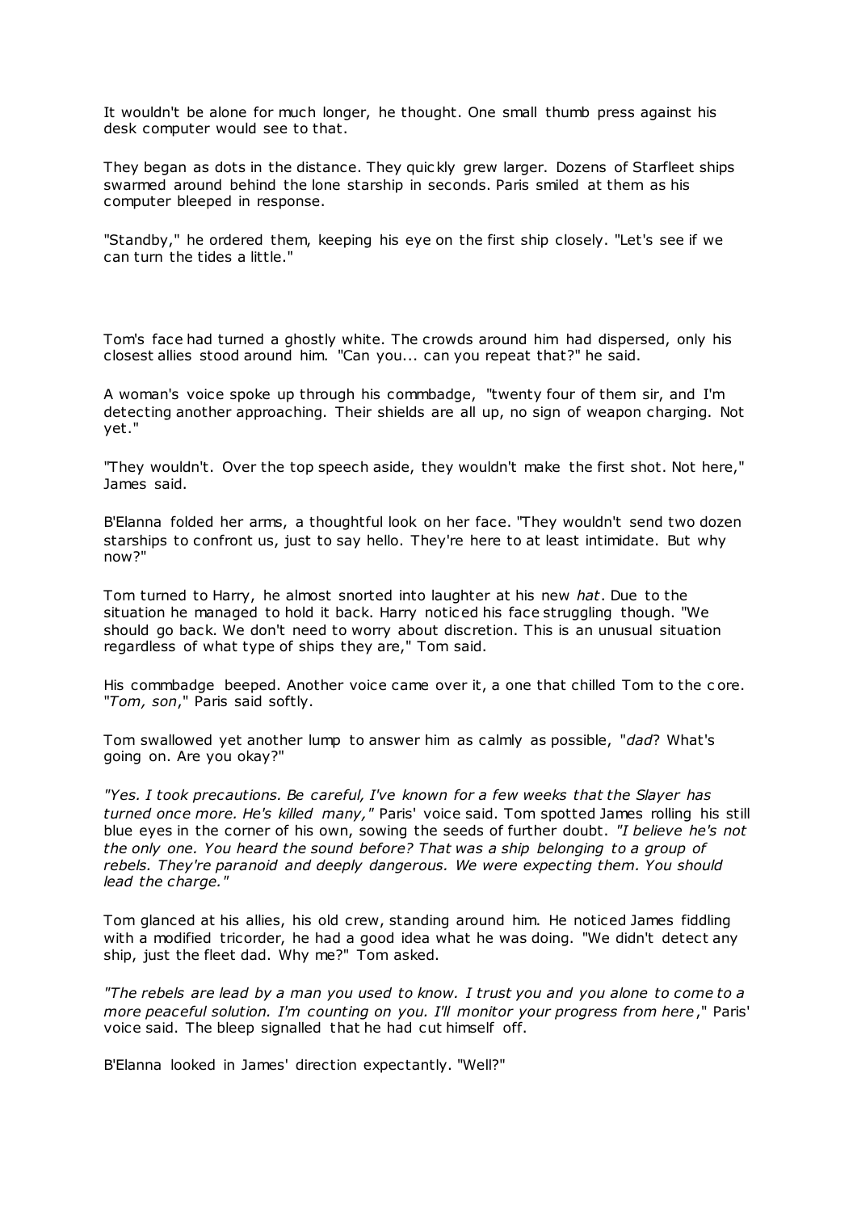It wouldn't be alone for much longer, he thought. One small thumb press against his desk computer would see to that.

They began as dots in the distance. They quickly grew larger. Dozens of Starfleet ships swarmed around behind the lone starship in seconds. Paris smiled at them as his computer bleeped in response.

"Standby," he ordered them, keeping his eye on the first ship closely. "Let's see if we can turn the tides a little."

Tom's face had turned a ghostly white. The crowds around him had dispersed, only his closest allies stood around him. "Can you... can you repeat that?" he said.

A woman's voice spoke up through his commbadge, "twenty four of them sir, and I'm detecting another approaching. Their shields are all up, no sign of weapon charging. Not yet."

"They wouldn't. Over the top speech aside, they wouldn't make the first shot. Not here," James said.

B'Elanna folded her arms, a thoughtful look on her face. "They wouldn't send two dozen starships to confront us, just to say hello. They're here to at least intimidate. But why now?"

Tom turned to Harry, he almost snorted into laughter at his new *hat*. Due to the situation he managed to hold it back. Harry noticed his face struggling though. "We should go back. We don't need to worry about discretion. This is an unusual situation regardless of what type of ships they are," Tom said.

His commbadge beeped. Another voice came over it, a one that chilled Tom to the core. "*Tom, son*," Paris said softly.

Tom swallowed yet another lump to answer him as calmly as possible, "*dad*? What's going on. Are you okay?"

*"Yes. I took precautions. Be careful, I've known for a few weeks that the Slayer has turned once more. He's killed many,"* Paris' voice said. Tom spotted James rolling his still blue eyes in the corner of his own, sowing the seeds of further doubt. *"I believe he's not the only one. You heard the sound before? That was a ship belonging to a group of rebels. They're paranoid and deeply dangerous. We were expecting them. You should lead the charge."*

Tom glanced at his allies, his old crew, standing around him. He noticed James fiddling with a modified tricorder, he had a good idea what he was doing. "We didn't detect any ship, just the fleet dad. Why me?" Tom asked.

*"The rebels are lead by a man you used to know. I trust you and you alone to come to a more peaceful solution. I'm counting on you. I'll monitor your progress from here*," Paris' voice said. The bleep signalled that he had cut himself off.

B'Elanna looked in James' direction expectantly. "Well?"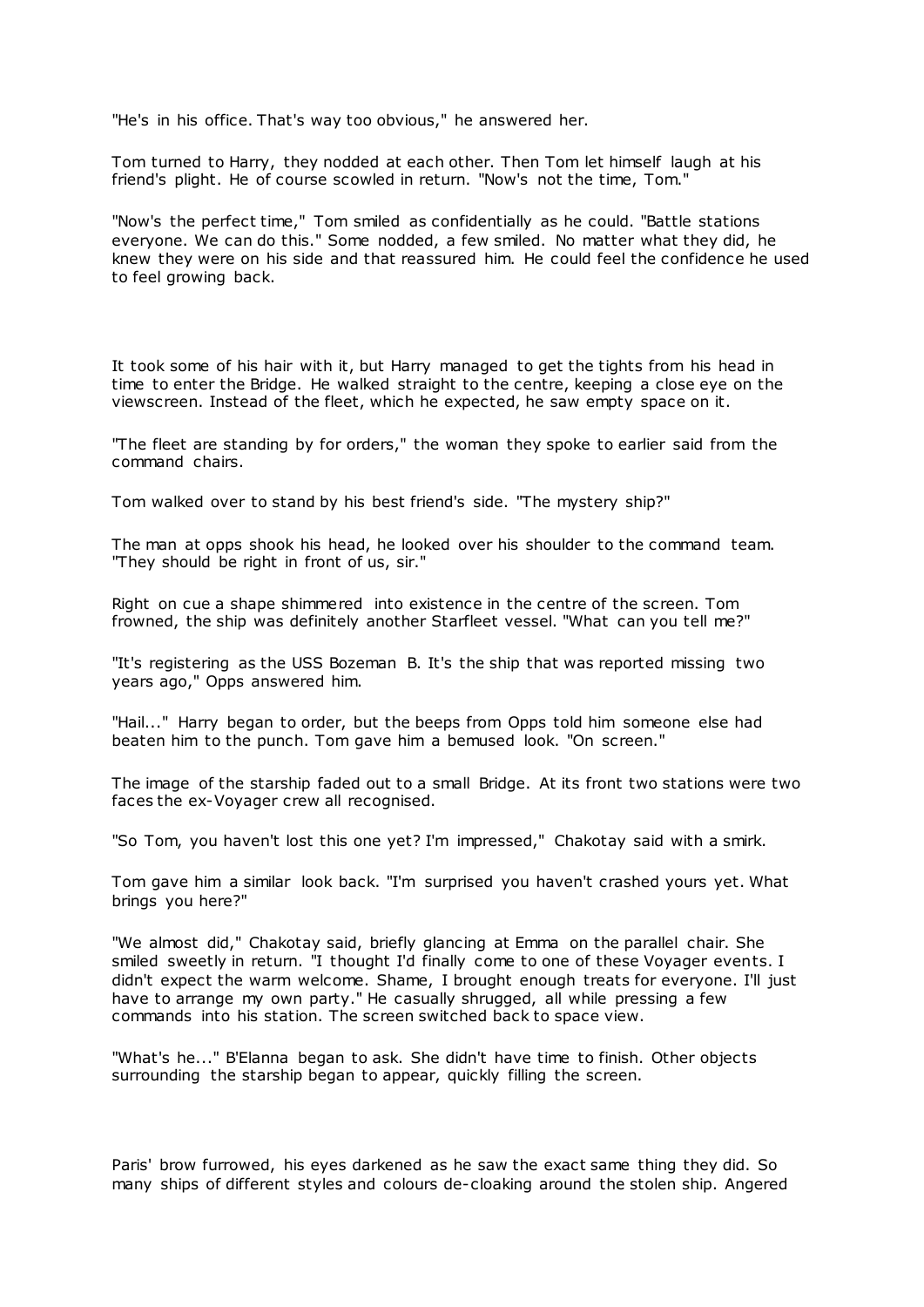"He's in his office. That's way too obvious," he answered her.

Tom turned to Harry, they nodded at each other. Then Tom let himself laugh at his friend's plight. He of course scowled in return. "Now's not the time, Tom."

"Now's the perfect time," Tom smiled as confidentially as he could. "Battle stations everyone. We can do this." Some nodded, a few smiled. No matter what they did, he knew they were on his side and that reassured him. He could feel the confidence he used to feel growing back.

It took some of his hair with it, but Harry managed to get the tights from his head in time to enter the Bridge. He walked straight to the centre, keeping a close eye on the viewscreen. Instead of the fleet, which he expected, he saw empty space on it.

"The fleet are standing by for orders," the woman they spoke to earlier said from the command chairs.

Tom walked over to stand by his best friend's side. "The mystery ship?"

The man at opps shook his head, he looked over his shoulder to the command team. "They should be right in front of us, sir."

Right on cue a shape shimmered into existence in the centre of the screen. Tom frowned, the ship was definitely another Starfleet vessel. "What can you tell me?"

"It's registering as the USS Bozeman B. It's the ship that was reported missing two years ago," Opps answered him.

"Hail..." Harry began to order, but the beeps from Opps told him someone else had beaten him to the punch. Tom gave him a bemused look. "On screen."

The image of the starship faded out to a small Bridge. At its front two stations were two faces the ex-Voyager crew all recognised.

"So Tom, you haven't lost this one yet? I'm impressed," Chakotay said with a smirk.

Tom gave him a similar look back. "I'm surprised you haven't crashed yours yet. What brings you here?"

"We almost did," Chakotay said, briefly glancing at Emma on the parallel chair. She smiled sweetly in return. "I thought I'd finally come to one of these Voyager events. I didn't expect the warm welcome. Shame, I brought enough treats for everyone. I'll just have to arrange my own party." He casually shrugged, all while pressing a few commands into his station. The screen switched back to space view.

"What's he..." B'Elanna began to ask. She didn't have time to finish. Other objects surrounding the starship began to appear, quickly filling the screen.

Paris' brow furrowed, his eyes darkened as he saw the exact same thing they did. So many ships of different styles and colours de-cloaking around the stolen ship. Angered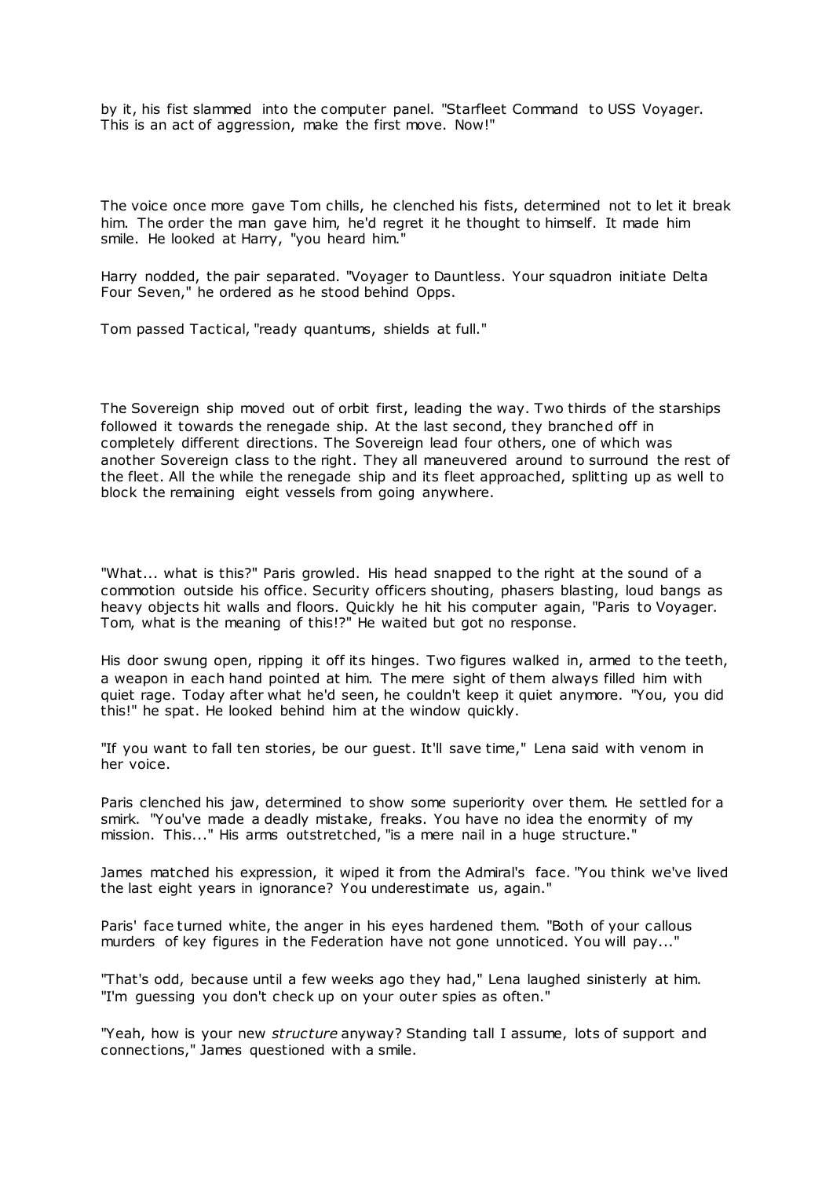by it, his fist slammed into the computer panel. "Starfleet Command to USS Voyager. This is an act of aggression, make the first move. Now!"

The voice once more gave Tom chills, he clenched his fists, determined not to let it break him. The order the man gave him, he'd regret it he thought to himself. It made him smile. He looked at Harry, "you heard him."

Harry nodded, the pair separated. "Voyager to Dauntless. Your squadron initiate Delta Four Seven," he ordered as he stood behind Opps.

Tom passed Tactical, "ready quantums, shields at full."

The Sovereign ship moved out of orbit first, leading the way. Two thirds of the starships followed it towards the renegade ship. At the last second, they branched off in completely different directions. The Sovereign lead four others, one of which was another Sovereign class to the right. They all maneuvered around to surround the rest of the fleet. All the while the renegade ship and its fleet approached, splitting up as well to block the remaining eight vessels from going anywhere.

"What... what is this?" Paris growled. His head snapped to the right at the sound of a commotion outside his office. Security officers shouting, phasers blasting, loud bangs as heavy objects hit walls and floors. Quickly he hit his computer again, "Paris to Voyager. Tom, what is the meaning of this!?" He waited but got no response.

His door swung open, ripping it off its hinges. Two figures walked in, armed to the teeth, a weapon in each hand pointed at him. The mere sight of them always filled him with quiet rage. Today after what he'd seen, he couldn't keep it quiet anymore. "You, you did this!" he spat. He looked behind him at the window quickly.

"If you want to fall ten stories, be our guest. It'll save time," Lena said with venom in her voice.

Paris clenched his jaw, determined to show some superiority over them. He settled for a smirk. "You've made a deadly mistake, freaks. You have no idea the enormity of my mission. This..." His arms outstretched, "is a mere nail in a huge structure."

James matched his expression, it wiped it from the Admiral's face. "You think we've lived the last eight years in ignorance? You underestimate us, again."

Paris' face turned white, the anger in his eyes hardened them. "Both of your callous murders of key figures in the Federation have not gone unnoticed. You will pay..."

"That's odd, because until a few weeks ago they had," Lena laughed sinisterly at him. "I'm guessing you don't check up on your outer spies as often."

"Yeah, how is your new *structure* anyway? Standing tall I assume, lots of support and connections," James questioned with a smile.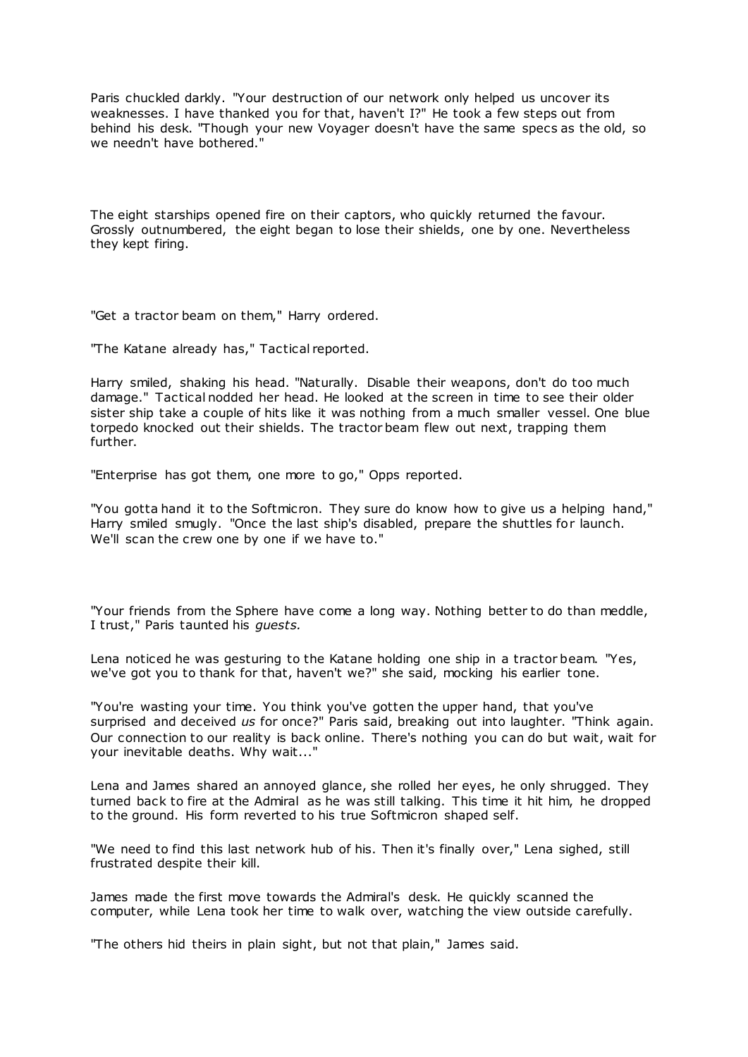Paris chuckled darkly. "Your destruction of our network only helped us uncover its weaknesses. I have thanked you for that, haven't I?" He took a few steps out from behind his desk. "Though your new Voyager doesn't have the same specs as the old, so we needn't have bothered."

The eight starships opened fire on their captors, who quickly returned the favour. Grossly outnumbered, the eight began to lose their shields, one by one. Nevertheless they kept firing.

"Get a tractor beam on them," Harry ordered.

"The Katane already has," Tactical reported.

Harry smiled, shaking his head. "Naturally. Disable their weapons, don't do too much damage." Tactical nodded her head. He looked at the screen in time to see their older sister ship take a couple of hits like it was nothing from a much smaller vessel. One blue torpedo knocked out their shields. The tractor beam flew out next, trapping them further.

"Enterprise has got them, one more to go," Opps reported.

"You gotta hand it to the Softmicron. They sure do know how to give us a helping hand," Harry smiled smugly. "Once the last ship's disabled, prepare the shuttles for launch. We'll scan the crew one by one if we have to."

"Your friends from the Sphere have come a long way. Nothing better to do than meddle, I trust," Paris taunted his *guests.*

Lena noticed he was gesturing to the Katane holding one ship in a tractor beam. "Yes, we've got you to thank for that, haven't we?" she said, mocking his earlier tone.

"You're wasting your time. You think you've gotten the upper hand, that you've surprised and deceived *us* for once?" Paris said, breaking out into laughter. "Think again. Our connection to our reality is back online. There's nothing you can do but wait, wait for your inevitable deaths. Why wait..."

Lena and James shared an annoyed glance, she rolled her eyes, he only shrugged. They turned back to fire at the Admiral as he was still talking. This time it hit him, he dropped to the ground. His form reverted to his true Softmicron shaped self.

"We need to find this last network hub of his. Then it's finally over," Lena sighed, still frustrated despite their kill.

James made the first move towards the Admiral's desk. He quickly scanned the computer, while Lena took her time to walk over, watching the view outside carefully.

"The others hid theirs in plain sight, but not that plain," James said.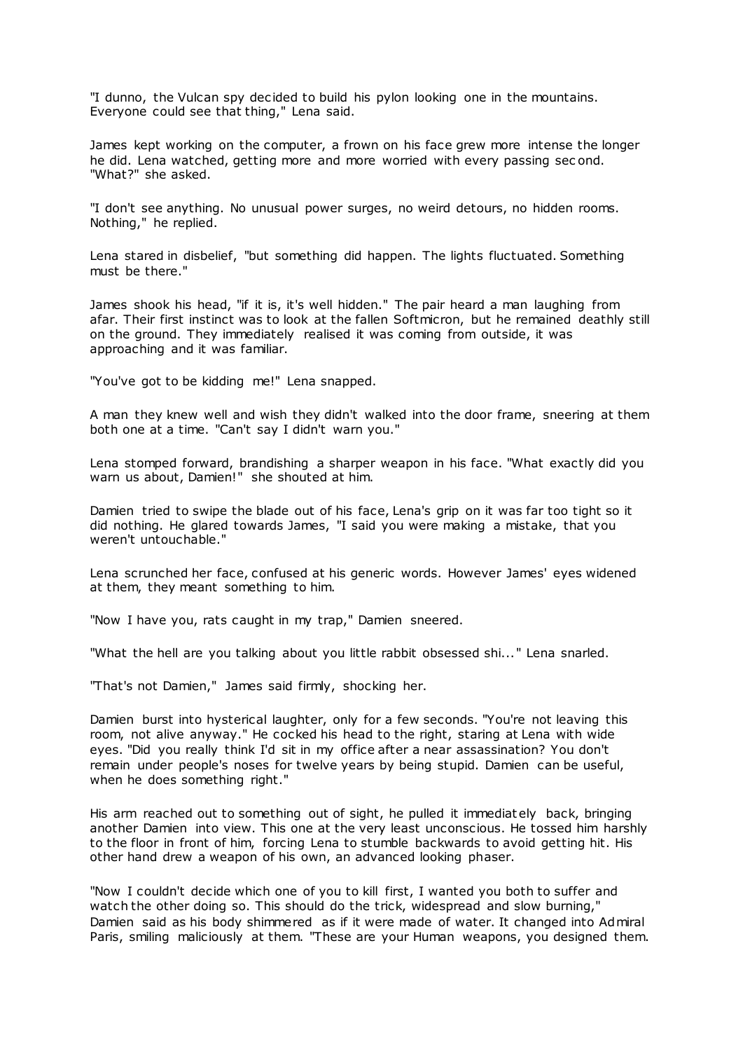"I dunno, the Vulcan spy decided to build his pylon looking one in the mountains. Everyone could see that thing," Lena said.

James kept working on the computer, a frown on his face grew more intense the longer he did. Lena watched, getting more and more worried with every passing second. "What?" she asked.

"I don't see anything. No unusual power surges, no weird detours, no hidden rooms. Nothing," he replied.

Lena stared in disbelief, "but something did happen. The lights fluctuated. Something must be there."

James shook his head, "if it is, it's well hidden." The pair heard a man laughing from afar. Their first instinct was to look at the fallen Softmicron, but he remained deathly still on the ground. They immediately realised it was coming from outside, it was approaching and it was familiar.

"You've got to be kidding me!" Lena snapped.

A man they knew well and wish they didn't walked into the door frame, sneering at them both one at a time. "Can't say I didn't warn you."

Lena stomped forward, brandishing a sharper weapon in his face. "What exactly did you warn us about, Damien!" she shouted at him.

Damien tried to swipe the blade out of his face, Lena's grip on it was far too tight so it did nothing. He glared towards James, "I said you were making a mistake, that you weren't untouchable."

Lena scrunched her face, confused at his generic words. However James' eyes widened at them, they meant something to him.

"Now I have you, rats caught in my trap," Damien sneered.

"What the hell are you talking about you little rabbit obsessed shi..." Lena snarled.

"That's not Damien," James said firmly, shocking her.

Damien burst into hysterical laughter, only for a few seconds. "You're not leaving this room, not alive anyway." He cocked his head to the right, staring at Lena with wide eyes. "Did you really think I'd sit in my office after a near assassination? You don't remain under people's noses for twelve years by being stupid. Damien can be useful, when he does something right."

His arm reached out to something out of sight, he pulled it immediately back, bringing another Damien into view. This one at the very least unconscious. He tossed him harshly to the floor in front of him, forcing Lena to stumble backwards to avoid getting hit. His other hand drew a weapon of his own, an advanced looking phaser.

"Now I couldn't decide which one of you to kill first, I wanted you both to suffer and watch the other doing so. This should do the trick, widespread and slow burning," Damien said as his body shimmered as if it were made of water. It changed into Admiral Paris, smiling maliciously at them. "These are your Human weapons, you designed them.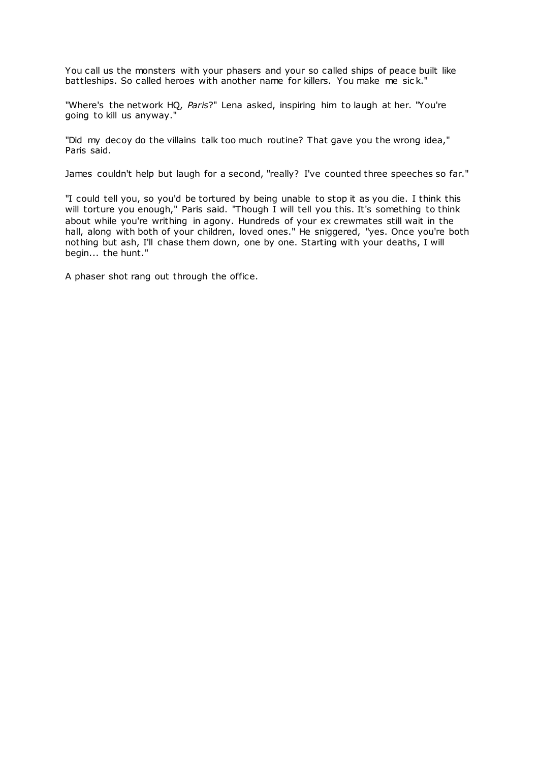You call us the monsters with your phasers and your so called ships of peace built like battleships. So called heroes with another name for killers. You make me sick."

"Where's the network HQ, *Paris*?" Lena asked, inspiring him to laugh at her. "You're going to kill us anyway."

"Did my decoy do the villains talk too much routine? That gave you the wrong idea," Paris said.

James couldn't help but laugh for a second, "really? I've counted three speeches so far."

"I could tell you, so you'd be tortured by being unable to stop it as you die. I think this will torture you enough," Paris said. "Though I will tell you this. It's something to think about while you're writhing in agony. Hundreds of your ex crewmates still wait in the hall, along with both of your children, loved ones." He sniggered, "yes. Once you're both nothing but ash, I'll chase them down, one by one. Starting with your deaths, I will begin... the hunt."

A phaser shot rang out through the office.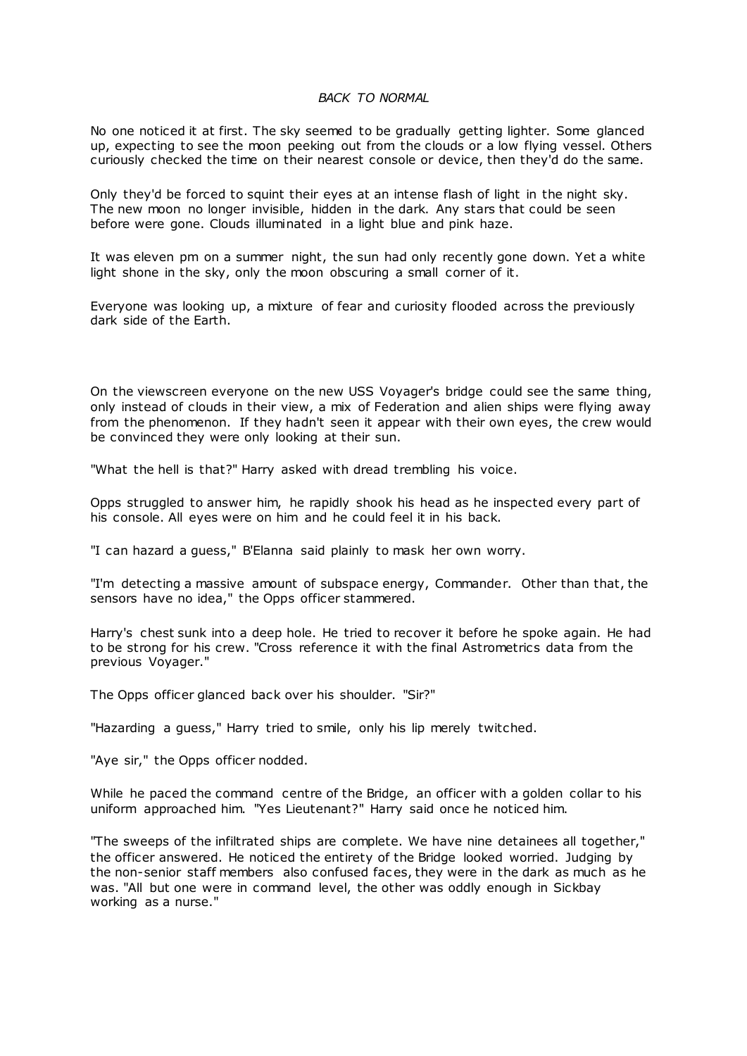*BACK TO NORMAL*

No one noticed it at first. The sky seemed to be gradually getting lighter. Some glanced up, expecting to see the moon peeking out from the clouds or a low flying vessel. Others curiously checked the time on their nearest console or device, then they'd do the same.

Only they'd be forced to squint their eyes at an intense flash of light in the night sky. The new moon no longer invisible, hidden in the dark. Any stars that could be seen before were gone. Clouds illuminated in a light blue and pink haze.

It was eleven pm on a summer night, the sun had only recently gone down. Yet a white light shone in the sky, only the moon obscuring a small corner of it.

Everyone was looking up, a mixture of fear and curiosity flooded across the previously dark side of the Earth.

On the viewscreen everyone on the new USS Voyager's bridge could see the same thing, only instead of clouds in their view, a mix of Federation and alien ships were flying away from the phenomenon. If they hadn't seen it appear with their own eyes, the crew would be convinced they were only looking at their sun.

"What the hell is that?" Harry asked with dread trembling his voice.

Opps struggled to answer him, he rapidly shook his head as he inspected every part of his console. All eyes were on him and he could feel it in his back.

"I can hazard a guess," B'Elanna said plainly to mask her own worry.

"I'm detecting a massive amount of subspace energy, Commander. Other than that, the sensors have no idea," the Opps officer stammered.

Harry's chest sunk into a deep hole. He tried to recover it before he spoke again. He had to be strong for his crew. "Cross reference it with the final Astrometrics data from the previous Voyager."

The Opps officer glanced back over his shoulder. "Sir?"

"Hazarding a guess," Harry tried to smile, only his lip merely twitched.

"Aye sir," the Opps officer nodded.

While he paced the command centre of the Bridge, an officer with a golden collar to his uniform approached him. "Yes Lieutenant?" Harry said once he noticed him.

"The sweeps of the infiltrated ships are complete. We have nine detainees all together," the officer answered. He noticed the entirety of the Bridge looked worried. Judging by the non-senior staff members also confused faces, they were in the dark as much as he was. "All but one were in command level, the other was oddly enough in Sickbay working as a nurse."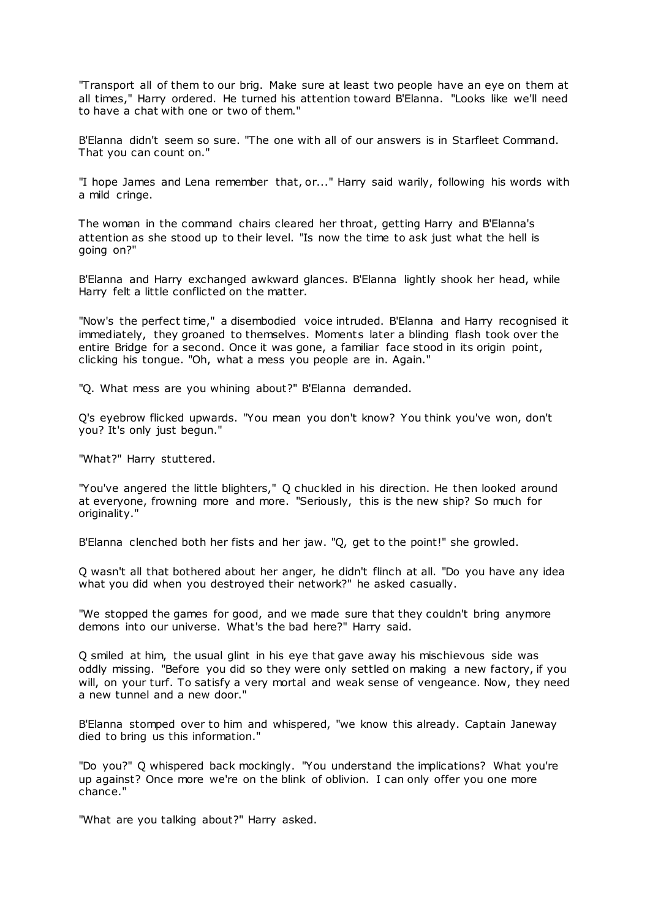"Transport all of them to our brig. Make sure at least two people have an eye on them at all times," Harry ordered. He turned his attention toward B'Elanna. "Looks like we'll need to have a chat with one or two of them."

B'Elanna didn't seem so sure. "The one with all of our answers is in Starfleet Command. That you can count on."

"I hope James and Lena remember that, or..." Harry said warily, following his words with a mild cringe.

The woman in the command chairs cleared her throat, getting Harry and B'Elanna's attention as she stood up to their level. "Is now the time to ask just what the hell is going on?"

B'Elanna and Harry exchanged awkward glances. B'Elanna lightly shook her head, while Harry felt a little conflicted on the matter.

"Now's the perfect time," a disembodied voice intruded. B'Elanna and Harry recognised it immediately, they groaned to themselves. Moments later a blinding flash took over the entire Bridge for a second. Once it was gone, a familiar face stood in its origin point, clicking his tongue. "Oh, what a mess you people are in. Again."

"Q. What mess are you whining about?" B'Elanna demanded.

Q's eyebrow flicked upwards. "You mean you don't know? You think you've won, don't you? It's only just begun."

"What?" Harry stuttered.

"You've angered the little blighters," Q chuckled in his direction. He then looked around at everyone, frowning more and more. "Seriously, this is the new ship? So much for originality."

B'Elanna clenched both her fists and her jaw. "Q, get to the point!" she growled.

Q wasn't all that bothered about her anger, he didn't flinch at all. "Do you have any idea what you did when you destroyed their network?" he asked casually.

"We stopped the games for good, and we made sure that they couldn't bring anymore demons into our universe. What's the bad here?" Harry said.

Q smiled at him, the usual glint in his eye that gave away his mischievous side was oddly missing. "Before you did so they were only settled on making a new factory, if you will, on your turf. To satisfy a very mortal and weak sense of vengeance. Now, they need a new tunnel and a new door."

B'Elanna stomped over to him and whispered, "we know this already. Captain Janeway died to bring us this information."

"Do you?" Q whispered back mockingly. "You understand the implications? What you're up against? Once more we're on the blink of oblivion. I can only offer you one more chance."

"What are you talking about?" Harry asked.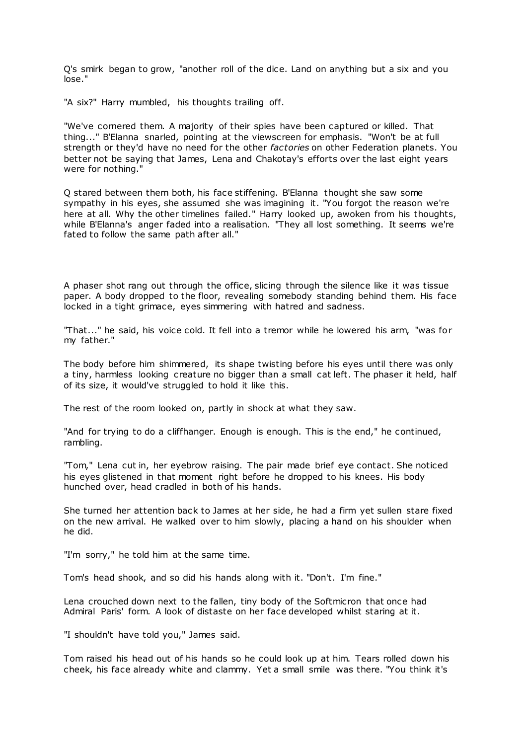Q's smirk began to grow, "another roll of the dice. Land on anything but a six and you lose."

"A six?" Harry mumbled, his thoughts trailing off.

"We've cornered them. A majority of their spies have been captured or killed. That thing..." B'Elanna snarled, pointing at the viewscreen for emphasis. "Won't be at full strength or they'd have no need for the other *factories* on other Federation planets. You better not be saying that James, Lena and Chakotay's efforts over the last eight years were for nothing."

Q stared between them both, his face stiffening. B'Elanna thought she saw some sympathy in his eyes, she assumed she was imagining it. "You forgot the reason we're here at all. Why the other timelines failed." Harry looked up, awoken from his thoughts, while B'Elanna's anger faded into a realisation. "They all lost something. It seems we're fated to follow the same path after all."

A phaser shot rang out through the office, slicing through the silence like it was tissue paper. A body dropped to the floor, revealing somebody standing behind them. His face locked in a tight grimace, eyes simmering with hatred and sadness.

"That..." he said, his voice cold. It fell into a tremor while he lowered his arm, "was for my father."

The body before him shimmered, its shape twisting before his eyes until there was only a tiny, harmless looking creature no bigger than a small cat left. The phaser it held, half of its size, it would've struggled to hold it like this.

The rest of the room looked on, partly in shock at what they saw.

"And for trying to do a cliffhanger. Enough is enough. This is the end," he continued, rambling.

"Tom," Lena cut in, her eyebrow raising. The pair made brief eye contact. She noticed his eyes glistened in that moment right before he dropped to his knees. His body hunched over, head cradled in both of his hands.

She turned her attention back to James at her side, he had a firm yet sullen stare fixed on the new arrival. He walked over to him slowly, placing a hand on his shoulder when he did.

"I'm sorry," he told him at the same time.

Tom's head shook, and so did his hands along with it. "Don't. I'm fine."

Lena crouched down next to the fallen, tiny body of the Softmicron that once had Admiral Paris' form. A look of distaste on her face developed whilst staring at it.

"I shouldn't have told you," James said.

Tom raised his head out of his hands so he could look up at him. Tears rolled down his cheek, his face already white and clammy. Yet a small smile was there. "You think it's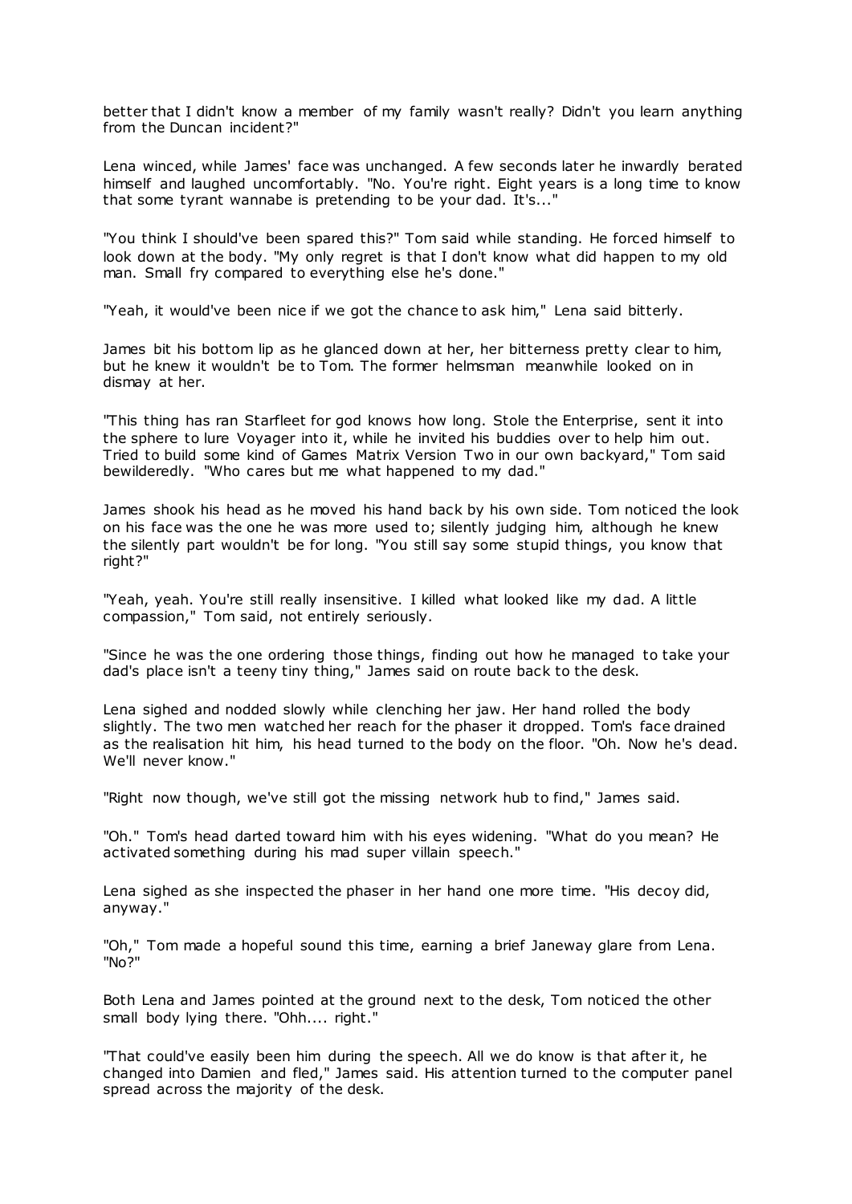better that I didn't know a member of my family wasn't really? Didn't you learn anything from the Duncan incident?"

Lena winced, while James' face was unchanged. A few seconds later he inwardly berated himself and laughed uncomfortably. "No. You're right. Eight years is a long time to know that some tyrant wannabe is pretending to be your dad. It's..."

"You think I should've been spared this?" Tom said while standing. He forced himself to look down at the body. "My only regret is that I don't know what did happen to my old man. Small fry compared to everything else he's done."

"Yeah, it would've been nice if we got the chance to ask him," Lena said bitterly.

James bit his bottom lip as he glanced down at her, her bitterness pretty clear to him, but he knew it wouldn't be to Tom. The former helmsman meanwhile looked on in dismay at her.

"This thing has ran Starfleet for god knows how long. Stole the Enterprise, sent it into the sphere to lure Voyager into it, while he invited his buddies over to help him out. Tried to build some kind of Games Matrix Version Two in our own backyard," Tom said bewilderedly. "Who cares but me what happened to my dad."

James shook his head as he moved his hand back by his own side. Tom noticed the look on his face was the one he was more used to; silently judging him, although he knew the silently part wouldn't be for long. "You still say some stupid things, you know that right?"

"Yeah, yeah. You're still really insensitive. I killed what looked like my dad. A little compassion," Tom said, not entirely seriously.

"Since he was the one ordering those things, finding out how he managed to take your dad's place isn't a teeny tiny thing," James said on route back to the desk.

Lena sighed and nodded slowly while clenching her jaw. Her hand rolled the body slightly. The two men watched her reach for the phaser it dropped. Tom's face drained as the realisation hit him, his head turned to the body on the floor. "Oh. Now he's dead. We'll never know."

"Right now though, we've still got the missing network hub to find," James said.

"Oh." Tom's head darted toward him with his eyes widening. "What do you mean? He activated something during his mad super villain speech."

Lena sighed as she inspected the phaser in her hand one more time. "His decoy did, anyway."

"Oh," Tom made a hopeful sound this time, earning a brief Janeway glare from Lena. "No?"

Both Lena and James pointed at the ground next to the desk, Tom noticed the other small body lying there. "Ohh.... right."

"That could've easily been him during the speech. All we do know is that after it, he changed into Damien and fled," James said. His attention turned to the computer panel spread across the majority of the desk.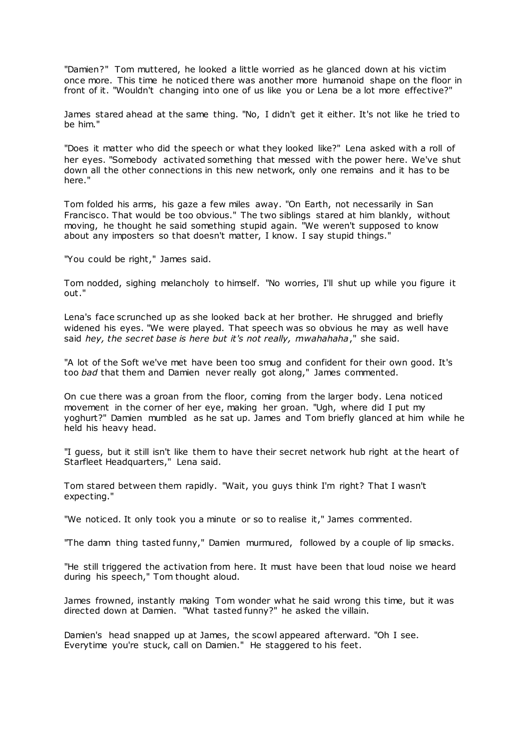"Damien?" Tom muttered, he looked a little worried as he glanced down at his victim once more. This time he noticed there was another more humanoid shape on the floor in front of it. "Wouldn't changing into one of us like you or Lena be a lot more effective?"

James stared ahead at the same thing. "No, I didn't get it either. It's not like he tried to be him."

"Does it matter who did the speech or what they looked like?" Lena asked with a roll of her eyes. "Somebody activated something that messed with the power here. We've shut down all the other connections in this new network, only one remains and it has to be here."

Tom folded his arms, his gaze a few miles away. "On Earth, not necessarily in San Francisco. That would be too obvious." The two siblings stared at him blankly, without moving, he thought he said something stupid again. "We weren't supposed to know about any imposters so that doesn't matter, I know. I say stupid things."

"You could be right," James said.

Tom nodded, sighing melancholy to himself. "No worries, I'll shut up while you figure it out."

Lena's face scrunched up as she looked back at her brother. He shrugged and briefly widened his eyes. "We were played. That speech was so obvious he may as well have said *hey, the secret base is here but it's not really, mwahahaha*," she said.

"A lot of the Soft we've met have been too smug and confident for their own good. It's too *bad* that them and Damien never really got along," James commented.

On cue there was a groan from the floor, coming from the larger body. Lena noticed movement in the corner of her eye, making her groan. "Ugh, where did I put my yoghurt?" Damien mumbled as he sat up. James and Tom briefly glanced at him while he held his heavy head.

"I guess, but it still isn't like them to have their secret network hub right at the heart of Starfleet Headquarters," Lena said.

Tom stared between them rapidly. "Wait, you guys think I'm right? That I wasn't expecting."

"We noticed. It only took you a minute or so to realise it," James commented.

"The damn thing tasted funny," Damien murmured, followed by a couple of lip smacks.

"He still triggered the activation from here. It must have been that loud noise we heard during his speech," Tom thought aloud.

James frowned, instantly making Tom wonder what he said wrong this time, but it was directed down at Damien. "What tasted funny?" he asked the villain.

Damien's head snapped up at James, the scowl appeared afterward. "Oh I see. Everytime you're stuck, call on Damien." He staggered to his feet.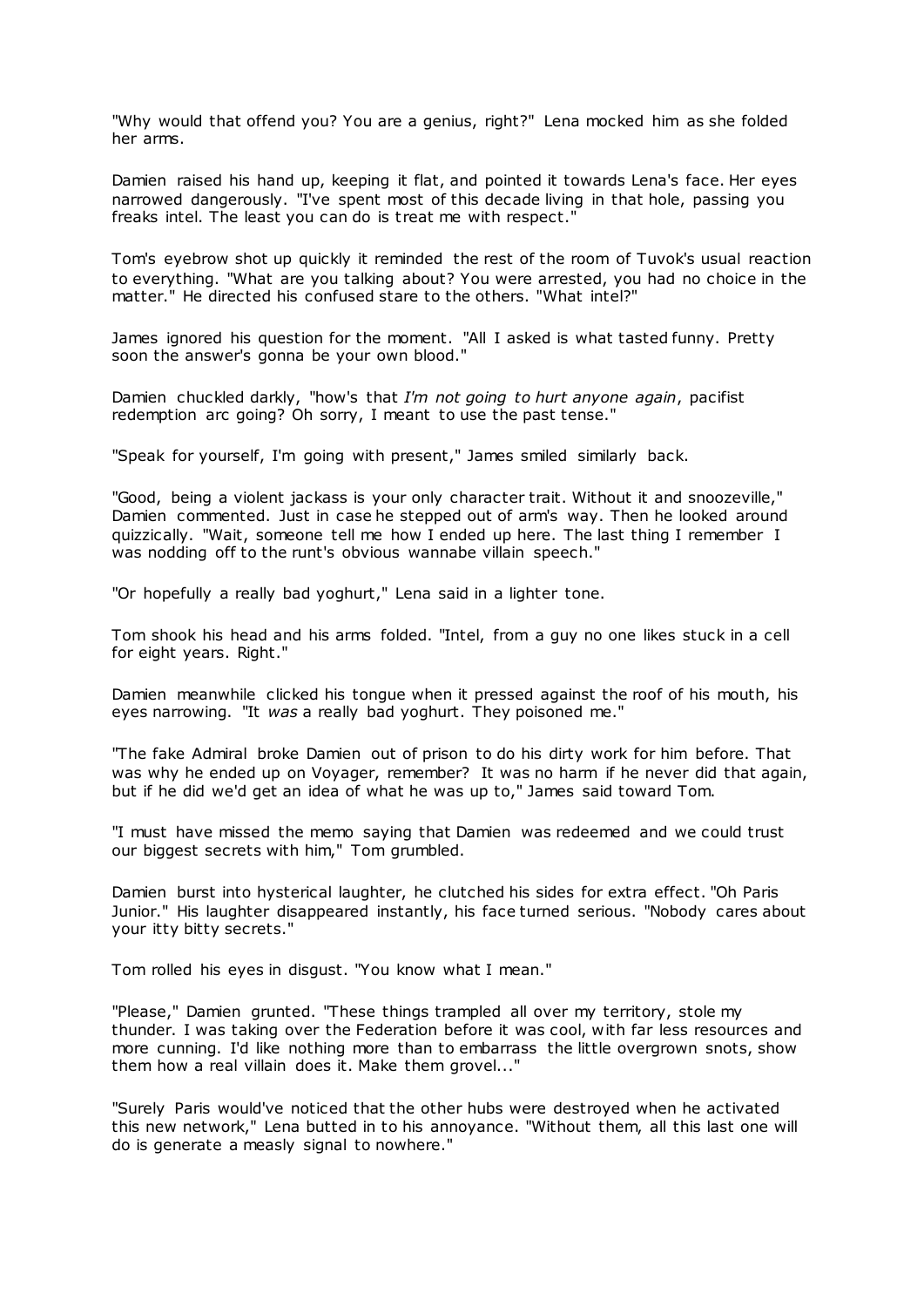"Why would that offend you? You are a genius, right?" Lena mocked him as she folded her arms.

Damien raised his hand up, keeping it flat, and pointed it towards Lena's face. Her eyes narrowed dangerously. "I've spent most of this decade living in that hole, passing you freaks intel. The least you can do is treat me with respect."

Tom's eyebrow shot up quickly it reminded the rest of the room of Tuvok's usual reaction to everything. "What are you talking about? You were arrested, you had no choice in the matter." He directed his confused stare to the others. "What intel?"

James ignored his question for the moment. "All I asked is what tasted funny. Pretty soon the answer's gonna be your own blood."

Damien chuckled darkly, "how's that *I'm not going to hurt anyone again*, pacifist redemption arc going? Oh sorry, I meant to use the past tense."

"Speak for yourself, I'm going with present," James smiled similarly back.

"Good, being a violent jackass is your only character trait. Without it and snoozeville," Damien commented. Just in case he stepped out of arm's way. Then he looked around quizzically. "Wait, someone tell me how I ended up here. The last thing I remember I was nodding off to the runt's obvious wannabe villain speech."

"Or hopefully a really bad yoghurt," Lena said in a lighter tone.

Tom shook his head and his arms folded. "Intel, from a guy no one likes stuck in a cell for eight years. Right."

Damien meanwhile clicked his tongue when it pressed against the roof of his mouth, his eyes narrowing. "It *was* a really bad yoghurt. They poisoned me."

"The fake Admiral broke Damien out of prison to do his dirty work for him before. That was why he ended up on Voyager, remember? It was no harm if he never did that again, but if he did we'd get an idea of what he was up to," James said toward Tom.

"I must have missed the memo saying that Damien was redeemed and we could trust our biggest secrets with him," Tom grumbled.

Damien burst into hysterical laughter, he clutched his sides for extra effect. "Oh Paris Junior." His laughter disappeared instantly, his face turned serious. "Nobody cares about your itty bitty secrets."

Tom rolled his eyes in disgust. "You know what I mean."

"Please," Damien grunted. "These things trampled all over my territory, stole my thunder. I was taking over the Federation before it was cool, with far less resources and more cunning. I'd like nothing more than to embarrass the little overgrown snots, show them how a real villain does it. Make them grovel..."

"Surely Paris would've noticed that the other hubs were destroyed when he activated this new network," Lena butted in to his annoyance. "Without them, all this last one will do is generate a measly signal to nowhere."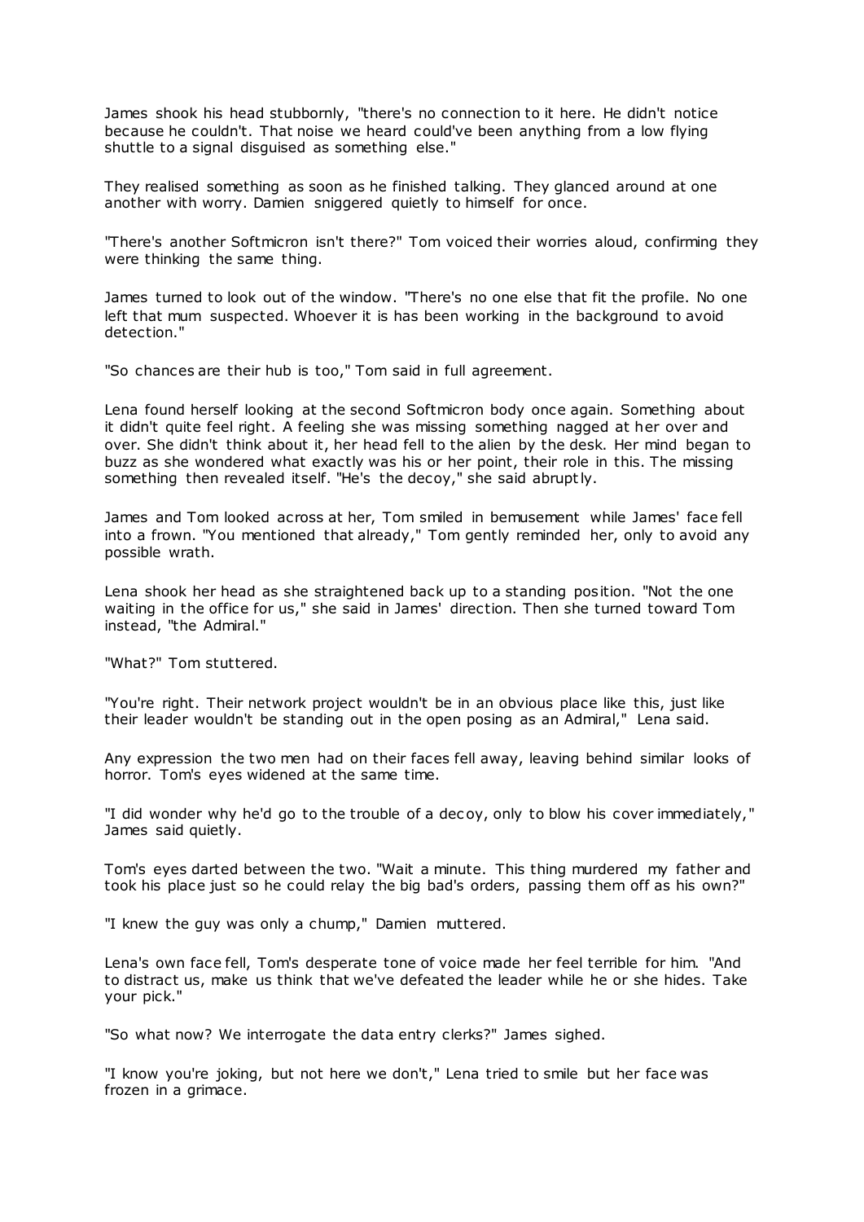James shook his head stubbornly, "there's no connection to it here. He didn't notice because he couldn't. That noise we heard could've been anything from a low flying shuttle to a signal disguised as something else."

They realised something as soon as he finished talking. They glanced around at one another with worry. Damien sniggered quietly to himself for once.

"There's another Softmicron isn't there?" Tom voiced their worries aloud, confirming they were thinking the same thing.

James turned to look out of the window. "There's no one else that fit the profile. No one left that mum suspected. Whoever it is has been working in the background to avoid detection."

"So chances are their hub is too," Tom said in full agreement.

Lena found herself looking at the second Softmicron body once again. Something about it didn't quite feel right. A feeling she was missing something nagged at her over and over. She didn't think about it, her head fell to the alien by the desk. Her mind began to buzz as she wondered what exactly was his or her point, their role in this. The missing something then revealed itself. "He's the decoy," she said abruptly.

James and Tom looked across at her, Tom smiled in bemusement while James' face fell into a frown. "You mentioned that already," Tom gently reminded her, only to avoid any possible wrath.

Lena shook her head as she straightened back up to a standing position. "Not the one waiting in the office for us," she said in James' direction. Then she turned toward Tom instead, "the Admiral."

"What?" Tom stuttered.

"You're right. Their network project wouldn't be in an obvious place like this, just like their leader wouldn't be standing out in the open posing as an Admiral," Lena said.

Any expression the two men had on their faces fell away, leaving behind similar looks of horror. Tom's eyes widened at the same time.

"I did wonder why he'd go to the trouble of a decoy, only to blow his cover immediately," James said quietly.

Tom's eyes darted between the two. "Wait a minute. This thing murdered my father and took his place just so he could relay the big bad's orders, passing them off as his own?"

"I knew the guy was only a chump," Damien muttered.

Lena's own face fell, Tom's desperate tone of voice made her feel terrible for him. "And to distract us, make us think that we've defeated the leader while he or she hides. Take your pick."

"So what now? We interrogate the data entry clerks?" James sighed.

"I know you're joking, but not here we don't," Lena tried to smile but her face was frozen in a grimace.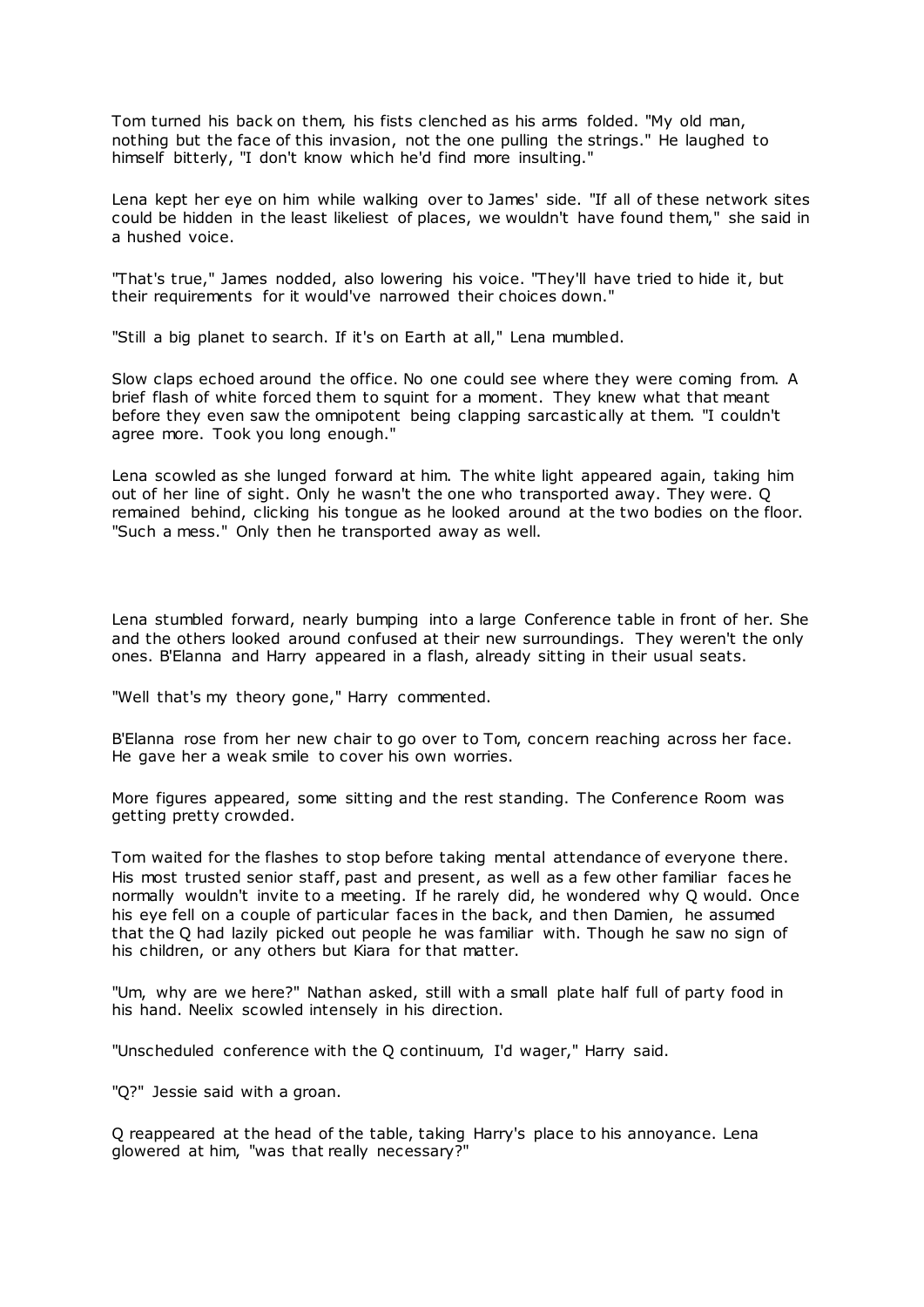Tom turned his back on them, his fists clenched as his arms folded. "My old man, nothing but the face of this invasion, not the one pulling the strings." He laughed to himself bitterly, "I don't know which he'd find more insulting."

Lena kept her eye on him while walking over to James' side. "If all of these network sites could be hidden in the least likeliest of places, we wouldn't have found them," she said in a hushed voice.

"That's true," James nodded, also lowering his voice. "They'll have tried to hide it, but their requirements for it would've narrowed their choices down."

"Still a big planet to search. If it's on Earth at all," Lena mumbled.

Slow claps echoed around the office. No one could see where they were coming from. A brief flash of white forced them to squint for a moment. They knew what that meant before they even saw the omnipotent being clapping sarcastically at them. "I couldn't agree more. Took you long enough."

Lena scowled as she lunged forward at him. The white light appeared again, taking him out of her line of sight. Only he wasn't the one who transported away. They were. Q remained behind, clicking his tongue as he looked around at the two bodies on the floor. "Such a mess." Only then he transported away as well.

Lena stumbled forward, nearly bumping into a large Conference table in front of her. She and the others looked around confused at their new surroundings. They weren't the only ones. B'Elanna and Harry appeared in a flash, already sitting in their usual seats.

"Well that's my theory gone," Harry commented.

B'Elanna rose from her new chair to go over to Tom, concern reaching across her face. He gave her a weak smile to cover his own worries.

More figures appeared, some sitting and the rest standing. The Conference Room was getting pretty crowded.

Tom waited for the flashes to stop before taking mental attendance of everyone there. His most trusted senior staff, past and present, as well as a few other familiar faces he normally wouldn't invite to a meeting. If he rarely did, he wondered why Q would. Once his eye fell on a couple of particular faces in the back, and then Damien, he assumed that the Q had lazily picked out people he was familiar with. Though he saw no sign of his children, or any others but Kiara for that matter.

"Um, why are we here?" Nathan asked, still with a small plate half full of party food in his hand. Neelix scowled intensely in his direction.

"Unscheduled conference with the Q continuum, I'd wager," Harry said.

"Q?" Jessie said with a groan.

Q reappeared at the head of the table, taking Harry's place to his annoyance. Lena glowered at him, "was that really necessary?"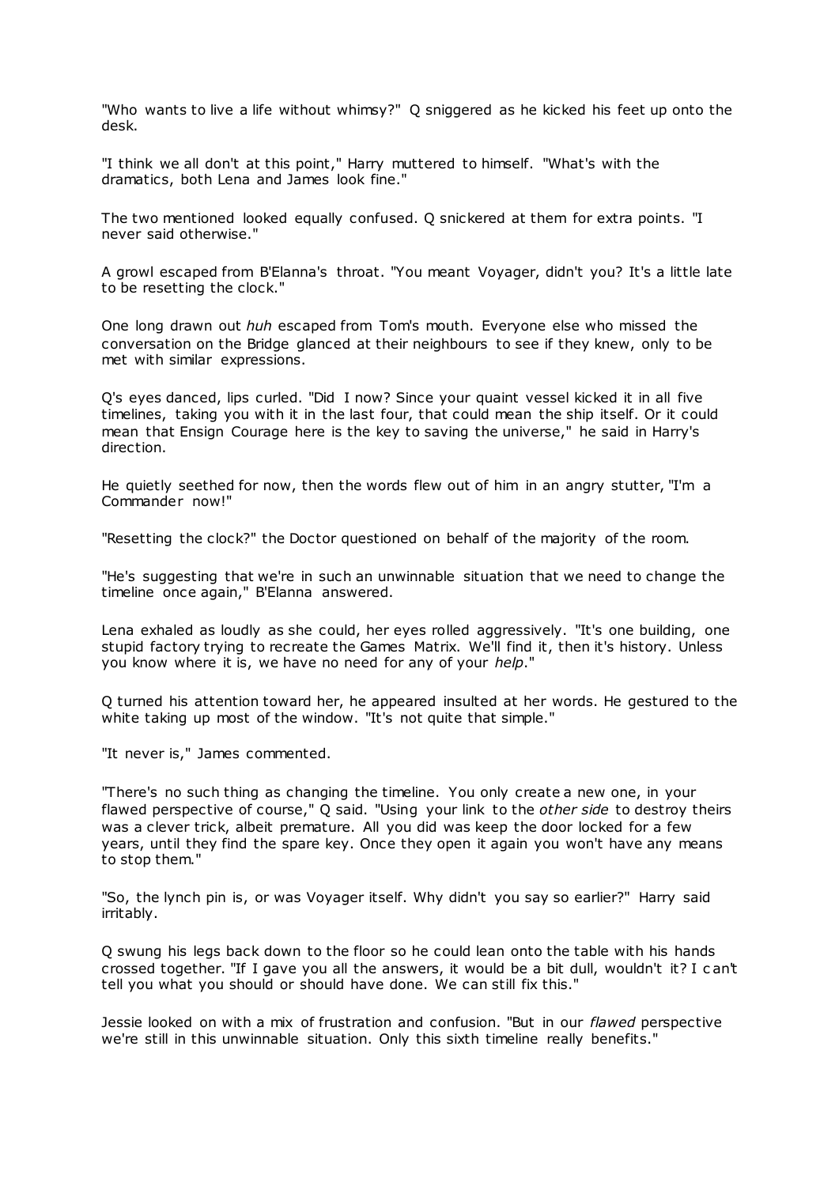"Who wants to live a life without whimsy?" Q sniggered as he kicked his feet up onto the desk.

"I think we all don't at this point," Harry muttered to himself. "What's with the dramatics, both Lena and James look fine."

The two mentioned looked equally confused. Q snickered at them for extra points. "I never said otherwise."

A growl escaped from B'Elanna's throat. "You meant Voyager, didn't you? It's a little late to be resetting the clock."

One long drawn out *huh* escaped from Tom's mouth. Everyone else who missed the conversation on the Bridge glanced at their neighbours to see if they knew, only to be met with similar expressions.

Q's eyes danced, lips curled. "Did I now? Since your quaint vessel kicked it in all five timelines, taking you with it in the last four, that could mean the ship itself. Or it could mean that Ensign Courage here is the key to saving the universe," he said in Harry's direction.

He quietly seethed for now, then the words flew out of him in an angry stutter, "I'm a Commander now!"

"Resetting the clock?" the Doctor questioned on behalf of the majority of the room.

"He's suggesting that we're in such an unwinnable situation that we need to change the timeline once again," B'Elanna answered.

Lena exhaled as loudly as she could, her eyes rolled aggressively. "It's one building, one stupid factory trying to recreate the Games Matrix. We'll find it, then it's history. Unless you know where it is, we have no need for any of your *help*."

Q turned his attention toward her, he appeared insulted at her words. He gestured to the white taking up most of the window. "It's not quite that simple."

"It never is," James commented.

"There's no such thing as changing the timeline. You only create a new one, in your flawed perspective of course," Q said. "Using your link to the *other side* to destroy theirs was a clever trick, albeit premature. All you did was keep the door locked for a few years, until they find the spare key. Once they open it again you won't have any means to stop them."

"So, the lynch pin is, or was Voyager itself. Why didn't you say so earlier?" Harry said irritably.

Q swung his legs back down to the floor so he could lean onto the table with his hands crossed together. "If I gave you all the answers, it would be a bit dull, wouldn't it? I can't tell you what you should or should have done. We can still fix this."

Jessie looked on with a mix of frustration and confusion. "But in our *flawed* perspective we're still in this unwinnable situation. Only this sixth timeline really benefits."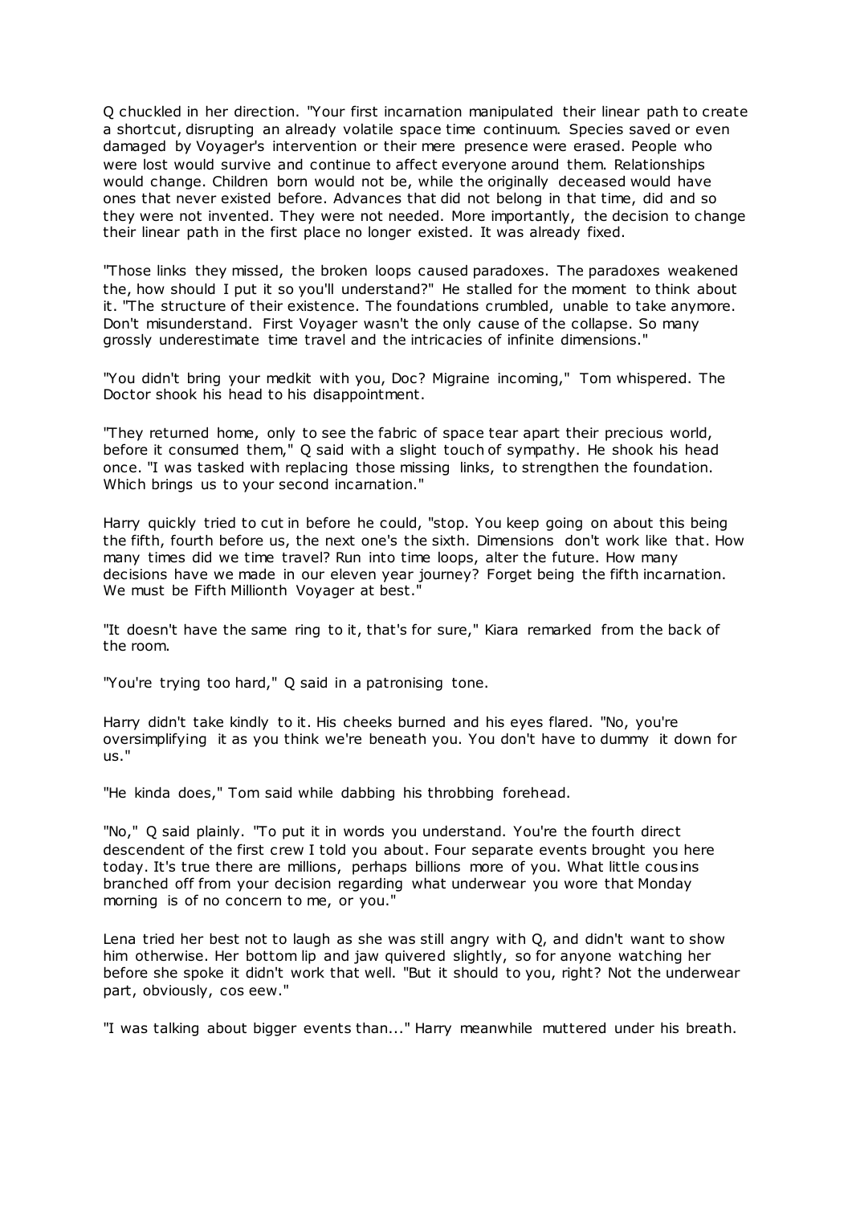Q chuckled in her direction. "Your first incarnation manipulated their linear path to create a shortcut, disrupting an already volatile space time continuum. Species saved or even damaged by Voyager's intervention or their mere presence were erased. People who were lost would survive and continue to affect everyone around them. Relationships would change. Children born would not be, while the originally deceased would have ones that never existed before. Advances that did not belong in that time, did and so they were not invented. They were not needed. More importantly, the decision to change their linear path in the first place no longer existed. It was already fixed.

"Those links they missed, the broken loops caused paradoxes. The paradoxes weakened the, how should I put it so you'll understand?" He stalled for the moment to think about it. "The structure of their existence. The foundations crumbled, unable to take anymore. Don't misunderstand. First Voyager wasn't the only cause of the collapse. So many grossly underestimate time travel and the intricacies of infinite dimensions."

"You didn't bring your medkit with you, Doc? Migraine incoming," Tom whispered. The Doctor shook his head to his disappointment.

"They returned home, only to see the fabric of space tear apart their precious world, before it consumed them," Q said with a slight touch of sympathy. He shook his head once. "I was tasked with replacing those missing links, to strengthen the foundation. Which brings us to your second incarnation."

Harry quickly tried to cut in before he could, "stop. You keep going on about this being the fifth, fourth before us, the next one's the sixth. Dimensions don't work like that. How many times did we time travel? Run into time loops, alter the future. How many decisions have we made in our eleven year journey? Forget being the fifth incarnation. We must be Fifth Millionth Voyager at best."

"It doesn't have the same ring to it, that's for sure," Kiara remarked from the back of the room.

"You're trying too hard," Q said in a patronising tone.

Harry didn't take kindly to it. His cheeks burned and his eyes flared. "No, you're oversimplifying it as you think we're beneath you. You don't have to dummy it down for us."

"He kinda does," Tom said while dabbing his throbbing forehead.

"No," Q said plainly. "To put it in words you understand. You're the fourth direct descendent of the first crew I told you about. Four separate events brought you here today. It's true there are millions, perhaps billions more of you. What little cousins branched off from your decision regarding what underwear you wore that Monday morning is of no concern to me, or you."

Lena tried her best not to laugh as she was still angry with Q, and didn't want to show him otherwise. Her bottom lip and jaw quivered slightly, so for anyone watching her before she spoke it didn't work that well. "But it should to you, right? Not the underwear part, obviously, cos eew."

"I was talking about bigger events than..." Harry meanwhile muttered under his breath.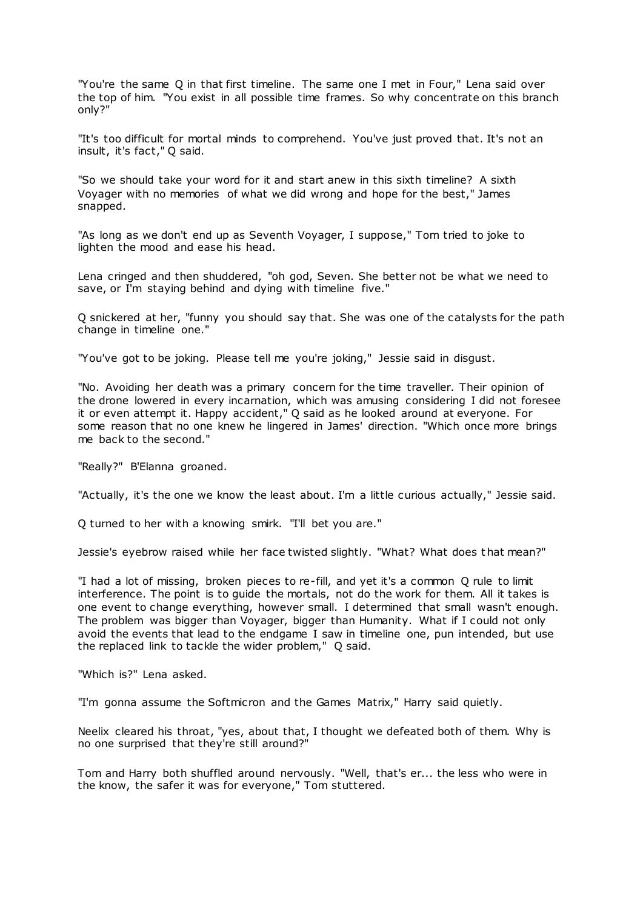"You're the same Q in that first timeline. The same one I met in Four," Lena said over the top of him. "You exist in all possible time frames. So why concentrate on this branch only?"

"It's too difficult for mortal minds to comprehend. You've just proved that. It's not an insult, it's fact," Q said.

"So we should take your word for it and start anew in this sixth timeline? A sixth Voyager with no memories of what we did wrong and hope for the best," James snapped.

"As long as we don't end up as Seventh Voyager, I suppose," Tom tried to joke to lighten the mood and ease his head.

Lena cringed and then shuddered, "oh god, Seven. She better not be what we need to save, or I'm staying behind and dying with timeline five."

Q snickered at her, "funny you should say that. She was one of the catalysts for the path change in timeline one."

"You've got to be joking. Please tell me you're joking," Jessie said in disgust.

"No. Avoiding her death was a primary concern for the time traveller. Their opinion of the drone lowered in every incarnation, which was amusing considering I did not foresee it or even attempt it. Happy accident," Q said as he looked around at everyone. For some reason that no one knew he lingered in James' direction. "Which once more brings me back to the second."

"Really?" B'Elanna groaned.

"Actually, it's the one we know the least about. I'm a little curious actually," Jessie said.

Q turned to her with a knowing smirk. "I'll bet you are."

Jessie's eyebrow raised while her face twisted slightly. "What? What does that mean?"

"I had a lot of missing, broken pieces to re-fill, and yet it's a common Q rule to limit interference. The point is to guide the mortals, not do the work for them. All it takes is one event to change everything, however small. I determined that small wasn't enough. The problem was bigger than Voyager, bigger than Humanity. What if I could not only avoid the events that lead to the endgame I saw in timeline one, pun intended, but use the replaced link to tackle the wider problem," Q said.

"Which is?" Lena asked.

"I'm gonna assume the Softmicron and the Games Matrix," Harry said quietly.

Neelix cleared his throat, "yes, about that, I thought we defeated both of them. Why is no one surprised that they're still around?"

Tom and Harry both shuffled around nervously. "Well, that's er... the less who were in the know, the safer it was for everyone," Tom stuttered.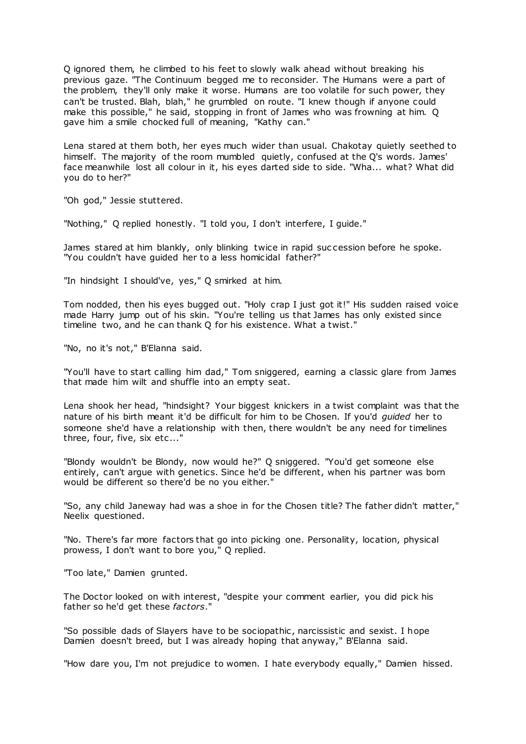Q ignored them, he climbed to his feet to slowly walk ahead without breaking his previous gaze. "The Continuum begged me to reconsider. The Humans were a part of the problem, they'll only make it worse. Humans are too volatile for such power, they can't be trusted. Blah, blah," he grumbled on route. "I knew though if anyone could make this possible," he said, stopping in front of James who was frowning at him. Q gave him a smile chocked full of meaning, "Kathy can."

Lena stared at them both, her eyes much wider than usual. Chakotay quietly seethed to himself. The majority of the room mumbled quietly, confused at the Q's words. James' face meanwhile lost all colour in it, his eyes darted side to side. "Wha... what? What did you do to her?"

"Oh god," Jessie stuttered.

"Nothing," Q replied honestly. "I told you, I don't interfere, I guide."

James stared at him blankly, only blinking twice in rapid succession before he spoke. "You couldn't have guided her to a less homicidal father?"

"In hindsight I should've, yes," Q smirked at him.

Tom nodded, then his eyes bugged out. "Holy crap I just got it!" His sudden raised voice made Harry jump out of his skin. "You're telling us that James has only existed since timeline two, and he can thank Q for his existence. What a twist."

"No, no it's not," B'Elanna said.

"You'll have to start calling him dad," Tom sniggered, earning a classic glare from James that made him wilt and shuffle into an empty seat.

Lena shook her head, "hindsight? Your biggest knickers in a twist complaint was that the nature of his birth meant it'd be difficult for him to be Chosen. If you'd *guided* her to someone she'd have a relationship with then, there wouldn't be any need for timelines three, four, five, six etc..."

"Blondy wouldn't be Blondy, now would he?" Q sniggered. "You'd get someone else entirely, can't argue with genetics. Since he'd be different, when his partner was born would be different so there'd be no you either."

"So, any child Janeway had was a shoe in for the Chosen title? The father didn't matter," Neelix questioned.

"No. There's far more factors that go into picking one. Personality, location, physical prowess, I don't want to bore you," Q replied.

"Too late," Damien grunted.

The Doctor looked on with interest, "despite your comment earlier, you did pick his father so he'd get these *factors*."

"So possible dads of Slayers have to be sociopathic, narcissistic and sexist. I hope Damien doesn't breed, but I was already hoping that anyway," B'Elanna said.

"How dare you, I'm not prejudice to women. I hate everybody equally," Damien hissed.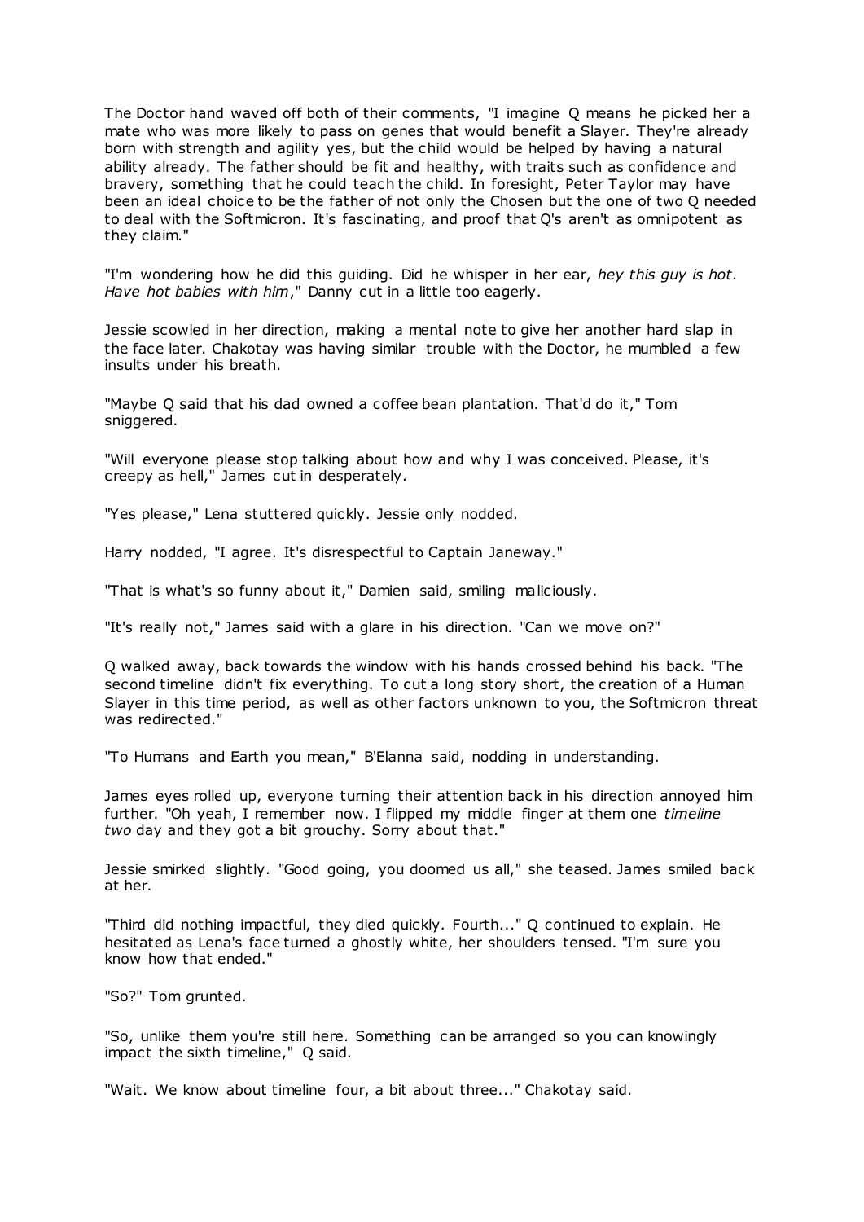The Doctor hand waved off both of their comments, "I imagine Q means he picked her a mate who was more likely to pass on genes that would benefit a Slayer. They're already born with strength and agility yes, but the child would be helped by having a natural ability already. The father should be fit and healthy, with traits such as confidence and bravery, something that he could teach the child. In foresight, Peter Taylor may have been an ideal choice to be the father of not only the Chosen but the one of two Q needed to deal with the Softmicron. It's fascinating, and proof that Q's aren't as omnipotent as they claim."

"I'm wondering how he did this guiding. Did he whisper in her ear, *hey this guy is hot. Have hot babies with him*," Danny cut in a little too eagerly.

Jessie scowled in her direction, making a mental note to give her another hard slap in the face later. Chakotay was having similar trouble with the Doctor, he mumbled a few insults under his breath.

"Maybe Q said that his dad owned a coffee bean plantation. That'd do it," Tom sniggered.

"Will everyone please stop talking about how and why I was conceived. Please, it's creepy as hell," James cut in desperately.

"Yes please," Lena stuttered quickly. Jessie only nodded.

Harry nodded, "I agree. It's disrespectful to Captain Janeway."

"That is what's so funny about it," Damien said, smiling maliciously.

"It's really not," James said with a glare in his direction. "Can we move on?"

Q walked away, back towards the window with his hands crossed behind his back. "The second timeline didn't fix everything. To cut a long story short, the creation of a Human Slayer in this time period, as well as other factors unknown to you, the Softmicron threat was redirected."

"To Humans and Earth you mean," B'Elanna said, nodding in understanding.

James eyes rolled up, everyone turning their attention back in his direction annoyed him further. "Oh yeah, I remember now. I flipped my middle finger at them one *timeline two* day and they got a bit grouchy. Sorry about that."

Jessie smirked slightly. "Good going, you doomed us all," she teased. James smiled back at her.

"Third did nothing impactful, they died quickly. Fourth..." Q continued to explain. He hesitated as Lena's face turned a ghostly white, her shoulders tensed. "I'm sure you know how that ended."

"So?" Tom grunted.

"So, unlike them you're still here. Something can be arranged so you can knowingly impact the sixth timeline," Q said.

"Wait. We know about timeline four, a bit about three..." Chakotay said.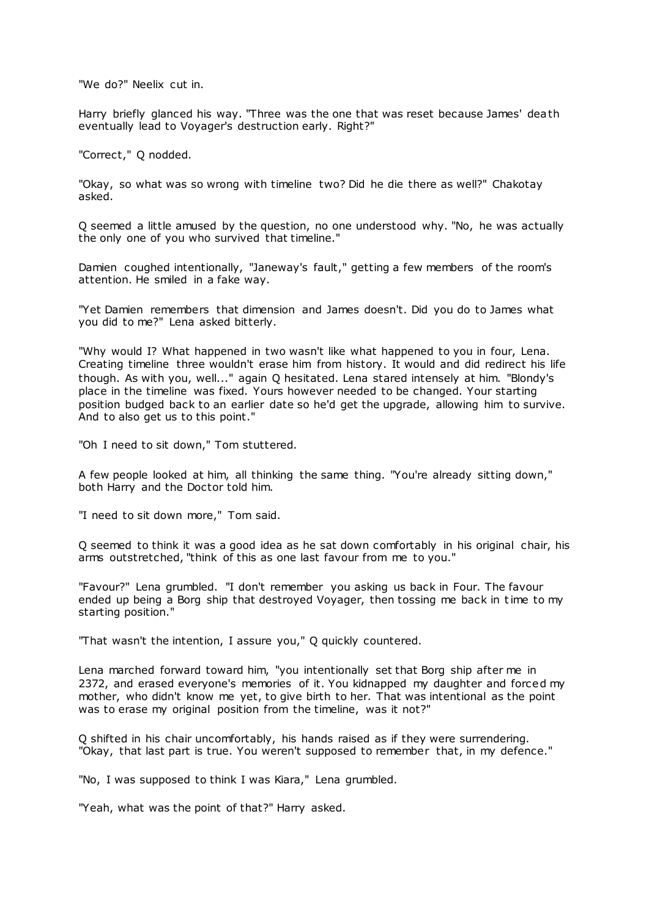"We do?" Neelix cut in.

Harry briefly glanced his way. "Three was the one that was reset because James' death eventually lead to Voyager's destruction early. Right?"

"Correct," Q nodded.

"Okay, so what was so wrong with timeline two? Did he die there as well?" Chakotay asked.

Q seemed a little amused by the question, no one understood why. "No, he was actually the only one of you who survived that timeline."

Damien coughed intentionally, "Janeway's fault," getting a few members of the room's attention. He smiled in a fake way.

"Yet Damien remembers that dimension and James doesn't. Did you do to James what you did to me?" Lena asked bitterly.

"Why would I? What happened in two wasn't like what happened to you in four, Lena. Creating timeline three wouldn't erase him from history. It would and did redirect his life though. As with you, well..." again Q hesitated. Lena stared intensely at him. "Blondy's place in the timeline was fixed. Yours however needed to be changed. Your starting position budged back to an earlier date so he'd get the upgrade, allowing him to survive. And to also get us to this point."

"Oh I need to sit down," Tom stuttered.

A few people looked at him, all thinking the same thing. "You're already sitting down," both Harry and the Doctor told him.

"I need to sit down more," Tom said.

Q seemed to think it was a good idea as he sat down comfortably in his original chair, his arms outstretched, "think of this as one last favour from me to you."

"Favour?" Lena grumbled. "I don't remember you asking us back in Four. The favour ended up being a Borg ship that destroyed Voyager, then tossing me back in time to my starting position."

"That wasn't the intention, I assure you," Q quickly countered.

Lena marched forward toward him, "you intentionally set that Borg ship after me in 2372, and erased everyone's memories of it. You kidnapped my daughter and forced my mother, who didn't know me yet, to give birth to her. That was intentional as the point was to erase my original position from the timeline, was it not?"

Q shifted in his chair uncomfortably, his hands raised as if they were surrendering. "Okay, that last part is true. You weren't supposed to remember that, in my defence."

"No, I was supposed to think I was Kiara," Lena grumbled.

"Yeah, what was the point of that?" Harry asked.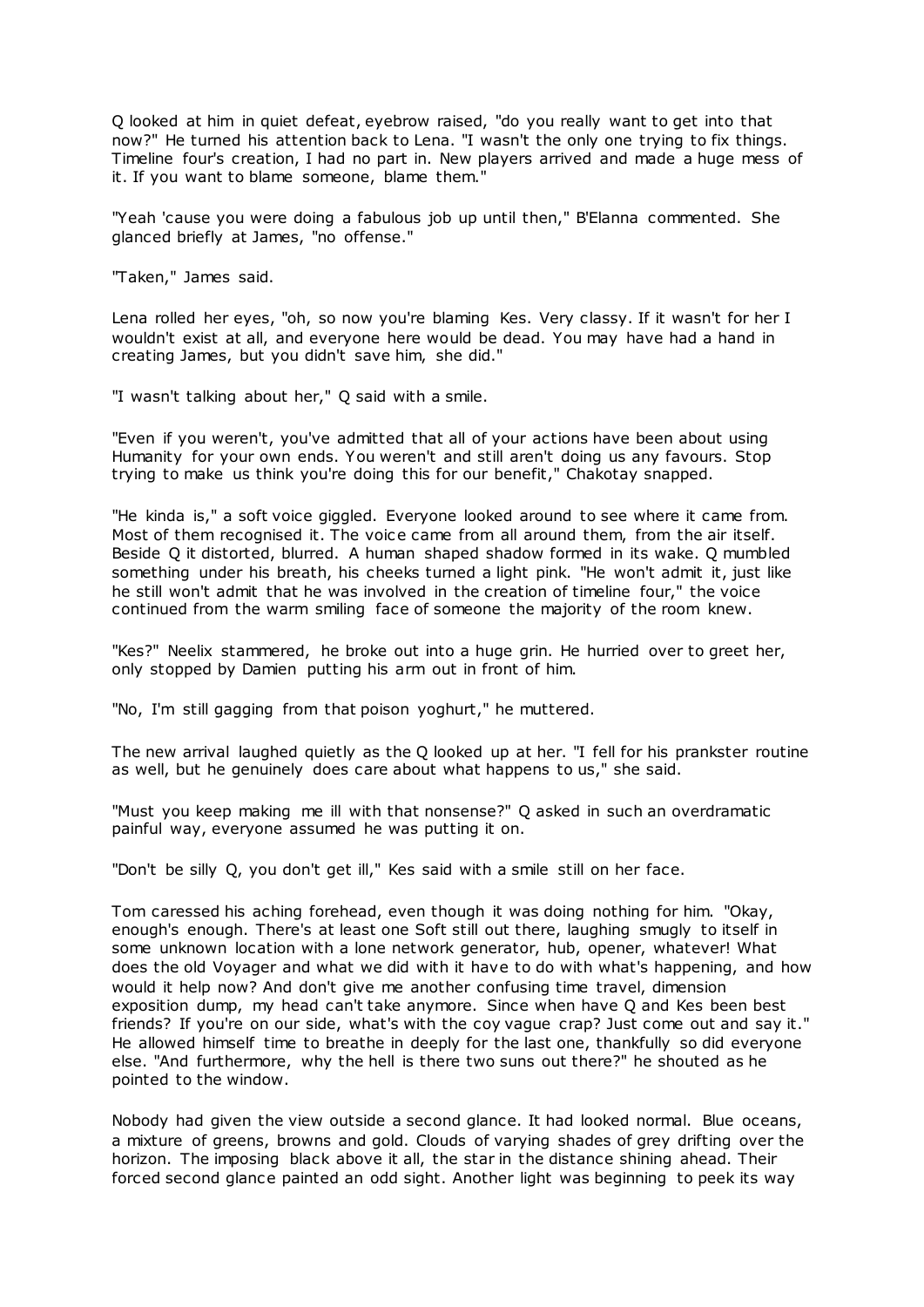Q looked at him in quiet defeat, eyebrow raised, "do you really want to get into that now?" He turned his attention back to Lena. "I wasn't the only one trying to fix things. Timeline four's creation, I had no part in. New players arrived and made a huge mess of it. If you want to blame someone, blame them."

"Yeah 'cause you were doing a fabulous job up until then," B'Elanna commented. She glanced briefly at James, "no offense."

"Taken," James said.

Lena rolled her eyes, "oh, so now you're blaming Kes. Very classy. If it wasn't for her I wouldn't exist at all, and everyone here would be dead. You may have had a hand in creating James, but you didn't save him, she did."

"I wasn't talking about her," Q said with a smile.

"Even if you weren't, you've admitted that all of your actions have been about using Humanity for your own ends. You weren't and still aren't doing us any favours. Stop trying to make us think you're doing this for our benefit," Chakotay snapped.

"He kinda is," a soft voice giggled. Everyone looked around to see where it came from. Most of them recognised it. The voice came from all around them, from the air itself. Beside Q it distorted, blurred. A human shaped shadow formed in its wake. Q mumbled something under his breath, his cheeks turned a light pink. "He won't admit it, just like he still won't admit that he was involved in the creation of timeline four," the voice continued from the warm smiling face of someone the majority of the room knew.

"Kes?" Neelix stammered, he broke out into a huge grin. He hurried over to greet her, only stopped by Damien putting his arm out in front of him.

"No, I'm still gagging from that poison yoghurt," he muttered.

The new arrival laughed quietly as the Q looked up at her. "I fell for his prankster routine as well, but he genuinely does care about what happens to us," she said.

"Must you keep making me ill with that nonsense?" Q asked in such an overdramatic painful way, everyone assumed he was putting it on.

"Don't be silly Q, you don't get ill," Kes said with a smile still on her face.

Tom caressed his aching forehead, even though it was doing nothing for him. "Okay, enough's enough. There's at least one Soft still out there, laughing smugly to itself in some unknown location with a lone network generator, hub, opener, whatever! What does the old Voyager and what we did with it have to do with what's happening, and how would it help now? And don't give me another confusing time travel, dimension exposition dump, my head can't take anymore. Since when have Q and Kes been best friends? If you're on our side, what's with the coy vague crap? Just come out and say it." He allowed himself time to breathe in deeply for the last one, thankfully so did everyone else. "And furthermore, why the hell is there two suns out there?" he shouted as he pointed to the window.

Nobody had given the view outside a second glance. It had looked normal. Blue oceans, a mixture of greens, browns and gold. Clouds of varying shades of grey drifting over the horizon. The imposing black above it all, the star in the distance shining ahead. Their forced second glance painted an odd sight. Another light was beginning to peek its way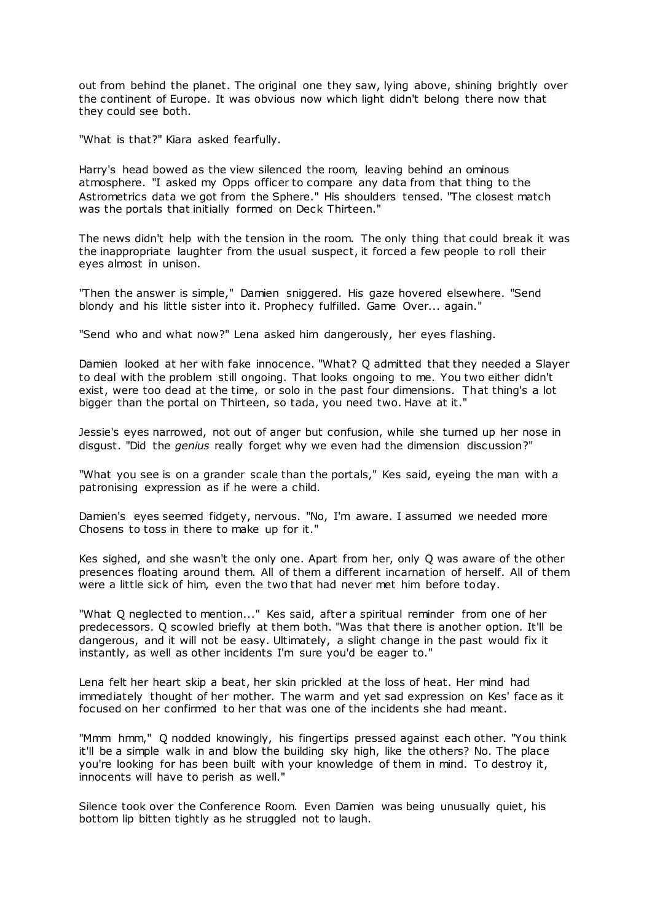out from behind the planet. The original one they saw, lying above, shining brightly over the continent of Europe. It was obvious now which light didn't belong there now that they could see both.

"What is that?" Kiara asked fearfully.

Harry's head bowed as the view silenced the room, leaving behind an ominous atmosphere. "I asked my Opps officer to compare any data from that thing to the Astrometrics data we got from the Sphere." His shoulders tensed. "The closest match was the portals that initially formed on Deck Thirteen."

The news didn't help with the tension in the room. The only thing that could break it was the inappropriate laughter from the usual suspect, it forced a few people to roll their eyes almost in unison.

"Then the answer is simple," Damien sniggered. His gaze hovered elsewhere. "Send blondy and his little sister into it. Prophecy fulfilled. Game Over... again."

"Send who and what now?" Lena asked him dangerously, her eyes flashing.

Damien looked at her with fake innocence. "What? Q admitted that they needed a Slayer to deal with the problem still ongoing. That looks ongoing to me. You two either didn't exist, were too dead at the time, or solo in the past four dimensions. That thing's a lot bigger than the portal on Thirteen, so tada, you need two. Have at it."

Jessie's eyes narrowed, not out of anger but confusion, while she turned up her nose in disgust. "Did the *genius* really forget why we even had the dimension discussion?"

"What you see is on a grander scale than the portals," Kes said, eyeing the man with a patronising expression as if he were a child.

Damien's eyes seemed fidgety, nervous. "No, I'm aware. I assumed we needed more Chosens to toss in there to make up for it."

Kes sighed, and she wasn't the only one. Apart from her, only Q was aware of the other presences floating around them. All of them a different incarnation of herself. All of them were a little sick of him, even the two that had never met him before today.

"What Q neglected to mention..." Kes said, after a spiritual reminder from one of her predecessors. Q scowled briefly at them both. "Was that there is another option. It'll be dangerous, and it will not be easy. Ultimately, a slight change in the past would fix it instantly, as well as other incidents I'm sure you'd be eager to."

Lena felt her heart skip a beat, her skin prickled at the loss of heat. Her mind had immediately thought of her mother. The warm and yet sad expression on Kes' face as it focused on her confirmed to her that was one of the incidents she had meant.

"Mmm hmm," Q nodded knowingly, his fingertips pressed against each other. "You think it'll be a simple walk in and blow the building sky high, like the others? No. The place you're looking for has been built with your knowledge of them in mind. To destroy it, innocents will have to perish as well."

Silence took over the Conference Room. Even Damien was being unusually quiet, his bottom lip bitten tightly as he struggled not to laugh.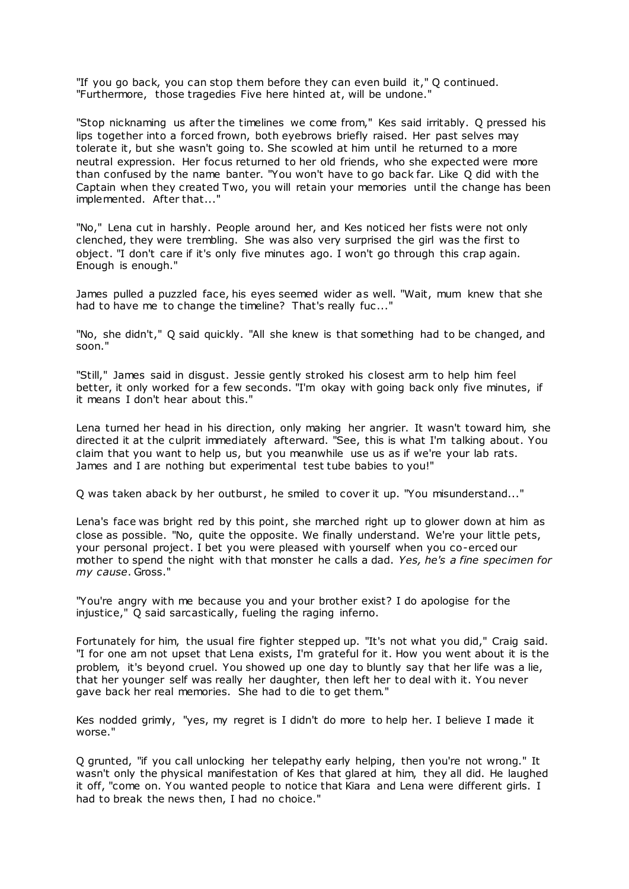"If you go back, you can stop them before they can even build it," Q continued. "Furthermore, those tragedies Five here hinted at, will be undone."

"Stop nicknaming us after the timelines we come from," Kes said irritably. Q pressed his lips together into a forced frown, both eyebrows briefly raised. Her past selves may tolerate it, but she wasn't going to. She scowled at him until he returned to a more neutral expression. Her focus returned to her old friends, who she expected were more than confused by the name banter. "You won't have to go back far. Like Q did with the Captain when they created Two, you will retain your memories until the change has been implemented. After that..."

"No," Lena cut in harshly. People around her, and Kes noticed her fists were not only clenched, they were trembling. She was also very surprised the girl was the first to object. "I don't care if it's only five minutes ago. I won't go through this crap again. Enough is enough."

James pulled a puzzled face, his eyes seemed wider as well. "Wait, mum knew that she had to have me to change the timeline? That's really fuc..."

"No, she didn't," Q said quickly. "All she knew is that something had to be changed, and soon."

"Still," James said in disgust. Jessie gently stroked his closest arm to help him feel better, it only worked for a few seconds. "I'm okay with going back only five minutes, if it means I don't hear about this."

Lena turned her head in his direction, only making her angrier. It wasn't toward him, she directed it at the culprit immediately afterward. "See, this is what I'm talking about. You claim that you want to help us, but you meanwhile use us as if we're your lab rats. James and I are nothing but experimental test tube babies to you!"

Q was taken aback by her outburst, he smiled to cover it up. "You misunderstand..."

Lena's face was bright red by this point, she marched right up to glower down at him as close as possible. "No, quite the opposite. We finally understand. We're your little pets, your personal project. I bet you were pleased with yourself when you co-erced our mother to spend the night with that monster he calls a dad. *Yes, he's a fine specimen for my cause*. Gross."

"You're angry with me because you and your brother exist? I do apologise for the injustice," Q said sarcastically, fueling the raging inferno.

Fortunately for him, the usual fire fighter stepped up. "It's not what you did," Craig said. "I for one am not upset that Lena exists, I'm grateful for it. How you went about it is the problem, it's beyond cruel. You showed up one day to bluntly say that her life was a lie, that her younger self was really her daughter, then left her to deal with it. You never gave back her real memories. She had to die to get them."

Kes nodded grimly, "yes, my regret is I didn't do more to help her. I believe I made it worse."

Q grunted, "if you call unlocking her telepathy early helping, then you're not wrong." It wasn't only the physical manifestation of Kes that glared at him, they all did. He laughed it off, "come on. You wanted people to notice that Kiara and Lena were different girls. I had to break the news then, I had no choice."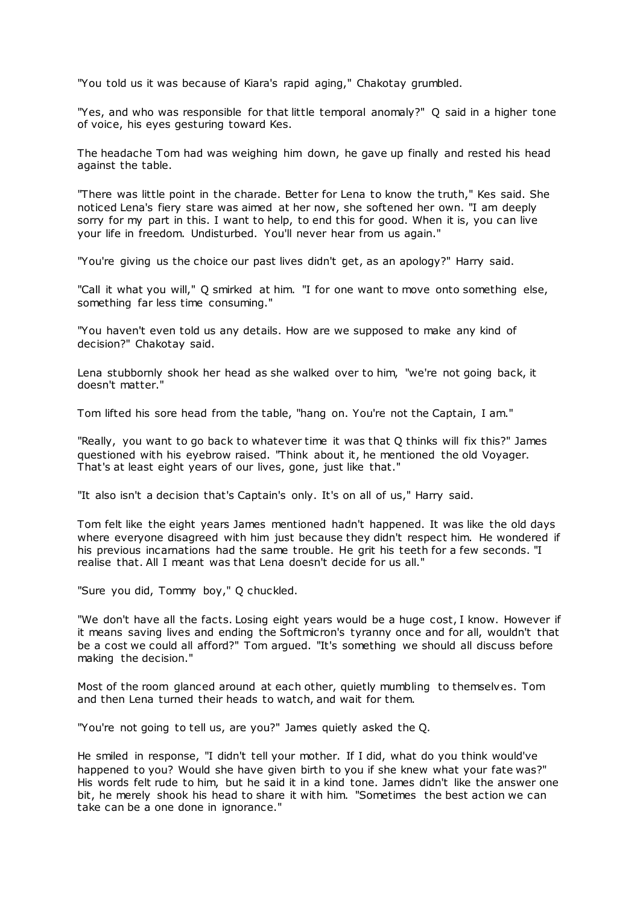"You told us it was because of Kiara's rapid aging," Chakotay grumbled.

"Yes, and who was responsible for that little temporal anomaly?" Q said in a higher tone of voice, his eyes gesturing toward Kes.

The headache Tom had was weighing him down, he gave up finally and rested his head against the table.

"There was little point in the charade. Better for Lena to know the truth," Kes said. She noticed Lena's fiery stare was aimed at her now, she softened her own. "I am deeply sorry for my part in this. I want to help, to end this for good. When it is, you can live your life in freedom. Undisturbed. You'll never hear from us again."

"You're giving us the choice our past lives didn't get, as an apology?" Harry said.

"Call it what you will," Q smirked at him. "I for one want to move onto something else, something far less time consuming."

"You haven't even told us any details. How are we supposed to make any kind of decision?" Chakotay said.

Lena stubbornly shook her head as she walked over to him, "we're not going back, it doesn't matter."

Tom lifted his sore head from the table, "hang on. You're not the Captain, I am."

"Really, you want to go back to whatever time it was that Q thinks will fix this?" James questioned with his eyebrow raised. "Think about it, he mentioned the old Voyager. That's at least eight years of our lives, gone, just like that."

"It also isn't a decision that's Captain's only. It's on all of us," Harry said.

Tom felt like the eight years James mentioned hadn't happened. It was like the old days where everyone disagreed with him just because they didn't respect him. He wondered if his previous incarnations had the same trouble. He grit his teeth for a few seconds. "I realise that. All I meant was that Lena doesn't decide for us all."

"Sure you did, Tommy boy," Q chuckled.

"We don't have all the facts. Losing eight years would be a huge cost, I know. However if it means saving lives and ending the Softmicron's tyranny once and for all, wouldn't that be a cost we could all afford?" Tom argued. "It's something we should all discuss before making the decision."

Most of the room glanced around at each other, quietly mumbling to themselves. Tom and then Lena turned their heads to watch, and wait for them.

"You're not going to tell us, are you?" James quietly asked the Q.

He smiled in response, "I didn't tell your mother. If I did, what do you think would've happened to you? Would she have given birth to you if she knew what your fate was?" His words felt rude to him, but he said it in a kind tone. James didn't like the answer one bit, he merely shook his head to share it with him. "Sometimes the best action we can take can be a one done in ignorance."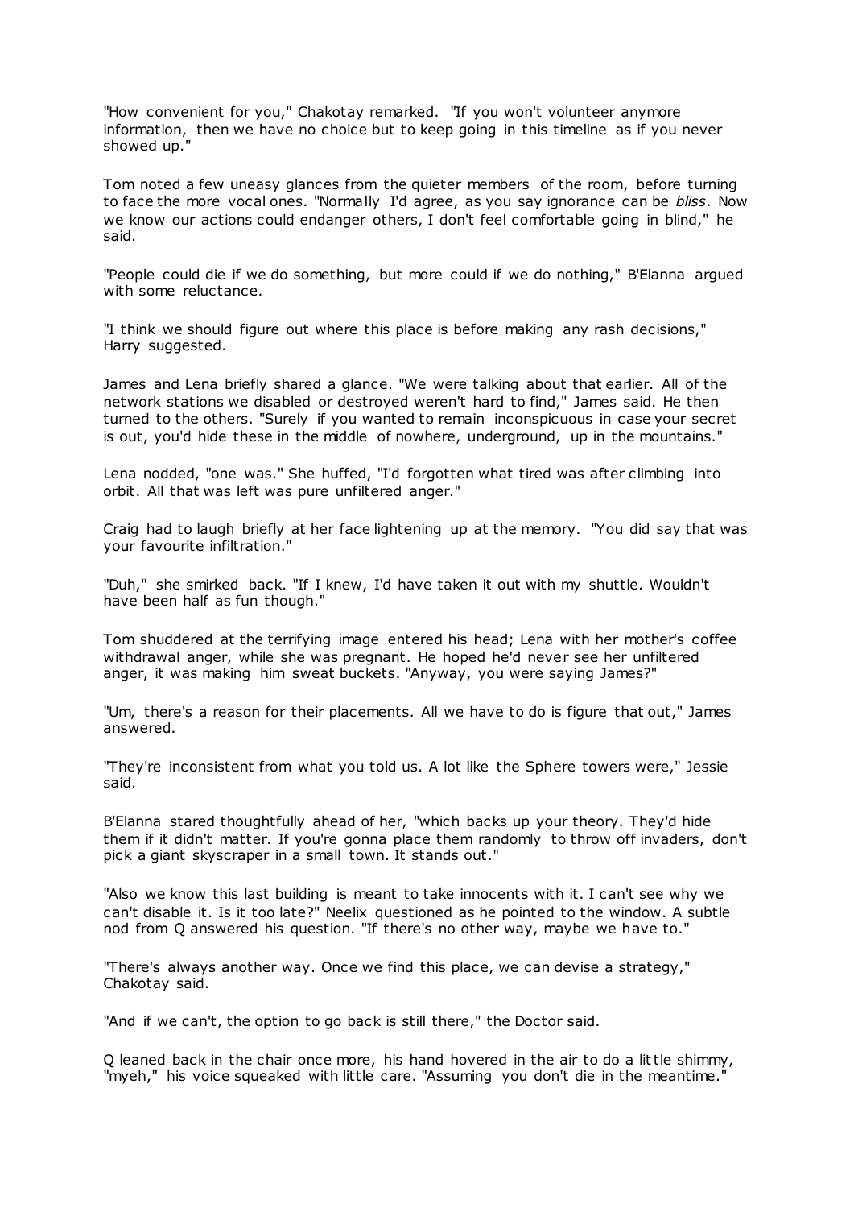"How convenient for you," Chakotay remarked. "If you won't volunteer anymore information, then we have no choice but to keep going in this timeline as if you never showed up."

Tom noted a few uneasy glances from the quieter members of the room, before turning to face the more vocal ones. "Normally I'd agree, as you say ignorance can be *bliss*. Now we know our actions could endanger others, I don't feel comfortable going in blind," he said.

"People could die if we do something, but more could if we do nothing," B'Elanna argued with some reluctance.

"I think we should figure out where this place is before making any rash decisions," Harry suggested.

James and Lena briefly shared a glance. "We were talking about that earlier. All of the network stations we disabled or destroyed weren't hard to find," James said. He then turned to the others. "Surely if you wanted to remain inconspicuous in case your secret is out, you'd hide these in the middle of nowhere, underground, up in the mountains."

Lena nodded, "one was." She huffed, "I'd forgotten what tired was after climbing into orbit. All that was left was pure unfiltered anger."

Craig had to laugh briefly at her face lightening up at the memory. "You did say that was your favourite infiltration."

"Duh," she smirked back. "If I knew, I'd have taken it out with my shuttle. Wouldn't have been half as fun though."

Tom shuddered at the terrifying image entered his head; Lena with her mother's coffee withdrawal anger, while she was pregnant. He hoped he'd never see her unfiltered anger, it was making him sweat buckets. "Anyway, you were saying James?"

"Um, there's a reason for their placements. All we have to do is figure that out," James answered.

"They're inconsistent from what you told us. A lot like the Sphere towers were," Jessie said.

B'Elanna stared thoughtfully ahead of her, "which backs up your theory. They'd hide them if it didn't matter. If you're gonna place them randomly to throw off invaders, don't pick a giant skyscraper in a small town. It stands out."

"Also we know this last building is meant to take innocents with it. I can't see why we can't disable it. Is it too late?" Neelix questioned as he pointed to the window. A subtle nod from Q answered his question. "If there's no other way, maybe we have to."

"There's always another way. Once we find this place, we can devise a strategy," Chakotay said.

"And if we can't, the option to go back is still there," the Doctor said.

Q leaned back in the chair once more, his hand hovered in the air to do a little shimmy, "myeh," his voice squeaked with little care. "Assuming you don't die in the meantime."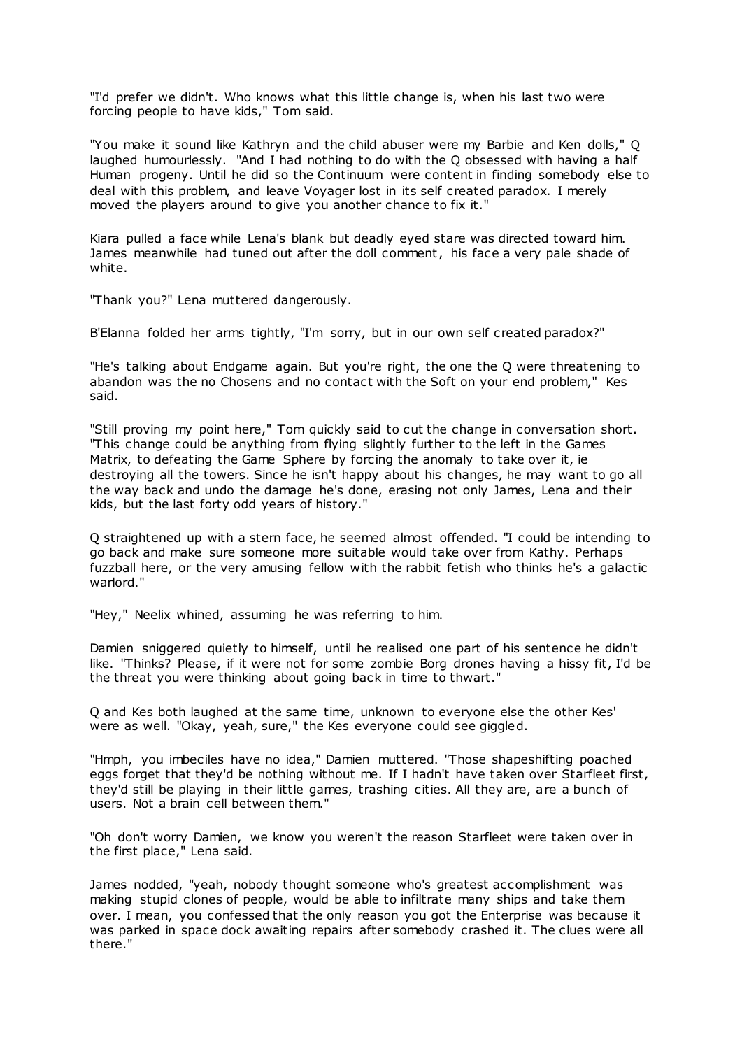"I'd prefer we didn't. Who knows what this little change is, when his last two were forcing people to have kids," Tom said.

"You make it sound like Kathryn and the child abuser were my Barbie and Ken dolls," Q laughed humourlessly. "And I had nothing to do with the Q obsessed with having a half Human progeny. Until he did so the Continuum were content in finding somebody else to deal with this problem, and leave Voyager lost in its self created paradox. I merely moved the players around to give you another chance to fix it."

Kiara pulled a face while Lena's blank but deadly eyed stare was directed toward him. James meanwhile had tuned out after the doll comment, his face a very pale shade of white.

"Thank you?" Lena muttered dangerously.

B'Elanna folded her arms tightly, "I'm sorry, but in our own self created paradox?"

"He's talking about Endgame again. But you're right, the one the Q were threatening to abandon was the no Chosens and no contact with the Soft on your end problem," Kes said.

"Still proving my point here," Tom quickly said to cut the change in conversation short. "This change could be anything from flying slightly further to the left in the Games Matrix, to defeating the Game Sphere by forcing the anomaly to take over it, ie destroying all the towers. Since he isn't happy about his changes, he may want to go all the way back and undo the damage he's done, erasing not only James, Lena and their kids, but the last forty odd years of history."

Q straightened up with a stern face, he seemed almost offended. "I could be intending to go back and make sure someone more suitable would take over from Kathy. Perhaps fuzzball here, or the very amusing fellow with the rabbit fetish who thinks he's a galactic warlord."

"Hey," Neelix whined, assuming he was referring to him.

Damien sniggered quietly to himself, until he realised one part of his sentence he didn't like. "Thinks? Please, if it were not for some zombie Borg drones having a hissy fit, I'd be the threat you were thinking about going back in time to thwart."

Q and Kes both laughed at the same time, unknown to everyone else the other Kes' were as well. "Okay, yeah, sure," the Kes everyone could see giggled.

"Hmph, you imbeciles have no idea," Damien muttered. "Those shapeshifting poached eggs forget that they'd be nothing without me. If I hadn't have taken over Starfleet first, they'd still be playing in their little games, trashing cities. All they are, are a bunch of users. Not a brain cell between them."

"Oh don't worry Damien, we know you weren't the reason Starfleet were taken over in the first place," Lena said.

James nodded, "yeah, nobody thought someone who's greatest accomplishment was making stupid clones of people, would be able to infiltrate many ships and take them over. I mean, you confessed that the only reason you got the Enterprise was because it was parked in space dock awaiting repairs after somebody crashed it. The clues were all there."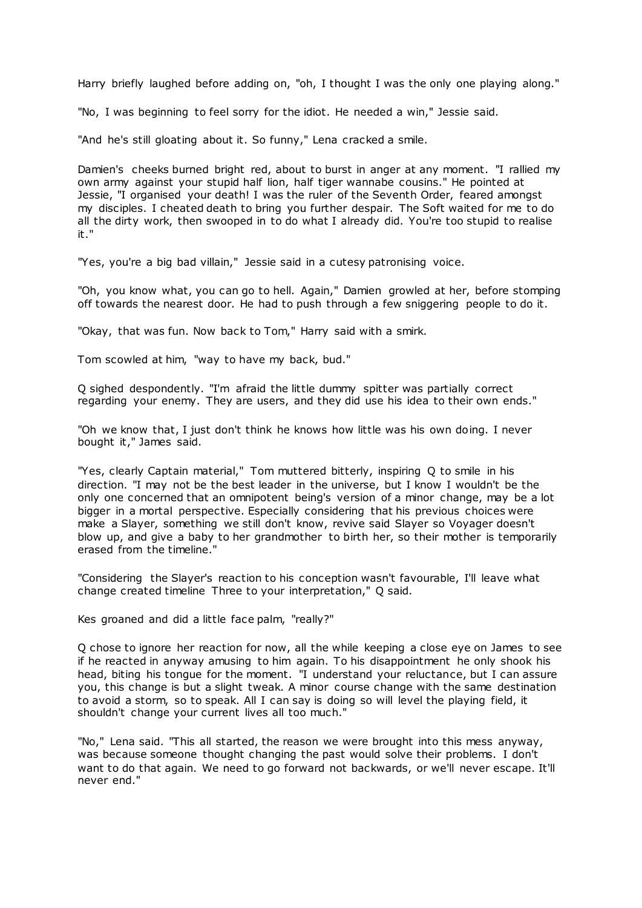Harry briefly laughed before adding on, "oh, I thought I was the only one playing along."

"No, I was beginning to feel sorry for the idiot. He needed a win," Jessie said.

"And he's still gloating about it. So funny," Lena cracked a smile.

Damien's cheeks burned bright red, about to burst in anger at any moment. "I rallied my own army against your stupid half lion, half tiger wannabe cousins." He pointed at Jessie, "I organised your death! I was the ruler of the Seventh Order, feared amongst my disciples. I cheated death to bring you further despair. The Soft waited for me to do all the dirty work, then swooped in to do what I already did. You're too stupid to realise it."

"Yes, you're a big bad villain," Jessie said in a cutesy patronising voice.

"Oh, you know what, you can go to hell. Again," Damien growled at her, before stomping off towards the nearest door. He had to push through a few sniggering people to do it.

"Okay, that was fun. Now back to Tom," Harry said with a smirk.

Tom scowled at him, "way to have my back, bud."

Q sighed despondently. "I'm afraid the little dummy spitter was partially correct regarding your enemy. They are users, and they did use his idea to their own ends."

"Oh we know that, I just don't think he knows how little was his own doing. I never bought it," James said.

"Yes, clearly Captain material," Tom muttered bitterly, inspiring Q to smile in his direction. "I may not be the best leader in the universe, but I know I wouldn't be the only one concerned that an omnipotent being's version of a minor change, may be a lot bigger in a mortal perspective. Especially considering that his previous choices were make a Slayer, something we still don't know, revive said Slayer so Voyager doesn't blow up, and give a baby to her grandmother to birth her, so their mother is temporarily erased from the timeline."

"Considering the Slayer's reaction to his conception wasn't favourable, I'll leave what change created timeline Three to your interpretation," Q said.

Kes groaned and did a little face palm, "really?"

Q chose to ignore her reaction for now, all the while keeping a close eye on James to see if he reacted in anyway amusing to him again. To his disappointment he only shook his head, biting his tongue for the moment. "I understand your reluctance, but I can assure you, this change is but a slight tweak. A minor course change with the same destination to avoid a storm, so to speak. All I can say is doing so will level the playing field, it shouldn't change your current lives all too much."

"No," Lena said. "This all started, the reason we were brought into this mess anyway, was because someone thought changing the past would solve their problems. I don't want to do that again. We need to go forward not backwards, or we'll never escape. It'll never end."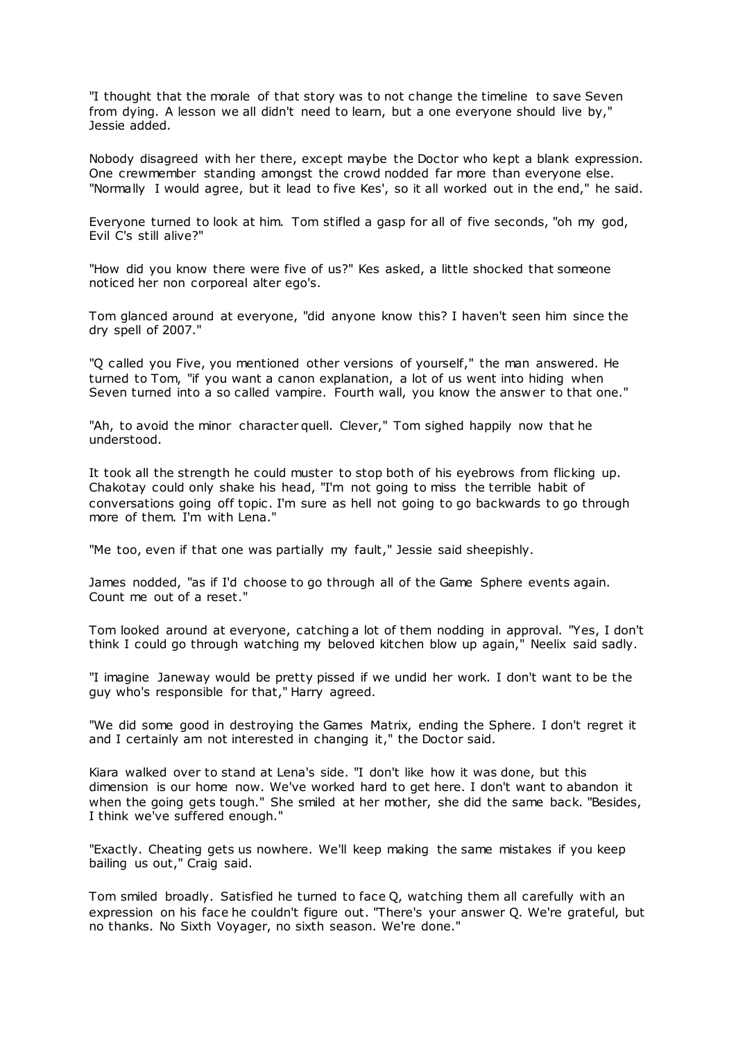"I thought that the morale of that story was to not change the timeline to save Seven from dying. A lesson we all didn't need to learn, but a one everyone should live by," Jessie added.

Nobody disagreed with her there, except maybe the Doctor who kept a blank expression. One crewmember standing amongst the crowd nodded far more than everyone else. "Normally I would agree, but it lead to five Kes', so it all worked out in the end," he said.

Everyone turned to look at him. Tom stifled a gasp for all of five seconds, "oh my god, Evil C's still alive?"

"How did you know there were five of us?" Kes asked, a little shocked that someone noticed her non corporeal alter ego's.

Tom glanced around at everyone, "did anyone know this? I haven't seen him since the dry spell of 2007."

"Q called you Five, you mentioned other versions of yourself," the man answered. He turned to Tom, "if you want a canon explanation, a lot of us went into hiding when Seven turned into a so called vampire. Fourth wall, you know the answer to that one."

"Ah, to avoid the minor character quell. Clever," Tom sighed happily now that he understood.

It took all the strength he could muster to stop both of his eyebrows from flicking up. Chakotay could only shake his head, "I'm not going to miss the terrible habit of conversations going off topic. I'm sure as hell not going to go backwards to go through more of them. I'm with Lena."

"Me too, even if that one was partially my fault," Jessie said sheepishly.

James nodded, "as if I'd choose to go through all of the Game Sphere events again. Count me out of a reset."

Tom looked around at everyone, catching a lot of them nodding in approval. "Yes, I don't think I could go through watching my beloved kitchen blow up again," Neelix said sadly.

"I imagine Janeway would be pretty pissed if we undid her work. I don't want to be the guy who's responsible for that," Harry agreed.

"We did some good in destroying the Games Matrix, ending the Sphere. I don't regret it and I certainly am not interested in changing it," the Doctor said.

Kiara walked over to stand at Lena's side. "I don't like how it was done, but this dimension is our home now. We've worked hard to get here. I don't want to abandon it when the going gets tough." She smiled at her mother, she did the same back. "Besides, I think we've suffered enough."

"Exactly. Cheating gets us nowhere. We'll keep making the same mistakes if you keep bailing us out," Craig said.

Tom smiled broadly. Satisfied he turned to face Q, watching them all carefully with an expression on his face he couldn't figure out. "There's your answer Q. We're grateful, but no thanks. No Sixth Voyager, no sixth season. We're done."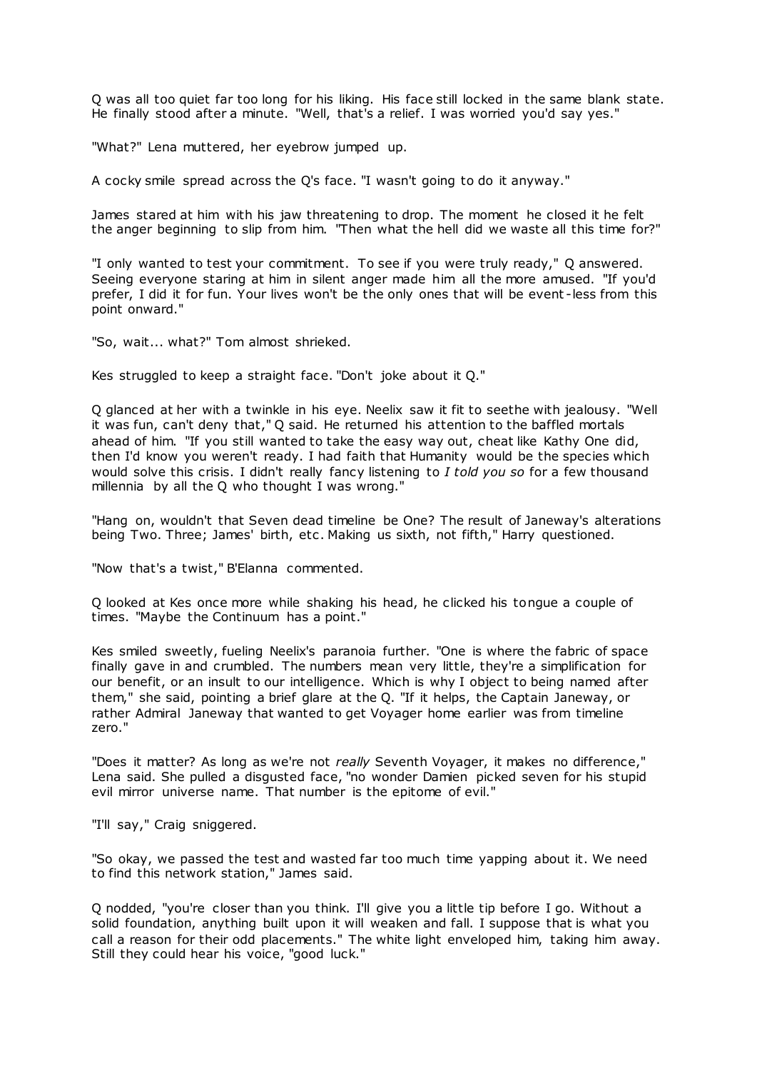Q was all too quiet far too long for his liking. His face still locked in the same blank state. He finally stood after a minute. "Well, that's a relief. I was worried you'd say yes."

"What?" Lena muttered, her eyebrow jumped up.

A cocky smile spread across the Q's face. "I wasn't going to do it anyway."

James stared at him with his jaw threatening to drop. The moment he closed it he felt the anger beginning to slip from him. "Then what the hell did we waste all this time for?"

"I only wanted to test your commitment. To see if you were truly ready," Q answered. Seeing everyone staring at him in silent anger made him all the more amused. "If you'd prefer, I did it for fun. Your lives won't be the only ones that will be event-less from this point onward."

"So, wait... what?" Tom almost shrieked.

Kes struggled to keep a straight face. "Don't joke about it Q."

Q glanced at her with a twinkle in his eye. Neelix saw it fit to seethe with jealousy. "Well it was fun, can't deny that," Q said. He returned his attention to the baffled mortals ahead of him. "If you still wanted to take the easy way out, cheat like Kathy One did, then I'd know you weren't ready. I had faith that Humanity would be the species which would solve this crisis. I didn't really fancy listening to *I told you so* for a few thousand millennia by all the Q who thought I was wrong."

"Hang on, wouldn't that Seven dead timeline be One? The result of Janeway's alterations being Two. Three; James' birth, etc. Making us sixth, not fifth," Harry questioned.

"Now that's a twist," B'Elanna commented.

Q looked at Kes once more while shaking his head, he clicked his tongue a couple of times. "Maybe the Continuum has a point."

Kes smiled sweetly, fueling Neelix's paranoia further. "One is where the fabric of space finally gave in and crumbled. The numbers mean very little, they're a simplification for our benefit, or an insult to our intelligence. Which is why I object to being named after them," she said, pointing a brief glare at the Q. "If it helps, the Captain Janeway, or rather Admiral Janeway that wanted to get Voyager home earlier was from timeline zero."

"Does it matter? As long as we're not *really* Seventh Voyager, it makes no difference," Lena said. She pulled a disgusted face, "no wonder Damien picked seven for his stupid evil mirror universe name. That number is the epitome of evil."

"I'll say," Craig sniggered.

"So okay, we passed the test and wasted far too much time yapping about it. We need to find this network station," James said.

Q nodded, "you're closer than you think. I'll give you a little tip before I go. Without a solid foundation, anything built upon it will weaken and fall. I suppose that is what you call a reason for their odd placements." The white light enveloped him, taking him away. Still they could hear his voice, "good luck."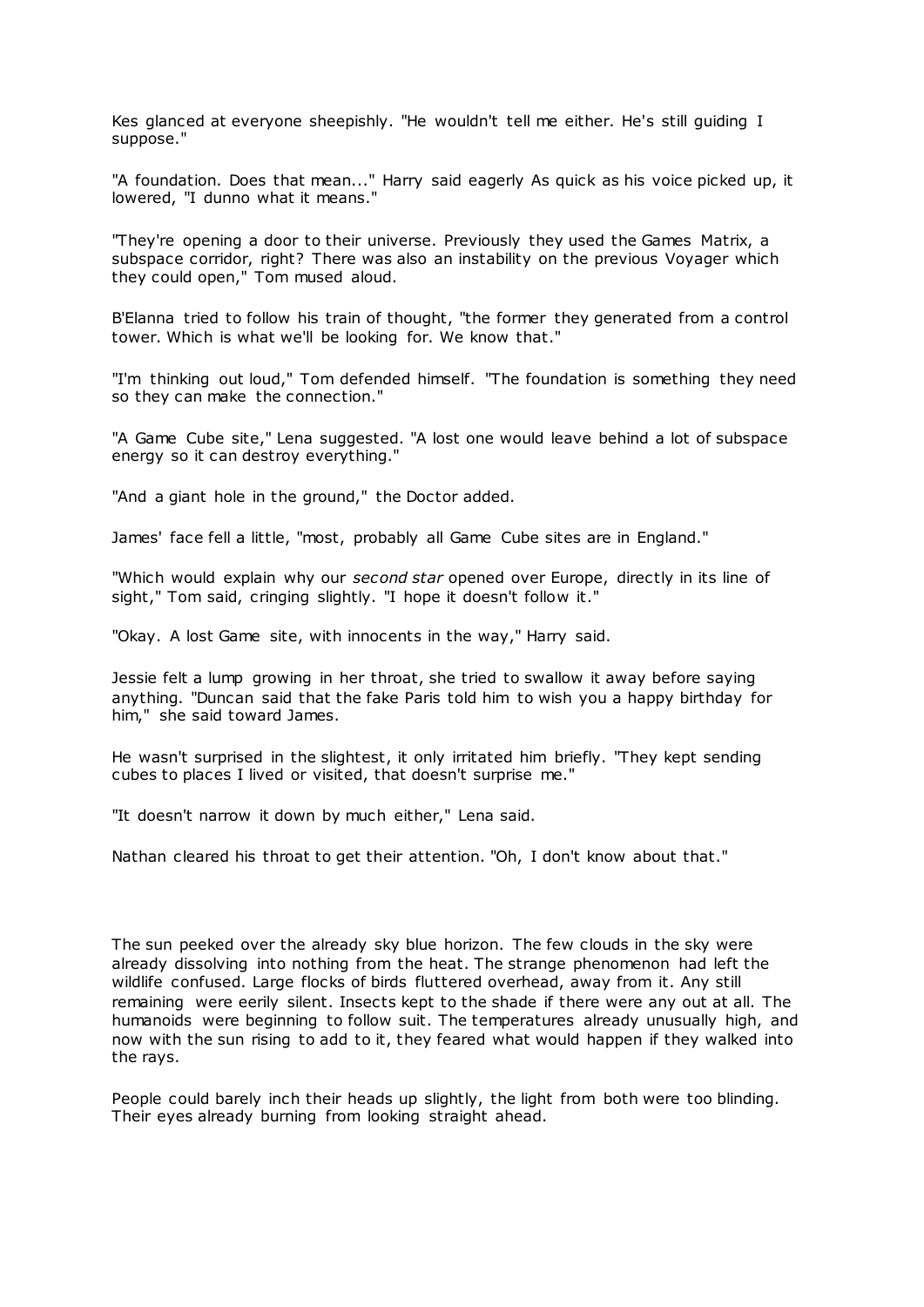Kes glanced at everyone sheepishly. "He wouldn't tell me either. He's still guiding I suppose."

"A foundation. Does that mean..." Harry said eagerly As quick as his voice picked up, it lowered, "I dunno what it means."

"They're opening a door to their universe. Previously they used the Games Matrix, a subspace corridor, right? There was also an instability on the previous Voyager which they could open," Tom mused aloud.

B'Elanna tried to follow his train of thought, "the former they generated from a control tower. Which is what we'll be looking for. We know that."

"I'm thinking out loud," Tom defended himself. "The foundation is something they need so they can make the connection."

"A Game Cube site," Lena suggested. "A lost one would leave behind a lot of subspace energy so it can destroy everything."

"And a giant hole in the ground," the Doctor added.

James' face fell a little, "most, probably all Game Cube sites are in England."

"Which would explain why our *second star* opened over Europe, directly in its line of sight," Tom said, cringing slightly. "I hope it doesn't follow it."

"Okay. A lost Game site, with innocents in the way," Harry said.

Jessie felt a lump growing in her throat, she tried to swallow it away before saying anything. "Duncan said that the fake Paris told him to wish you a happy birthday for him," she said toward James.

He wasn't surprised in the slightest, it only irritated him briefly. "They kept sending cubes to places I lived or visited, that doesn't surprise me."

"It doesn't narrow it down by much either," Lena said.

Nathan cleared his throat to get their attention. "Oh, I don't know about that."

The sun peeked over the already sky blue horizon. The few clouds in the sky were already dissolving into nothing from the heat. The strange phenomenon had left the wildlife confused. Large flocks of birds fluttered overhead, away from it. Any still remaining were eerily silent. Insects kept to the shade if there were any out at all. The humanoids were beginning to follow suit. The temperatures already unusually high, and now with the sun rising to add to it, they feared what would happen if they walked into the rays.

People could barely inch their heads up slightly, the light from both were too blinding. Their eyes already burning from looking straight ahead.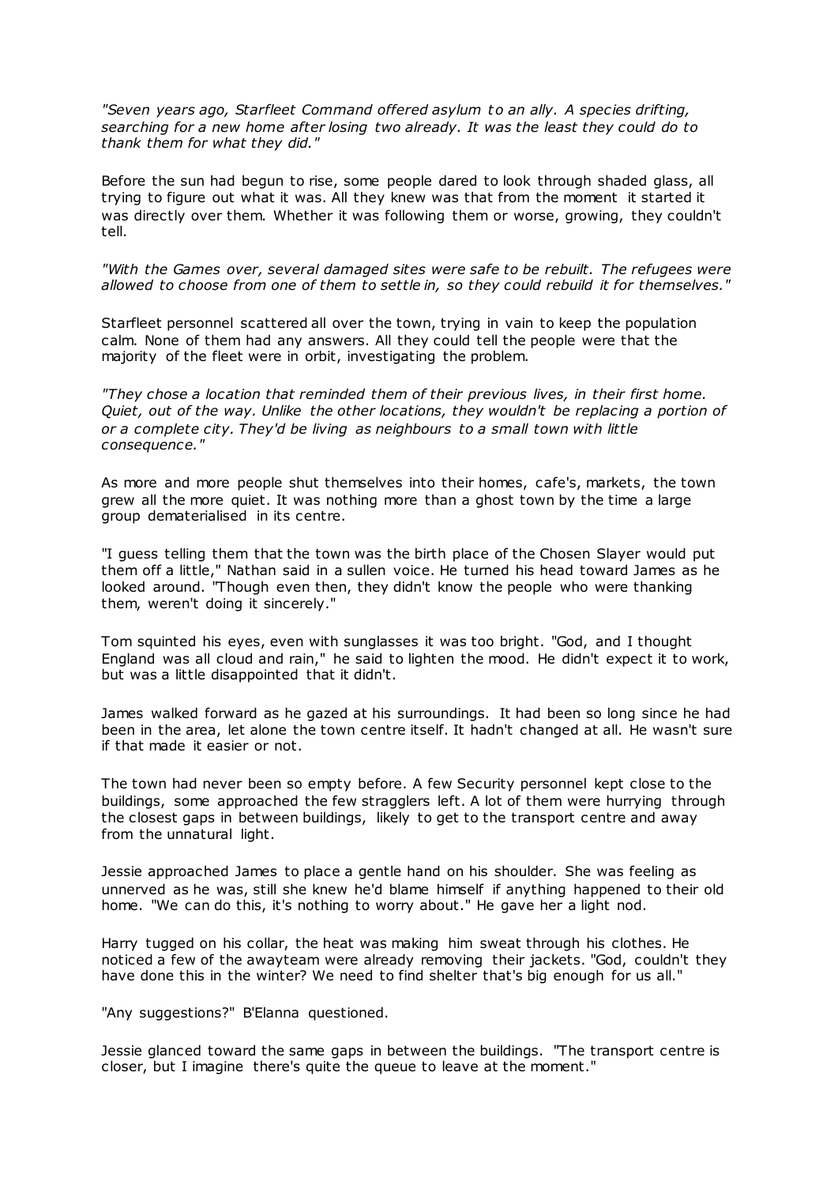*"Seven years ago, Starfleet Command offered asylum to an ally. A species drifting, searching for a new home after losing two already. It was the least they could do to thank them for what they did."*

Before the sun had begun to rise, some people dared to look through shaded glass, all trying to figure out what it was. All they knew was that from the moment it started it was directly over them. Whether it was following them or worse, growing, they couldn't tell.

*"With the Games over, several damaged sites were safe to be rebuilt. The refugees were allowed to choose from one of them to settle in, so they could rebuild it for themselves."*

Starfleet personnel scattered all over the town, trying in vain to keep the population calm. None of them had any answers. All they could tell the people were that the majority of the fleet were in orbit, investigating the problem.

*"They chose a location that reminded them of their previous lives, in their first home. Quiet, out of the way. Unlike the other locations, they wouldn't be replacing a portion of or a complete city. They'd be living as neighbours to a small town with little consequence."*

As more and more people shut themselves into their homes, cafe's, markets, the town grew all the more quiet. It was nothing more than a ghost town by the time a large group dematerialised in its centre.

"I guess telling them that the town was the birth place of the Chosen Slayer would put them off a little," Nathan said in a sullen voice. He turned his head toward James as he looked around. "Though even then, they didn't know the people who were thanking them, weren't doing it sincerely."

Tom squinted his eyes, even with sunglasses it was too bright. "God, and I thought England was all cloud and rain," he said to lighten the mood. He didn't expect it to work, but was a little disappointed that it didn't.

James walked forward as he gazed at his surroundings. It had been so long since he had been in the area, let alone the town centre itself. It hadn't changed at all. He wasn't sure if that made it easier or not.

The town had never been so empty before. A few Security personnel kept close to the buildings, some approached the few stragglers left. A lot of them were hurrying through the closest gaps in between buildings, likely to get to the transport centre and away from the unnatural light.

Jessie approached James to place a gentle hand on his shoulder. She was feeling as unnerved as he was, still she knew he'd blame himself if anything happened to their old home. "We can do this, it's nothing to worry about." He gave her a light nod.

Harry tugged on his collar, the heat was making him sweat through his clothes. He noticed a few of the awayteam were already removing their jackets. "God, couldn't they have done this in the winter? We need to find shelter that's big enough for us all."

"Any suggestions?" B'Elanna questioned.

Jessie glanced toward the same gaps in between the buildings. "The transport centre is closer, but I imagine there's quite the queue to leave at the moment."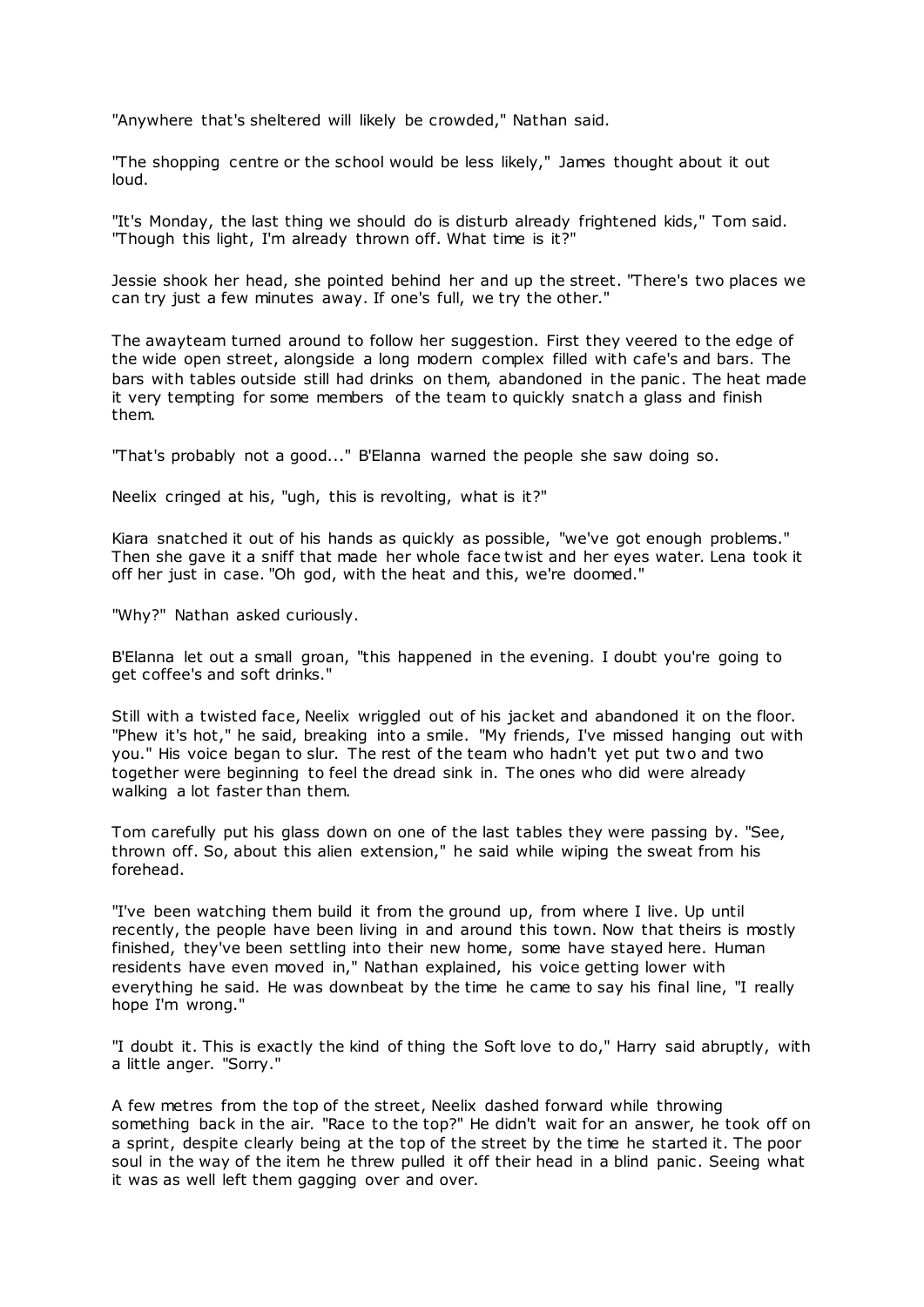"Anywhere that's sheltered will likely be crowded," Nathan said.

"The shopping centre or the school would be less likely," James thought about it out loud.

"It's Monday, the last thing we should do is disturb already frightened kids," Tom said. "Though this light, I'm already thrown off. What time is it?"

Jessie shook her head, she pointed behind her and up the street. "There's two places we can try just a few minutes away. If one's full, we try the other."

The awayteam turned around to follow her suggestion. First they veered to the edge of the wide open street, alongside a long modern complex filled with cafe's and bars. The bars with tables outside still had drinks on them, abandoned in the panic. The heat made it very tempting for some members of the team to quickly snatch a glass and finish them.

"That's probably not a good..." B'Elanna warned the people she saw doing so.

Neelix cringed at his, "ugh, this is revolting, what is it?"

Kiara snatched it out of his hands as quickly as possible, "we've got enough problems." Then she gave it a sniff that made her whole face twist and her eyes water. Lena took it off her just in case. "Oh god, with the heat and this, we're doomed."

"Why?" Nathan asked curiously.

B'Elanna let out a small groan, "this happened in the evening. I doubt you're going to get coffee's and soft drinks."

Still with a twisted face, Neelix wriggled out of his jacket and abandoned it on the floor. "Phew it's hot," he said, breaking into a smile. "My friends, I've missed hanging out with you." His voice began to slur. The rest of the team who hadn't yet put two and two together were beginning to feel the dread sink in. The ones who did were already walking a lot faster than them.

Tom carefully put his glass down on one of the last tables they were passing by. "See, thrown off. So, about this alien extension," he said while wiping the sweat from his forehead.

"I've been watching them build it from the ground up, from where I live. Up until recently, the people have been living in and around this town. Now that theirs is mostly finished, they've been settling into their new home, some have stayed here. Human residents have even moved in," Nathan explained, his voice getting lower with everything he said. He was downbeat by the time he came to say his final line, "I really hope I'm wrong."

"I doubt it. This is exactly the kind of thing the Soft love to do," Harry said abruptly, with a little anger. "Sorry."

A few metres from the top of the street, Neelix dashed forward while throwing something back in the air. "Race to the top?" He didn't wait for an answer, he took off on a sprint, despite clearly being at the top of the street by the time he started it. The poor soul in the way of the item he threw pulled it off their head in a blind panic. Seeing what it was as well left them gagging over and over.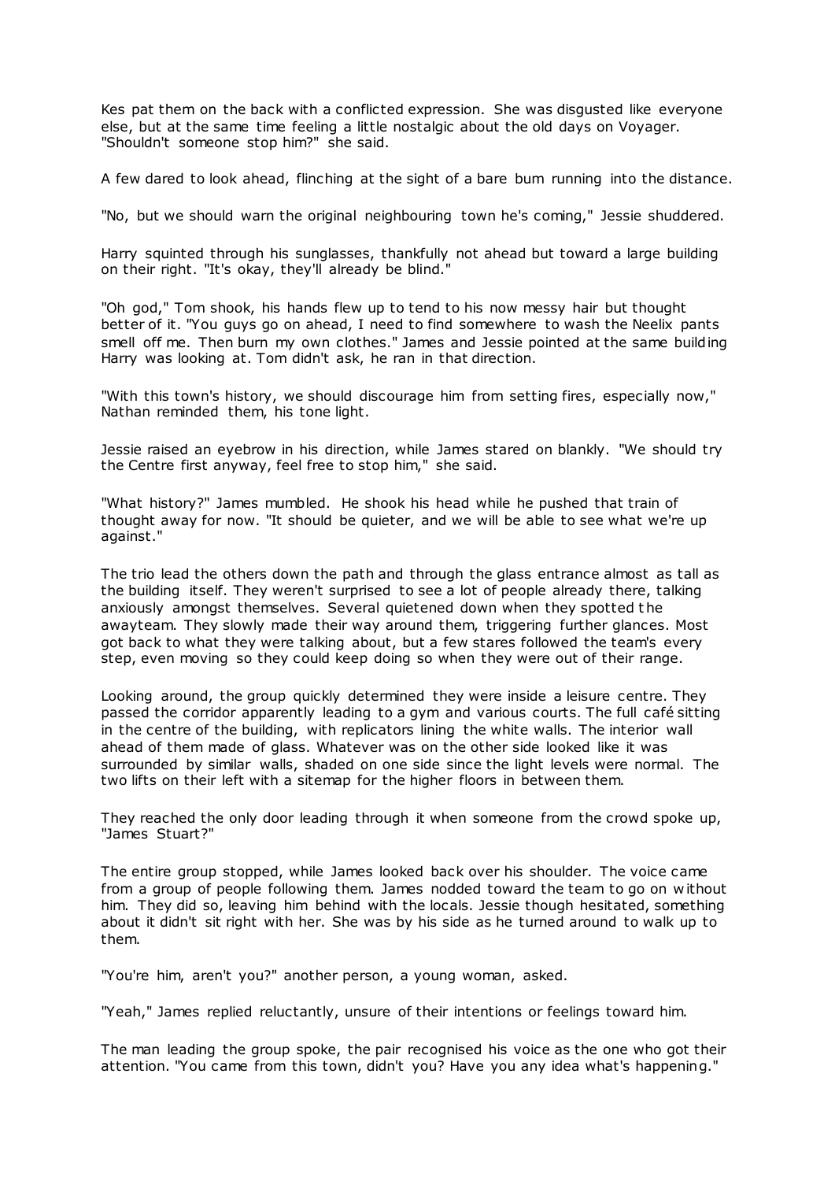Kes pat them on the back with a conflicted expression. She was disgusted like everyone else, but at the same time feeling a little nostalgic about the old days on Voyager. "Shouldn't someone stop him?" she said.

A few dared to look ahead, flinching at the sight of a bare bum running into the distance.

"No, but we should warn the original neighbouring town he's coming," Jessie shuddered.

Harry squinted through his sunglasses, thankfully not ahead but toward a large building on their right. "It's okay, they'll already be blind."

"Oh god," Tom shook, his hands flew up to tend to his now messy hair but thought better of it. "You guys go on ahead, I need to find somewhere to wash the Neelix pants smell off me. Then burn my own clothes." James and Jessie pointed at the same building Harry was looking at. Tom didn't ask, he ran in that direction.

"With this town's history, we should discourage him from setting fires, especially now," Nathan reminded them, his tone light.

Jessie raised an eyebrow in his direction, while James stared on blankly. "We should try the Centre first anyway, feel free to stop him," she said.

"What history?" James mumbled. He shook his head while he pushed that train of thought away for now. "It should be quieter, and we will be able to see what we're up against."

The trio lead the others down the path and through the glass entrance almost as tall as the building itself. They weren't surprised to see a lot of people already there, talking anxiously amongst themselves. Several quietened down when they spotted the awayteam. They slowly made their way around them, triggering further glances. Most got back to what they were talking about, but a few stares followed the team's every step, even moving so they could keep doing so when they were out of their range.

Looking around, the group quickly determined they were inside a leisure centre. They passed the corridor apparently leading to a gym and various courts. The full café sitting in the centre of the building, with replicators lining the white walls. The interior wall ahead of them made of glass. Whatever was on the other side looked like it was surrounded by similar walls, shaded on one side since the light levels were normal. The two lifts on their left with a sitemap for the higher floors in between them.

They reached the only door leading through it when someone from the crowd spoke up, "James Stuart?"

The entire group stopped, while James looked back over his shoulder. The voice came from a group of people following them. James nodded toward the team to go on without him. They did so, leaving him behind with the locals. Jessie though hesitated, something about it didn't sit right with her. She was by his side as he turned around to walk up to them.

"You're him, aren't you?" another person, a young woman, asked.

"Yeah," James replied reluctantly, unsure of their intentions or feelings toward him.

The man leading the group spoke, the pair recognised his voice as the one who got their attention. "You came from this town, didn't you? Have you any idea what's happening."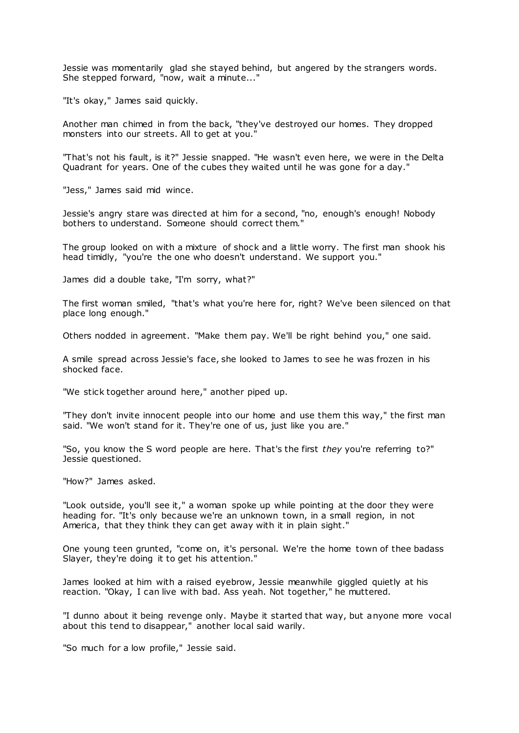Jessie was momentarily glad she stayed behind, but angered by the strangers words. She stepped forward, "now, wait a minute..."

"It's okay," James said quickly.

Another man chimed in from the back, "they've destroyed our homes. They dropped monsters into our streets. All to get at you."

"That's not his fault, is it?" Jessie snapped. "He wasn't even here, we were in the Delta Quadrant for years. One of the cubes they waited until he was gone for a day."

"Jess," James said mid wince.

Jessie's angry stare was directed at him for a second, "no, enough's enough! Nobody bothers to understand. Someone should correct them."

The group looked on with a mixture of shock and a little worry. The first man shook his head timidly, "you're the one who doesn't understand. We support you."

James did a double take, "I'm sorry, what?"

The first woman smiled, "that's what you're here for, right? We've been silenced on that place long enough."

Others nodded in agreement. "Make them pay. We'll be right behind you," one said.

A smile spread across Jessie's face, she looked to James to see he was frozen in his shocked face.

"We stick together around here," another piped up.

"They don't invite innocent people into our home and use them this way," the first man said. "We won't stand for it. They're one of us, just like you are."

"So, you know the S word people are here. That's the first *they* you're referring to?" Jessie questioned.

"How?" James asked.

"Look outside, you'll see it," a woman spoke up while pointing at the door they were heading for. "It's only because we're an unknown town, in a small region, in not America, that they think they can get away with it in plain sight."

One young teen grunted, "come on, it's personal. We're the home town of thee badass Slayer, they're doing it to get his attention."

James looked at him with a raised eyebrow, Jessie meanwhile giggled quietly at his reaction. "Okay, I can live with bad. Ass yeah. Not together," he muttered.

"I dunno about it being revenge only. Maybe it started that way, but anyone more vocal about this tend to disappear," another local said warily.

"So much for a low profile," Jessie said.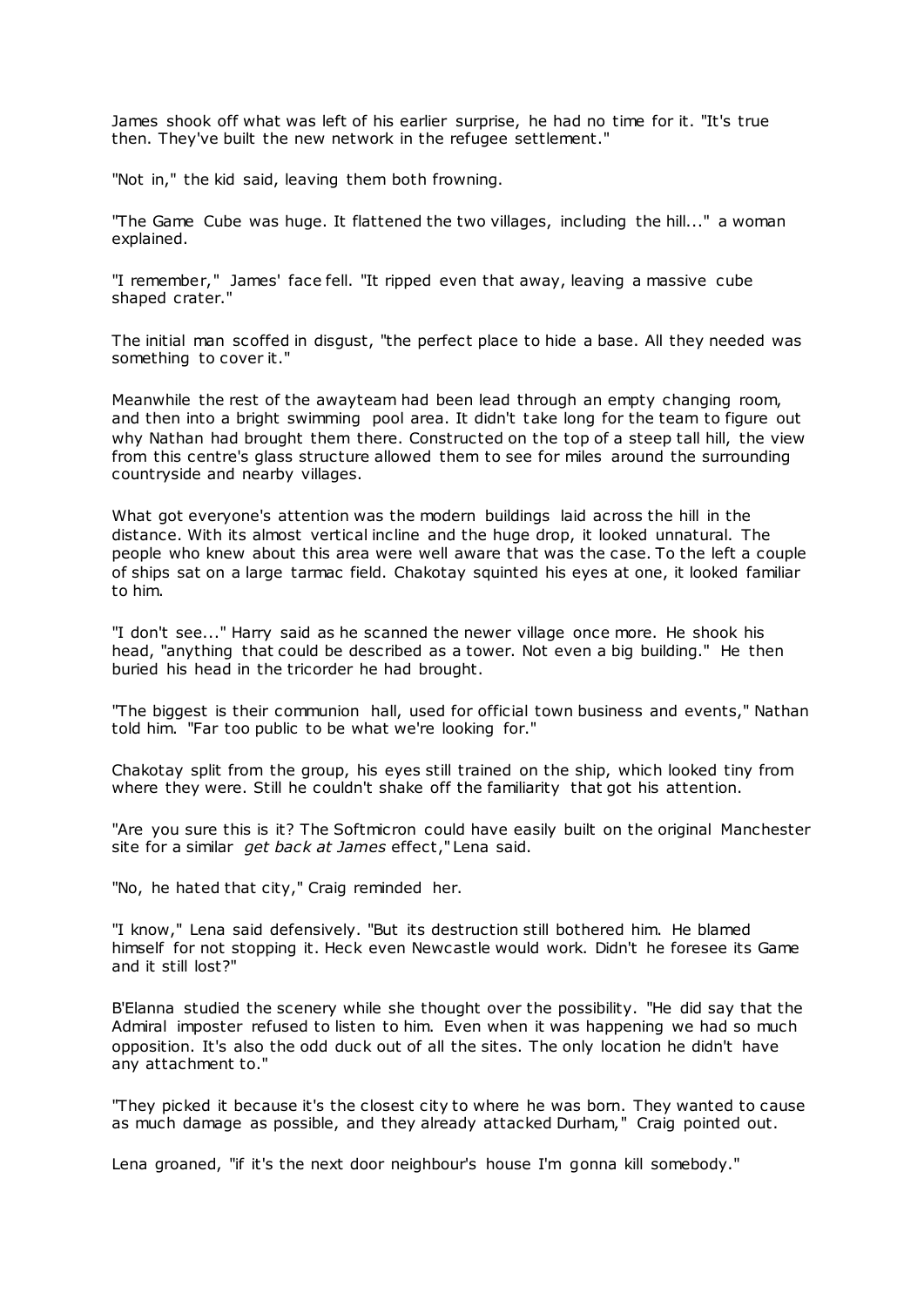James shook off what was left of his earlier surprise, he had no time for it. "It's true then. They've built the new network in the refugee settlement."

"Not in," the kid said, leaving them both frowning.

"The Game Cube was huge. It flattened the two villages, including the hill..." a woman explained.

"I remember," James' face fell. "It ripped even that away, leaving a massive cube shaped crater."

The initial man scoffed in disgust, "the perfect place to hide a base. All they needed was something to cover it."

Meanwhile the rest of the awayteam had been lead through an empty changing room, and then into a bright swimming pool area. It didn't take long for the team to figure out why Nathan had brought them there. Constructed on the top of a steep tall hill, the view from this centre's glass structure allowed them to see for miles around the surrounding countryside and nearby villages.

What got everyone's attention was the modern buildings laid across the hill in the distance. With its almost vertical incline and the huge drop, it looked unnatural. The people who knew about this area were well aware that was the case. To the left a couple of ships sat on a large tarmac field. Chakotay squinted his eyes at one, it looked familiar to him.

"I don't see..." Harry said as he scanned the newer village once more. He shook his head, "anything that could be described as a tower. Not even a big building." He then buried his head in the tricorder he had brought.

"The biggest is their communion hall, used for official town business and events," Nathan told him. "Far too public to be what we're looking for."

Chakotay split from the group, his eyes still trained on the ship, which looked tiny from where they were. Still he couldn't shake off the familiarity that got his attention.

"Are you sure this is it? The Softmicron could have easily built on the original Manchester site for a similar *get back at James* effect," Lena said.

"No, he hated that city," Craig reminded her.

"I know," Lena said defensively. "But its destruction still bothered him. He blamed himself for not stopping it. Heck even Newcastle would work. Didn't he foresee its Game and it still lost?"

B'Elanna studied the scenery while she thought over the possibility. "He did say that the Admiral imposter refused to listen to him. Even when it was happening we had so much opposition. It's also the odd duck out of all the sites. The only location he didn't have any attachment to."

"They picked it because it's the closest city to where he was born. They wanted to cause as much damage as possible, and they already attacked Durham," Craig pointed out.

Lena groaned, "if it's the next door neighbour's house I'm gonna kill somebody."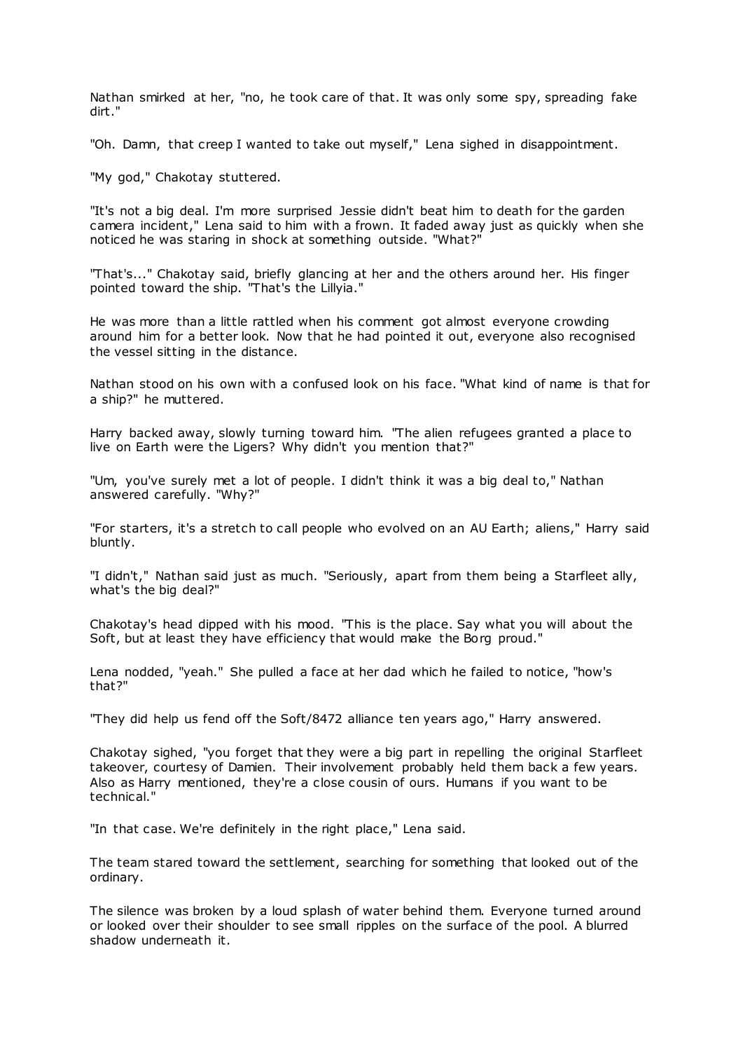Nathan smirked at her, "no, he took care of that. It was only some spy, spreading fake dirt."

"Oh. Damn, that creep I wanted to take out myself," Lena sighed in disappointment.

"My god," Chakotay stuttered.

"It's not a big deal. I'm more surprised Jessie didn't beat him to death for the garden camera incident," Lena said to him with a frown. It faded away just as quickly when she noticed he was staring in shock at something outside. "What?"

"That's..." Chakotay said, briefly glancing at her and the others around her. His finger pointed toward the ship. "That's the Lillyia."

He was more than a little rattled when his comment got almost everyone crowding around him for a better look. Now that he had pointed it out, everyone also recognised the vessel sitting in the distance.

Nathan stood on his own with a confused look on his face. "What kind of name is that for a ship?" he muttered.

Harry backed away, slowly turning toward him. "The alien refugees granted a place to live on Earth were the Ligers? Why didn't you mention that?"

"Um, you've surely met a lot of people. I didn't think it was a big deal to," Nathan answered carefully. "Why?"

"For starters, it's a stretch to call people who evolved on an AU Earth; aliens," Harry said bluntly.

"I didn't," Nathan said just as much. "Seriously, apart from them being a Starfleet ally, what's the big deal?"

Chakotay's head dipped with his mood. "This is the place. Say what you will about the Soft, but at least they have efficiency that would make the Borg proud."

Lena nodded, "yeah." She pulled a face at her dad which he failed to notice, "how's that?"

"They did help us fend off the Soft/8472 alliance ten years ago," Harry answered.

Chakotay sighed, "you forget that they were a big part in repelling the original Starfleet takeover, courtesy of Damien. Their involvement probably held them back a few years. Also as Harry mentioned, they're a close cousin of ours. Humans if you want to be technical."

"In that case. We're definitely in the right place," Lena said.

The team stared toward the settlement, searching for something that looked out of the ordinary.

The silence was broken by a loud splash of water behind them. Everyone turned around or looked over their shoulder to see small ripples on the surface of the pool. A blurred shadow underneath it.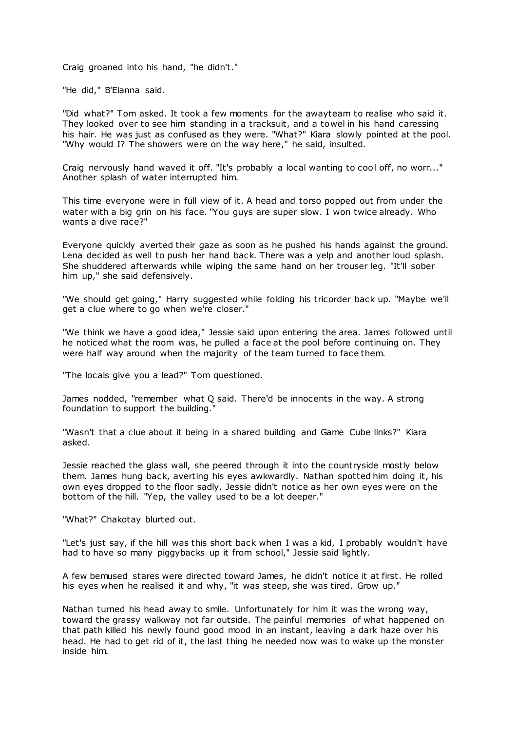Craig groaned into his hand, "he didn't."

"He did," B'Elanna said.

"Did what?" Tom asked. It took a few moments for the awayteam to realise who said it. They looked over to see him standing in a tracksuit, and a towel in his hand caressing his hair. He was just as confused as they were. "What?" Kiara slowly pointed at the pool. "Why would I? The showers were on the way here," he said, insulted.

Craig nervously hand waved it off. "It's probably a local wanting to cool off, no worr..." Another splash of water interrupted him.

This time everyone were in full view of it. A head and torso popped out from under the water with a big grin on his face. "You guys are super slow. I won twice already. Who wants a dive race?"

Everyone quickly averted their gaze as soon as he pushed his hands against the ground. Lena decided as well to push her hand back. There was a yelp and another loud splash. She shuddered afterwards while wiping the same hand on her trouser leg. "It'll sober him up," she said defensively.

"We should get going," Harry suggested while folding his tricorder back up. "Maybe we'll get a clue where to go when we're closer."

"We think we have a good idea," Jessie said upon entering the area. James followed until he noticed what the room was, he pulled a face at the pool before continuing on. They were half way around when the majority of the team turned to face them.

"The locals give you a lead?" Tom questioned.

James nodded, "remember what Q said. There'd be innocents in the way. A strong foundation to support the building."

"Wasn't that a clue about it being in a shared building and Game Cube links?" Kiara asked.

Jessie reached the glass wall, she peered through it into the countryside mostly below them. James hung back, averting his eyes awkwardly. Nathan spotted him doing it, his own eyes dropped to the floor sadly. Jessie didn't notice as her own eyes were on the bottom of the hill. "Yep, the valley used to be a lot deeper."

"What?" Chakotay blurted out.

"Let's just say, if the hill was this short back when I was a kid, I probably wouldn't have had to have so many piggybacks up it from school," Jessie said lightly.

A few bemused stares were directed toward James, he didn't notice it at first. He rolled his eyes when he realised it and why, "it was steep, she was tired. Grow up."

Nathan turned his head away to smile. Unfortunately for him it was the wrong way, toward the grassy walkway not far outside. The painful memories of what happened on that path killed his newly found good mood in an instant, leaving a dark haze over his head. He had to get rid of it, the last thing he needed now was to wake up the monster inside him.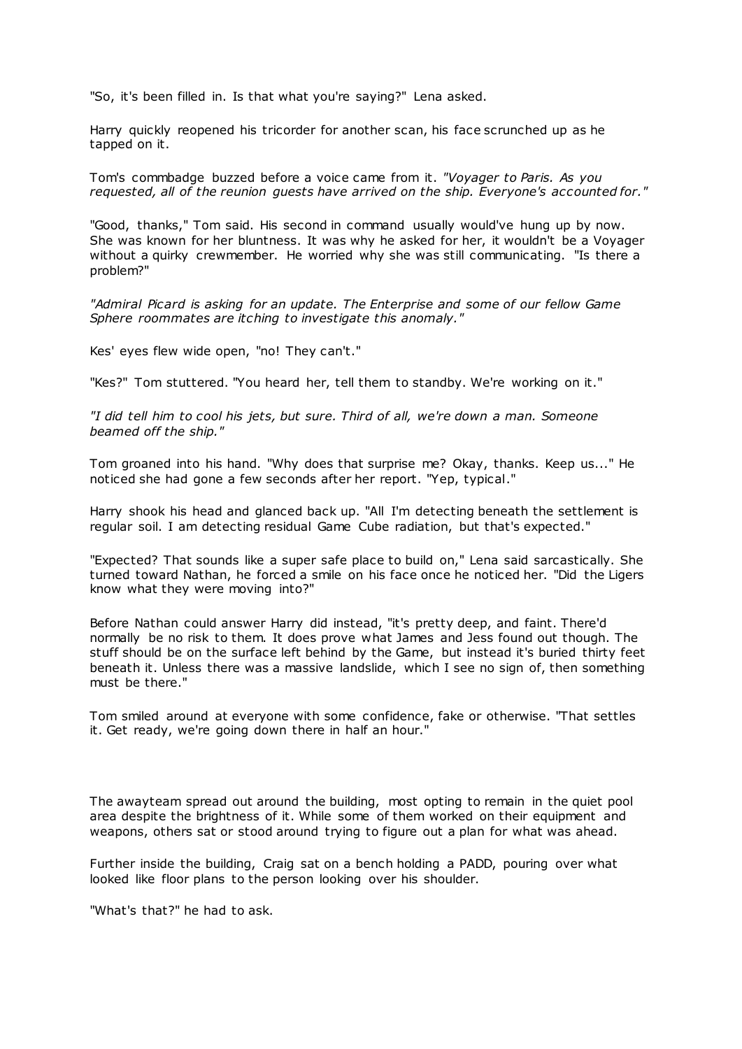"So, it's been filled in. Is that what you're saying?" Lena asked.

Harry quickly reopened his tricorder for another scan, his face scrunched up as he tapped on it.

Tom's commbadge buzzed before a voice came from it. *"Voyager to Paris. As you requested, all of the reunion guests have arrived on the ship. Everyone's accounted for."*

"Good, thanks," Tom said. His second in command usually would've hung up by now. She was known for her bluntness. It was why he asked for her, it wouldn't be a Voyager without a quirky crewmember. He worried why she was still communicating. "Is there a problem?"

*"Admiral Picard is asking for an update. The Enterprise and some of our fellow Game Sphere roommates are itching to investigate this anomaly."*

Kes' eyes flew wide open, "no! They can't."

"Kes?" Tom stuttered. "You heard her, tell them to standby. We're working on it."

*"I did tell him to cool his jets, but sure. Third of all, we're down a man. Someone beamed off the ship."*

Tom groaned into his hand. "Why does that surprise me? Okay, thanks. Keep us..." He noticed she had gone a few seconds after her report. "Yep, typical."

Harry shook his head and glanced back up. "All I'm detecting beneath the settlement is regular soil. I am detecting residual Game Cube radiation, but that's expected."

"Expected? That sounds like a super safe place to build on," Lena said sarcastically. She turned toward Nathan, he forced a smile on his face once he noticed her. "Did the Ligers know what they were moving into?"

Before Nathan could answer Harry did instead, "it's pretty deep, and faint. There'd normally be no risk to them. It does prove what James and Jess found out though. The stuff should be on the surface left behind by the Game, but instead it's buried thirty feet beneath it. Unless there was a massive landslide, which I see no sign of, then something must be there."

Tom smiled around at everyone with some confidence, fake or otherwise. "That settles it. Get ready, we're going down there in half an hour."

The awayteam spread out around the building, most opting to remain in the quiet pool area despite the brightness of it. While some of them worked on their equipment and weapons, others sat or stood around trying to figure out a plan for what was ahead.

Further inside the building, Craig sat on a bench holding a PADD, pouring over what looked like floor plans to the person looking over his shoulder.

"What's that?" he had to ask.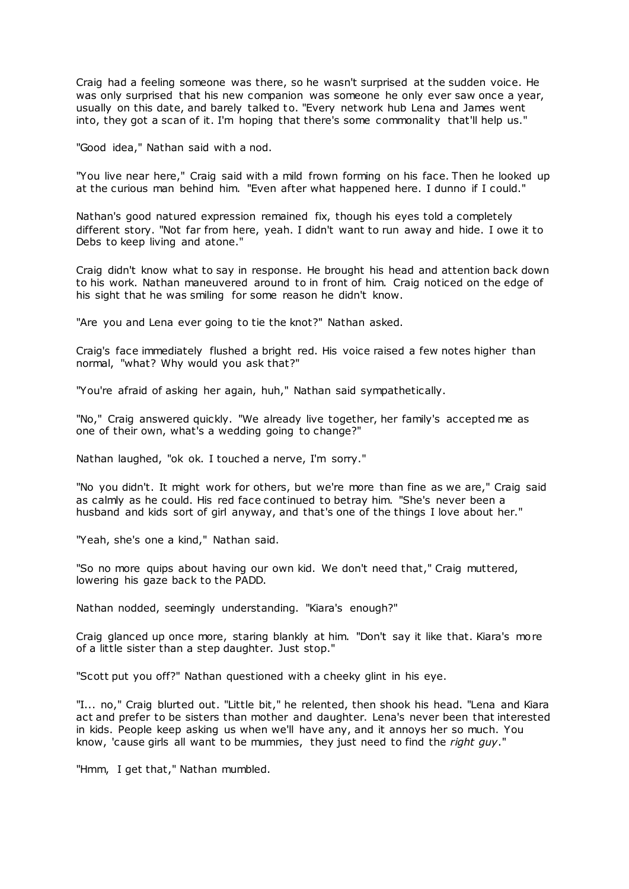Craig had a feeling someone was there, so he wasn't surprised at the sudden voice. He was only surprised that his new companion was someone he only ever saw once a year, usually on this date, and barely talked to. "Every network hub Lena and James went into, they got a scan of it. I'm hoping that there's some commonality that'll help us."

"Good idea," Nathan said with a nod.

"You live near here," Craig said with a mild frown forming on his face. Then he looked up at the curious man behind him. "Even after what happened here. I dunno if I could."

Nathan's good natured expression remained fix, though his eyes told a completely different story. "Not far from here, yeah. I didn't want to run away and hide. I owe it to Debs to keep living and atone."

Craig didn't know what to say in response. He brought his head and attention back down to his work. Nathan maneuvered around to in front of him. Craig noticed on the edge of his sight that he was smiling for some reason he didn't know.

"Are you and Lena ever going to tie the knot?" Nathan asked.

Craig's face immediately flushed a bright red. His voice raised a few notes higher than normal, "what? Why would you ask that?"

"You're afraid of asking her again, huh," Nathan said sympathetically.

"No," Craig answered quickly. "We already live together, her family's accepted me as one of their own, what's a wedding going to change?"

Nathan laughed, "ok ok. I touched a nerve, I'm sorry."

"No you didn't. It might work for others, but we're more than fine as we are," Craig said as calmly as he could. His red face continued to betray him. "She's never been a husband and kids sort of girl anyway, and that's one of the things I love about her."

"Yeah, she's one a kind," Nathan said.

"So no more quips about having our own kid. We don't need that," Craig muttered, lowering his gaze back to the PADD.

Nathan nodded, seemingly understanding. "Kiara's enough?"

Craig glanced up once more, staring blankly at him. "Don't say it like that. Kiara's more of a little sister than a step daughter. Just stop."

"Scott put you off?" Nathan questioned with a cheeky glint in his eye.

"I... no," Craig blurted out. "Little bit," he relented, then shook his head. "Lena and Kiara act and prefer to be sisters than mother and daughter. Lena's never been that interested in kids. People keep asking us when we'll have any, and it annoys her so much. You know, 'cause girls all want to be mummies, they just need to find the *right guy*."

"Hmm, I get that," Nathan mumbled.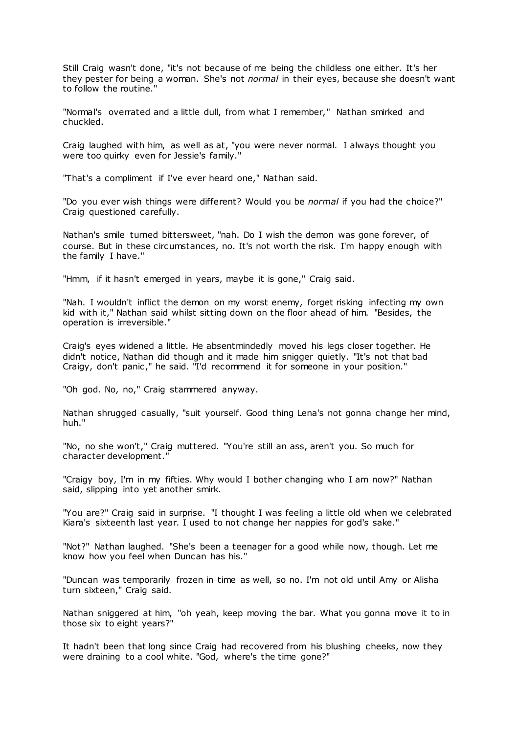Still Craig wasn't done, "it's not because of me being the childless one either. It's her they pester for being a woman. She's not *normal* in their eyes, because she doesn't want to follow the routine."

"Normal's overrated and a little dull, from what I remember," Nathan smirked and chuckled.

Craig laughed with him, as well as at, "you were never normal. I always thought you were too quirky even for Jessie's family."

"That's a compliment if I've ever heard one," Nathan said.

"Do you ever wish things were different? Would you be *normal* if you had the choice?" Craig questioned carefully.

Nathan's smile turned bittersweet, "nah. Do I wish the demon was gone forever, of course. But in these circumstances, no. It's not worth the risk. I'm happy enough with the family I have."

"Hmm, if it hasn't emerged in years, maybe it is gone," Craig said.

"Nah. I wouldn't inflict the demon on my worst enemy, forget risking infecting my own kid with it," Nathan said whilst sitting down on the floor ahead of him. "Besides, the operation is irreversible."

Craig's eyes widened a little. He absentmindedly moved his legs closer together. He didn't notice, Nathan did though and it made him snigger quietly. "It's not that bad Craigy, don't panic," he said. "I'd recommend it for someone in your position."

"Oh god. No, no," Craig stammered anyway.

Nathan shrugged casually, "suit yourself. Good thing Lena's not gonna change her mind, huh."

"No, no she won't," Craig muttered. "You're still an ass, aren't you. So much for character development."

"Craigy boy, I'm in my fifties. Why would I bother changing who I am now?" Nathan said, slipping into yet another smirk.

"You are?" Craig said in surprise. "I thought I was feeling a little old when we celebrated Kiara's sixteenth last year. I used to not change her nappies for god's sake."

"Not?" Nathan laughed. "She's been a teenager for a good while now, though. Let me know how you feel when Duncan has his."

"Duncan was temporarily frozen in time as well, so no. I'm not old until Amy or Alisha turn sixteen," Craig said.

Nathan sniggered at him, "oh yeah, keep moving the bar. What you gonna move it to in those six to eight years?"

It hadn't been that long since Craig had recovered from his blushing cheeks, now they were draining to a cool white. "God, where's the time gone?"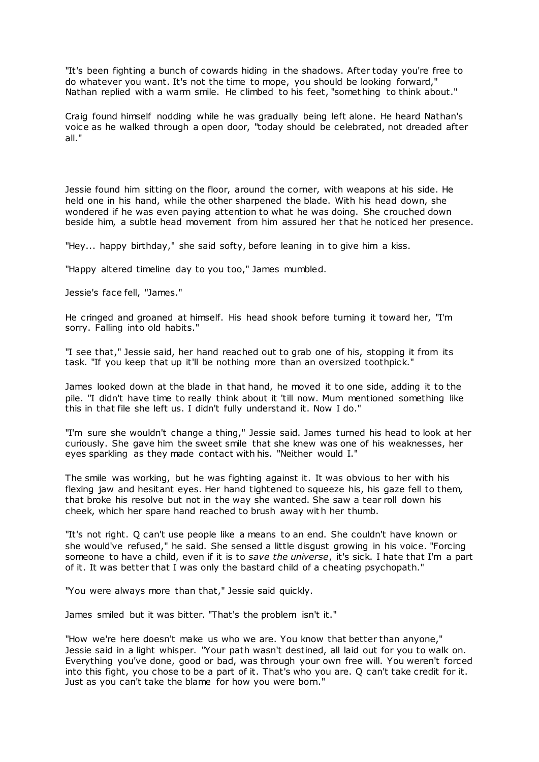"It's been fighting a bunch of cowards hiding in the shadows. After today you're free to do whatever you want. It's not the time to mope, you should be looking forward," Nathan replied with a warm smile. He climbed to his feet, "something to think about."

Craig found himself nodding while he was gradually being left alone. He heard Nathan's voice as he walked through a open door, "today should be celebrated, not dreaded after all."

Jessie found him sitting on the floor, around the corner, with weapons at his side. He held one in his hand, while the other sharpened the blade. With his head down, she wondered if he was even paying attention to what he was doing. She crouched down beside him, a subtle head movement from him assured her that he noticed her presence.

"Hey... happy birthday," she said softy, before leaning in to give him a kiss.

"Happy altered timeline day to you too," James mumbled.

Jessie's face fell, "James."

He cringed and groaned at himself. His head shook before turning it toward her, "I'm sorry. Falling into old habits."

"I see that," Jessie said, her hand reached out to grab one of his, stopping it from its task. "If you keep that up it'll be nothing more than an oversized toothpick."

James looked down at the blade in that hand, he moved it to one side, adding it to the pile. "I didn't have time to really think about it 'till now. Mum mentioned something like this in that file she left us. I didn't fully understand it. Now I do."

"I'm sure she wouldn't change a thing," Jessie said. James turned his head to look at her curiously. She gave him the sweet smile that she knew was one of his weaknesses, her eyes sparkling as they made contact with his. "Neither would I."

The smile was working, but he was fighting against it. It was obvious to her with his flexing jaw and hesitant eyes. Her hand tightened to squeeze his, his gaze fell to them, that broke his resolve but not in the way she wanted. She saw a tear roll down his cheek, which her spare hand reached to brush away with her thumb.

"It's not right. Q can't use people like a means to an end. She couldn't have known or she would've refused," he said. She sensed a little disgust growing in his voice. "Forcing someone to have a child, even if it is to *save the universe*, it's sick. I hate that I'm a part of it. It was better that I was only the bastard child of a cheating psychopath."

"You were always more than that," Jessie said quickly.

James smiled but it was bitter. "That's the problem isn't it."

"How we're here doesn't make us who we are. You know that better than anyone," Jessie said in a light whisper. "Your path wasn't destined, all laid out for you to walk on. Everything you've done, good or bad, was through your own free will. You weren't forced into this fight, you chose to be a part of it. That's who you are. Q can't take credit for it. Just as you can't take the blame for how you were born."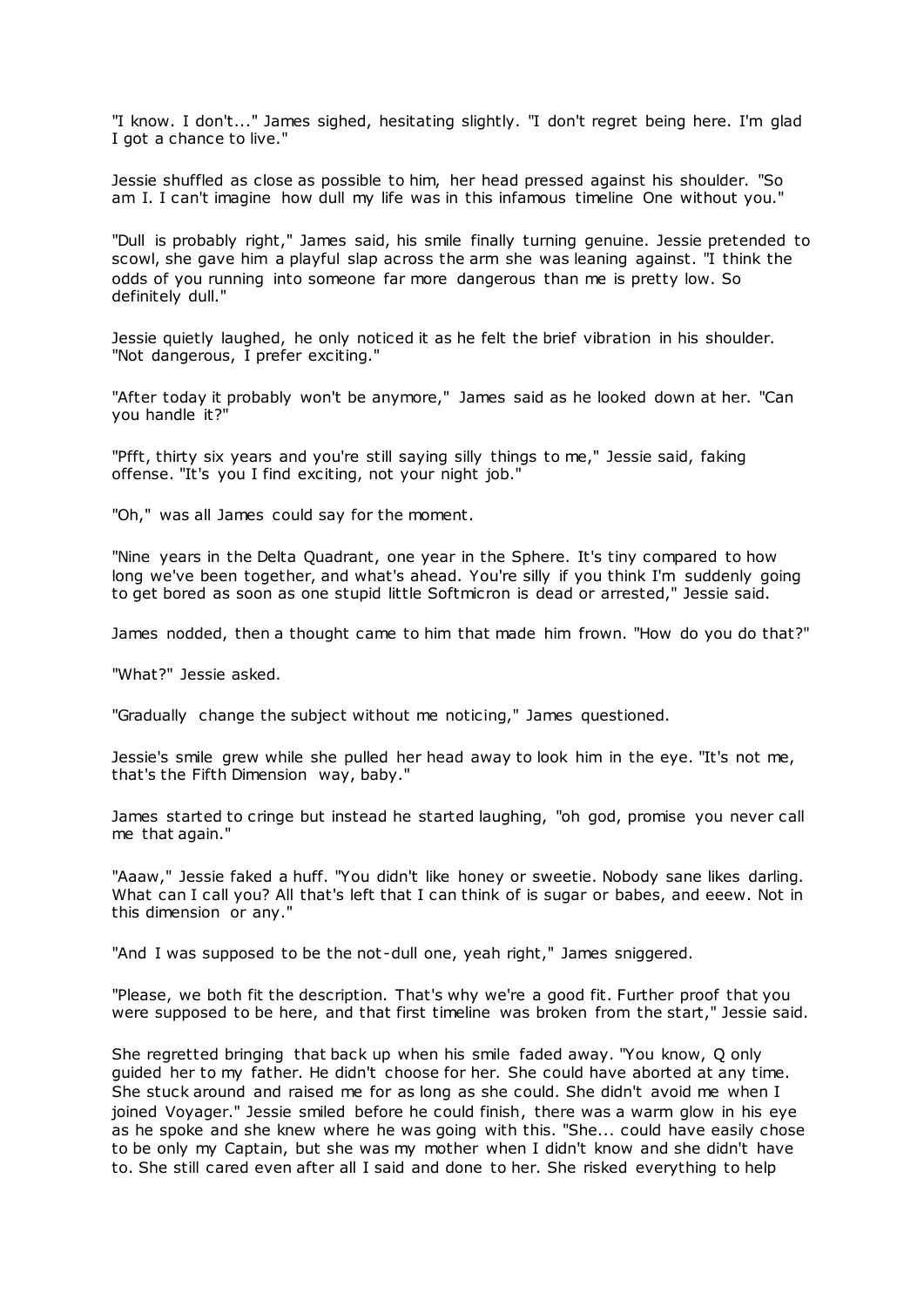"I know. I don't..." James sighed, hesitating slightly. "I don't regret being here. I'm glad I got a chance to live."

Jessie shuffled as close as possible to him, her head pressed against his shoulder. "So am I. I can't imagine how dull my life was in this infamous timeline One without you."

"Dull is probably right," James said, his smile finally turning genuine. Jessie pretended to scowl, she gave him a playful slap across the arm she was leaning against. "I think the odds of you running into someone far more dangerous than me is pretty low. So definitely dull."

Jessie quietly laughed, he only noticed it as he felt the brief vibration in his shoulder. "Not dangerous, I prefer exciting."

"After today it probably won't be anymore," James said as he looked down at her. "Can you handle it?"

"Pfft, thirty six years and you're still saying silly things to me," Jessie said, faking offense. "It's you I find exciting, not your night job."

"Oh," was all James could say for the moment.

"Nine years in the Delta Quadrant, one year in the Sphere. It's tiny compared to how long we've been together, and what's ahead. You're silly if you think I'm suddenly going to get bored as soon as one stupid little Softmicron is dead or arrested," Jessie said.

James nodded, then a thought came to him that made him frown. "How do you do that?"

"What?" Jessie asked.

"Gradually change the subject without me noticing," James questioned.

Jessie's smile grew while she pulled her head away to look him in the eye. "It's not me, that's the Fifth Dimension way, baby."

James started to cringe but instead he started laughing, "oh god, promise you never call me that again."

"Aaaw," Jessie faked a huff. "You didn't like honey or sweetie. Nobody sane likes darling. What can I call you? All that's left that I can think of is sugar or babes, and eeew. Not in this dimension or any."

"And I was supposed to be the not-dull one, yeah right," James sniggered.

"Please, we both fit the description. That's why we're a good fit. Further proof that you were supposed to be here, and that first timeline was broken from the start," Jessie said.

She regretted bringing that back up when his smile faded away. "You know, Q only guided her to my father. He didn't choose for her. She could have aborted at any time. She stuck around and raised me for as long as she could. She didn't avoid me when I joined Voyager." Jessie smiled before he could finish, there was a warm glow in his eye as he spoke and she knew where he was going with this. "She... could have easily chose to be only my Captain, but she was my mother when I didn't know and she didn't have to. She still cared even after all I said and done to her. She risked everything to help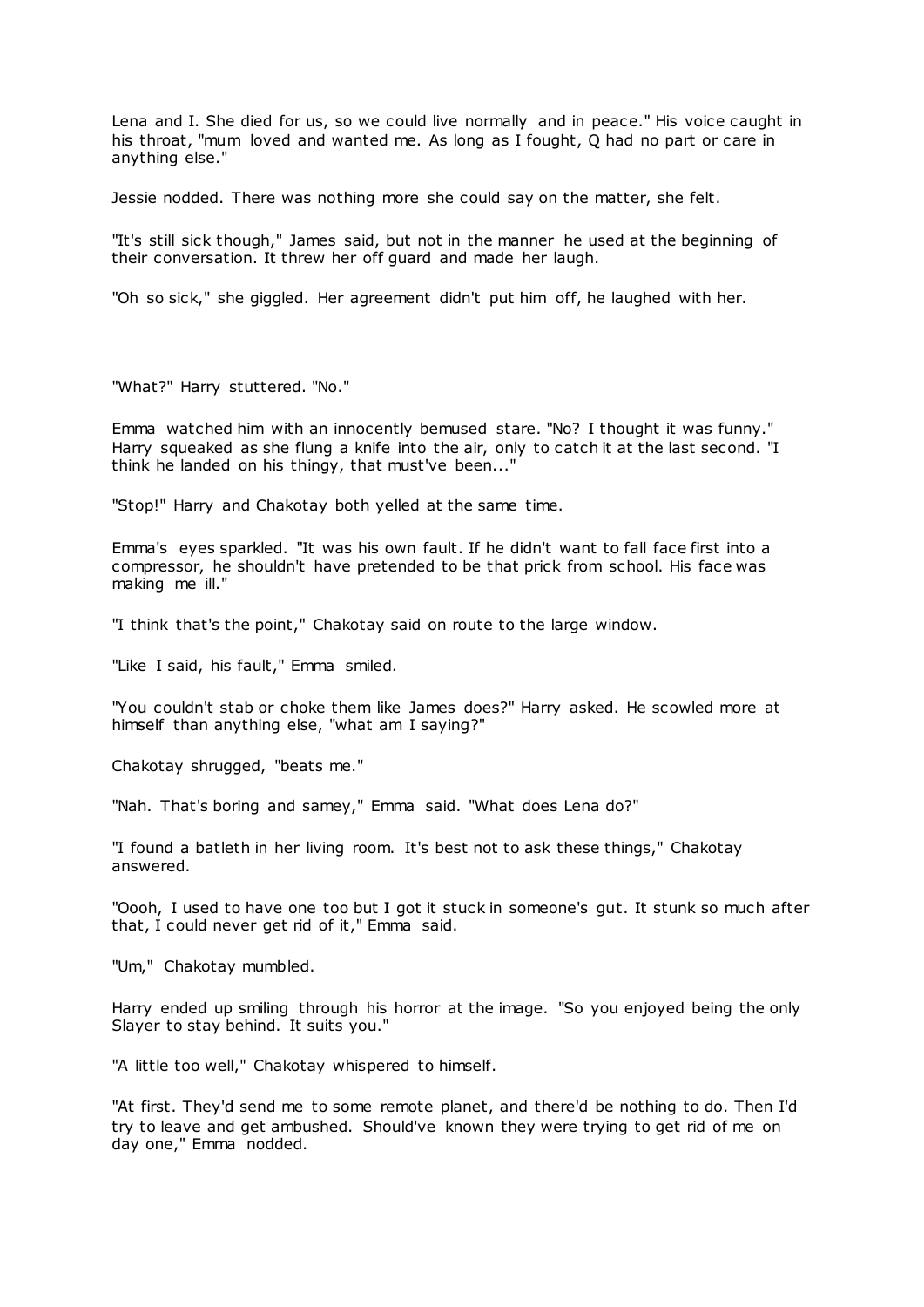Lena and I. She died for us, so we could live normally and in peace." His voice caught in his throat, "mum loved and wanted me. As long as I fought, Q had no part or care in anything else."

Jessie nodded. There was nothing more she could say on the matter, she felt.

"It's still sick though," James said, but not in the manner he used at the beginning of their conversation. It threw her off guard and made her laugh.

"Oh so sick," she giggled. Her agreement didn't put him off, he laughed with her.

"What?" Harry stuttered. "No."

Emma watched him with an innocently bemused stare. "No? I thought it was funny." Harry squeaked as she flung a knife into the air, only to catch it at the last second. "I think he landed on his thingy, that must've been..."

"Stop!" Harry and Chakotay both yelled at the same time.

Emma's eyes sparkled. "It was his own fault. If he didn't want to fall face first into a compressor, he shouldn't have pretended to be that prick from school. His face was making me ill."

"I think that's the point," Chakotay said on route to the large window.

"Like I said, his fault," Emma smiled.

"You couldn't stab or choke them like James does?" Harry asked. He scowled more at himself than anything else, "what am I saying?"

Chakotay shrugged, "beats me."

"Nah. That's boring and samey," Emma said. "What does Lena do?"

"I found a batleth in her living room. It's best not to ask these things," Chakotay answered.

"Oooh, I used to have one too but I got it stuck in someone's gut. It stunk so much after that, I could never get rid of it," Emma said.

"Um," Chakotay mumbled.

Harry ended up smiling through his horror at the image. "So you enjoyed being the only Slayer to stay behind. It suits you."

"A little too well," Chakotay whispered to himself.

"At first. They'd send me to some remote planet, and there'd be nothing to do. Then I'd try to leave and get ambushed. Should've known they were trying to get rid of me on day one," Emma nodded.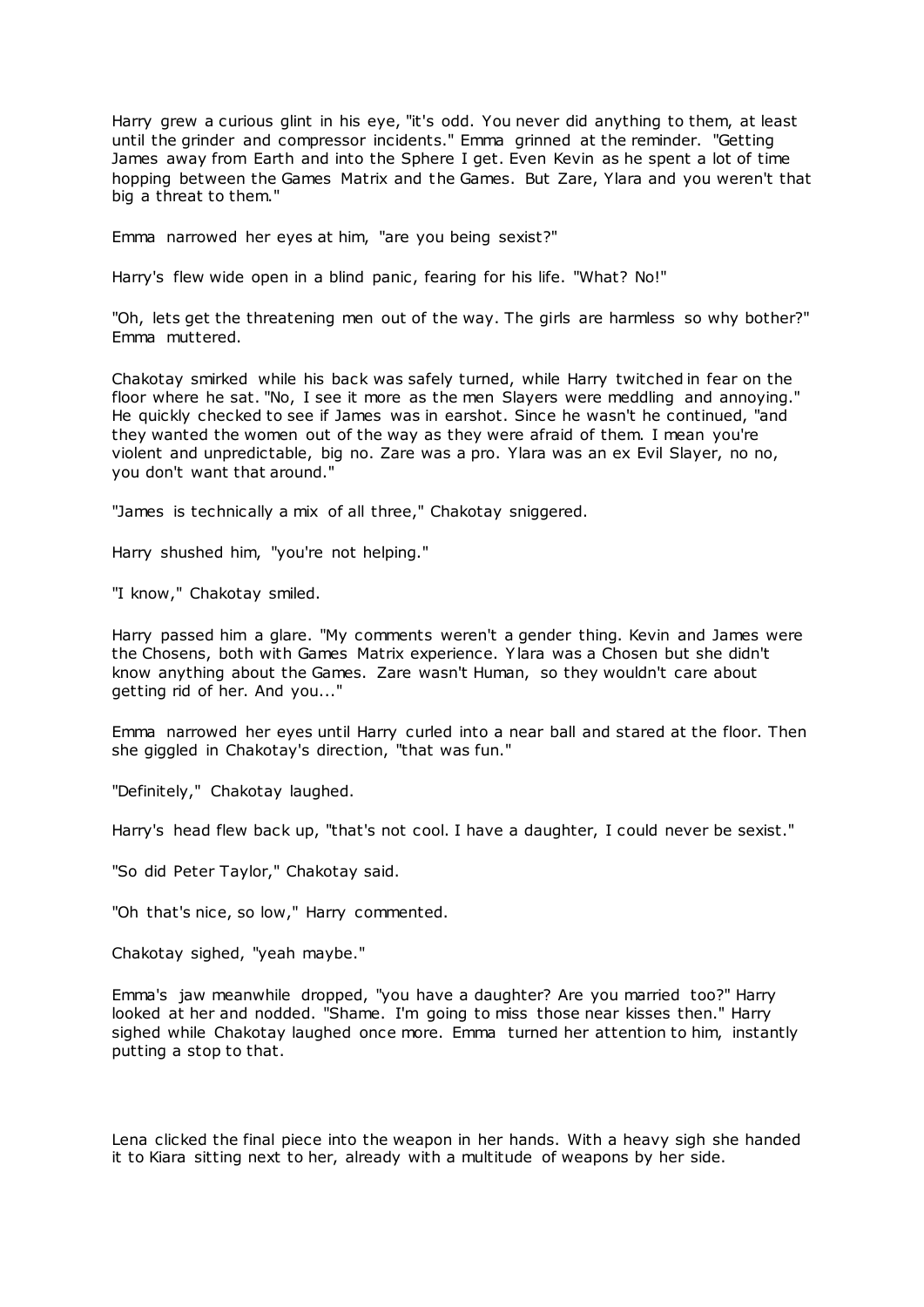Harry grew a curious glint in his eye, "it's odd. You never did anything to them, at least until the grinder and compressor incidents." Emma grinned at the reminder. "Getting James away from Earth and into the Sphere I get. Even Kevin as he spent a lot of time hopping between the Games Matrix and the Games. But Zare, Ylara and you weren't that big a threat to them."

Emma narrowed her eyes at him, "are you being sexist?"

Harry's flew wide open in a blind panic, fearing for his life. "What? No!"

"Oh, lets get the threatening men out of the way. The girls are harmless so why bother?" Emma muttered.

Chakotay smirked while his back was safely turned, while Harry twitched in fear on the floor where he sat. "No, I see it more as the men Slayers were meddling and annoying." He quickly checked to see if James was in earshot. Since he wasn't he continued, "and they wanted the women out of the way as they were afraid of them. I mean you're violent and unpredictable, big no. Zare was a pro. Ylara was an ex Evil Slayer, no no, you don't want that around."

"James is technically a mix of all three," Chakotay sniggered.

Harry shushed him, "you're not helping."

"I know," Chakotay smiled.

Harry passed him a glare. "My comments weren't a gender thing. Kevin and James were the Chosens, both with Games Matrix experience. Ylara was a Chosen but she didn't know anything about the Games. Zare wasn't Human, so they wouldn't care about getting rid of her. And you..."

Emma narrowed her eyes until Harry curled into a near ball and stared at the floor. Then she giggled in Chakotay's direction, "that was fun."

"Definitely," Chakotay laughed.

Harry's head flew back up, "that's not cool. I have a daughter, I could never be sexist."

"So did Peter Taylor," Chakotay said.

"Oh that's nice, so low," Harry commented.

Chakotay sighed, "yeah maybe."

Emma's jaw meanwhile dropped, "you have a daughter? Are you married too?" Harry looked at her and nodded. "Shame. I'm going to miss those near kisses then." Harry sighed while Chakotay laughed once more. Emma turned her attention to him, instantly putting a stop to that.

Lena clicked the final piece into the weapon in her hands. With a heavy sigh she handed it to Kiara sitting next to her, already with a multitude of weapons by her side.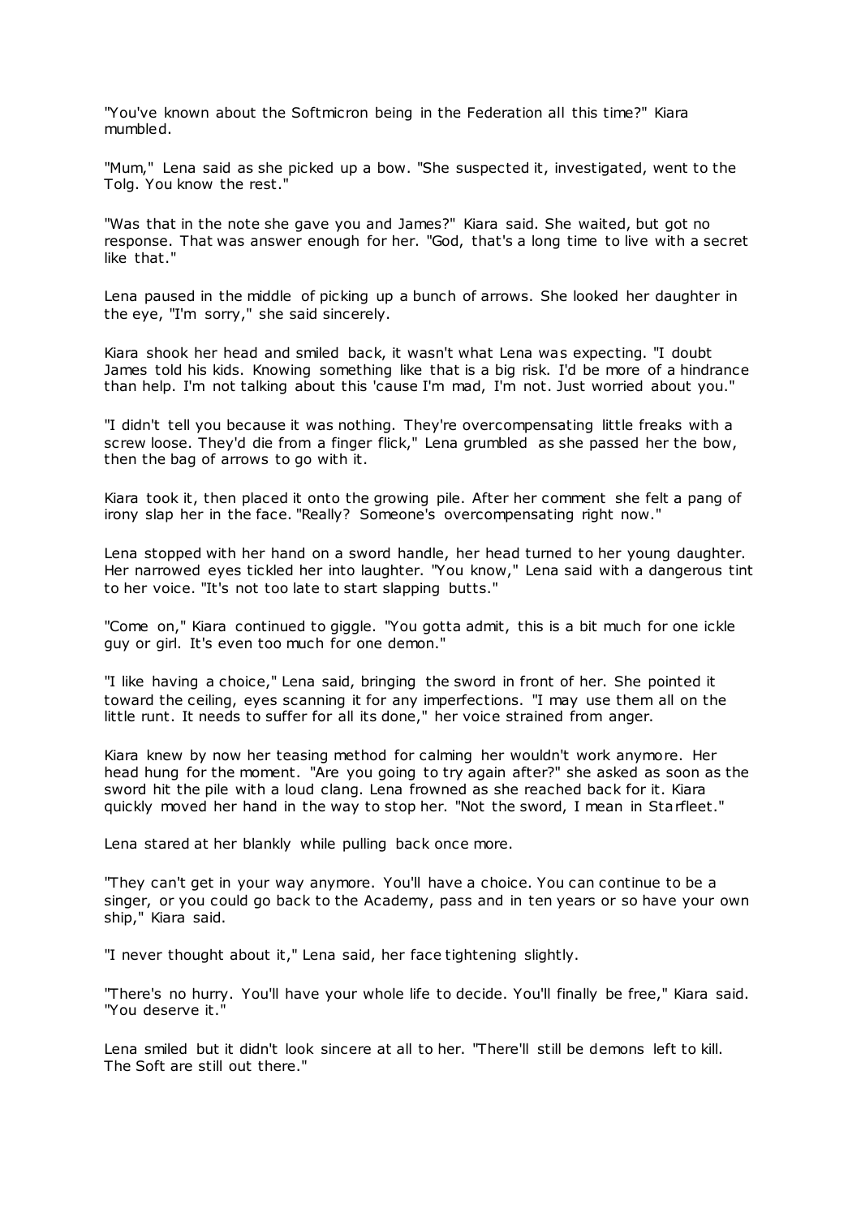"You've known about the Softmicron being in the Federation all this time?" Kiara mumbled.

"Mum," Lena said as she picked up a bow. "She suspected it, investigated, went to the Tolg. You know the rest."

"Was that in the note she gave you and James?" Kiara said. She waited, but got no response. That was answer enough for her. "God, that's a long time to live with a secret like that."

Lena paused in the middle of picking up a bunch of arrows. She looked her daughter in the eye, "I'm sorry," she said sincerely.

Kiara shook her head and smiled back, it wasn't what Lena was expecting. "I doubt James told his kids. Knowing something like that is a big risk. I'd be more of a hindrance than help. I'm not talking about this 'cause I'm mad, I'm not. Just worried about you."

"I didn't tell you because it was nothing. They're overcompensating little freaks with a screw loose. They'd die from a finger flick," Lena grumbled as she passed her the bow, then the bag of arrows to go with it.

Kiara took it, then placed it onto the growing pile. After her comment she felt a pang of irony slap her in the face. "Really? Someone's overcompensating right now."

Lena stopped with her hand on a sword handle, her head turned to her young daughter. Her narrowed eyes tickled her into laughter. "You know," Lena said with a dangerous tint to her voice. "It's not too late to start slapping butts."

"Come on," Kiara continued to giggle. "You gotta admit, this is a bit much for one ickle guy or girl. It's even too much for one demon."

"I like having a choice," Lena said, bringing the sword in front of her. She pointed it toward the ceiling, eyes scanning it for any imperfections. "I may use them all on the little runt. It needs to suffer for all its done," her voice strained from anger.

Kiara knew by now her teasing method for calming her wouldn't work anymore. Her head hung for the moment. "Are you going to try again after?" she asked as soon as the sword hit the pile with a loud clang. Lena frowned as she reached back for it. Kiara quickly moved her hand in the way to stop her. "Not the sword, I mean in Starfleet."

Lena stared at her blankly while pulling back once more.

"They can't get in your way anymore. You'll have a choice. You can continue to be a singer, or you could go back to the Academy, pass and in ten years or so have your own ship," Kiara said.

"I never thought about it," Lena said, her face tightening slightly.

"There's no hurry. You'll have your whole life to decide. You'll finally be free," Kiara said. "You deserve it."

Lena smiled but it didn't look sincere at all to her. "There'll still be demons left to kill. The Soft are still out there."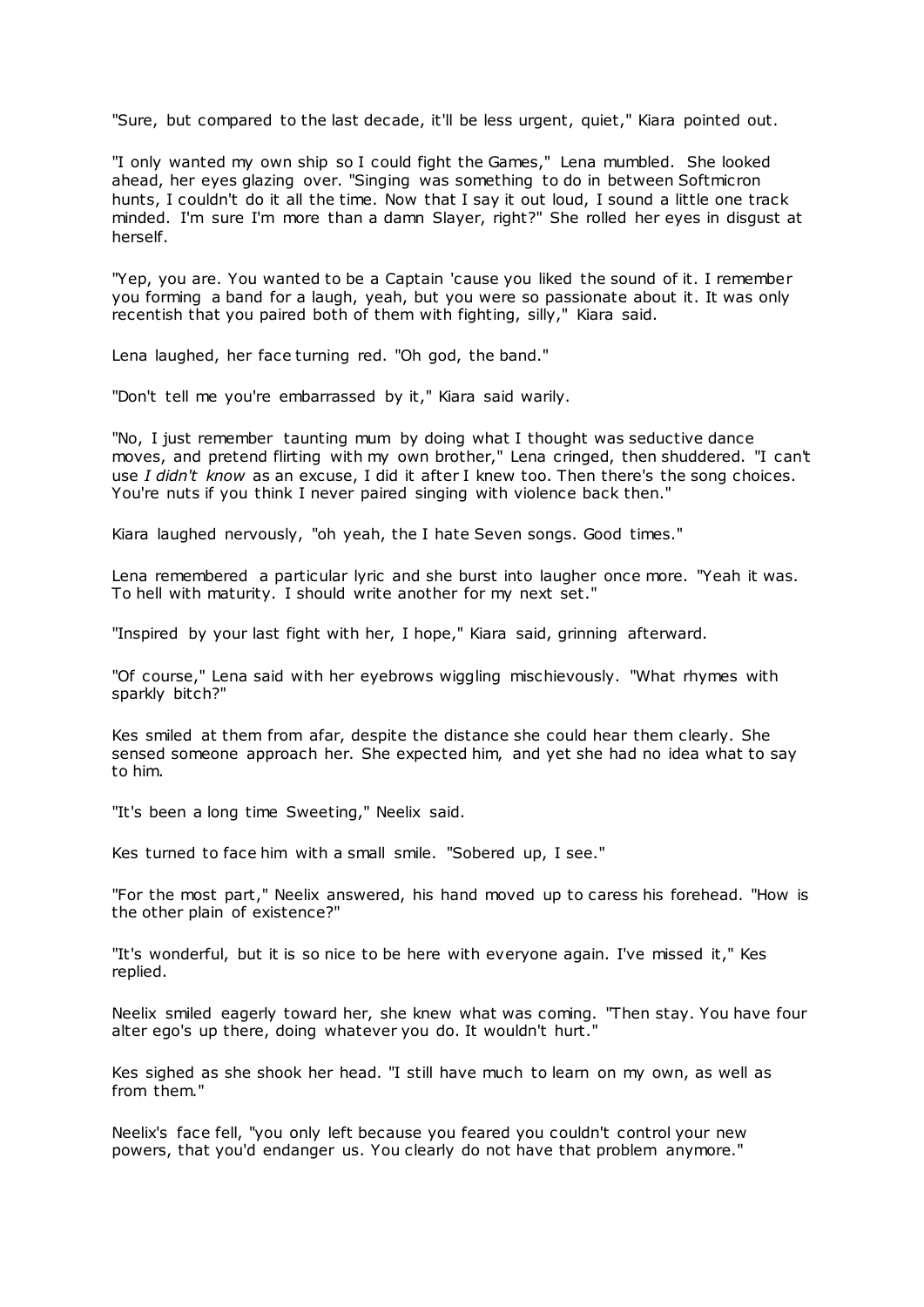"Sure, but compared to the last decade, it'll be less urgent, quiet," Kiara pointed out.

"I only wanted my own ship so I could fight the Games," Lena mumbled. She looked ahead, her eyes glazing over. "Singing was something to do in between Softmicron hunts, I couldn't do it all the time. Now that I say it out loud, I sound a little one track minded. I'm sure I'm more than a damn Slayer, right?" She rolled her eyes in disgust at herself.

"Yep, you are. You wanted to be a Captain 'cause you liked the sound of it. I remember you forming a band for a laugh, yeah, but you were so passionate about it. It was only recentish that you paired both of them with fighting, silly," Kiara said.

Lena laughed, her face turning red. "Oh god, the band."

"Don't tell me you're embarrassed by it," Kiara said warily.

"No, I just remember taunting mum by doing what I thought was seductive dance moves, and pretend flirting with my own brother," Lena cringed, then shuddered. "I can't use *I didn't know* as an excuse, I did it after I knew too. Then there's the song choices. You're nuts if you think I never paired singing with violence back then."

Kiara laughed nervously, "oh yeah, the I hate Seven songs. Good times."

Lena remembered a particular lyric and she burst into laughter once more. "Yeah it was. To hell with maturity. I should write another for my next set."

"Inspired by your last fight with her, I hope," Kiara said, grinning afterward.

"Of course," Lena said with her eyebrows wiggling mischievously. "What rhymes with sparkly bitch?"

Kes smiled at them from afar, despite the distance she could hear them clearly. She sensed someone approach her. She expected him, and yet she had no idea what to say to him.

"It's been a long time Sweeting," Neelix said.

Kes turned to face him with a small smile. "Sobered up, I see."

"For the most part," Neelix answered, his hand moved up to caress his forehead. "How is the other plain of existence?"

"It's wonderful, but it is so nice to be here with everyone again. I've missed it," Kes replied.

Neelix smiled eagerly toward her, she knew what was coming. "Then stay. You have four alter ego's up there, doing whatever you do. It wouldn't hurt."

Kes sighed as she shook her head. "I still have much to learn on my own, as well as from them."

Neelix's face fell, "you only left because you feared you couldn't control your new powers, that you'd endanger us. You clearly do not have that problem anymore."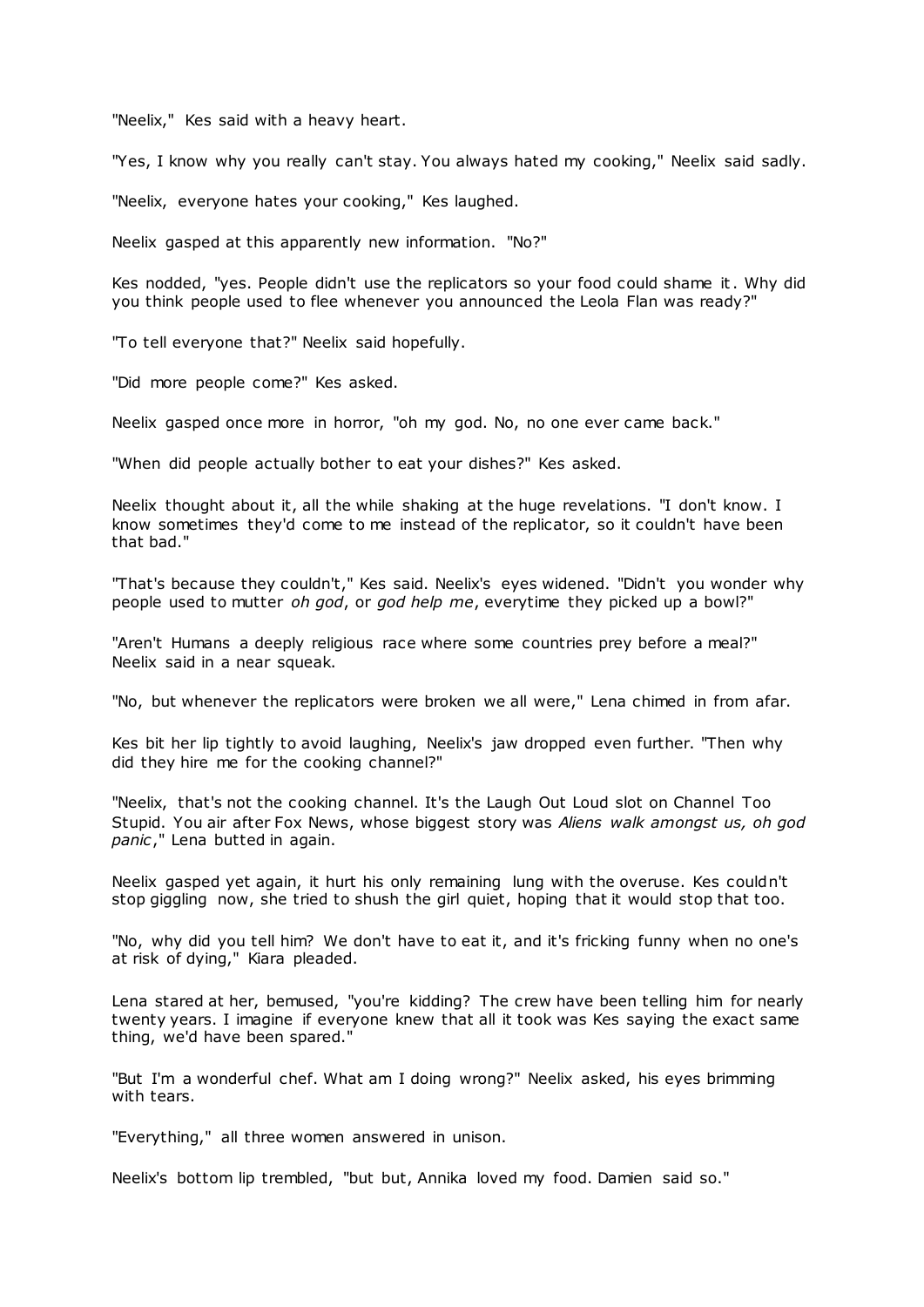"Neelix," Kes said with a heavy heart.

"Yes, I know why you really can't stay. You always hated my cooking," Neelix said sadly.

"Neelix, everyone hates your cooking," Kes laughed.

Neelix gasped at this apparently new information. "No?"

Kes nodded, "yes. People didn't use the replicators so your food could shame it. Why did you think people used to flee whenever you announced the Leola Flan was ready?"

"To tell everyone that?" Neelix said hopefully.

"Did more people come?" Kes asked.

Neelix gasped once more in horror, "oh my god. No, no one ever came back."

"When did people actually bother to eat your dishes?" Kes asked.

Neelix thought about it, all the while shaking at the huge revelations. "I don't know. I know sometimes they'd come to me instead of the replicator, so it couldn't have been that bad."

"That's because they couldn't," Kes said. Neelix's eyes widened. "Didn't you wonder why people used to mutter *oh god*, or *god help me*, everytime they picked up a bowl?"

"Aren't Humans a deeply religious race where some countries prey before a meal?" Neelix said in a near squeak.

"No, but whenever the replicators were broken we all were," Lena chimed in from afar.

Kes bit her lip tightly to avoid laughing, Neelix's jaw dropped even further. "Then why did they hire me for the cooking channel?"

"Neelix, that's not the cooking channel. It's the Laugh Out Loud slot on Channel Too Stupid. You air after Fox News, whose biggest story was *Aliens walk amongst us, oh god panic*," Lena butted in again.

Neelix gasped yet again, it hurt his only remaining lung with the overuse. Kes couldn't stop giggling now, she tried to shush the girl quiet, hoping that it would stop that too.

"No, why did you tell him? We don't have to eat it, and it's fricking funny when no one's at risk of dying," Kiara pleaded.

Lena stared at her, bemused, "you're kidding? The crew have been telling him for nearly twenty years. I imagine if everyone knew that all it took was Kes saying the exact same thing, we'd have been spared."

"But I'm a wonderful chef. What am I doing wrong?" Neelix asked, his eyes brimming with tears.

"Everything," all three women answered in unison.

Neelix's bottom lip trembled, "but but, Annika loved my food. Damien said so."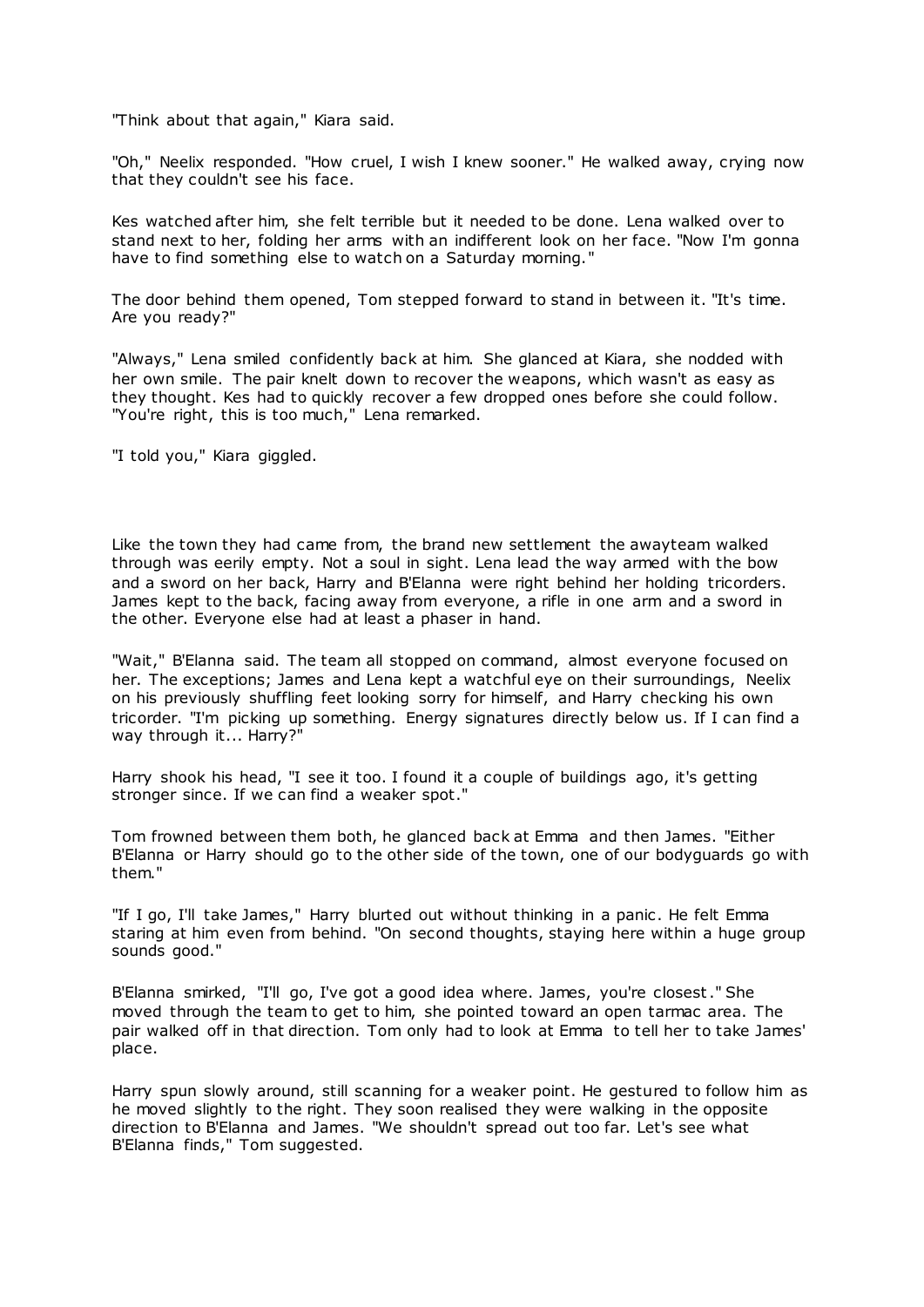"Think about that again," Kiara said.

"Oh," Neelix responded. "How cruel, I wish I knew sooner." He walked away, crying now that they couldn't see his face.

Kes watched after him, she felt terrible but it needed to be done. Lena walked over to stand next to her, folding her arms with an indifferent look on her face. "Now I'm gonna have to find something else to watch on a Saturday morning."

The door behind them opened, Tom stepped forward to stand in between it. "It's time. Are you ready?"

"Always," Lena smiled confidently back at him. She glanced at Kiara, she nodded with her own smile. The pair knelt down to recover the weapons, which wasn't as easy as they thought. Kes had to quickly recover a few dropped ones before she could follow. "You're right, this is too much," Lena remarked.

"I told you," Kiara giggled.

Like the town they had came from, the brand new settlement the awayteam walked through was eerily empty. Not a soul in sight. Lena lead the way armed with the bow and a sword on her back, Harry and B'Elanna were right behind her holding tricorders. James kept to the back, facing away from everyone, a rifle in one arm and a sword in the other. Everyone else had at least a phaser in hand.

"Wait," B'Elanna said. The team all stopped on command, almost everyone focused on her. The exceptions; James and Lena kept a watchful eye on their surroundings, Neelix on his previously shuffling feet looking sorry for himself, and Harry checking his own tricorder. "I'm picking up something. Energy signatures directly below us. If I can find a way through it... Harry?"

Harry shook his head, "I see it too. I found it a couple of buildings ago, it's getting stronger since. If we can find a weaker spot."

Tom frowned between them both, he glanced back at Emma and then James. "Either B'Elanna or Harry should go to the other side of the town, one of our bodyguards go with them."

"If I go, I'll take James," Harry blurted out without thinking in a panic. He felt Emma staring at him even from behind. "On second thoughts, staying here within a huge group sounds good."

B'Elanna smirked, "I'll go, I've got a good idea where. James, you're closest." She moved through the team to get to him, she pointed toward an open tarmac area. The pair walked off in that direction. Tom only had to look at Emma to tell her to take James' place.

Harry spun slowly around, still scanning for a weaker point. He gestured to follow him as he moved slightly to the right. They soon realised they were walking in the opposite direction to B'Elanna and James. "We shouldn't spread out too far. Let's see what B'Elanna finds," Tom suggested.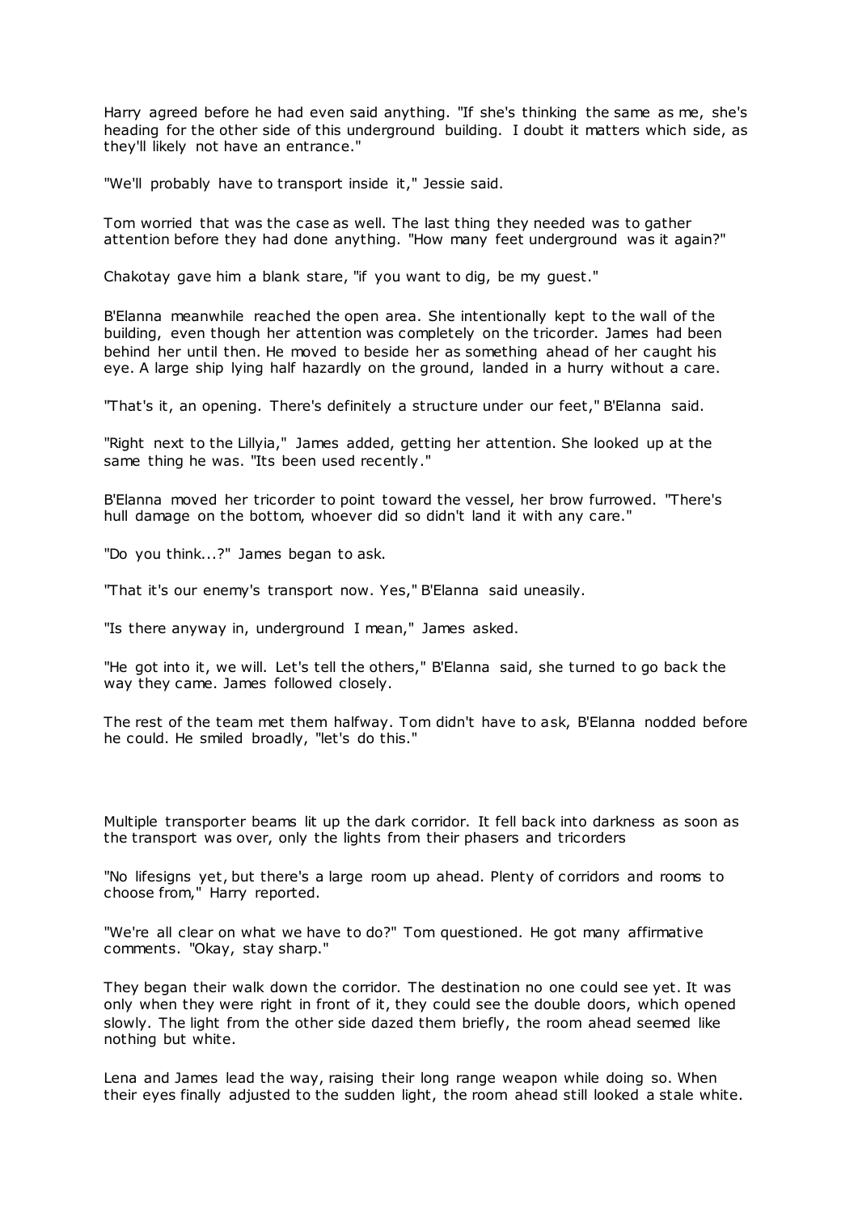Harry agreed before he had even said anything. "If she's thinking the same as me, she's heading for the other side of this underground building. I doubt it matters which side, as they'll likely not have an entrance."

"We'll probably have to transport inside it," Jessie said.

Tom worried that was the case as well. The last thing they needed was to gather attention before they had done anything. "How many feet underground was it again?"

Chakotay gave him a blank stare, "if you want to dig, be my guest."

B'Elanna meanwhile reached the open area. She intentionally kept to the wall of the building, even though her attention was completely on the tricorder. James had been behind her until then. He moved to beside her as something ahead of her caught his eye. A large ship lying half hazardly on the ground, landed in a hurry without a care.

"That's it, an opening. There's definitely a structure under our feet," B'Elanna said.

"Right next to the Lillyia," James added, getting her attention. She looked up at the same thing he was. "Its been used recently."

B'Elanna moved her tricorder to point toward the vessel, her brow furrowed. "There's hull damage on the bottom, whoever did so didn't land it with any care."

"Do you think...?" James began to ask.

"That it's our enemy's transport now. Yes," B'Elanna said uneasily.

"Is there anyway in, underground I mean," James asked.

"He got into it, we will. Let's tell the others," B'Elanna said, she turned to go back the way they came. James followed closely.

The rest of the team met them halfway. Tom didn't have to ask, B'Elanna nodded before he could. He smiled broadly, "let's do this."

Multiple transporter beams lit up the dark corridor. It fell back into darkness as soon as the transport was over, only the lights from their phasers and tricorders

"No lifesigns yet, but there's a large room up ahead. Plenty of corridors and rooms to choose from," Harry reported.

"We're all clear on what we have to do?" Tom questioned. He got many affirmative comments. "Okay, stay sharp."

They began their walk down the corridor. The destination no one could see yet. It was only when they were right in front of it, they could see the double doors, which opened slowly. The light from the other side dazed them briefly, the room ahead seemed like nothing but white.

Lena and James lead the way, raising their long range weapon while doing so. When their eyes finally adjusted to the sudden light, the room ahead still looked a stale white.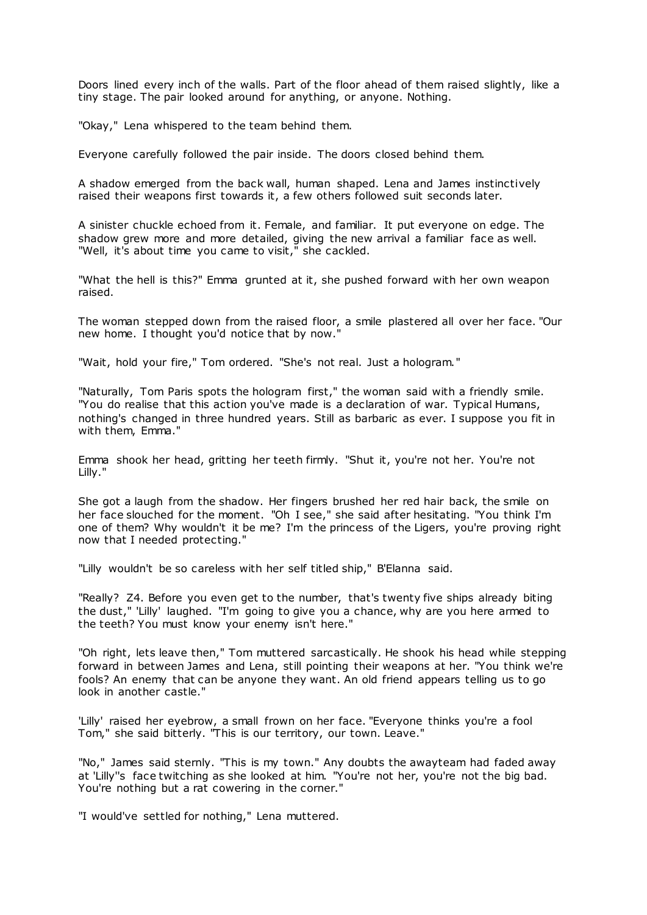Doors lined every inch of the walls. Part of the floor ahead of them raised slightly, like a tiny stage. The pair looked around for anything, or anyone. Nothing.

"Okay," Lena whispered to the team behind them.

Everyone carefully followed the pair inside. The doors closed behind them.

A shadow emerged from the back wall, human shaped. Lena and James instinctively raised their weapons first towards it, a few others followed suit seconds later.

A sinister chuckle echoed from it. Female, and familiar. It put everyone on edge. The shadow grew more and more detailed, giving the new arrival a familiar face as well. "Well, it's about time you came to visit," she cackled.

"What the hell is this?" Emma grunted at it, she pushed forward with her own weapon raised.

The woman stepped down from the raised floor, a smile plastered all over her face. "Our new home. I thought you'd notice that by now."

"Wait, hold your fire," Tom ordered. "She's not real. Just a hologram."

"Naturally, Tom Paris spots the hologram first," the woman said with a friendly smile. "You do realise that this action you've made is a declaration of war. Typical Humans, nothing's changed in three hundred years. Still as barbaric as ever. I suppose you fit in with them, Emma."

Emma shook her head, gritting her teeth firmly. "Shut it, you're not her. You're not Lilly."

She got a laugh from the shadow. Her fingers brushed her red hair back, the smile on her face slouched for the moment. "Oh I see," she said after hesitating. "You think I'm one of them? Why wouldn't it be me? I'm the princess of the Ligers, you're proving right now that I needed protecting."

"Lilly wouldn't be so careless with her self titled ship," B'Elanna said.

"Really? Z4. Before you even get to the number, that's twenty five ships already biting the dust," 'Lilly' laughed. "I'm going to give you a chance, why are you here armed to the teeth? You must know your enemy isn't here."

"Oh right, lets leave then," Tom muttered sarcastically. He shook his head while stepping forward in between James and Lena, still pointing their weapons at her. "You think we're fools? An enemy that can be anyone they want. An old friend appears telling us to go look in another castle."

'Lilly' raised her eyebrow, a small frown on her face. "Everyone thinks you're a fool Tom," she said bitterly. "This is our territory, our town. Leave."

"No," James said sternly. "This is my town." Any doubts the awayteam had faded away at 'Lilly''s face twitching as she looked at him. "You're not her, you're not the big bad. You're nothing but a rat cowering in the corner."

"I would've settled for nothing," Lena muttered.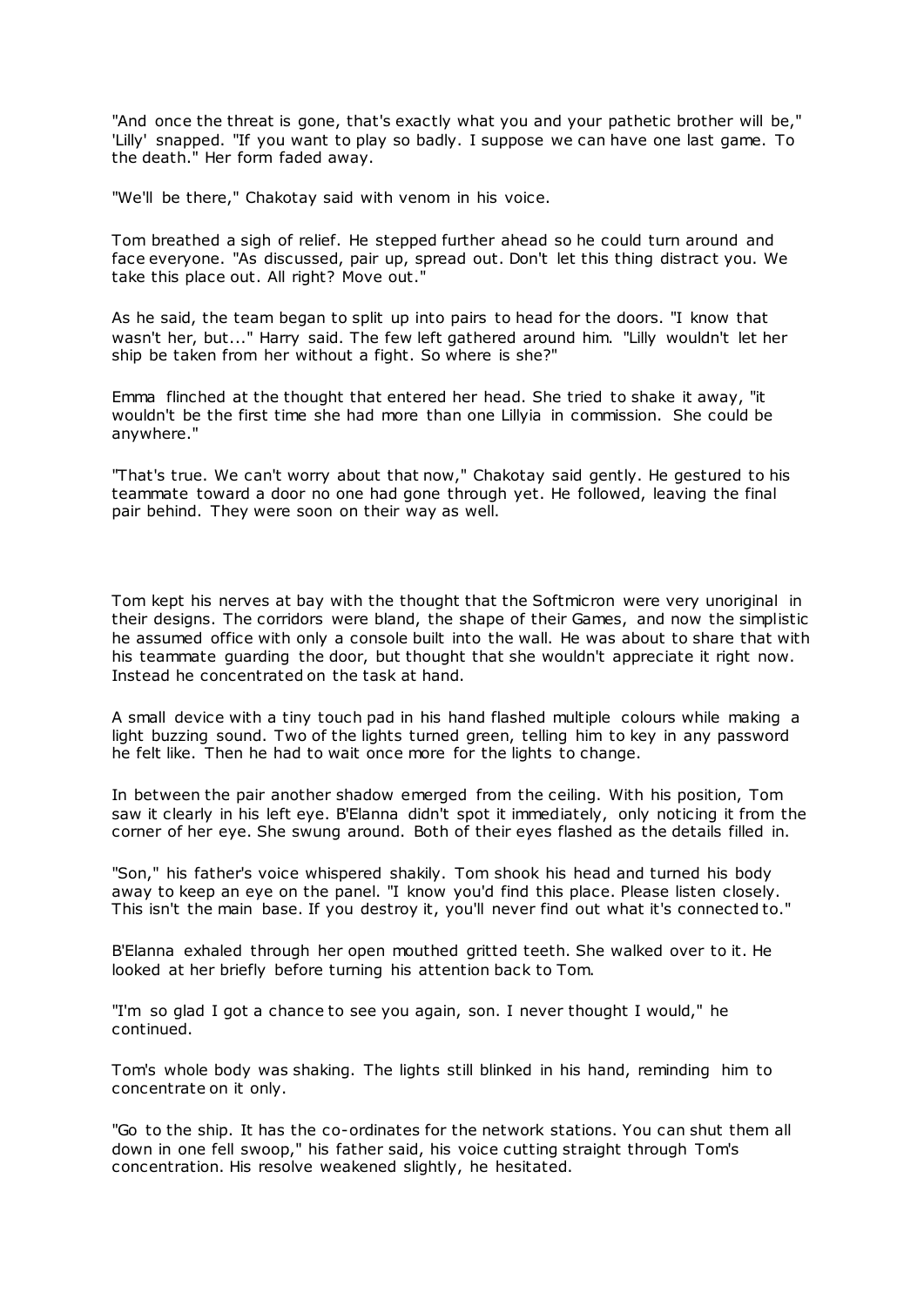"And once the threat is gone, that's exactly what you and your pathetic brother will be," 'Lilly' snapped. "If you want to play so badly. I suppose we can have one last game. To the death." Her form faded away.

"We'll be there," Chakotay said with venom in his voice.

Tom breathed a sigh of relief. He stepped further ahead so he could turn around and face everyone. "As discussed, pair up, spread out. Don't let this thing distract you. We take this place out. All right? Move out."

As he said, the team began to split up into pairs to head for the doors. "I know that wasn't her, but..." Harry said. The few left gathered around him. "Lilly wouldn't let her ship be taken from her without a fight. So where is she?"

Emma flinched at the thought that entered her head. She tried to shake it away, "it wouldn't be the first time she had more than one Lillyia in commission. She could be anywhere."

"That's true. We can't worry about that now," Chakotay said gently. He gestured to his teammate toward a door no one had gone through yet. He followed, leaving the final pair behind. They were soon on their way as well.

Tom kept his nerves at bay with the thought that the Softmicron were very unoriginal in their designs. The corridors were bland, the shape of their Games, and now the simplistic he assumed office with only a console built into the wall. He was about to share that with his teammate guarding the door, but thought that she wouldn't appreciate it right now. Instead he concentrated on the task at hand.

A small device with a tiny touch pad in his hand flashed multiple colours while making a light buzzing sound. Two of the lights turned green, telling him to key in any password he felt like. Then he had to wait once more for the lights to change.

In between the pair another shadow emerged from the ceiling. With his position, Tom saw it clearly in his left eye. B'Elanna didn't spot it immediately, only noticing it from the corner of her eye. She swung around. Both of their eyes flashed as the details filled in.

"Son," his father's voice whispered shakily. Tom shook his head and turned his body away to keep an eye on the panel. "I know you'd find this place. Please listen closely. This isn't the main base. If you destroy it, you'll never find out what it's connected to."

B'Elanna exhaled through her open mouthed gritted teeth. She walked over to it. He looked at her briefly before turning his attention back to Tom.

"I'm so glad I got a chance to see you again, son. I never thought I would," he continued.

Tom's whole body was shaking. The lights still blinked in his hand, reminding him to concentrate on it only.

"Go to the ship. It has the co-ordinates for the network stations. You can shut them all down in one fell swoop," his father said, his voice cutting straight through Tom's concentration. His resolve weakened slightly, he hesitated.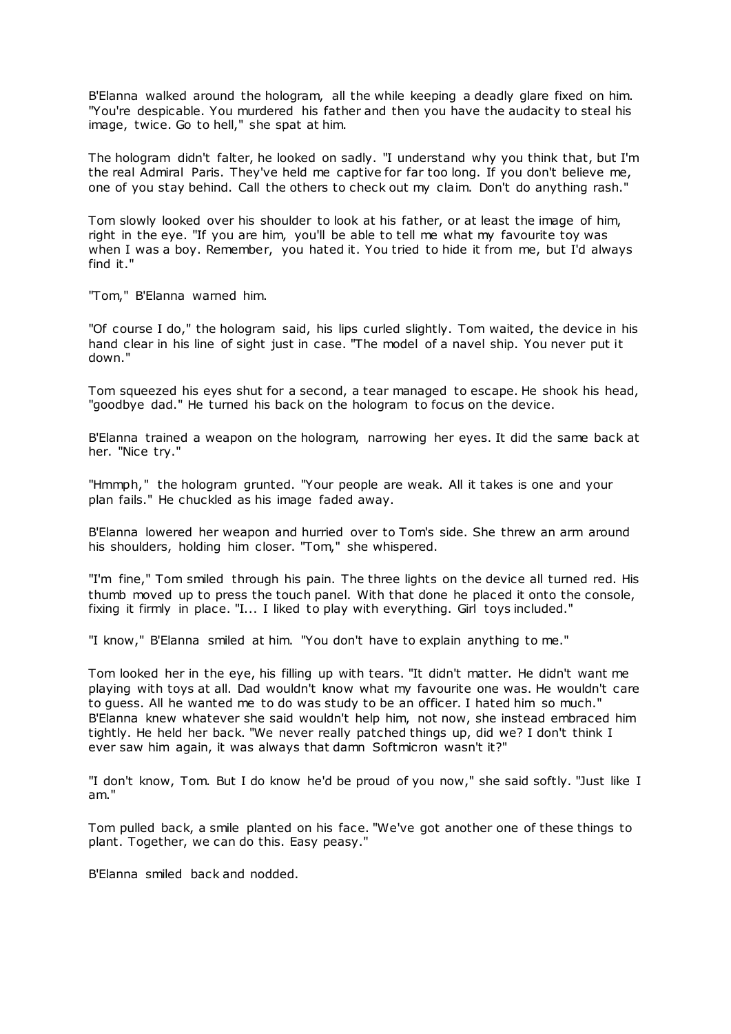B'Elanna walked around the hologram, all the while keeping a deadly glare fixed on him. "You're despicable. You murdered his father and then you have the audacity to steal his image, twice. Go to hell," she spat at him.

The hologram didn't falter, he looked on sadly. "I understand why you think that, but I'm the real Admiral Paris. They've held me captive for far too long. If you don't believe me, one of you stay behind. Call the others to check out my claim. Don't do anything rash."

Tom slowly looked over his shoulder to look at his father, or at least the image of him, right in the eye. "If you are him, you'll be able to tell me what my favourite toy was when I was a boy. Remember, you hated it. You tried to hide it from me, but I'd always find it."

"Tom," B'Elanna warned him.

"Of course I do," the hologram said, his lips curled slightly. Tom waited, the device in his hand clear in his line of sight just in case. "The model of a navel ship. You never put it down."

Tom squeezed his eyes shut for a second, a tear managed to escape. He shook his head, "goodbye dad." He turned his back on the hologram to focus on the device.

B'Elanna trained a weapon on the hologram, narrowing her eyes. It did the same back at her. "Nice try."

"Hmmph," the hologram grunted. "Your people are weak. All it takes is one and your plan fails." He chuckled as his image faded away.

B'Elanna lowered her weapon and hurried over to Tom's side. She threw an arm around his shoulders, holding him closer. "Tom," she whispered.

"I'm fine," Tom smiled through his pain. The three lights on the device all turned red. His thumb moved up to press the touch panel. With that done he placed it onto the console, fixing it firmly in place. "I... I liked to play with everything. Girl toys included."

"I know," B'Elanna smiled at him. "You don't have to explain anything to me."

Tom looked her in the eye, his filling up with tears. "It didn't matter. He didn't want me playing with toys at all. Dad wouldn't know what my favourite one was. He wouldn't care to guess. All he wanted me to do was study to be an officer. I hated him so much." B'Elanna knew whatever she said wouldn't help him, not now, she instead embraced him tightly. He held her back. "We never really patched things up, did we? I don't think I ever saw him again, it was always that damn Softmicron wasn't it?"

"I don't know, Tom. But I do know he'd be proud of you now," she said softly. "Just like I am."

Tom pulled back, a smile planted on his face. "We've got another one of these things to plant. Together, we can do this. Easy peasy."

B'Elanna smiled back and nodded.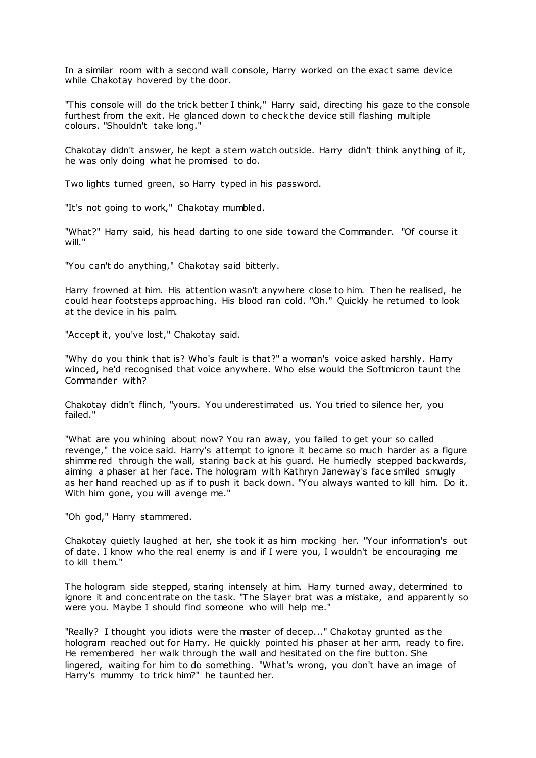In a similar room with a second wall console, Harry worked on the exact same device while Chakotay hovered by the door.

"This console will do the trick better I think," Harry said, directing his gaze to the console furthest from the exit. He glanced down to check the device still flashing multiple colours. "Shouldn't take long."

Chakotay didn't answer, he kept a stern watch outside. Harry didn't think anything of it, he was only doing what he promised to do.

Two lights turned green, so Harry typed in his password.

"It's not going to work," Chakotay mumbled.

"What?" Harry said, his head darting to one side toward the Commander. "Of course it will."

"You can't do anything," Chakotay said bitterly.

Harry frowned at him. His attention wasn't anywhere close to him. Then he realised, he could hear footsteps approaching. His blood ran cold. "Oh." Quickly he returned to look at the device in his palm.

"Accept it, you've lost," Chakotay said.

"Why do you think that is? Who's fault is that?" a woman's voice asked harshly. Harry winced, he'd recognised that voice anywhere. Who else would the Softmicron taunt the Commander with?

Chakotay didn't flinch, "yours. You underestimated us. You tried to silence her, you failed."

"What are you whining about now? You ran away, you failed to get your so called revenge," the voice said. Harry's attempt to ignore it became so much harder as a figure shimmered through the wall, staring back at his guard. He hurriedly stepped backwards, aiming a phaser at her face. The hologram with Kathryn Janeway's face smiled smugly as her hand reached up as if to push it back down. "You always wanted to kill him. Do it. With him gone, you will avenge me."

"Oh god," Harry stammered.

Chakotay quietly laughed at her, she took it as him mocking her. "Your information's out of date. I know who the real enemy is and if I were you, I wouldn't be encouraging me to kill them."

The hologram side stepped, staring intensely at him. Harry turned away, determined to ignore it and concentrate on the task. "The Slayer brat was a mistake, and apparently so were you. Maybe I should find someone who will help me."

"Really? I thought you idiots were the master of decep..." Chakotay grunted as the hologram reached out for Harry. He quickly pointed his phaser at her arm, ready to fire. He remembered her walk through the wall and hesitated on the fire button. She lingered, waiting for him to do something. "What's wrong, you don't have an image of Harry's mummy to trick him?" he taunted her.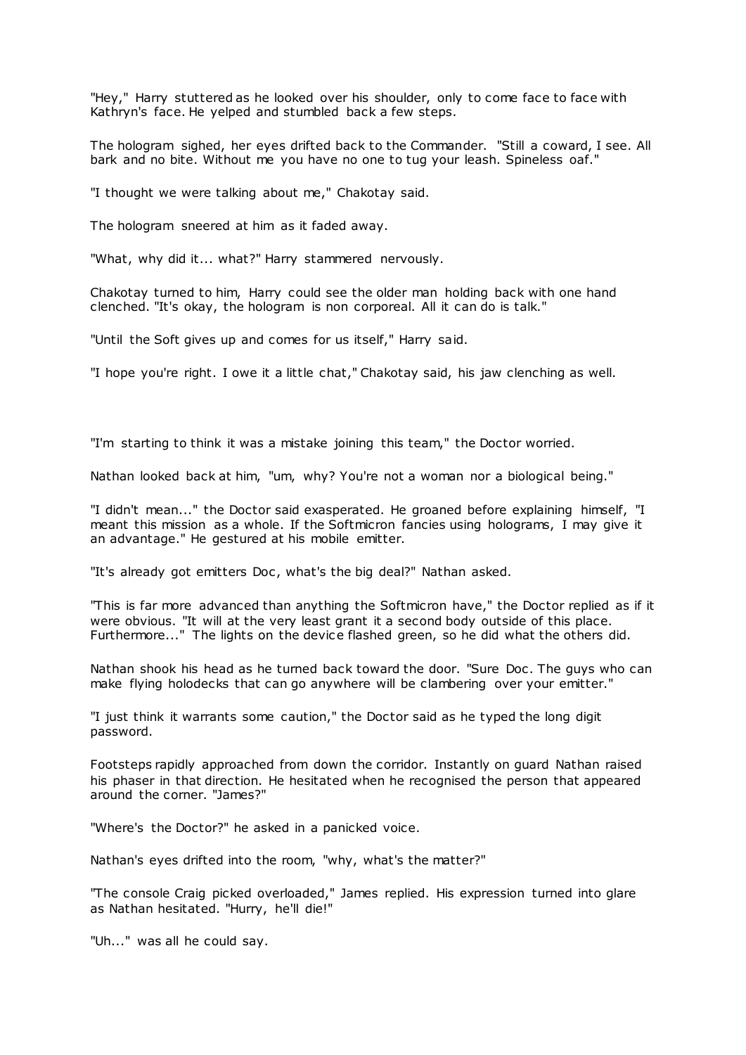"Hey," Harry stuttered as he looked over his shoulder, only to come face to face with Kathryn's face. He yelped and stumbled back a few steps.

The hologram sighed, her eyes drifted back to the Commander. "Still a coward, I see. All bark and no bite. Without me you have no one to tug your leash. Spineless oaf."

"I thought we were talking about me," Chakotay said.

The hologram sneered at him as it faded away.

"What, why did it... what?" Harry stammered nervously.

Chakotay turned to him, Harry could see the older man holding back with one hand clenched. "It's okay, the hologram is non corporeal. All it can do is talk."

"Until the Soft gives up and comes for us itself," Harry said.

"I hope you're right. I owe it a little chat," Chakotay said, his jaw clenching as well.

"I'm starting to think it was a mistake joining this team," the Doctor worried.

Nathan looked back at him, "um, why? You're not a woman nor a biological being."

"I didn't mean..." the Doctor said exasperated. He groaned before explaining himself, "I meant this mission as a whole. If the Softmicron fancies using holograms, I may give it an advantage." He gestured at his mobile emitter.

"It's already got emitters Doc, what's the big deal?" Nathan asked.

"This is far more advanced than anything the Softmicron have," the Doctor replied as if it were obvious. "It will at the very least grant it a second body outside of this place. Furthermore..." The lights on the device flashed green, so he did what the others did.

Nathan shook his head as he turned back toward the door. "Sure Doc. The guys who can make flying holodecks that can go anywhere will be clambering over your emitter."

"I just think it warrants some caution," the Doctor said as he typed the long digit password.

Footsteps rapidly approached from down the corridor. Instantly on guard Nathan raised his phaser in that direction. He hesitated when he recognised the person that appeared around the corner. "James?"

"Where's the Doctor?" he asked in a panicked voice.

Nathan's eyes drifted into the room, "why, what's the matter?"

"The console Craig picked overloaded," James replied. His expression turned into glare as Nathan hesitated. "Hurry, he'll die!"

"Uh..." was all he could say.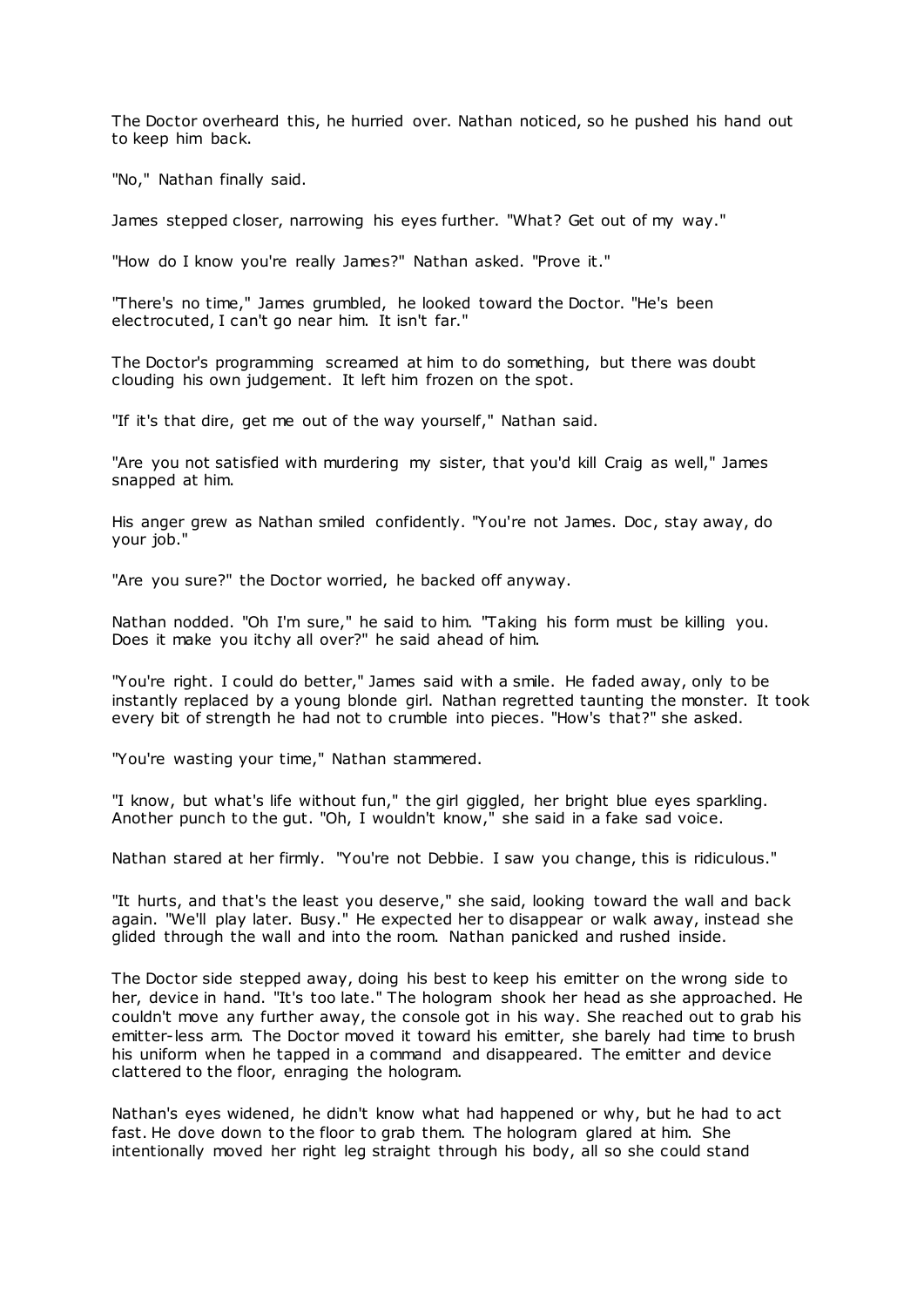The Doctor overheard this, he hurried over. Nathan noticed, so he pushed his hand out to keep him back.

"No," Nathan finally said.

James stepped closer, narrowing his eyes further. "What? Get out of my way."

"How do I know you're really James?" Nathan asked. "Prove it."

"There's no time," James grumbled, he looked toward the Doctor. "He's been electrocuted, I can't go near him. It isn't far."

The Doctor's programming screamed at him to do something, but there was doubt clouding his own judgement. It left him frozen on the spot.

"If it's that dire, get me out of the way yourself," Nathan said.

"Are you not satisfied with murdering my sister, that you'd kill Craig as well," James snapped at him.

His anger grew as Nathan smiled confidently. "You're not James. Doc, stay away, do your job."

"Are you sure?" the Doctor worried, he backed off anyway.

Nathan nodded. "Oh I'm sure," he said to him. "Taking his form must be killing you. Does it make you itchy all over?" he said ahead of him.

"You're right. I could do better," James said with a smile. He faded away, only to be instantly replaced by a young blonde girl. Nathan regretted taunting the monster. It took every bit of strength he had not to crumble into pieces. "How's that?" she asked.

"You're wasting your time," Nathan stammered.

"I know, but what's life without fun," the girl giggled, her bright blue eyes sparkling. Another punch to the gut. "Oh, I wouldn't know," she said in a fake sad voice.

Nathan stared at her firmly. "You're not Debbie. I saw you change, this is ridiculous."

"It hurts, and that's the least you deserve," she said, looking toward the wall and back again. "We'll play later. Busy." He expected her to disappear or walk away, instead she glided through the wall and into the room. Nathan panicked and rushed inside.

The Doctor side stepped away, doing his best to keep his emitter on the wrong side to her, device in hand. "It's too late." The hologram shook her head as she approached. He couldn't move any further away, the console got in his way. She reached out to grab his emitter-less arm. The Doctor moved it toward his emitter, she barely had time to brush his uniform when he tapped in a command and disappeared. The emitter and device clattered to the floor, enraging the hologram.

Nathan's eyes widened, he didn't know what had happened or why, but he had to act fast. He dove down to the floor to grab them. The hologram glared at him. She intentionally moved her right leg straight through his body, all so she could stand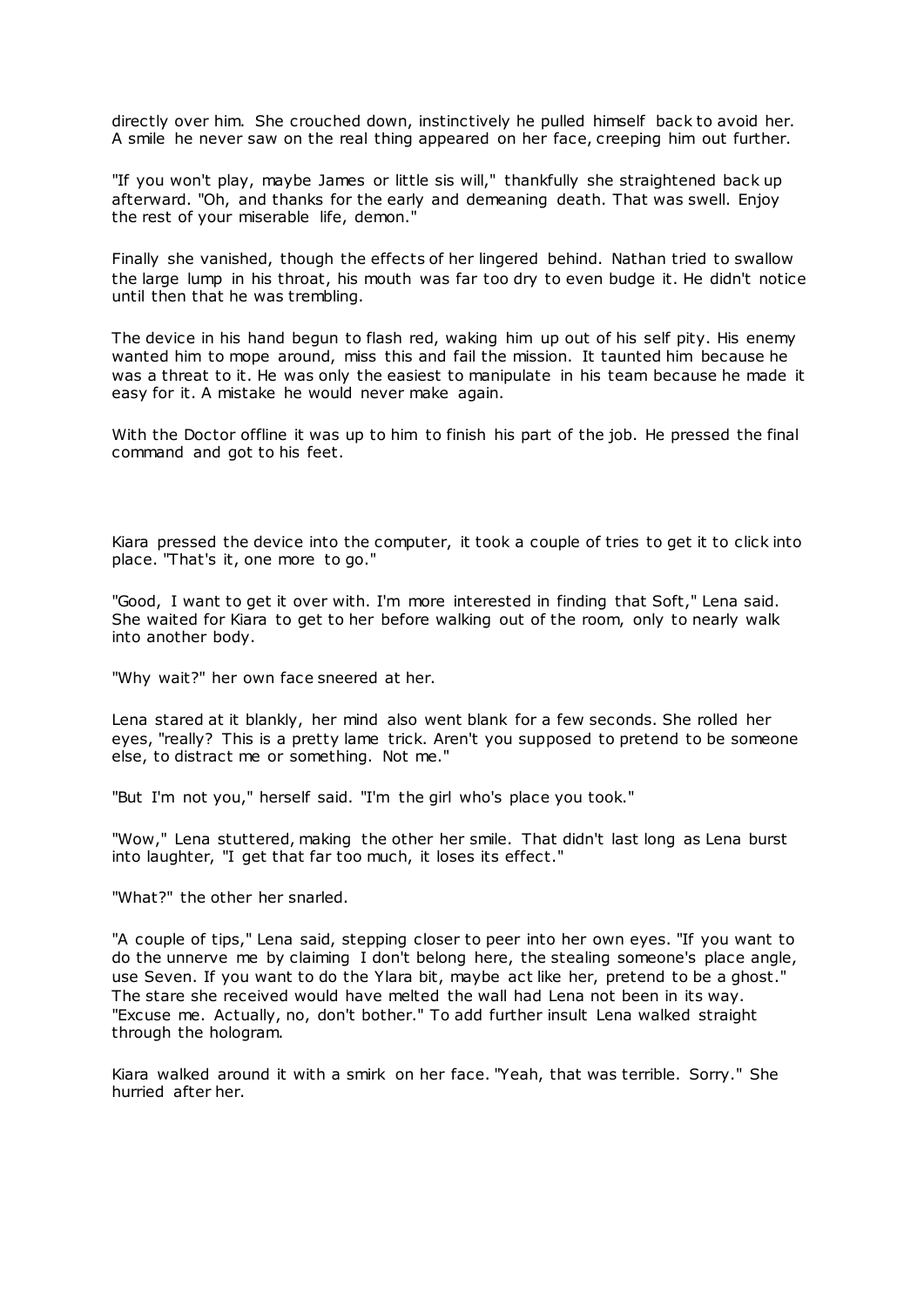directly over him. She crouched down, instinctively he pulled himself back to avoid her. A smile he never saw on the real thing appeared on her face, creeping him out further.

"If you won't play, maybe James or little sis will," thankfully she straightened back up afterward. "Oh, and thanks for the early and demeaning death. That was swell. Enjoy the rest of your miserable life, demon."

Finally she vanished, though the effects of her lingered behind. Nathan tried to swallow the large lump in his throat, his mouth was far too dry to even budge it. He didn't notice until then that he was trembling.

The device in his hand begun to flash red, waking him up out of his self pity. His enemy wanted him to mope around, miss this and fail the mission. It taunted him because he was a threat to it. He was only the easiest to manipulate in his team because he made it easy for it. A mistake he would never make again.

With the Doctor offline it was up to him to finish his part of the job. He pressed the final command and got to his feet.

Kiara pressed the device into the computer, it took a couple of tries to get it to click into place. "That's it, one more to go."

"Good, I want to get it over with. I'm more interested in finding that Soft," Lena said. She waited for Kiara to get to her before walking out of the room, only to nearly walk into another body.

"Why wait?" her own face sneered at her.

Lena stared at it blankly, her mind also went blank for a few seconds. She rolled her eyes, "really? This is a pretty lame trick. Aren't you supposed to pretend to be someone else, to distract me or something. Not me."

"But I'm not you," herself said. "I'm the girl who's place you took."

"Wow," Lena stuttered, making the other her smile. That didn't last long as Lena burst into laughter, "I get that far too much, it loses its effect."

"What?" the other her snarled.

"A couple of tips," Lena said, stepping closer to peer into her own eyes. "If you want to do the unnerve me by claiming I don't belong here, the stealing someone's place angle, use Seven. If you want to do the Ylara bit, maybe act like her, pretend to be a ghost." The stare she received would have melted the wall had Lena not been in its way. "Excuse me. Actually, no, don't bother." To add further insult Lena walked straight through the hologram.

Kiara walked around it with a smirk on her face. "Yeah, that was terrible. Sorry." She hurried after her.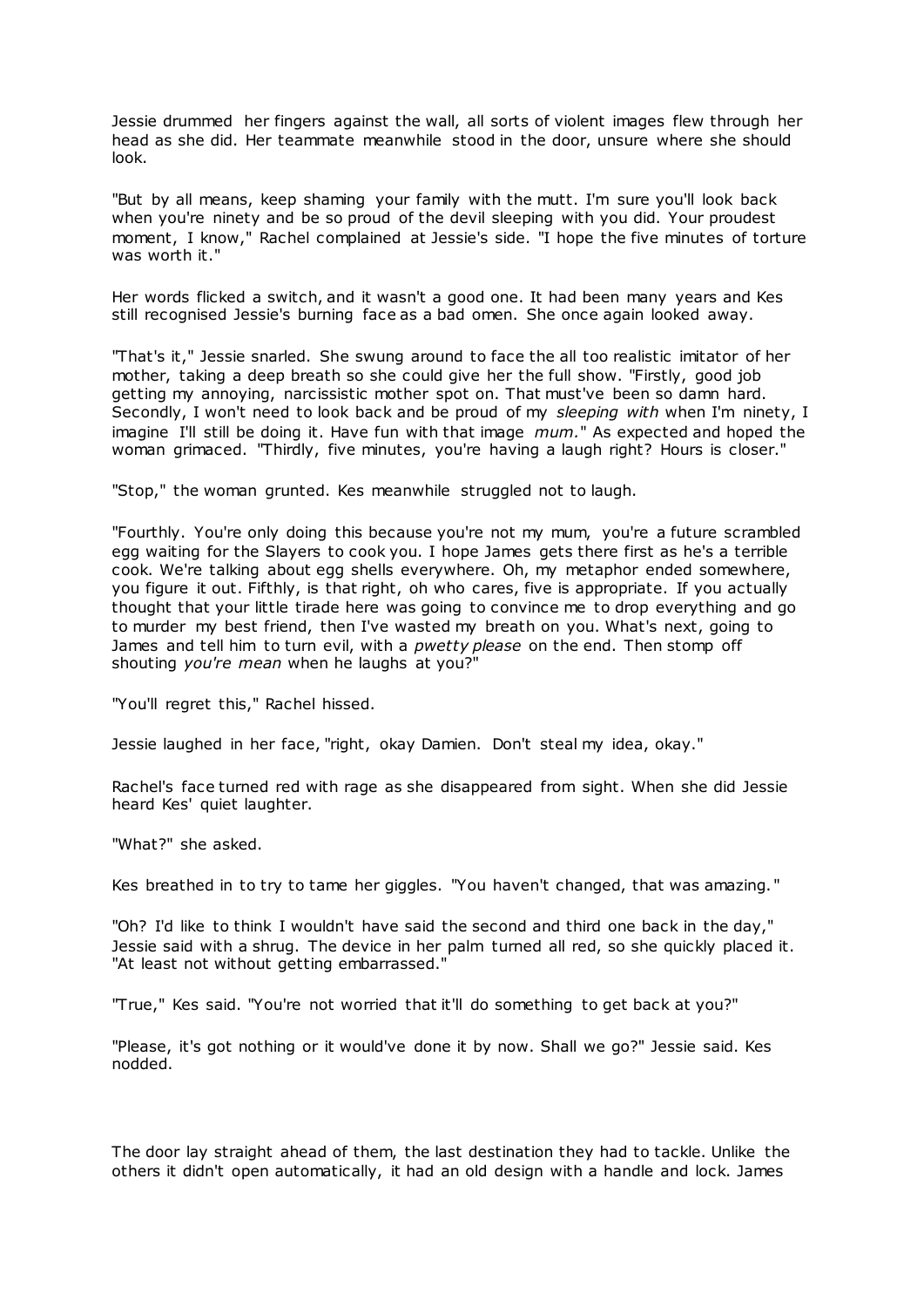Jessie drummed her fingers against the wall, all sorts of violent images flew through her head as she did. Her teammate meanwhile stood in the door, unsure where she should look.

"But by all means, keep shaming your family with the mutt. I'm sure you'll look back when you're ninety and be so proud of the devil sleeping with you did. Your proudest moment, I know," Rachel complained at Jessie's side. "I hope the five minutes of torture was worth it."

Her words flicked a switch, and it wasn't a good one. It had been many years and Kes still recognised Jessie's burning face as a bad omen. She once again looked away.

"That's it," Jessie snarled. She swung around to face the all too realistic imitator of her mother, taking a deep breath so she could give her the full show. "Firstly, good job getting my annoying, narcissistic mother spot on. That must've been so damn hard. Secondly, I won't need to look back and be proud of my *sleeping with* when I'm ninety, I imagine I'll still be doing it. Have fun with that image *mum*." As expected and hoped the woman grimaced. "Thirdly, five minutes, you're having a laugh right? Hours is closer."

"Stop," the woman grunted. Kes meanwhile struggled not to laugh.

"Fourthly. You're only doing this because you're not my mum, you're a future scrambled egg waiting for the Slayers to cook you. I hope James gets there first as he's a terrible cook. We're talking about egg shells everywhere. Oh, my metaphor ended somewhere, you figure it out. Fifthly, is that right, oh who cares, five is appropriate. If you actually thought that your little tirade here was going to convince me to drop everything and go to murder my best friend, then I've wasted my breath on you. What's next, going to James and tell him to turn evil, with a *pwetty please* on the end. Then stomp off shouting *you're mean* when he laughs at you?"

"You'll regret this," Rachel hissed.

Jessie laughed in her face, "right, okay Damien. Don't steal my idea, okay."

Rachel's face turned red with rage as she disappeared from sight. When she did Jessie heard Kes' quiet laughter.

"What?" she asked.

Kes breathed in to try to tame her giggles. "You haven't changed, that was amazing."

"Oh? I'd like to think I wouldn't have said the second and third one back in the day," Jessie said with a shrug. The device in her palm turned all red, so she quickly placed it. "At least not without getting embarrassed."

"True," Kes said. "You're not worried that it'll do something to get back at you?"

"Please, it's got nothing or it would've done it by now. Shall we go?" Jessie said. Kes nodded.

The door lay straight ahead of them, the last destination they had to tackle. Unlike the others it didn't open automatically, it had an old design with a handle and lock. James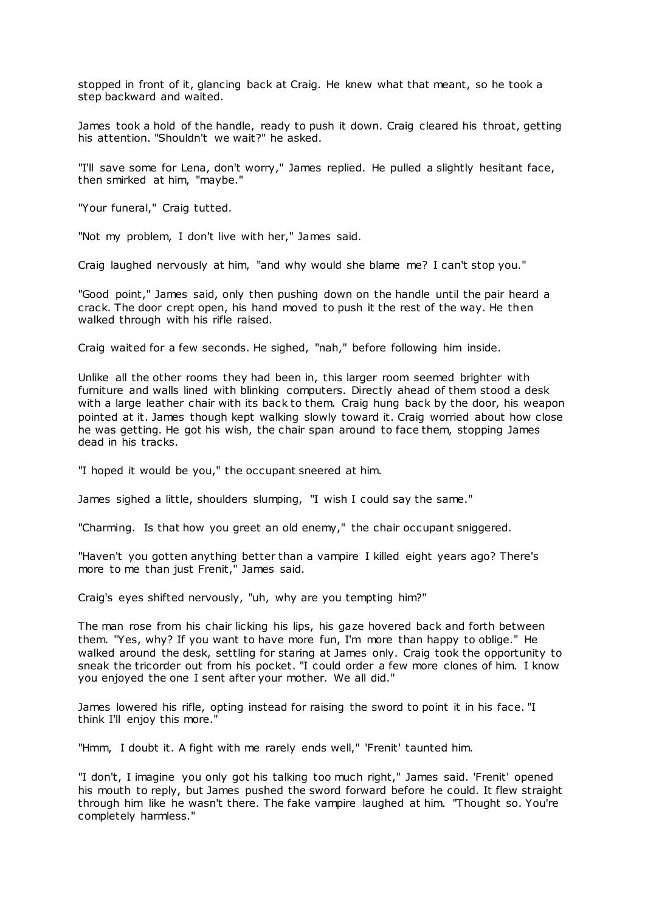stopped in front of it, glancing back at Craig. He knew what that meant, so he took a step backward and waited.

James took a hold of the handle, ready to push it down. Craig cleared his throat, getting his attention. "Shouldn't we wait?" he asked.

"I'll save some for Lena, don't worry," James replied. He pulled a slightly hesitant face, then smirked at him, "maybe."

"Your funeral," Craig tutted.

"Not my problem, I don't live with her," James said.

Craig laughed nervously at him, "and why would she blame me? I can't stop you."

"Good point," James said, only then pushing down on the handle until the pair heard a crack. The door crept open, his hand moved to push it the rest of the way. He then walked through with his rifle raised.

Craig waited for a few seconds. He sighed, "nah," before following him inside.

Unlike all the other rooms they had been in, this larger room seemed brighter with furniture and walls lined with blinking computers. Directly ahead of them stood a desk with a large leather chair with its back to them. Craig hung back by the door, his weapon pointed at it. James though kept walking slowly toward it. Craig worried about how close he was getting. He got his wish, the chair span around to face them, stopping James dead in his tracks.

"I hoped it would be you," the occupant sneered at him.

James sighed a little, shoulders slumping, "I wish I could say the same."

"Charming. Is that how you greet an old enemy," the chair occupant sniggered.

"Haven't you gotten anything better than a vampire I killed eight years ago? There's more to me than just Frenit," James said.

Craig's eyes shifted nervously, "uh, why are you tempting him?"

The man rose from his chair licking his lips, his gaze hovered back and forth between them. "Yes, why? If you want to have more fun, I'm more than happy to oblige." He walked around the desk, settling for staring at James only. Craig took the opportunity to sneak the tricorder out from his pocket. "I could order a few more clones of him. I know you enjoyed the one I sent after your mother. We all did."

James lowered his rifle, opting instead for raising the sword to point it in his face. "I think I'll enjoy this more."

"Hmm, I doubt it. A fight with me rarely ends well," 'Frenit' taunted him.

"I don't, I imagine you only got his talking too much right," James said. 'Frenit' opened his mouth to reply, but James pushed the sword forward before he could. It flew straight through him like he wasn't there. The fake vampire laughed at him. "Thought so. You're completely harmless."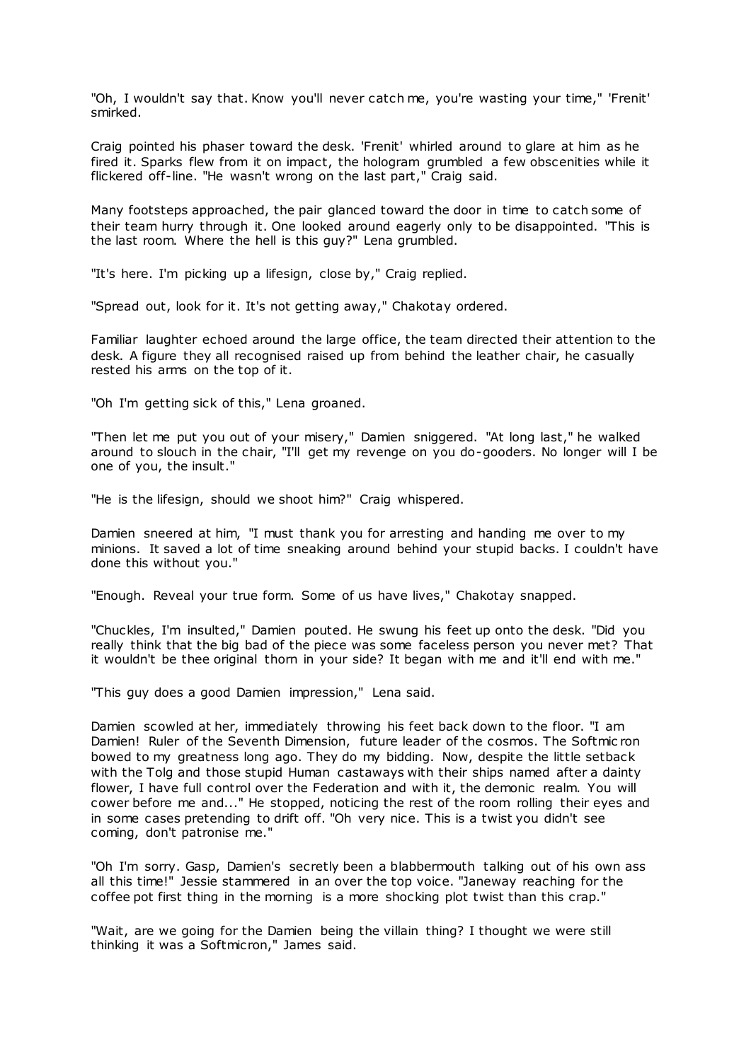"Oh, I wouldn't say that. Know you'll never catch me, you're wasting your time," 'Frenit' smirked.

Craig pointed his phaser toward the desk. 'Frenit' whirled around to glare at him as he fired it. Sparks flew from it on impact, the hologram grumbled a few obscenities while it flickered off-line. "He wasn't wrong on the last part," Craig said.

Many footsteps approached, the pair glanced toward the door in time to catch some of their team hurry through it. One looked around eagerly only to be disappointed. "This is the last room. Where the hell is this guy?" Lena grumbled.

"It's here. I'm picking up a lifesign, close by," Craig replied.

"Spread out, look for it. It's not getting away," Chakotay ordered.

Familiar laughter echoed around the large office, the team directed their attention to the desk. A figure they all recognised raised up from behind the leather chair, he casually rested his arms on the top of it.

"Oh I'm getting sick of this," Lena groaned.

"Then let me put you out of your misery," Damien sniggered. "At long last," he walked around to slouch in the chair, "I'll get my revenge on you do-gooders. No longer will I be one of you, the insult."

"He is the lifesign, should we shoot him?" Craig whispered.

Damien sneered at him, "I must thank you for arresting and handing me over to my minions. It saved a lot of time sneaking around behind your stupid backs. I couldn't have done this without you."

"Enough. Reveal your true form. Some of us have lives," Chakotay snapped.

"Chuckles, I'm insulted," Damien pouted. He swung his feet up onto the desk. "Did you really think that the big bad of the piece was some faceless person you never met? That it wouldn't be thee original thorn in your side? It began with me and it'll end with me."

"This guy does a good Damien impression," Lena said.

Damien scowled at her, immediately throwing his feet back down to the floor. "I am Damien! Ruler of the Seventh Dimension, future leader of the cosmos. The Softmicron bowed to my greatness long ago. They do my bidding. Now, despite the little setback with the Tolg and those stupid Human castaways with their ships named after a dainty flower, I have full control over the Federation and with it, the demonic realm. You will cower before me and..." He stopped, noticing the rest of the room rolling their eyes and in some cases pretending to drift off. "Oh very nice. This is a twist you didn't see coming, don't patronise me."

"Oh I'm sorry. Gasp, Damien's secretly been a blabbermouth talking out of his own ass all this time!" Jessie stammered in an over the top voice. "Janeway reaching for the coffee pot first thing in the morning is a more shocking plot twist than this crap."

"Wait, are we going for the Damien being the villain thing? I thought we were still thinking it was a Softmicron," James said.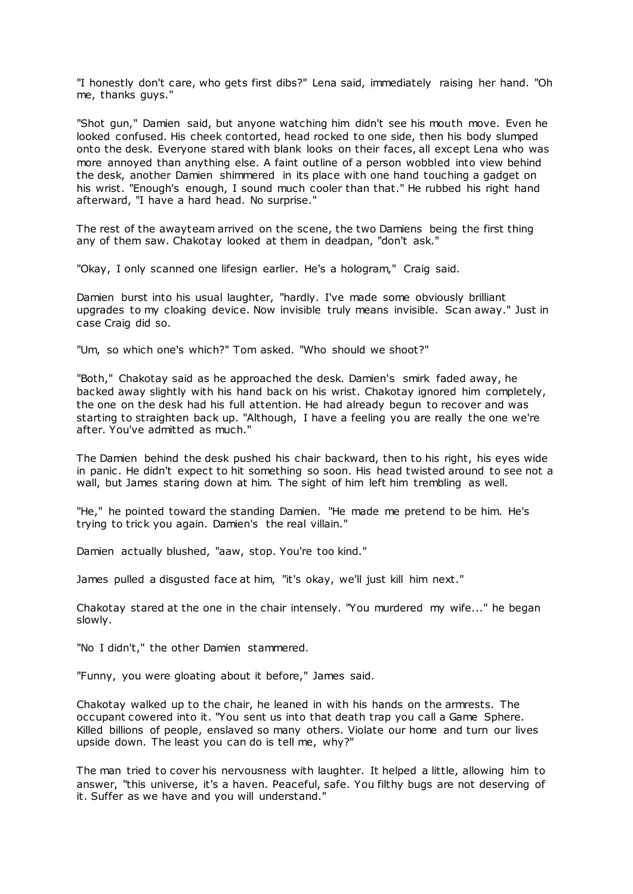"I honestly don't care, who gets first dibs?" Lena said, immediately raising her hand. "Oh me, thanks guys."

"Shot gun," Damien said, but anyone watching him didn't see his mouth move. Even he looked confused. His cheek contorted, head rocked to one side, then his body slumped onto the desk. Everyone stared with blank looks on their faces, all except Lena who was more annoyed than anything else. A faint outline of a person wobbled into view behind the desk, another Damien shimmered in its place with one hand touching a gadget on his wrist. "Enough's enough, I sound much cooler than that." He rubbed his right hand afterward, "I have a hard head. No surprise."

The rest of the awayteam arrived on the scene, the two Damiens being the first thing any of them saw. Chakotay looked at them in deadpan, "don't ask."

"Okay, I only scanned one lifesign earlier. He's a hologram," Craig said.

Damien burst into his usual laughter, "hardly. I've made some obviously brilliant upgrades to my cloaking device. Now invisible truly means invisible. Scan away." Just in case Craig did so.

"Um, so which one's which?" Tom asked. "Who should we shoot?"

"Both," Chakotay said as he approached the desk. Damien's smirk faded away, he backed away slightly with his hand back on his wrist. Chakotay ignored him completely, the one on the desk had his full attention. He had already begun to recover and was starting to straighten back up. "Although, I have a feeling you are really the one we're after. You've admitted as much."

The Damien behind the desk pushed his chair backward, then to his right, his eyes wide in panic. He didn't expect to hit something so soon. His head twisted around to see not a wall, but James staring down at him. The sight of him left him trembling as well.

"He," he pointed toward the standing Damien. "He made me pretend to be him. He's trying to trick you again. Damien's the real villain."

Damien actually blushed, "aaw, stop. You're too kind."

James pulled a disgusted face at him, "it's okay, we'll just kill him next."

Chakotay stared at the one in the chair intensely. "You murdered my wife..." he began slowly.

"No I didn't," the other Damien stammered.

"Funny, you were gloating about it before," James said.

Chakotay walked up to the chair, he leaned in with his hands on the armrests. The occupant cowered into it. "You sent us into that death trap you call a Game Sphere. Killed billions of people, enslaved so many others. Violate our home and turn our lives upside down. The least you can do is tell me, why?"

The man tried to cover his nervousness with laughter. It helped a little, allowing him to answer, "this universe, it's a haven. Peaceful, safe. You filthy bugs are not deserving of it. Suffer as we have and you will understand."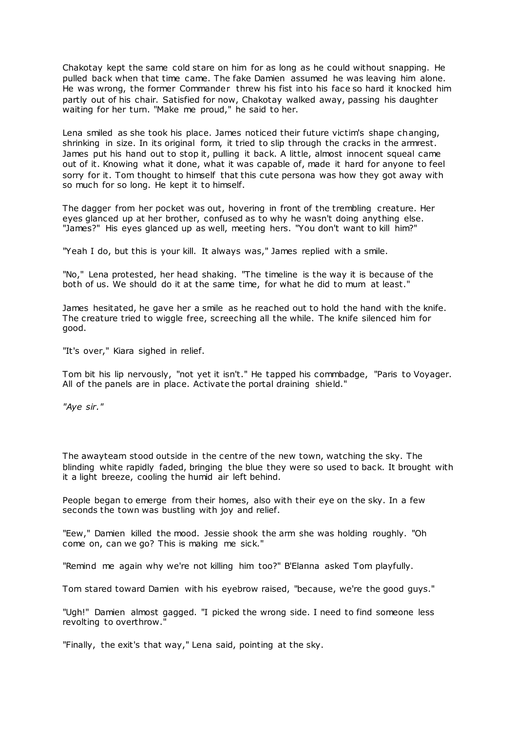Chakotay kept the same cold stare on him for as long as he could without snapping. He pulled back when that time came. The fake Damien assumed he was leaving him alone. He was wrong, the former Commander threw his fist into his face so hard it knocked him partly out of his chair. Satisfied for now, Chakotay walked away, passing his daughter waiting for her turn. "Make me proud," he said to her.

Lena smiled as she took his place. James noticed their future victim's shape changing, shrinking in size. In its original form, it tried to slip through the cracks in the armrest. James put his hand out to stop it, pulling it back. A little, almost innocent squeal came out of it. Knowing what it done, what it was capable of, made it hard for anyone to feel sorry for it. Tom thought to himself that this cute persona was how they got away with so much for so long. He kept it to himself.

The dagger from her pocket was out, hovering in front of the trembling creature. Her eyes glanced up at her brother, confused as to why he wasn't doing anything else. "James?" His eyes glanced up as well, meeting hers. "You don't want to kill him?"

"Yeah I do, but this is your kill. It always was," James replied with a smile.

"No," Lena protested, her head shaking. "The timeline is the way it is because of the both of us. We should do it at the same time, for what he did to mum at least."

James hesitated, he gave her a smile as he reached out to hold the hand with the knife. The creature tried to wiggle free, screeching all the while. The knife silenced him for good.

"It's over," Kiara sighed in relief.

Tom bit his lip nervously, "not yet it isn't." He tapped his commbadge, "Paris to Voyager. All of the panels are in place. Activate the portal draining shield."

*"Aye sir."*

The awayteam stood outside in the centre of the new town, watching the sky. The blinding white rapidly faded, bringing the blue they were so used to back. It brought with it a light breeze, cooling the humid air left behind.

People began to emerge from their homes, also with their eye on the sky. In a few seconds the town was bustling with joy and relief.

"Eew," Damien killed the mood. Jessie shook the arm she was holding roughly. "Oh come on, can we go? This is making me sick."

"Remind me again why we're not killing him too?" B'Elanna asked Tom playfully.

Tom stared toward Damien with his eyebrow raised, "because, we're the good guys."

"Ugh!" Damien almost gagged. "I picked the wrong side. I need to find someone less revolting to overthrow."

"Finally, the exit's that way," Lena said, pointing at the sky.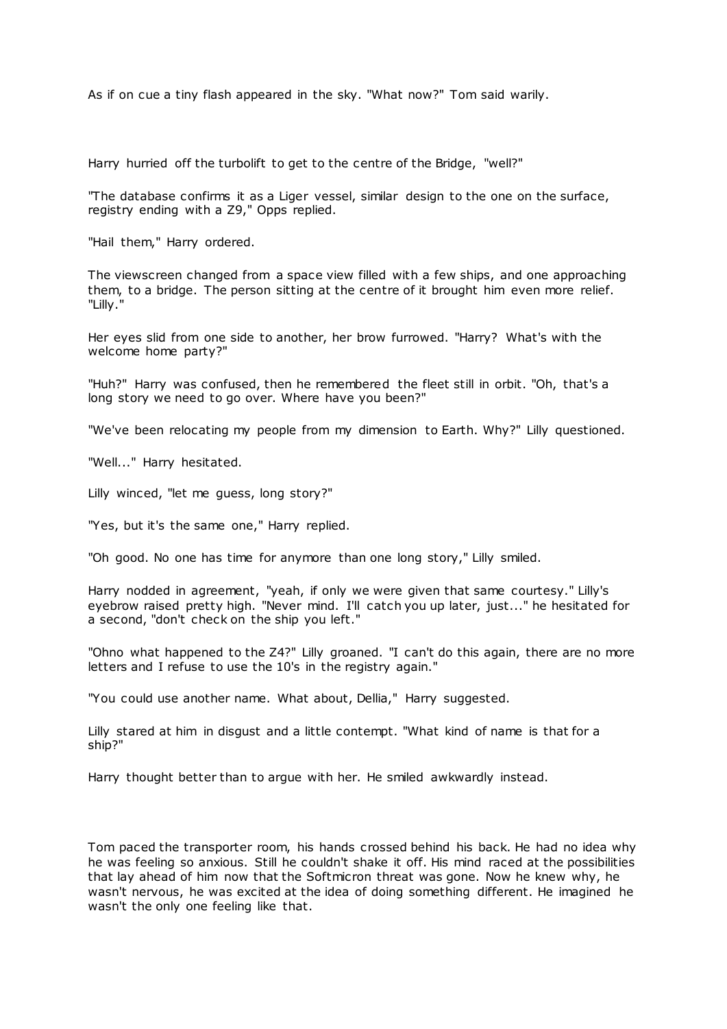As if on cue a tiny flash appeared in the sky. "What now?" Tom said warily.

Harry hurried off the turbolift to get to the centre of the Bridge, "well?"

"The database confirms it as a Liger vessel, similar design to the one on the surface, registry ending with a Z9," Opps replied.

"Hail them," Harry ordered.

The viewscreen changed from a space view filled with a few ships, and one approaching them, to a bridge. The person sitting at the centre of it brought him even more relief. "Lilly."

Her eyes slid from one side to another, her brow furrowed. "Harry? What's with the welcome home party?"

"Huh?" Harry was confused, then he remembered the fleet still in orbit. "Oh, that's a long story we need to go over. Where have you been?"

"We've been relocating my people from my dimension to Earth. Why?" Lilly questioned.

"Well..." Harry hesitated.

Lilly winced, "let me guess, long story?"

"Yes, but it's the same one," Harry replied.

"Oh good. No one has time for anymore than one long story," Lilly smiled.

Harry nodded in agreement, "yeah, if only we were given that same courtesy." Lilly's eyebrow raised pretty high. "Never mind. I'll catch you up later, just..." he hesitated for a second, "don't check on the ship you left."

"Ohno what happened to the Z4?" Lilly groaned. "I can't do this again, there are no more letters and I refuse to use the 10's in the registry again."

"You could use another name. What about, Dellia," Harry suggested.

Lilly stared at him in disgust and a little contempt. "What kind of name is that for a ship?"

Harry thought better than to argue with her. He smiled awkwardly instead.

Tom paced the transporter room, his hands crossed behind his back. He had no idea why he was feeling so anxious. Still he couldn't shake it off. His mind raced at the possibilities that lay ahead of him now that the Softmicron threat was gone. Now he knew why, he wasn't nervous, he was excited at the idea of doing something different. He imagined he wasn't the only one feeling like that.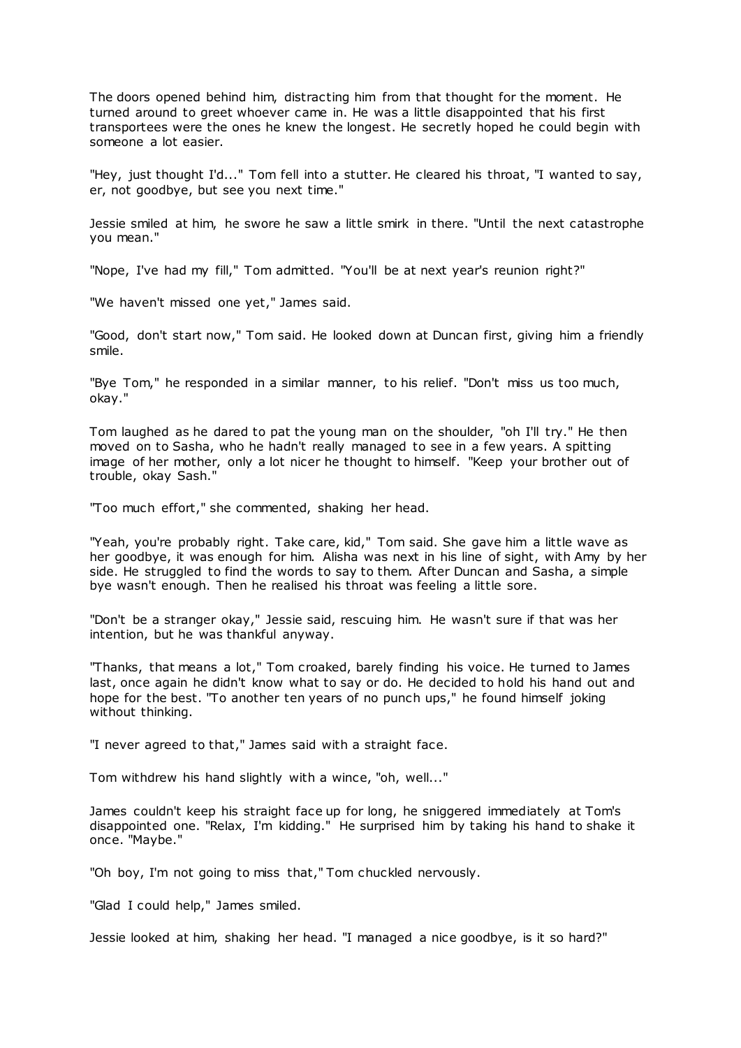The doors opened behind him, distracting him from that thought for the moment. He turned around to greet whoever came in. He was a little disappointed that his first transportees were the ones he knew the longest. He secretly hoped he could begin with someone a lot easier.

"Hey, just thought I'd..." Tom fell into a stutter. He cleared his throat, "I wanted to say, er, not goodbye, but see you next time."

Jessie smiled at him, he swore he saw a little smirk in there. "Until the next catastrophe you mean."

"Nope, I've had my fill," Tom admitted. "You'll be at next year's reunion right?"

"We haven't missed one yet," James said.

"Good, don't start now," Tom said. He looked down at Duncan first, giving him a friendly smile.

"Bye Tom," he responded in a similar manner, to his relief. "Don't miss us too much, okay."

Tom laughed as he dared to pat the young man on the shoulder, "oh I'll try." He then moved on to Sasha, who he hadn't really managed to see in a few years. A spitting image of her mother, only a lot nicer he thought to himself. "Keep your brother out of trouble, okay Sash."

"Too much effort," she commented, shaking her head.

"Yeah, you're probably right. Take care, kid," Tom said. She gave him a little wave as her goodbye, it was enough for him. Alisha was next in his line of sight, with Amy by her side. He struggled to find the words to say to them. After Duncan and Sasha, a simple bye wasn't enough. Then he realised his throat was feeling a little sore.

"Don't be a stranger okay," Jessie said, rescuing him. He wasn't sure if that was her intention, but he was thankful anyway.

"Thanks, that means a lot," Tom croaked, barely finding his voice. He turned to James last, once again he didn't know what to say or do. He decided to hold his hand out and hope for the best. "To another ten years of no punch ups," he found himself joking without thinking.

"I never agreed to that," James said with a straight face.

Tom withdrew his hand slightly with a wince, "oh, well..."

James couldn't keep his straight face up for long, he sniggered immediately at Tom's disappointed one. "Relax, I'm kidding." He surprised him by taking his hand to shake it once. "Maybe."

"Oh boy, I'm not going to miss that," Tom chuckled nervously.

"Glad I could help," James smiled.

Jessie looked at him, shaking her head. "I managed a nice goodbye, is it so hard?"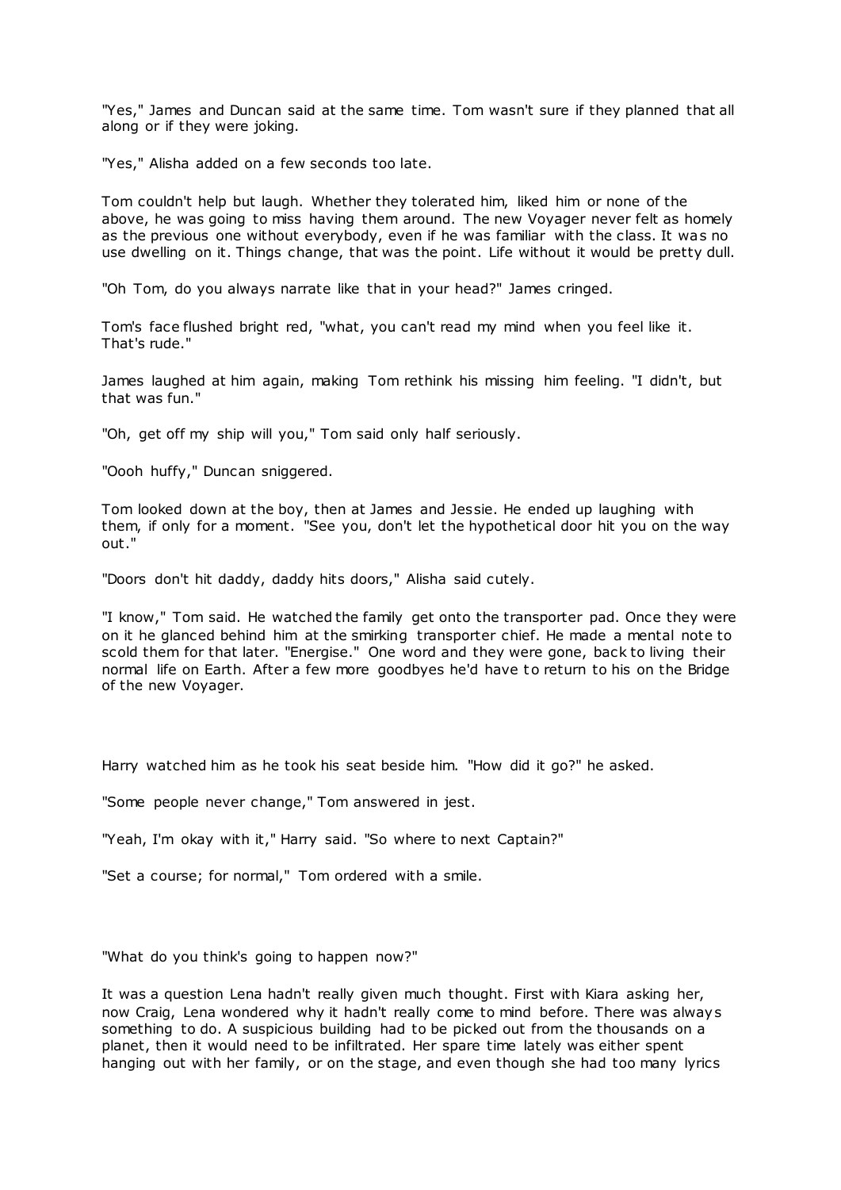"Yes," James and Duncan said at the same time. Tom wasn't sure if they planned that all along or if they were joking.

"Yes," Alisha added on a few seconds too late.

Tom couldn't help but laugh. Whether they tolerated him, liked him or none of the above, he was going to miss having them around. The new Voyager never felt as homely as the previous one without everybody, even if he was familiar with the class. It was no use dwelling on it. Things change, that was the point. Life without it would be pretty dull.

"Oh Tom, do you always narrate like that in your head?" James cringed.

Tom's face flushed bright red, "what, you can't read my mind when you feel like it. That's rude."

James laughed at him again, making Tom rethink his missing him feeling. "I didn't, but that was fun."

"Oh, get off my ship will you," Tom said only half seriously.

"Oooh huffy," Duncan sniggered.

Tom looked down at the boy, then at James and Jessie. He ended up laughing with them, if only for a moment. "See you, don't let the hypothetical door hit you on the way out."

"Doors don't hit daddy, daddy hits doors," Alisha said cutely.

"I know," Tom said. He watched the family get onto the transporter pad. Once they were on it he glanced behind him at the smirking transporter chief. He made a mental note to scold them for that later. "Energise." One word and they were gone, back to living their normal life on Earth. After a few more goodbyes he'd have to return to his on the Bridge of the new Voyager.

Harry watched him as he took his seat beside him. "How did it go?" he asked.

"Some people never change," Tom answered in jest.

"Yeah, I'm okay with it," Harry said. "So where to next Captain?"

"Set a course; for normal," Tom ordered with a smile.

"What do you think's going to happen now?"

It was a question Lena hadn't really given much thought. First with Kiara asking her, now Craig, Lena wondered why it hadn't really come to mind before. There was always something to do. A suspicious building had to be picked out from the thousands on a planet, then it would need to be infiltrated. Her spare time lately was either spent hanging out with her family, or on the stage, and even though she had too many lyrics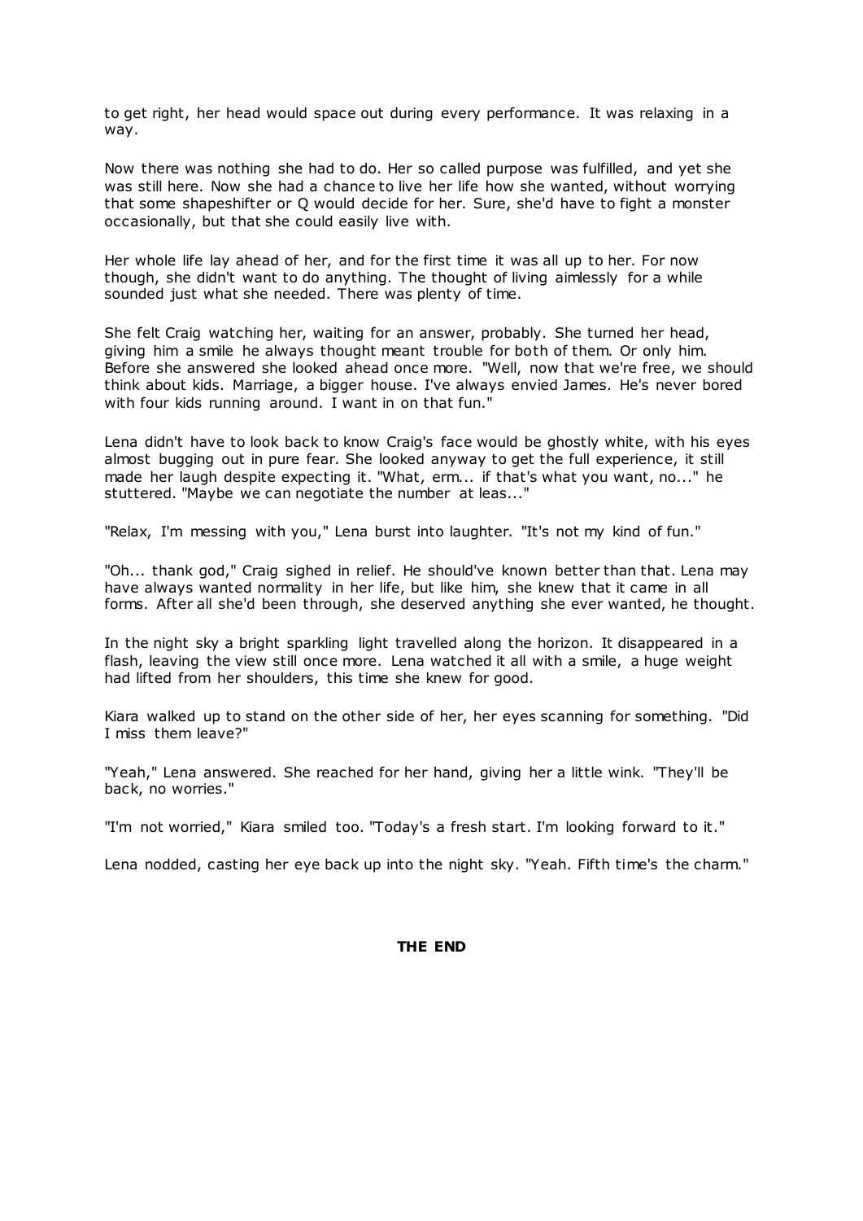to get right, her head would space out during every performance. It was relaxing in a way.

Now there was nothing she had to do. Her so called purpose was fulfilled, and yet she was still here. Now she had a chance to live her life how she wanted, without worrying that some shapeshifter or Q would decide for her. Sure, she'd have to fight a monster occasionally, but that she could easily live with.

Her whole life lay ahead of her, and for the first time it was all up to her. For now though, she didn't want to do anything. The thought of living aimlessly for a while sounded just what she needed. There was plenty of time.

She felt Craig watching her, waiting for an answer, probably. She turned her head, giving him a smile he always thought meant trouble for both of them. Or only him. Before she answered she looked ahead once more. "Well, now that we're free, we should think about kids. Marriage, a bigger house. I've always envied James. He's never bored with four kids running around. I want in on that fun."

Lena didn't have to look back to know Craig's face would be ghostly white, with his eyes almost bugging out in pure fear. She looked anyway to get the full experience, it still made her laugh despite expecting it. "What, erm... if that's what you want, no..." he stuttered. "Maybe we can negotiate the number at leas..."

"Relax, I'm messing with you," Lena burst into laughter. "It's not my kind of fun."

"Oh... thank god," Craig sighed in relief. He should've known better than that. Lena may have always wanted normality in her life, but like him, she knew that it came in all forms. After all she'd been through, she deserved anything she ever wanted, he thought.

In the night sky a bright sparkling light travelled along the horizon. It disappeared in a flash, leaving the view still once more. Lena watched it all with a smile, a huge weight had lifted from her shoulders, this time she knew for good.

Kiara walked up to stand on the other side of her, her eyes scanning for something. "Did I miss them leave?"

"Yeah," Lena answered. She reached for her hand, giving her a little wink. "They'll be back, no worries."

"I'm not worried," Kiara smiled too. "Today's a fresh start. I'm looking forward to it."

Lena nodded, casting her eye back up into the night sky. "Yeah. Fifth time's the charm."

**THE END**